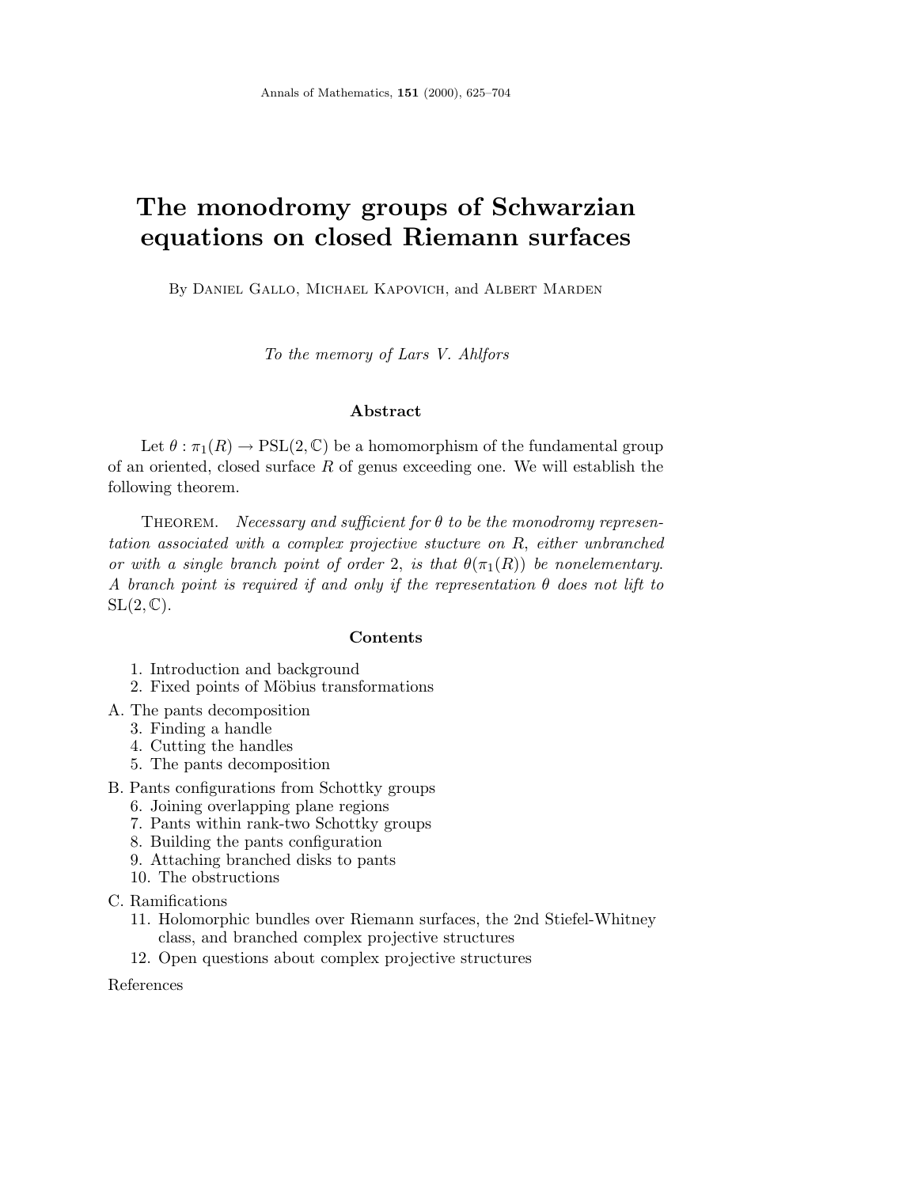# The monodromy groups of Schwarzian equations on closed Riemann surfaces

By Daniel Gallo, Michael Kapovich, and Albert Marden

*To the memory of Lars V. Ahlfors*

## Abstract

Let $\theta : \pi_1(R) \to \mathrm{PSL}(2, \mathbb{C})$ be a homomorphism of the fundamental group of an oriented, closed surface $R$ of genus exceeding one. We will establish the following theorem.

Theorem. *Necessary and sufficient for $\theta$ to be the monodromy representation associated with a complex projective stucture on $R$, either unbranched or with a single branch point of order 2, is that $\theta(\pi_1(R))$ be nonelementary. A branch point is required if and only if the representation $\theta$ does not lift to $\mathrm{SL}(2, \mathbb{C})$.*

## Contents

1. Introduction and background
2. Fixed points of Möbius transformations

A. The pants decomposition

3. Finding a handle
4. Cutting the handles
5. The pants decomposition

B. Pants configurations from Schottky groups

6. Joining overlapping plane regions
7. Pants within rank-two Schottky groups
8. Building the pants configuration
9. Attaching branched disks to pants
10. The obstructions

C. Ramifications

11. Holomorphic bundles over Riemann surfaces, the 2nd Stiefel-Whitney class, and branched complex projective structures
12. Open questions about complex projective structures

References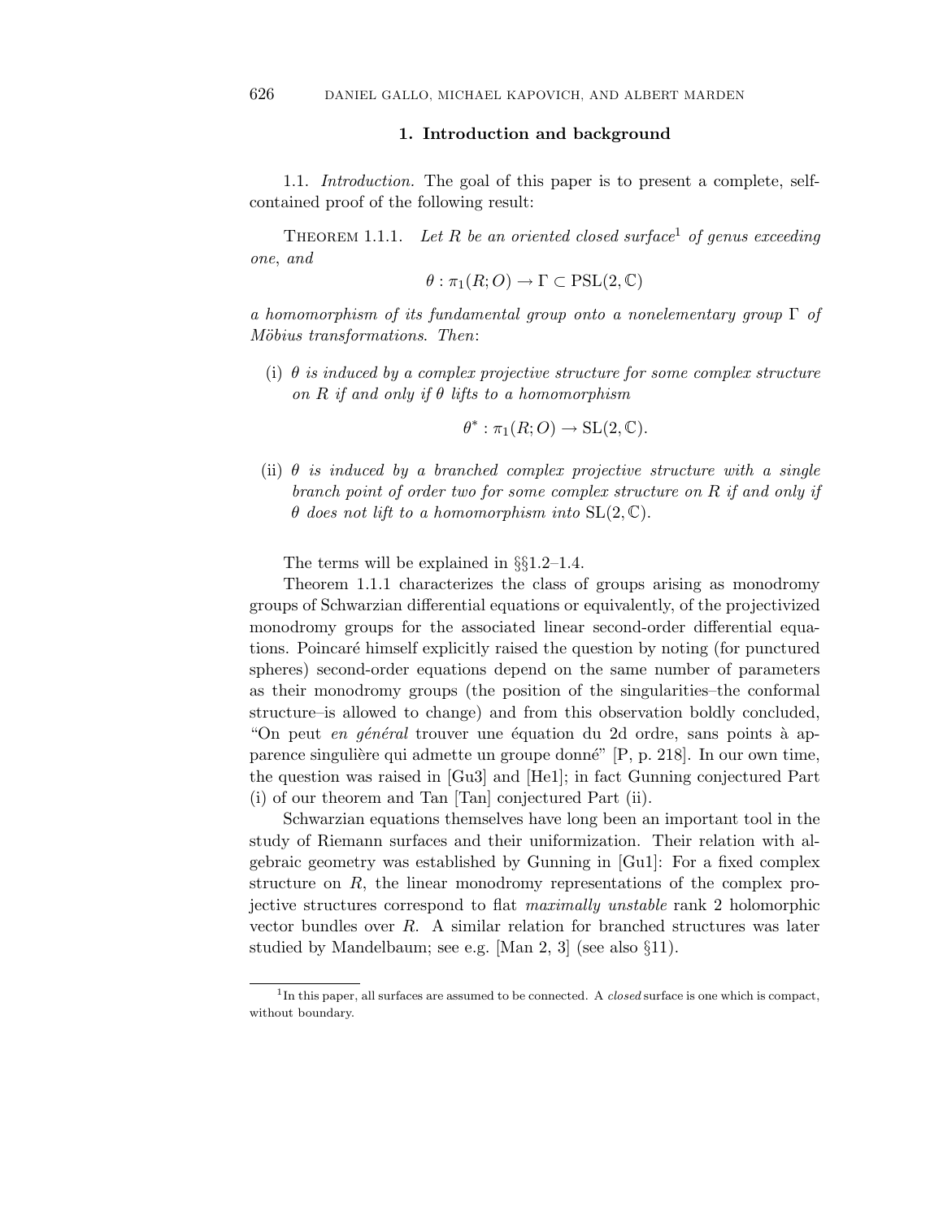## 1. Introduction and background

1.1. *Introduction.* The goal of this paper is to present a complete, self-contained proof of the following result:

THEOREM 1.1.1. *Let $R$ be an oriented closed surface*[1] *of genus exceeding one, and*

$$\theta : \pi_1(R; O) \to \Gamma \subset \mathrm{PSL}(2, \mathbb{C})$$

*a homomorphism of its fundamental group onto a nonelementary group $\Gamma$ of Möbius transformations. Then*:

(i) *$\theta$ is induced by a complex projective structure for some complex structure on $R$ if and only if $\theta$ lifts to a homomorphism*

$$\theta^* : \pi_1(R; O) \to \mathrm{SL}(2, \mathbb{C}).$$

(ii) *$\theta$ is induced by a branched complex projective structure with a single branch point of order two for some complex structure on $R$ if and only if $\theta$ does not lift to a homomorphism into $\mathrm{SL}(2, \mathbb{C})$.*

The terms will be explained in §§1.2–1.4.

Theorem 1.1.1 characterizes the class of groups arising as monodromy groups of Schwarzian differential equations or equivalently, of the projectivized monodromy groups for the associated linear second-order differential equations. Poincaré himself explicitly raised the question by noting (for punctured spheres) second-order equations depend on the same number of parameters as their monodromy groups (the position of the singularities–the conformal structure–is allowed to change) and from this observation boldly concluded, "On peut *en général* trouver une équation du 2d ordre, sans points à apparence singulière qui admette un groupe donné" [P, p. 218]. In our own time, the question was raised in [Gu3] and [He1]; in fact Gunning conjectured Part (i) of our theorem and Tan [Tan] conjectured Part (ii).

Schwarzian equations themselves have long been an important tool in the study of Riemann surfaces and their uniformization. Their relation with algebraic geometry was established by Gunning in [Gu1]: For a fixed complex structure on $R$, the linear monodromy representations of the complex projective structures correspond to flat *maximally unstable* rank 2 holomorphic vector bundles over $R$. A similar relation for branched structures was later studied by Mandelbaum; see e.g. [Man 2, 3] (see also §11).

[1] In this paper, all surfaces are assumed to be connected. A *closed* surface is one which is compact, without boundary.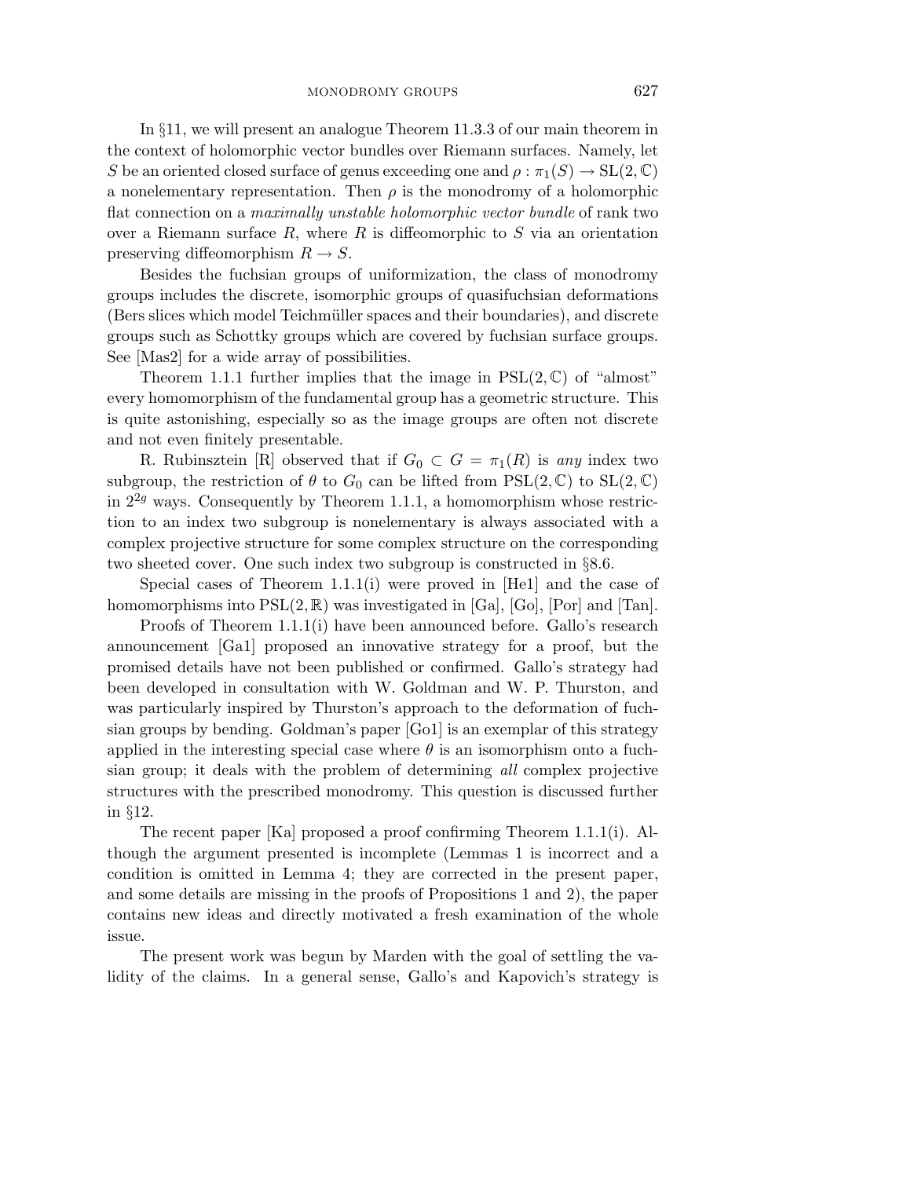In §11, we will present an analogue Theorem 11.3.3 of our main theorem in the context of holomorphic vector bundles over Riemann surfaces. Namely, let $S$ be an oriented closed surface of genus exceeding one and $\rho : \pi_1(S) \to \mathrm{SL}(2, \mathbb{C})$ a nonelementary representation. Then $\rho$ is the monodromy of a holomorphic flat connection on a *maximally unstable holomorphic vector bundle* of rank two over a Riemann surface $R$, where $R$ is diffeomorphic to $S$ via an orientation preserving diffeomorphism $R \to S$.

Besides the fuchsian groups of uniformization, the class of monodromy groups includes the discrete, isomorphic groups of quasifuchsian deformations (Bers slices which model Teichmüller spaces and their boundaries), and discrete groups such as Schottky groups which are covered by fuchsian surface groups. See [Mas2] for a wide array of possibilities.

Theorem 1.1.1 further implies that the image in $\mathrm{PSL}(2, \mathbb{C})$ of "almost" every homomorphism of the fundamental group has a geometric structure. This is quite astonishing, especially so as the image groups are often not discrete and not even finitely presentable.

R. Rubinsztein [R] observed that if $G_0 \subset G = \pi_1(R)$ is *any* index two subgroup, the restriction of $\theta$ to $G_0$ can be lifted from $\mathrm{PSL}(2, \mathbb{C})$ to $\mathrm{SL}(2, \mathbb{C})$ in $2^{2g}$ ways. Consequently by Theorem 1.1.1, a homomorphism whose restriction to an index two subgroup is nonelementary is always associated with a complex projective structure for some complex structure on the corresponding two sheeted cover. One such index two subgroup is constructed in §8.6.

Special cases of Theorem 1.1.1(i) were proved in [He1] and the case of homomorphisms into $\mathrm{PSL}(2, \mathbb{R})$ was investigated in [Ga], [Go], [Por] and [Tan].

Proofs of Theorem 1.1.1(i) have been announced before. Gallo's research announcement [Ga1] proposed an innovative strategy for a proof, but the promised details have not been published or confirmed. Gallo's strategy had been developed in consultation with W. Goldman and W. P. Thurston, and was particularly inspired by Thurston's approach to the deformation of fuchsian groups by bending. Goldman's paper [Go1] is an exemplar of this strategy applied in the interesting special case where $\theta$ is an isomorphism onto a fuchsian group; it deals with the problem of determining *all* complex projective structures with the prescribed monodromy. This question is discussed further in §12.

The recent paper [Ka] proposed a proof confirming Theorem 1.1.1(i). Although the argument presented is incomplete (Lemmas 1 is incorrect and a condition is omitted in Lemma 4; they are corrected in the present paper, and some details are missing in the proofs of Propositions 1 and 2), the paper contains new ideas and directly motivated a fresh examination of the whole issue.

The present work was begun by Marden with the goal of settling the validity of the claims. In a general sense, Gallo's and Kapovich's strategy is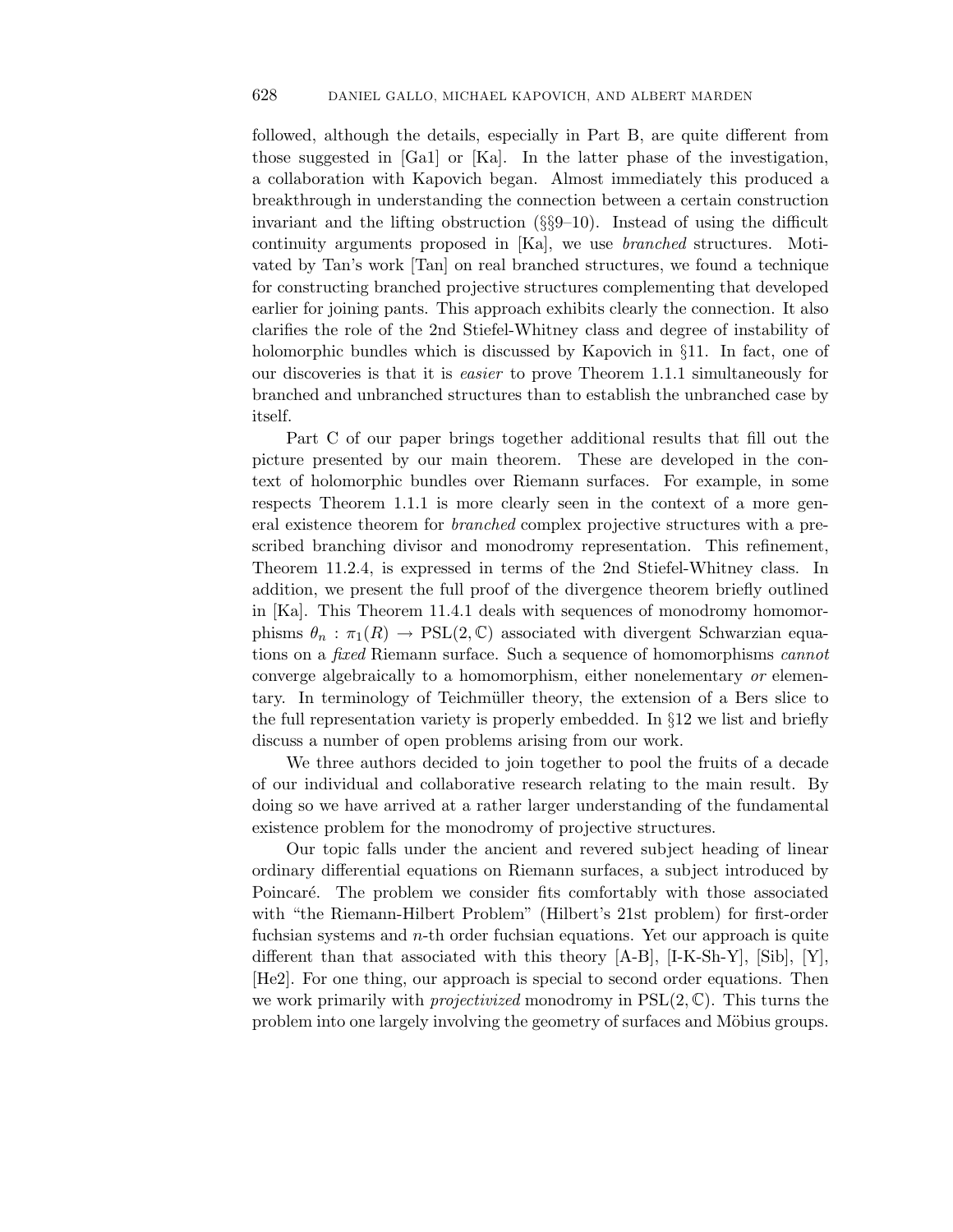followed, although the details, especially in Part B, are quite different from those suggested in [Ga1] or [Ka]. In the latter phase of the investigation, a collaboration with Kapovich began. Almost immediately this produced a breakthrough in understanding the connection between a certain construction invariant and the lifting obstruction (§§9–10). Instead of using the difficult continuity arguments proposed in [Ka], we use *branched* structures. Motivated by Tan's work [Tan] on real branched structures, we found a technique for constructing branched projective structures complementing that developed earlier for joining pants. This approach exhibits clearly the connection. It also clarifies the role of the 2nd Stiefel-Whitney class and degree of instability of holomorphic bundles which is discussed by Kapovich in §11. In fact, one of our discoveries is that it is *easier* to prove Theorem 1.1.1 simultaneously for branched and unbranched structures than to establish the unbranched case by itself.

Part C of our paper brings together additional results that fill out the picture presented by our main theorem. These are developed in the context of holomorphic bundles over Riemann surfaces. For example, in some respects Theorem 1.1.1 is more clearly seen in the context of a more general existence theorem for *branched* complex projective structures with a prescribed branching divisor and monodromy representation. This refinement, Theorem 11.2.4, is expressed in terms of the 2nd Stiefel-Whitney class. In addition, we present the full proof of the divergence theorem briefly outlined in [Ka]. This Theorem 11.4.1 deals with sequences of monodromy homomorphisms $\theta_n : \pi_1(R) \to \mathrm{PSL}(2, \mathbb{C})$ associated with divergent Schwarzian equations on a *fixed* Riemann surface. Such a sequence of homomorphisms *cannot* converge algebraically to a homomorphism, either nonelementary *or* elementary. In terminology of Teichmüller theory, the extension of a Bers slice to the full representation variety is properly embedded. In §12 we list and briefly discuss a number of open problems arising from our work.

We three authors decided to join together to pool the fruits of a decade of our individual and collaborative research relating to the main result. By doing so we have arrived at a rather larger understanding of the fundamental existence problem for the monodromy of projective structures.

Our topic falls under the ancient and revered subject heading of linear ordinary differential equations on Riemann surfaces, a subject introduced by Poincaré. The problem we consider fits comfortably with those associated with "the Riemann-Hilbert Problem" (Hilbert's 21st problem) for first-order fuchsian systems and $n$-th order fuchsian equations. Yet our approach is quite different than that associated with this theory [A-B], [I-K-Sh-Y], [Sib], [Y], [He2]. For one thing, our approach is special to second order equations. Then we work primarily with *projectivized* monodromy in $\mathrm{PSL}(2, \mathbb{C})$. This turns the problem into one largely involving the geometry of surfaces and Möbius groups.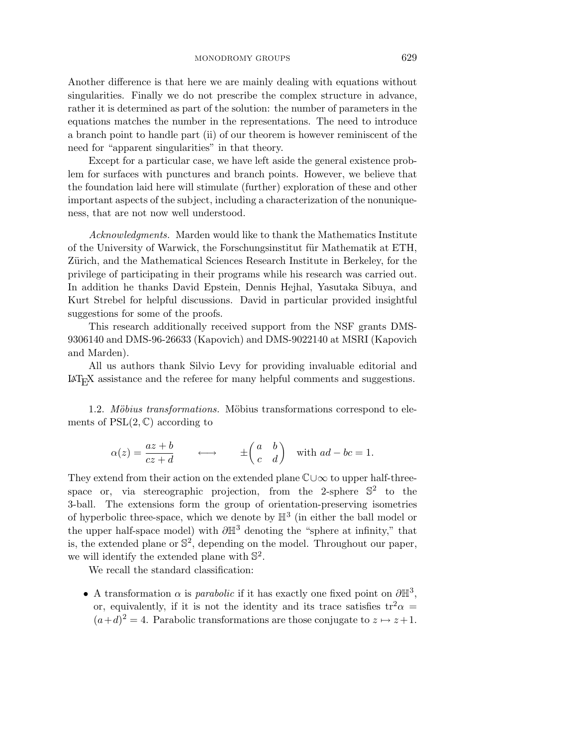Another difference is that here we are mainly dealing with equations without singularities. Finally we do not prescribe the complex structure in advance, rather it is determined as part of the solution: the number of parameters in the equations matches the number in the representations. The need to introduce a branch point to handle part (ii) of our theorem is however reminiscent of the need for "apparent singularities" in that theory.

Except for a particular case, we have left aside the general existence problem for surfaces with punctures and branch points. However, we believe that the foundation laid here will stimulate (further) exploration of these and other important aspects of the subject, including a characterization of the nonuniqueness, that are not now well understood.

*Acknowledgments.* Marden would like to thank the Mathematics Institute of the University of Warwick, the Forschungsinstitut für Mathematik at ETH, Zürich, and the Mathematical Sciences Research Institute in Berkeley, for the privilege of participating in their programs while his research was carried out. In addition he thanks David Epstein, Dennis Hejhal, Yasutaka Sibuya, and Kurt Strebel for helpful discussions. David in particular provided insightful suggestions for some of the proofs.

This research additionally received support from the NSF grants DMS-9306140 and DMS-96-26633 (Kapovich) and DMS-9022140 at MSRI (Kapovich and Marden).

All us authors thank Silvio Levy for providing invaluable editorial and LaTeX assistance and the referee for many helpful comments and suggestions.

1.2. *Möbius transformations.* Möbius transformations correspond to elements of $\mathrm{PSL}(2,\mathbb{C})$ according to

$$\alpha(z) = \frac{az+b}{cz+d} \qquad \longleftrightarrow \qquad \pm\begin{pmatrix} a & b \\ c & d \end{pmatrix} \quad \text{with } ad-bc=1.$$

They extend from their action on the extended plane $\mathbb{C}\cup\infty$ to upper half-three-space or, via stereographic projection, from the 2-sphere $\mathbb{S}^2$ to the 3-ball. The extensions form the group of orientation-preserving isometries of hyperbolic three-space, which we denote by $\mathbb{H}^3$ (in either the ball model or the upper half-space model) with $\partial\mathbb{H}^3$ denoting the "sphere at infinity," that is, the extended plane or $\mathbb{S}^2$, depending on the model. Throughout our paper, we will identify the extended plane with $\mathbb{S}^2$.

We recall the standard classification:

- A transformation $\alpha$ is *parabolic* if it has exactly one fixed point on $\partial\mathbb{H}^3$, or, equivalently, if it is not the identity and its trace satisfies $\mathrm{tr}^2\alpha = (a+d)^2 = 4$. Parabolic transformations are those conjugate to $z \mapsto z+1$.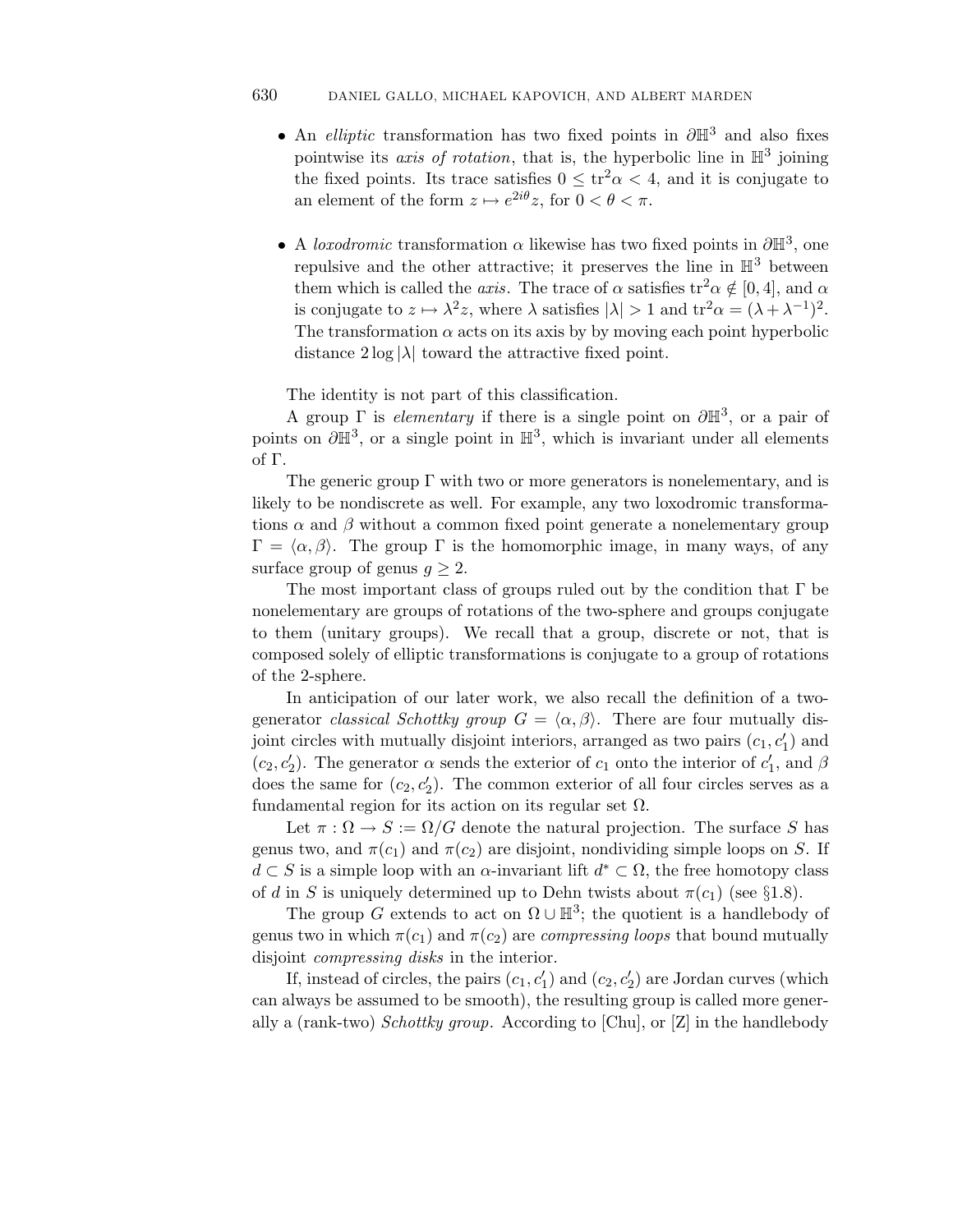- An *elliptic* transformation has two fixed points in $\partial\mathbb{H}^3$ and also fixes pointwise its *axis of rotation*, that is, the hyperbolic line in $\mathbb{H}^3$ joining the fixed points. Its trace satisfies $0 \leq \text{tr}^2\alpha < 4$, and it is conjugate to an element of the form $z \mapsto e^{2i\theta}z$, for $0 < \theta < \pi$.

- A *loxodromic* transformation $\alpha$ likewise has two fixed points in $\partial\mathbb{H}^3$, one repulsive and the other attractive; it preserves the line in $\mathbb{H}^3$ between them which is called the *axis*. The trace of $\alpha$ satisfies $\text{tr}^2\alpha \notin [0, 4]$, and $\alpha$ is conjugate to $z \mapsto \lambda^2 z$, where $\lambda$ satisfies $|\lambda| > 1$ and $\text{tr}^2\alpha = (\lambda + \lambda^{-1})^2$. The transformation $\alpha$ acts on its axis by by moving each point hyperbolic distance $2\log|\lambda|$ toward the attractive fixed point.

The identity is not part of this classification.

A group $\Gamma$ is *elementary* if there is a single point on $\partial\mathbb{H}^3$, or a pair of points on $\partial\mathbb{H}^3$, or a single point in $\mathbb{H}^3$, which is invariant under all elements of $\Gamma$.

The generic group $\Gamma$ with two or more generators is nonelementary, and is likely to be nondiscrete as well. For example, any two loxodromic transformations $\alpha$ and $\beta$ without a common fixed point generate a nonelementary group $\Gamma = \langle\alpha, \beta\rangle$. The group $\Gamma$ is the homomorphic image, in many ways, of any surface group of genus $g \geq 2$.

The most important class of groups ruled out by the condition that $\Gamma$ be nonelementary are groups of rotations of the two-sphere and groups conjugate to them (unitary groups). We recall that a group, discrete or not, that is composed solely of elliptic transformations is conjugate to a group of rotations of the 2-sphere.

In anticipation of our later work, we also recall the definition of a two-generator *classical Schottky group* $G = \langle\alpha, \beta\rangle$. There are four mutually disjoint circles with mutually disjoint interiors, arranged as two pairs $(c_1, c_1')$ and $(c_2, c_2')$. The generator $\alpha$ sends the exterior of $c_1$ onto the interior of $c_1'$, and $\beta$ does the same for $(c_2, c_2')$. The common exterior of all four circles serves as a fundamental region for its action on its regular set $\Omega$.

Let $\pi : \Omega \to S := \Omega/G$ denote the natural projection. The surface $S$ has genus two, and $\pi(c_1)$ and $\pi(c_2)$ are disjoint, nondividing simple loops on $S$. If $d \subset S$ is a simple loop with an $\alpha$-invariant lift $d^* \subset \Omega$, the free homotopy class of $d$ in $S$ is uniquely determined up to Dehn twists about $\pi(c_1)$ (see §1.8).

The group $G$ extends to act on $\Omega \cup \mathbb{H}^3$; the quotient is a handlebody of genus two in which $\pi(c_1)$ and $\pi(c_2)$ are *compressing loops* that bound mutually disjoint *compressing disks* in the interior.

If, instead of circles, the pairs $(c_1, c_1')$ and $(c_2, c_2')$ are Jordan curves (which can always be assumed to be smooth), the resulting group is called more generally a (rank-two) *Schottky group*. According to [Chu], or [Z] in the handlebody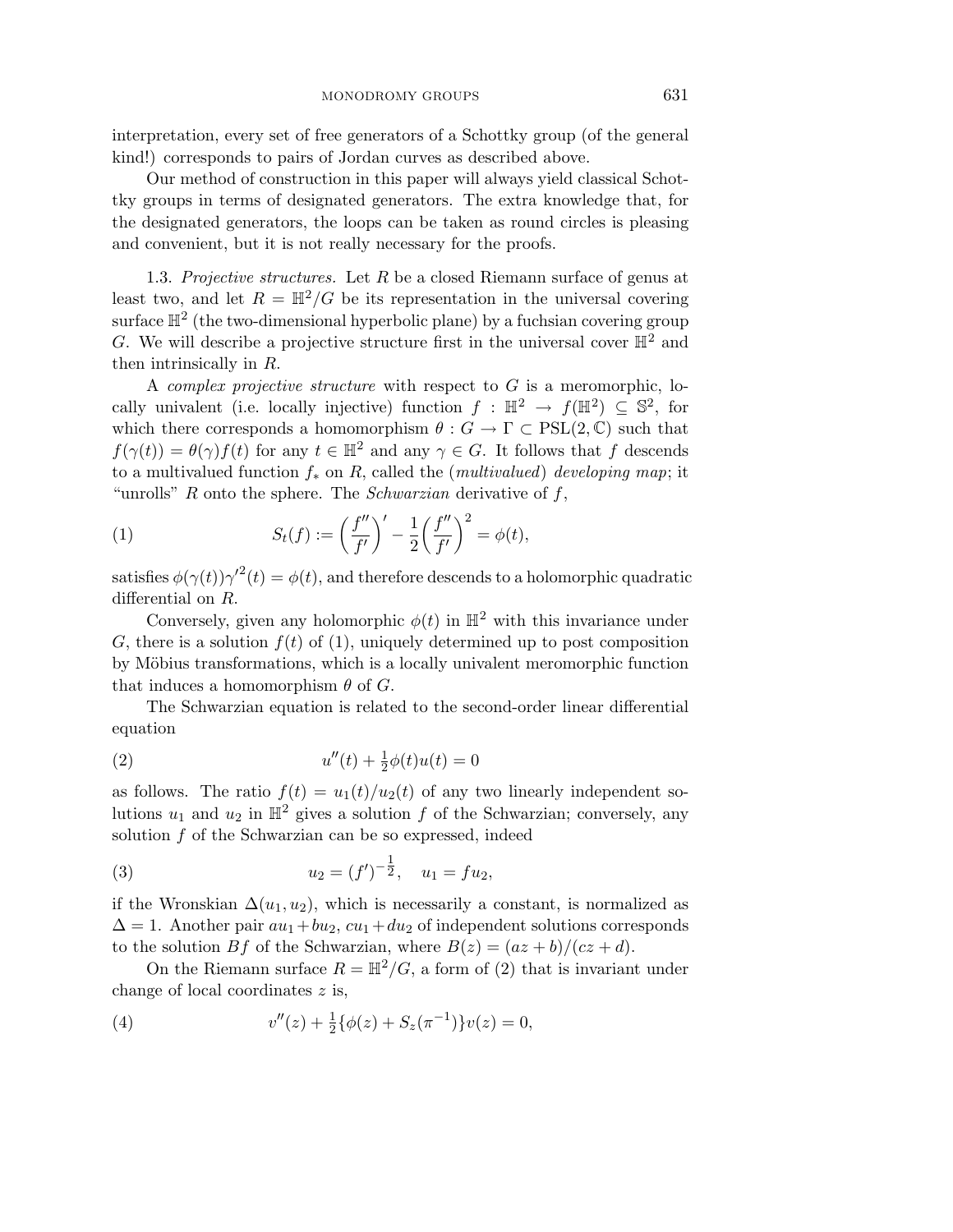interpretation, every set of free generators of a Schottky group (of the general kind!) corresponds to pairs of Jordan curves as described above.

Our method of construction in this paper will always yield classical Schottky groups in terms of designated generators. The extra knowledge that, for the designated generators, the loops can be taken as round circles is pleasing and convenient, but it is not really necessary for the proofs.

1.3. *Projective structures.* Let $R$ be a closed Riemann surface of genus at least two, and let $R = \mathbb{H}^2/G$ be its representation in the universal covering surface $\mathbb{H}^2$ (the two-dimensional hyperbolic plane) by a fuchsian covering group $G$. We will describe a projective structure first in the universal cover $\mathbb{H}^2$ and then intrinsically in $R$.

A *complex projective structure* with respect to $G$ is a meromorphic, locally univalent (i.e. locally injective) function $f : \mathbb{H}^2 \to f(\mathbb{H}^2) \subseteq \mathbb{S}^2$, for which there corresponds a homomorphism $\theta : G \to \Gamma \subset \mathrm{PSL}(2, \mathbb{C})$ such that $f(\gamma(t)) = \theta(\gamma) f(t)$ for any $t \in \mathbb{H}^2$ and any $\gamma \in G$. It follows that $f$ descends to a multivalued function $f_*$ on $R$, called the (*multivalued*) *developing map*; it "unrolls" $R$ onto the sphere. The *Schwarzian* derivative of $f$,

$$
S_t(f) := \left(\frac{f''}{f'}\right)' - \frac{1}{2}\left(\frac{f''}{f'}\right)^2 = \phi(t), \tag{1}
$$

satisfies $\phi(\gamma(t))\gamma'^2(t) = \phi(t)$, and therefore descends to a holomorphic quadratic differential on $R$.

Conversely, given any holomorphic $\phi(t)$ in $\mathbb{H}^2$ with this invariance under $G$, there is a solution $f(t)$ of (1), uniquely determined up to post composition by Möbius transformations, which is a locally univalent meromorphic function that induces a homomorphism $\theta$ of $G$.

The Schwarzian equation is related to the second-order linear differential equation

$$
u''(t) + \tfrac{1}{2}\phi(t)u(t) = 0 \tag{2}
$$

as follows. The ratio $f(t) = u_1(t)/u_2(t)$ of any two linearly independent solutions $u_1$ and $u_2$ in $\mathbb{H}^2$ gives a solution $f$ of the Schwarzian; conversely, any solution $f$ of the Schwarzian can be so expressed, indeed

$$
u_2 = (f')^{-\frac{1}{2}}, \quad u_1 = f u_2, \tag{3}
$$

if the Wronskian $\Delta(u_1, u_2)$, which is necessarily a constant, is normalized as $\Delta = 1$. Another pair $au_1 + bu_2$, $cu_1 + du_2$ of independent solutions corresponds to the solution $Bf$ of the Schwarzian, where $B(z) = (az + b)/(cz + d)$.

On the Riemann surface $R = \mathbb{H}^2/G$, a form of (2) that is invariant under change of local coordinates $z$ is,

$$
v''(z) + \tfrac{1}{2}\{\phi(z) + S_z(\pi^{-1})\}v(z) = 0, \tag{4}
$$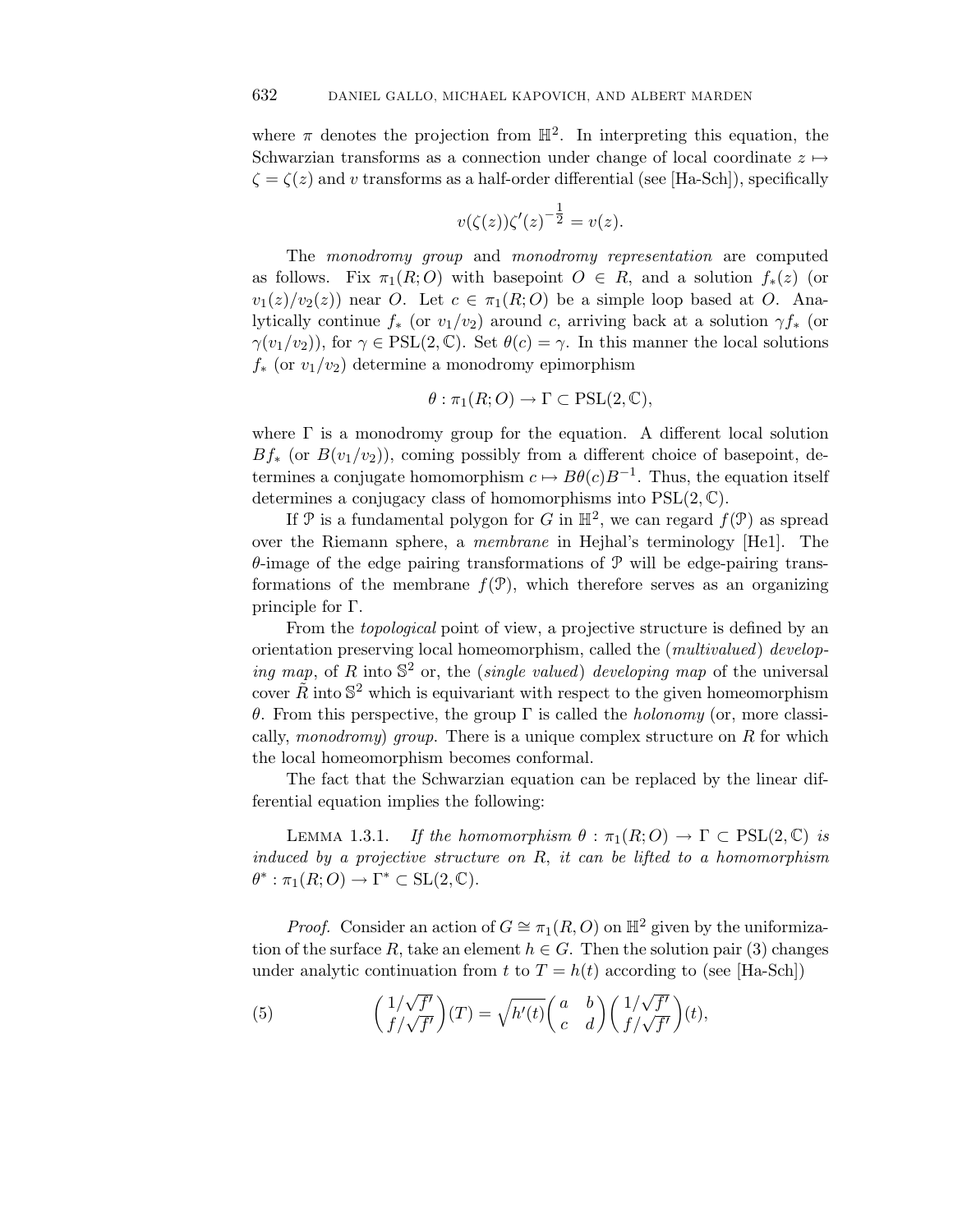where $\pi$ denotes the projection from $\mathbb{H}^2$. In interpreting this equation, the Schwarzian transforms as a connection under change of local coordinate $z \mapsto \zeta = \zeta(z)$ and $v$ transforms as a half-order differential (see [Ha-Sch]), specifically

$$v(\zeta(z))\zeta'(z)^{-\frac{1}{2}} = v(z).$$

The *monodromy group* and *monodromy representation* are computed as follows. Fix $\pi_1(R; O)$ with basepoint $O \in R$, and a solution $f_*(z)$ (or $v_1(z)/v_2(z)$) near $O$. Let $c \in \pi_1(R; O)$ be a simple loop based at $O$. Analytically continue $f_*$ (or $v_1/v_2$) around $c$, arriving back at a solution $\gamma f_*$ (or $\gamma(v_1/v_2)$), for $\gamma \in \mathrm{PSL}(2, \mathbb{C})$. Set $\theta(c) = \gamma$. In this manner the local solutions $f_*$ (or $v_1/v_2$) determine a monodromy epimorphism

$$\theta : \pi_1(R; O) \to \Gamma \subset \mathrm{PSL}(2, \mathbb{C}),$$

where $\Gamma$ is a monodromy group for the equation. A different local solution $Bf_*$ (or $B(v_1/v_2)$), coming possibly from a different choice of basepoint, determines a conjugate homomorphism $c \mapsto B\theta(c)B^{-1}$. Thus, the equation itself determines a conjugacy class of homomorphisms into $\mathrm{PSL}(2, \mathbb{C})$.

If $\mathcal{P}$ is a fundamental polygon for $G$ in $\mathbb{H}^2$, we can regard $f(\mathcal{P})$ as spread over the Riemann sphere, a *membrane* in Hejhal's terminology [He1]. The $\theta$-image of the edge pairing transformations of $\mathcal{P}$ will be edge-pairing transformations of the membrane $f(\mathcal{P})$, which therefore serves as an organizing principle for $\Gamma$.

From the *topological* point of view, a projective structure is defined by an orientation preserving local homeomorphism, called the (*multivalued*) *developing map*, of $R$ into $\mathbb{S}^2$ or, the (*single valued*) *developing map* of the universal cover $\tilde{R}$ into $\mathbb{S}^2$ which is equivariant with respect to the given homeomorphism $\theta$. From this perspective, the group $\Gamma$ is called the *holonomy* (or, more classically, *monodromy*) *group*. There is a unique complex structure on $R$ for which the local homeomorphism becomes conformal.

The fact that the Schwarzian equation can be replaced by the linear differential equation implies the following:

Lemma 1.3.1. *If the homomorphism $\theta : \pi_1(R; O) \to \Gamma \subset \mathrm{PSL}(2, \mathbb{C})$ is induced by a projective structure on $R$, it can be lifted to a homomorphism $\theta^* : \pi_1(R; O) \to \Gamma^* \subset \mathrm{SL}(2, \mathbb{C})$.*

*Proof.* Consider an action of $G \cong \pi_1(R, O)$ on $\mathbb{H}^2$ given by the uniformization of the surface $R$, take an element $h \in G$. Then the solution pair (3) changes under analytic continuation from $t$ to $T = h(t)$ according to (see [Ha-Sch])

$$\begin{pmatrix} 1/\sqrt{f'} \\ f/\sqrt{f'} \end{pmatrix}(T) = \sqrt{h'(t)} \begin{pmatrix} a & b \\ c & d \end{pmatrix} \begin{pmatrix} 1/\sqrt{f'} \\ f/\sqrt{f'} \end{pmatrix}(t), \tag{5}$$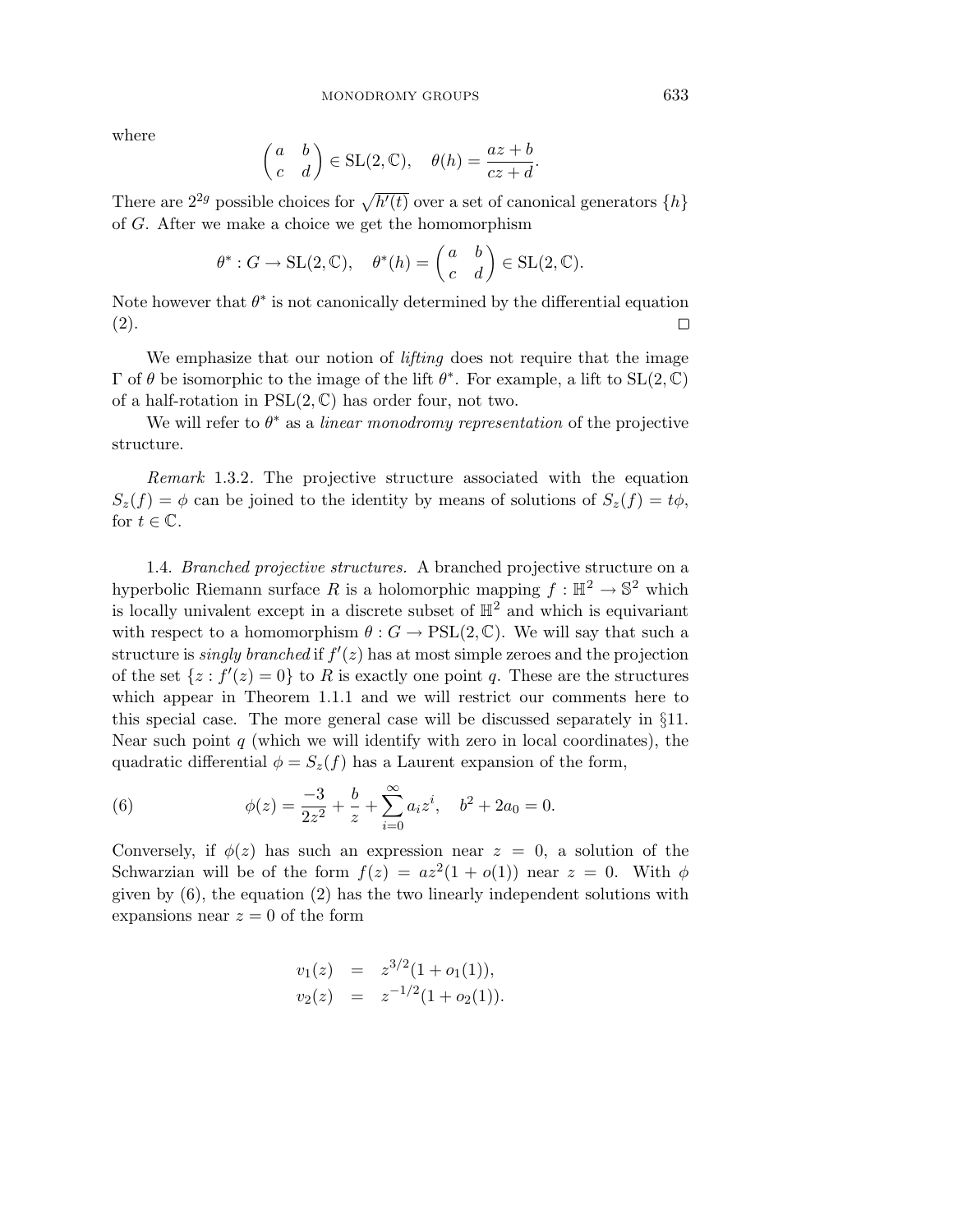where

$$\begin{pmatrix} a & b \\ c & d \end{pmatrix} \in \mathrm{SL}(2, \mathbb{C}), \quad \theta(h) = \frac{az+b}{cz+d}.$$

There are $2^{2g}$ possible choices for $\sqrt{h'(t)}$ over a set of canonical generators $\{h\}$ of $G$. After we make a choice we get the homomorphism

$$\theta^* : G \to \mathrm{SL}(2, \mathbb{C}), \quad \theta^*(h) = \begin{pmatrix} a & b \\ c & d \end{pmatrix} \in \mathrm{SL}(2, \mathbb{C}).$$

Note however that $\theta^*$ is not canonically determined by the differential equation (2). □

We emphasize that our notion of *lifting* does not require that the image $\Gamma$ of $\theta$ be isomorphic to the image of the lift $\theta^*$. For example, a lift to $\mathrm{SL}(2, \mathbb{C})$ of a half-rotation in $\mathrm{PSL}(2, \mathbb{C})$ has order four, not two.

We will refer to $\theta^*$ as a *linear monodromy representation* of the projective structure.

*Remark* 1.3.2. The projective structure associated with the equation $S_z(f) = \phi$ can be joined to the identity by means of solutions of $S_z(f) = t\phi$, for $t \in \mathbb{C}$.

1.4. *Branched projective structures.* A branched projective structure on a hyperbolic Riemann surface $R$ is a holomorphic mapping $f : \mathbb{H}^2 \to \mathbb{S}^2$ which is locally univalent except in a discrete subset of $\mathbb{H}^2$ and which is equivariant with respect to a homomorphism $\theta : G \to \mathrm{PSL}(2, \mathbb{C})$. We will say that such a structure is *singly branched* if $f'(z)$ has at most simple zeroes and the projection of the set $\{z : f'(z) = 0\}$ to $R$ is exactly one point $q$. These are the structures which appear in Theorem 1.1.1 and we will restrict our comments here to this special case. The more general case will be discussed separately in §11. Near such point $q$ (which we will identify with zero in local coordinates), the quadratic differential $\phi = S_z(f)$ has a Laurent expansion of the form,

$$\phi(z) = \frac{-3}{2z^2} + \frac{b}{z} + \sum_{i=0}^{\infty} a_i z^i, \quad b^2 + 2a_0 = 0. \tag{6}$$

Conversely, if $\phi(z)$ has such an expression near $z = 0$, a solution of the Schwarzian will be of the form $f(z) = az^2(1 + o(1))$ near $z = 0$. With $\phi$ given by (6), the equation (2) has the two linearly independent solutions with expansions near $z = 0$ of the form

$$\begin{aligned} v_1(z) &= z^{3/2}(1 + o_1(1)), \\ v_2(z) &= z^{-1/2}(1 + o_2(1)). \end{aligned}$$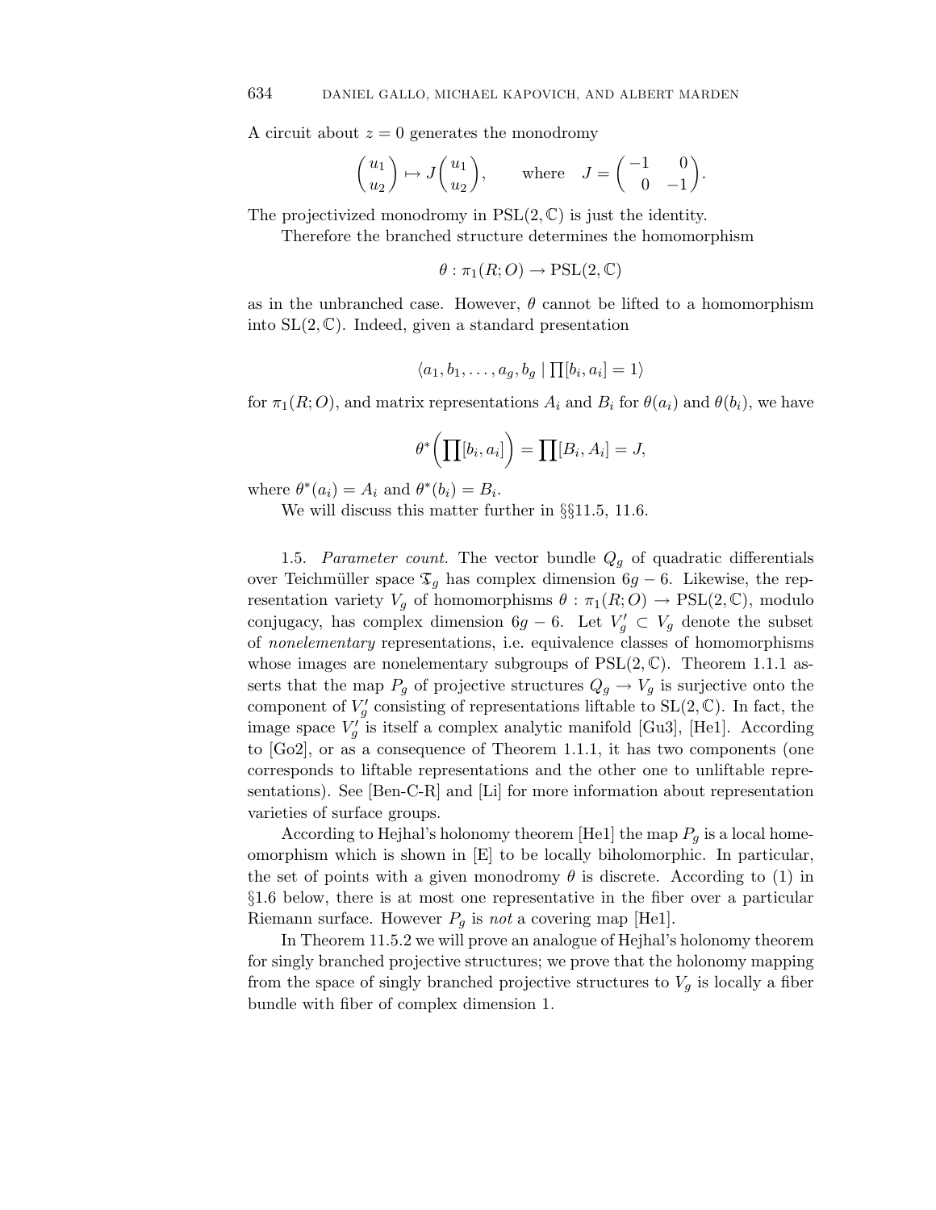A circuit about $z = 0$ generates the monodromy

$$\begin{pmatrix} u_1 \\ u_2 \end{pmatrix} \mapsto J \begin{pmatrix} u_1 \\ u_2 \end{pmatrix}, \qquad \text{where} \quad J = \begin{pmatrix} -1 & 0 \\ 0 & -1 \end{pmatrix}.$$

The projectivized monodromy in $\mathrm{PSL}(2, \mathbb{C})$ is just the identity.

Therefore the branched structure determines the homomorphism

$$\theta : \pi_1(R; O) \to \mathrm{PSL}(2, \mathbb{C})$$

as in the unbranched case. However, $\theta$ cannot be lifted to a homomorphism into $\mathrm{SL}(2, \mathbb{C})$. Indeed, given a standard presentation

$$\langle a_1, b_1, \ldots, a_g, b_g \mid \prod [b_i, a_i] = 1 \rangle$$

for $\pi_1(R; O)$, and matrix representations $A_i$ and $B_i$ for $\theta(a_i)$ and $\theta(b_i)$, we have

$$\theta^* \Big( \prod [b_i, a_i] \Big) = \prod [B_i, A_i] = J,$$

where $\theta^*(a_i) = A_i$ and $\theta^*(b_i) = B_i$.

We will discuss this matter further in §§11.5, 11.6.

1.5. *Parameter count.* The vector bundle $Q_g$ of quadratic differentials over Teichmüller space $\mathfrak{T}_g$ has complex dimension $6g - 6$. Likewise, the representation variety $V_g$ of homomorphisms $\theta : \pi_1(R; O) \to \mathrm{PSL}(2, \mathbb{C})$, modulo conjugacy, has complex dimension $6g - 6$. Let $V_g' \subset V_g$ denote the subset of *nonelementary* representations, i.e. equivalence classes of homomorphisms whose images are nonelementary subgroups of $\mathrm{PSL}(2, \mathbb{C})$. Theorem 1.1.1 asserts that the map $P_g$ of projective structures $Q_g \to V_g$ is surjective onto the component of $V_g'$ consisting of representations liftable to $\mathrm{SL}(2, \mathbb{C})$. In fact, the image space $V_g'$ is itself a complex analytic manifold [Gu3], [He1]. According to [Go2], or as a consequence of Theorem 1.1.1, it has two components (one corresponds to liftable representations and the other one to unliftable representations). See [Ben-C-R] and [Li] for more information about representation varieties of surface groups.

According to Hejhal's holonomy theorem [He1] the map $P_g$ is a local homeomorphism which is shown in [E] to be locally biholomorphic. In particular, the set of points with a given monodromy $\theta$ is discrete. According to (1) in §1.6 below, there is at most one representative in the fiber over a particular Riemann surface. However $P_g$ is *not* a covering map [He1].

In Theorem 11.5.2 we will prove an analogue of Hejhal's holonomy theorem for singly branched projective structures; we prove that the holonomy mapping from the space of singly branched projective structures to $V_g$ is locally a fiber bundle with fiber of complex dimension 1.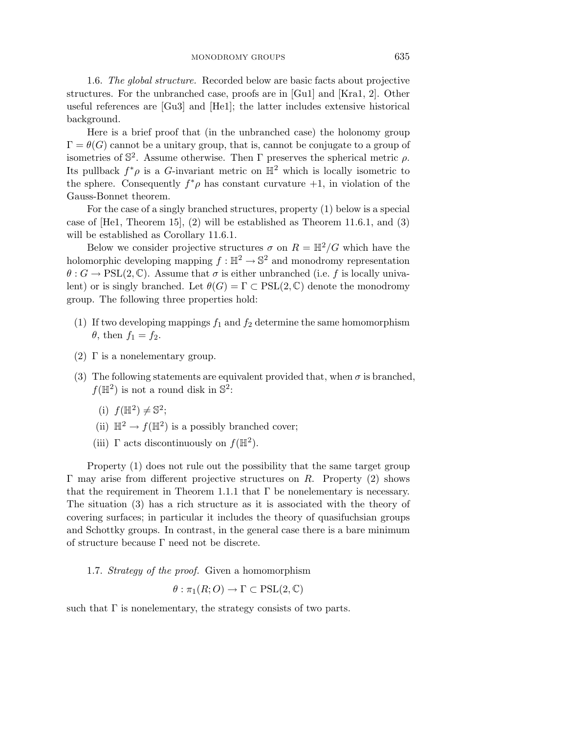1.6. *The global structure.* Recorded below are basic facts about projective structures. For the unbranched case, proofs are in [Gu1] and [Kra1, 2]. Other useful references are [Gu3] and [He1]; the latter includes extensive historical background.

Here is a brief proof that (in the unbranched case) the holonomy group $\Gamma = \theta(G)$ cannot be a unitary group, that is, cannot be conjugate to a group of isometries of $\mathbb{S}^2$. Assume otherwise. Then $\Gamma$ preserves the spherical metric $\rho$. Its pullback $f^*\rho$ is a $G$-invariant metric on $\mathbb{H}^2$ which is locally isometric to the sphere. Consequently $f^*\rho$ has constant curvature $+1$, in violation of the Gauss-Bonnet theorem.

For the case of a singly branched structures, property (1) below is a special case of [He1, Theorem 15], (2) will be established as Theorem 11.6.1, and (3) will be established as Corollary 11.6.1.

Below we consider projective structures $\sigma$ on $R = \mathbb{H}^2/G$ which have the holomorphic developing mapping $f : \mathbb{H}^2 \to \mathbb{S}^2$ and monodromy representation $\theta : G \to \mathrm{PSL}(2, \mathbb{C})$. Assume that $\sigma$ is either unbranched (i.e. $f$ is locally univalent) or is singly branched. Let $\theta(G) = \Gamma \subset \mathrm{PSL}(2, \mathbb{C})$ denote the monodromy group. The following three properties hold:

(1) If two developing mappings $f_1$ and $f_2$ determine the same homomorphism $\theta$, then $f_1 = f_2$.

(2) $\Gamma$ is a nonelementary group.

(3) The following statements are equivalent provided that, when $\sigma$ is branched, $f(\mathbb{H}^2)$ is not a round disk in $\mathbb{S}^2$:

   (i) $f(\mathbb{H}^2) \neq \mathbb{S}^2$;

   (ii) $\mathbb{H}^2 \to f(\mathbb{H}^2)$ is a possibly branched cover;

   (iii) $\Gamma$ acts discontinuously on $f(\mathbb{H}^2)$.

Property (1) does not rule out the possibility that the same target group $\Gamma$ may arise from different projective structures on $R$. Property (2) shows that the requirement in Theorem 1.1.1 that $\Gamma$ be nonelementary is necessary. The situation (3) has a rich structure as it is associated with the theory of covering surfaces; in particular it includes the theory of quasifuchsian groups and Schottky groups. In contrast, in the general case there is a bare minimum of structure because $\Gamma$ need not be discrete.

1.7. *Strategy of the proof.* Given a homomorphism

$$\theta : \pi_1(R; O) \to \Gamma \subset \mathrm{PSL}(2, \mathbb{C})$$

such that $\Gamma$ is nonelementary, the strategy consists of two parts.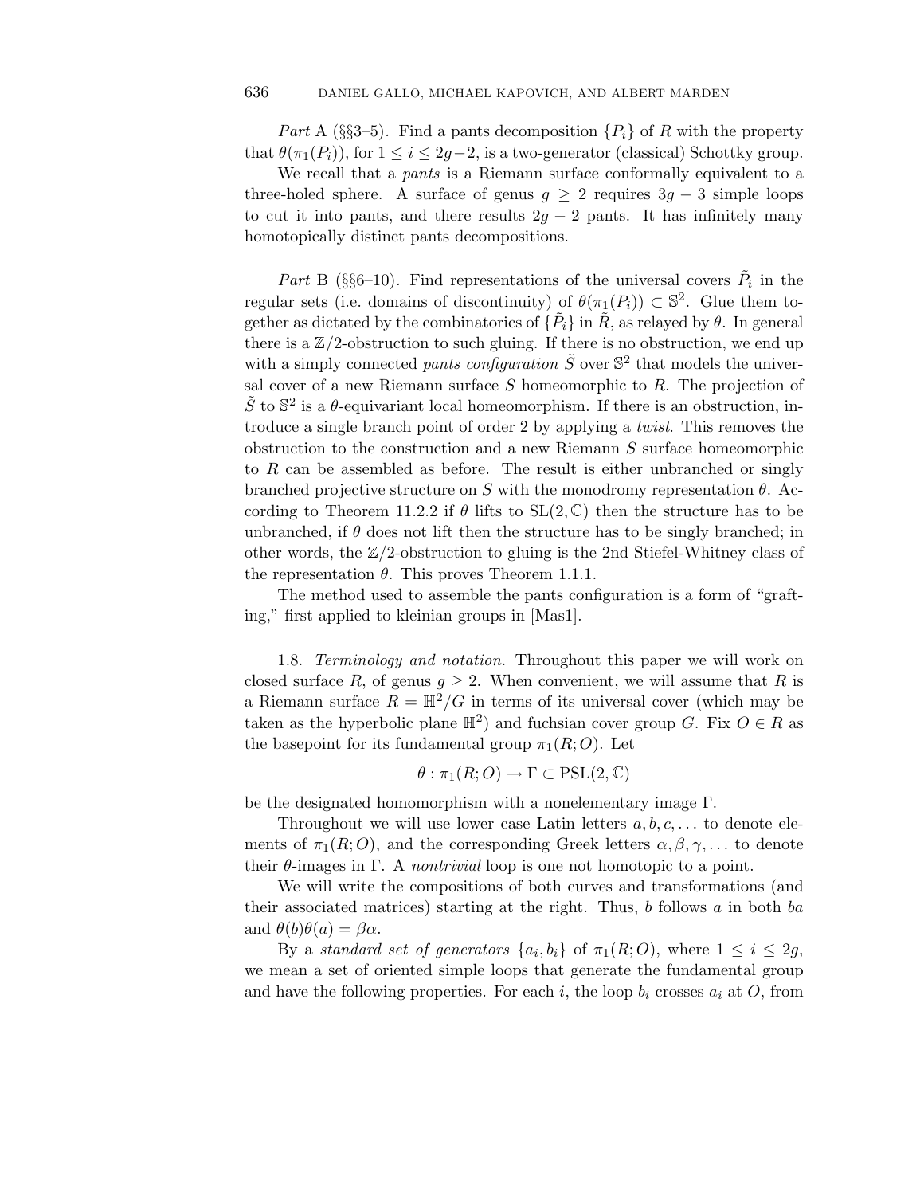*Part* A (§§3–5). Find a pants decomposition $\{P_i\}$ of $R$ with the property that $\theta(\pi_1(P_i))$, for $1 \leq i \leq 2g-2$, is a two-generator (classical) Schottky group.

We recall that a *pants* is a Riemann surface conformally equivalent to a three-holed sphere. A surface of genus $g \geq 2$ requires $3g-3$ simple loops to cut it into pants, and there results $2g-2$ pants. It has infinitely many homotopically distinct pants decompositions.

*Part* B (§§6–10). Find representations of the universal covers $\tilde{P}_i$ in the regular sets (i.e. domains of discontinuity) of $\theta(\pi_1(P_i)) \subset \mathbb{S}^2$. Glue them together as dictated by the combinatorics of $\{\tilde{P}_i\}$ in $\tilde{R}$, as relayed by $\theta$. In general there is a $\mathbb{Z}/2$-obstruction to such gluing. If there is no obstruction, we end up with a simply connected *pants configuration* $\tilde{S}$ over $\mathbb{S}^2$ that models the universal cover of a new Riemann surface $S$ homeomorphic to $R$. The projection of $\tilde{S}$ to $\mathbb{S}^2$ is a $\theta$-equivariant local homeomorphism. If there is an obstruction, introduce a single branch point of order 2 by applying a *twist*. This removes the obstruction to the construction and a new Riemann $S$ surface homeomorphic to $R$ can be assembled as before. The result is either unbranched or singly branched projective structure on $S$ with the monodromy representation $\theta$. According to Theorem 11.2.2 if $\theta$ lifts to $\mathrm{SL}(2, \mathbb{C})$ then the structure has to be unbranched, if $\theta$ does not lift then the structure has to be singly branched; in other words, the $\mathbb{Z}/2$-obstruction to gluing is the 2nd Stiefel-Whitney class of the representation $\theta$. This proves Theorem 1.1.1.

The method used to assemble the pants configuration is a form of "grafting," first applied to kleinian groups in [Mas1].

1.8. *Terminology and notation.* Throughout this paper we will work on closed surface $R$, of genus $g \geq 2$. When convenient, we will assume that $R$ is a Riemann surface $R = \mathbb{H}^2/G$ in terms of its universal cover (which may be taken as the hyperbolic plane $\mathbb{H}^2$) and fuchsian cover group $G$. Fix $O \in R$ as the basepoint for its fundamental group $\pi_1(R; O)$. Let

$$\theta : \pi_1(R; O) \to \Gamma \subset \mathrm{PSL}(2, \mathbb{C})$$

be the designated homomorphism with a nonelementary image $\Gamma$.

Throughout we will use lower case Latin letters $a, b, c, \ldots$ to denote elements of $\pi_1(R; O)$, and the corresponding Greek letters $\alpha, \beta, \gamma, \ldots$ to denote their $\theta$-images in $\Gamma$. A *nontrivial* loop is one not homotopic to a point.

We will write the compositions of both curves and transformations (and their associated matrices) starting at the right. Thus, $b$ follows $a$ in both $ba$ and $\theta(b)\theta(a) = \beta\alpha$.

By a *standard set of generators* $\{a_i, b_i\}$ of $\pi_1(R; O)$, where $1 \leq i \leq 2g$, we mean a set of oriented simple loops that generate the fundamental group and have the following properties. For each $i$, the loop $b_i$ crosses $a_i$ at $O$, from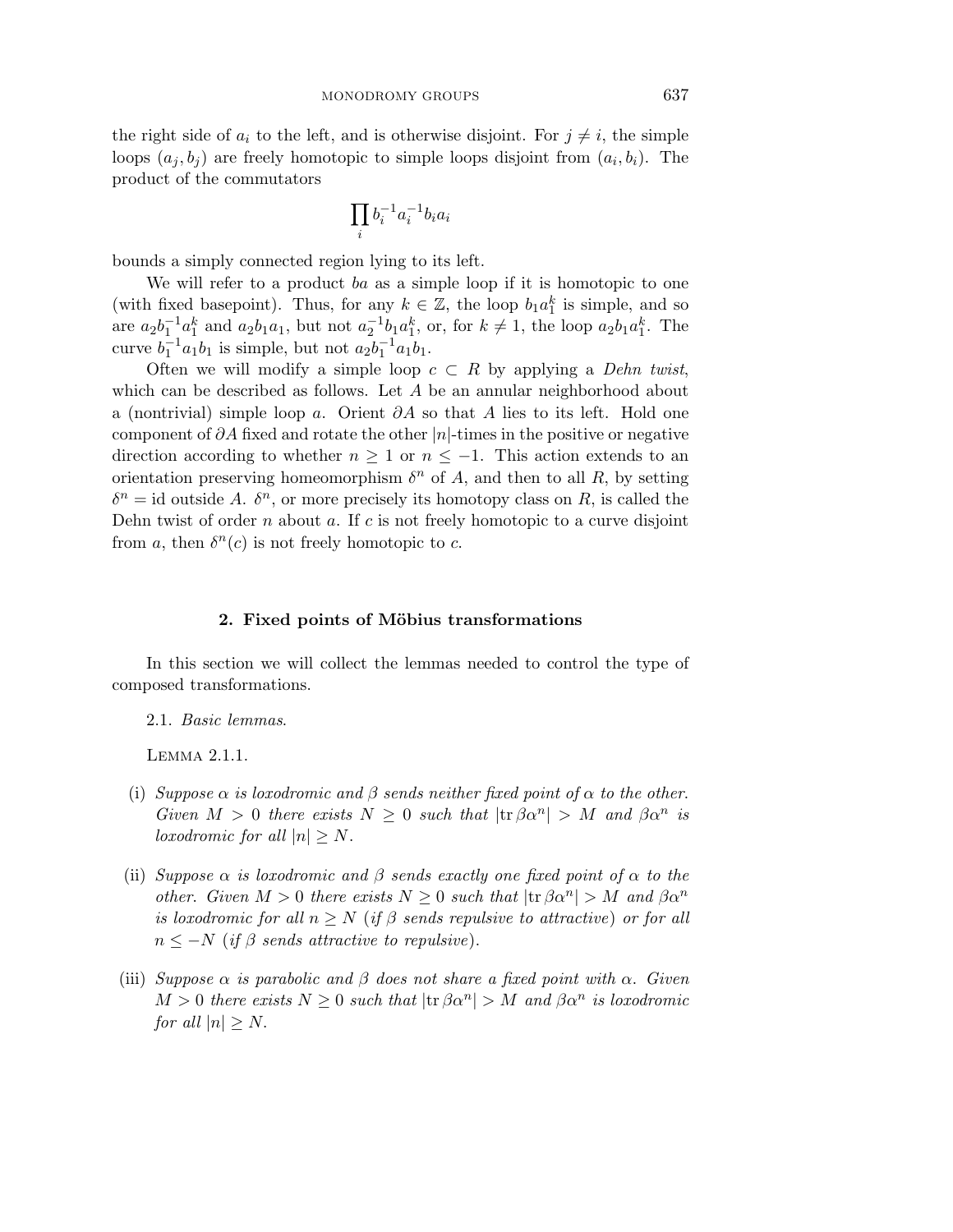the right side of $a_i$ to the left, and is otherwise disjoint. For $j \neq i$, the simple loops $(a_j, b_j)$ are freely homotopic to simple loops disjoint from $(a_i, b_i)$. The product of the commutators

$$\prod_i b_i^{-1} a_i^{-1} b_i a_i$$

bounds a simply connected region lying to its left.

We will refer to a product $ba$ as a simple loop if it is homotopic to one (with fixed basepoint). Thus, for any $k \in \mathbb{Z}$, the loop $b_1 a_1^k$ is simple, and so are $a_2 b_1^{-1} a_1^k$ and $a_2 b_1 a_1$, but not $a_2^{-1} b_1 a_1^k$, or, for $k \neq 1$, the loop $a_2 b_1 a_1^k$. The curve $b_1^{-1} a_1 b_1$ is simple, but not $a_2 b_1^{-1} a_1 b_1$.

Often we will modify a simple loop $c \subset R$ by applying a *Dehn twist*, which can be described as follows. Let $A$ be an annular neighborhood about a (nontrivial) simple loop $a$. Orient $\partial A$ so that $A$ lies to its left. Hold one component of $\partial A$ fixed and rotate the other $|n|$-times in the positive or negative direction according to whether $n \geq 1$ or $n \leq -1$. This action extends to an orientation preserving homeomorphism $\delta^n$ of $A$, and then to all $R$, by setting $\delta^n = \text{id}$ outside $A$. $\delta^n$, or more precisely its homotopy class on $R$, is called the Dehn twist of order $n$ about $a$. If $c$ is not freely homotopic to a curve disjoint from $a$, then $\delta^n(c)$ is not freely homotopic to $c$.

## 2. Fixed points of Möbius transformations

In this section we will collect the lemmas needed to control the type of composed transformations.

2.1. *Basic lemmas.*

Lemma 2.1.1.

(i) *Suppose $\alpha$ is loxodromic and $\beta$ sends neither fixed point of $\alpha$ to the other. Given $M > 0$ there exists $N \geq 0$ such that $|\mathrm{tr}\, \beta\alpha^n| > M$ and $\beta\alpha^n$ is loxodromic for all $|n| \geq N$.*

(ii) *Suppose $\alpha$ is loxodromic and $\beta$ sends exactly one fixed point of $\alpha$ to the other. Given $M > 0$ there exists $N \geq 0$ such that $|\mathrm{tr}\, \beta\alpha^n| > M$ and $\beta\alpha^n$ is loxodromic for all $n \geq N$ (if $\beta$ sends repulsive to attractive) or for all $n \leq -N$ (if $\beta$ sends attractive to repulsive).*

(iii) *Suppose $\alpha$ is parabolic and $\beta$ does not share a fixed point with $\alpha$. Given $M > 0$ there exists $N \geq 0$ such that $|\mathrm{tr}\, \beta\alpha^n| > M$ and $\beta\alpha^n$ is loxodromic for all $|n| \geq N$.*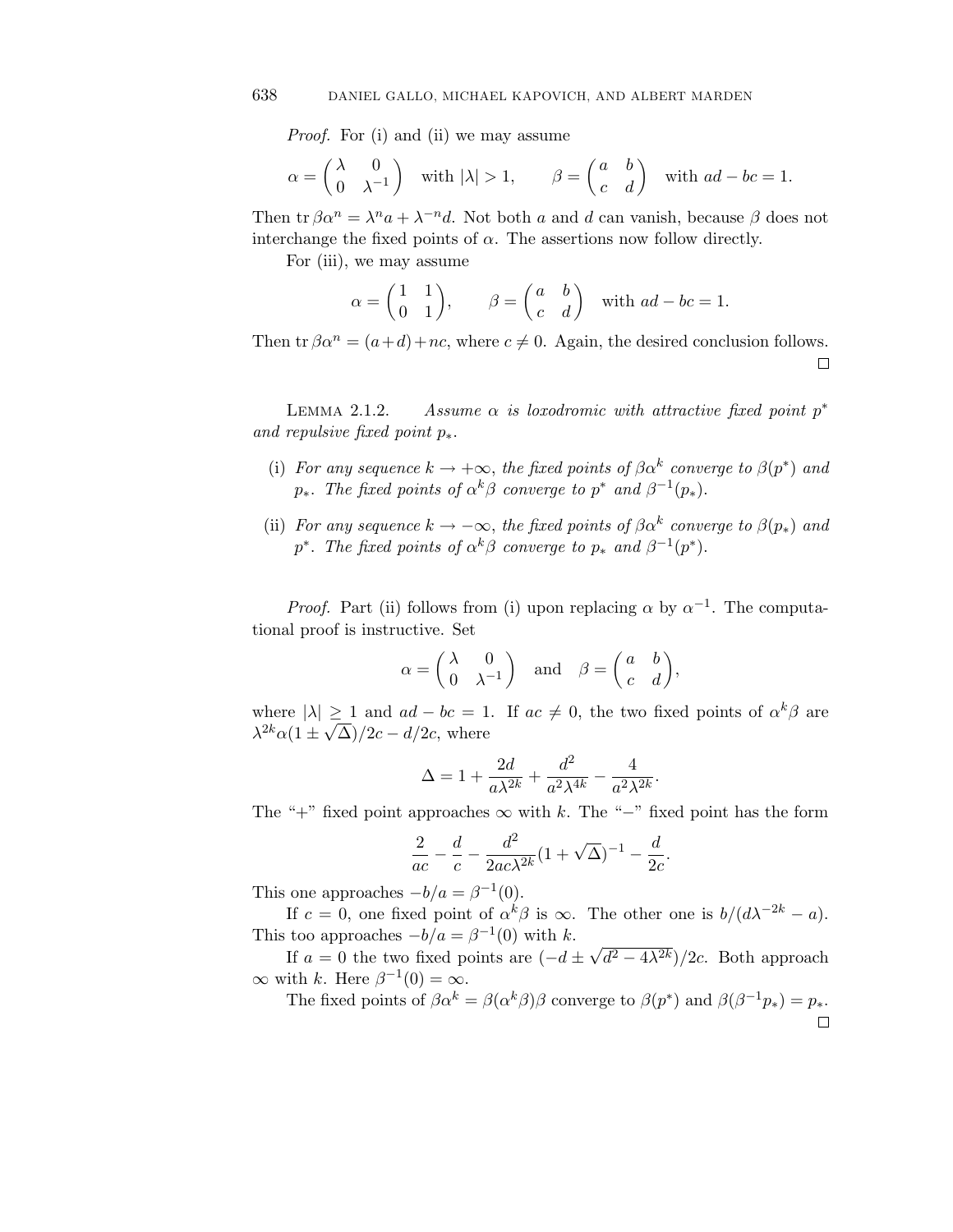*Proof.* For (i) and (ii) we may assume

$$\alpha = \begin{pmatrix} \lambda & 0 \\ 0 & \lambda^{-1} \end{pmatrix} \quad \text{with } |\lambda| > 1, \qquad \beta = \begin{pmatrix} a & b \\ c & d \end{pmatrix} \quad \text{with } ad - bc = 1.$$

Then $\operatorname{tr} \beta\alpha^n = \lambda^n a + \lambda^{-n} d$. Not both $a$ and $d$ can vanish, because $\beta$ does not interchange the fixed points of $\alpha$. The assertions now follow directly.

For (iii), we may assume

$$\alpha = \begin{pmatrix} 1 & 1 \\ 0 & 1 \end{pmatrix}, \qquad \beta = \begin{pmatrix} a & b \\ c & d \end{pmatrix} \quad \text{with } ad - bc = 1.$$

Then $\operatorname{tr} \beta\alpha^n = (a+d) + nc$, where $c \neq 0$. Again, the desired conclusion follows. □

Lemma 2.1.2. *Assume $\alpha$ is loxodromic with attractive fixed point $p^*$ and repulsive fixed point $p_*$.*

- (i) *For any sequence $k \to +\infty$, the fixed points of $\beta\alpha^k$ converge to $\beta(p^*)$ and $p_*$. The fixed points of $\alpha^k\beta$ converge to $p^*$ and $\beta^{-1}(p_*)$.*
- (ii) *For any sequence $k \to -\infty$, the fixed points of $\beta\alpha^k$ converge to $\beta(p_*)$ and $p^*$. The fixed points of $\alpha^k\beta$ converge to $p_*$ and $\beta^{-1}(p^*)$.*

*Proof.* Part (ii) follows from (i) upon replacing $\alpha$ by $\alpha^{-1}$. The computational proof is instructive. Set

$$\alpha = \begin{pmatrix} \lambda & 0 \\ 0 & \lambda^{-1} \end{pmatrix} \quad \text{and} \quad \beta = \begin{pmatrix} a & b \\ c & d \end{pmatrix},$$

where $|\lambda| \geq 1$ and $ad - bc = 1$. If $ac \neq 0$, the two fixed points of $\alpha^k\beta$ are $\lambda^{2k}\alpha(1 \pm \sqrt{\Delta})/2c - d/2c$, where

$$\Delta = 1 + \frac{2d}{a\lambda^{2k}} + \frac{d^2}{a^2\lambda^{4k}} - \frac{4}{a^2\lambda^{2k}}.$$

The "+" fixed point approaches $\infty$ with $k$. The "−" fixed point has the form

$$\frac{2}{ac} - \frac{d}{c} - \frac{d^2}{2ac\lambda^{2k}}(1 + \sqrt{\Delta})^{-1} - \frac{d}{2c}.$$

This one approaches $-b/a = \beta^{-1}(0)$.

If $c = 0$, one fixed point of $\alpha^k\beta$ is $\infty$. The other one is $b/(d\lambda^{-2k} - a)$. This too approaches $-b/a = \beta^{-1}(0)$ with $k$.

If $a = 0$ the two fixed points are $(-d \pm \sqrt{d^2 - 4\lambda^{2k}})/2c$. Both approach $\infty$ with $k$. Here $\beta^{-1}(0) = \infty$.

The fixed points of $\beta\alpha^k = \beta(\alpha^k\beta)\beta$ converge to $\beta(p^*)$ and $\beta(\beta^{-1}p_*) = p_*$. □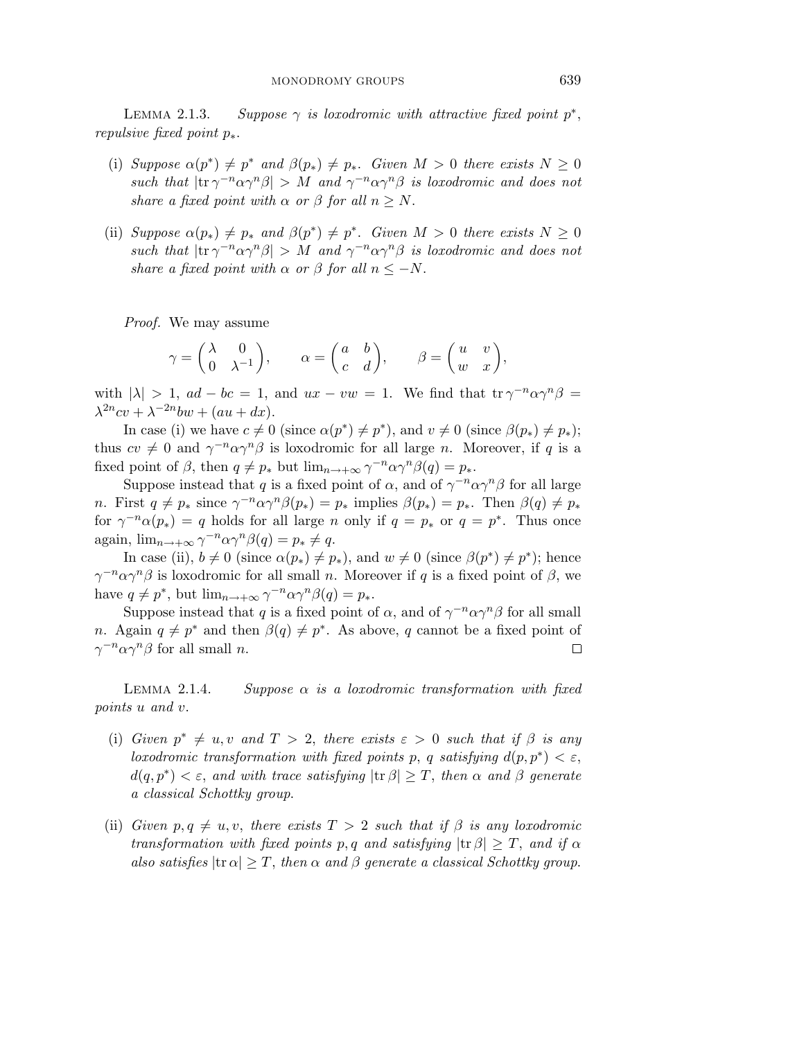Lemma 2.1.3. *Suppose $\gamma$ is loxodromic with attractive fixed point $p^*$, repulsive fixed point $p_*$.*

(i) *Suppose $\alpha(p^*) \neq p^*$ and $\beta(p_*) \neq p_*$. Given $M > 0$ there exists $N \geq 0$ such that $|\mathrm{tr}\, \gamma^{-n}\alpha\gamma^n\beta| > M$ and $\gamma^{-n}\alpha\gamma^n\beta$ is loxodromic and does not share a fixed point with $\alpha$ or $\beta$ for all $n \geq N$.*

(ii) *Suppose $\alpha(p_*) \neq p_*$ and $\beta(p^*) \neq p^*$. Given $M > 0$ there exists $N \geq 0$ such that $|\mathrm{tr}\, \gamma^{-n}\alpha\gamma^n\beta| > M$ and $\gamma^{-n}\alpha\gamma^n\beta$ is loxodromic and does not share a fixed point with $\alpha$ or $\beta$ for all $n \leq -N$.*

*Proof.* We may assume

$$\gamma = \begin{pmatrix} \lambda & 0 \\ 0 & \lambda^{-1} \end{pmatrix}, \qquad \alpha = \begin{pmatrix} a & b \\ c & d \end{pmatrix}, \qquad \beta = \begin{pmatrix} u & v \\ w & x \end{pmatrix},$$

with $|\lambda| > 1$, $ad - bc = 1$, and $ux - vw = 1$. We find that $\mathrm{tr}\, \gamma^{-n}\alpha\gamma^n\beta = \lambda^{2n}cv + \lambda^{-2n}bw + (au + dx)$.

In case (i) we have $c \neq 0$ (since $\alpha(p^*) \neq p^*$), and $v \neq 0$ (since $\beta(p_*) \neq p_*$); thus $cv \neq 0$ and $\gamma^{-n}\alpha\gamma^n\beta$ is loxodromic for all large $n$. Moreover, if $q$ is a fixed point of $\beta$, then $q \neq p_*$ but $\lim_{n\to+\infty} \gamma^{-n}\alpha\gamma^n\beta(q) = p_*$.

Suppose instead that $q$ is a fixed point of $\alpha$, and of $\gamma^{-n}\alpha\gamma^n\beta$ for all large $n$. First $q \neq p_*$ since $\gamma^{-n}\alpha\gamma^n\beta(p_*) = p_*$ implies $\beta(p_*) = p_*$. Then $\beta(q) \neq p_*$ for $\gamma^{-n}\alpha(p_*) = q$ holds for all large $n$ only if $q = p_*$ or $q = p^*$. Thus once again, $\lim_{n\to+\infty} \gamma^{-n}\alpha\gamma^n\beta(q) = p_* \neq q$.

In case (ii), $b \neq 0$ (since $\alpha(p_*) \neq p_*$), and $w \neq 0$ (since $\beta(p^*) \neq p^*$); hence $\gamma^{-n}\alpha\gamma^n\beta$ is loxodromic for all small $n$. Moreover if $q$ is a fixed point of $\beta$, we have $q \neq p^*$, but $\lim_{n\to+\infty} \gamma^{-n}\alpha\gamma^n\beta(q) = p_*$.

Suppose instead that $q$ is a fixed point of $\alpha$, and of $\gamma^{-n}\alpha\gamma^n\beta$ for all small $n$. Again $q \neq p^*$ and then $\beta(q) \neq p^*$. As above, $q$ cannot be a fixed point of $\gamma^{-n}\alpha\gamma^n\beta$ for all small $n$. □

Lemma 2.1.4. *Suppose $\alpha$ is a loxodromic transformation with fixed points $u$ and $v$.*

(i) *Given $p^* \neq u, v$ and $T > 2$, there exists $\varepsilon > 0$ such that if $\beta$ is any loxodromic transformation with fixed points $p$, $q$ satisfying $d(p, p^*) < \varepsilon$, $d(q, p^*) < \varepsilon$, and with trace satisfying $|\mathrm{tr}\, \beta| \geq T$, then $\alpha$ and $\beta$ generate a classical Schottky group.*

(ii) *Given $p, q \neq u, v$, there exists $T > 2$ such that if $\beta$ is any loxodromic transformation with fixed points $p, q$ and satisfying $|\mathrm{tr}\, \beta| \geq T$, and if $\alpha$ also satisfies $|\mathrm{tr}\, \alpha| \geq T$, then $\alpha$ and $\beta$ generate a classical Schottky group.*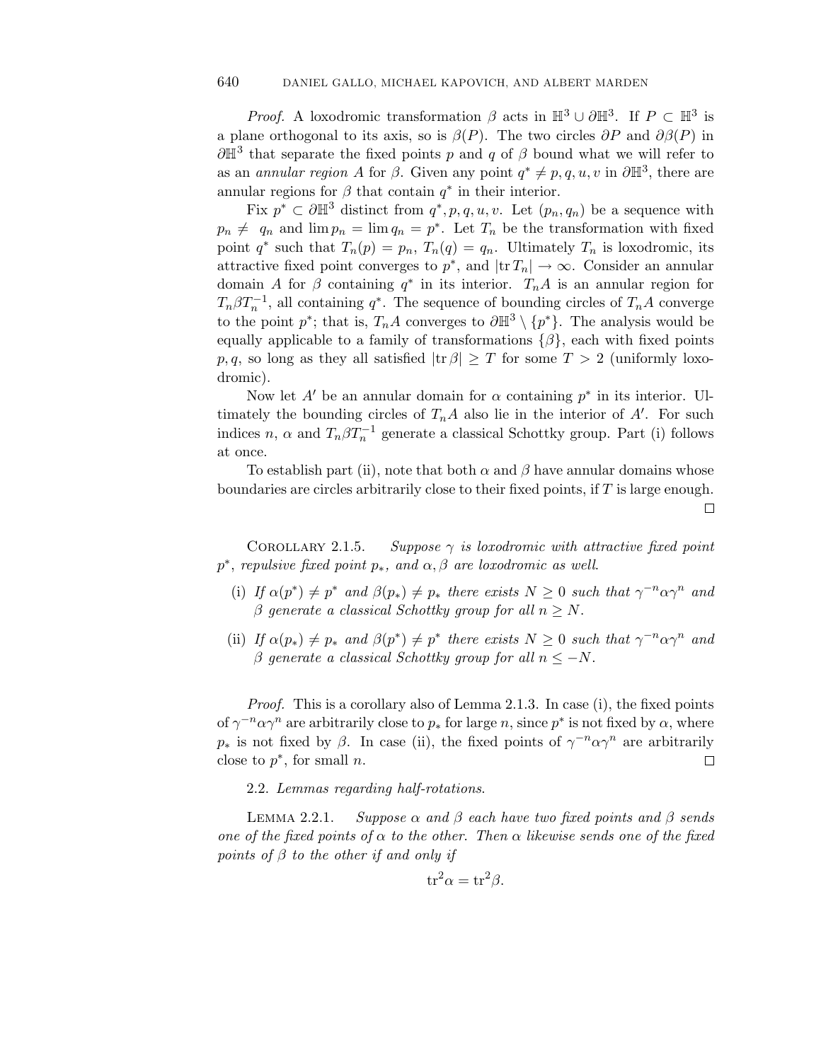*Proof.* A loxodromic transformation $\beta$ acts in $\mathbb{H}^3 \cup \partial\mathbb{H}^3$. If $P \subset \mathbb{H}^3$ is a plane orthogonal to its axis, so is $\beta(P)$. The two circles $\partial P$ and $\partial\beta(P)$ in $\partial\mathbb{H}^3$ that separate the fixed points $p$ and $q$ of $\beta$ bound what we will refer to as an *annular region* $A$ for $\beta$. Given any point $q^* \neq p, q, u, v$ in $\partial\mathbb{H}^3$, there are annular regions for $\beta$ that contain $q^*$ in their interior.

Fix $p^* \subset \partial\mathbb{H}^3$ distinct from $q^*, p, q, u, v$. Let $(p_n, q_n)$ be a sequence with $p_n \neq q_n$ and $\lim p_n = \lim q_n = p^*$. Let $T_n$ be the transformation with fixed point $q^*$ such that $T_n(p) = p_n$, $T_n(q) = q_n$. Ultimately $T_n$ is loxodromic, its attractive fixed point converges to $p^*$, and $|\mathrm{tr}\, T_n| \to \infty$. Consider an annular domain $A$ for $\beta$ containing $q^*$ in its interior. $T_n A$ is an annular region for $T_n \beta T_n^{-1}$, all containing $q^*$. The sequence of bounding circles of $T_n A$ converge to the point $p^*$; that is, $T_n A$ converges to $\partial\mathbb{H}^3 \setminus \{p^*\}$. The analysis would be equally applicable to a family of transformations $\{\beta\}$, each with fixed points $p, q$, so long as they all satisfied $|\mathrm{tr}\, \beta| \geq T$ for some $T > 2$ (uniformly loxodromic).

Now let $A'$ be an annular domain for $\alpha$ containing $p^*$ in its interior. Ultimately the bounding circles of $T_n A$ also lie in the interior of $A'$. For such indices $n$, $\alpha$ and $T_n \beta T_n^{-1}$ generate a classical Schottky group. Part (i) follows at once.

To establish part (ii), note that both $\alpha$ and $\beta$ have annular domains whose boundaries are circles arbitrarily close to their fixed points, if $T$ is large enough. $\square$

Corollary 2.1.5. *Suppose $\gamma$ is loxodromic with attractive fixed point $p^*$, repulsive fixed point $p_*$, and $\alpha, \beta$ are loxodromic as well.*

(i) *If $\alpha(p^*) \neq p^*$ and $\beta(p_*) \neq p_*$ there exists $N \geq 0$ such that $\gamma^{-n}\alpha\gamma^n$ and $\beta$ generate a classical Schottky group for all $n \geq N$.*

(ii) *If $\alpha(p_*) \neq p_*$ and $\beta(p^*) \neq p^*$ there exists $N \geq 0$ such that $\gamma^{-n}\alpha\gamma^n$ and $\beta$ generate a classical Schottky group for all $n \leq -N$.*

*Proof.* This is a corollary also of Lemma 2.1.3. In case (i), the fixed points of $\gamma^{-n}\alpha\gamma^n$ are arbitrarily close to $p_*$ for large $n$, since $p^*$ is not fixed by $\alpha$, where $p_*$ is not fixed by $\beta$. In case (ii), the fixed points of $\gamma^{-n}\alpha\gamma^n$ are arbitrarily close to $p^*$, for small $n$. $\square$

2.2. *Lemmas regarding half-rotations.*

Lemma 2.2.1. *Suppose $\alpha$ and $\beta$ each have two fixed points and $\beta$ sends one of the fixed points of $\alpha$ to the other. Then $\alpha$ likewise sends one of the fixed points of $\beta$ to the other if and only if*

$$\mathrm{tr}^2\alpha = \mathrm{tr}^2\beta.$$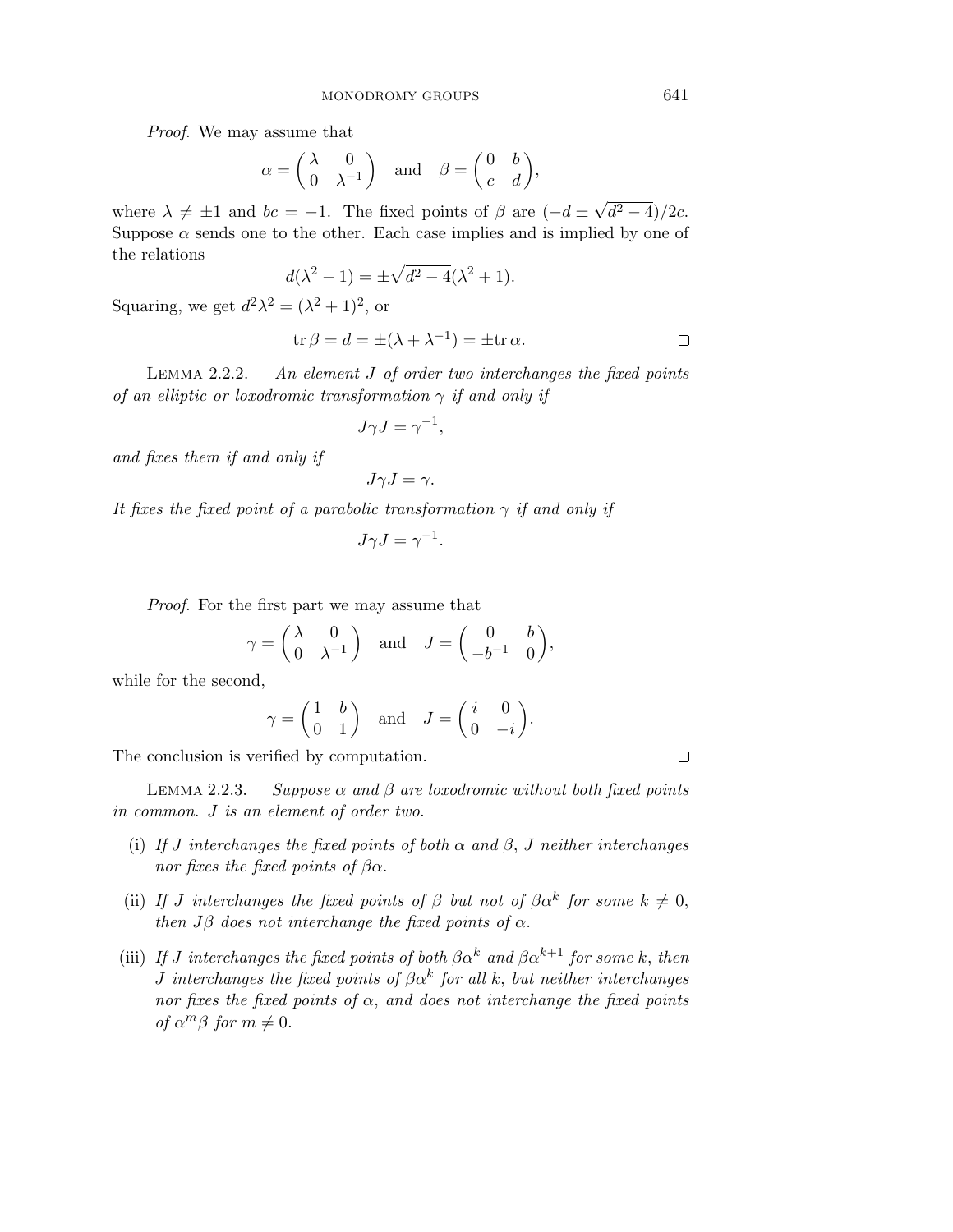*Proof.* We may assume that

$$\alpha = \begin{pmatrix} \lambda & 0 \\ 0 & \lambda^{-1} \end{pmatrix} \quad \text{and} \quad \beta = \begin{pmatrix} 0 & b \\ c & d \end{pmatrix},$$

where $\lambda \neq \pm 1$ and $bc = -1$. The fixed points of $\beta$ are $(-d \pm \sqrt{d^2 - 4})/2c$. Suppose $\alpha$ sends one to the other. Each case implies and is implied by one of the relations

$$d(\lambda^2 - 1) = \pm\sqrt{d^2 - 4}(\lambda^2 + 1).$$

Squaring, we get $d^2\lambda^2 = (\lambda^2 + 1)^2$, or

$$\operatorname{tr}\beta = d = \pm(\lambda + \lambda^{-1}) = \pm\operatorname{tr}\alpha. \qquad \square$$

Lemma 2.2.2. *An element $J$ of order two interchanges the fixed points of an elliptic or loxodromic transformation $\gamma$ if and only if*

$$J\gamma J = \gamma^{-1},$$

*and fixes them if and only if*

$$J\gamma J = \gamma.$$

*It fixes the fixed point of a parabolic transformation $\gamma$ if and only if*

$$J\gamma J = \gamma^{-1}.$$

*Proof.* For the first part we may assume that

$$\gamma = \begin{pmatrix} \lambda & 0 \\ 0 & \lambda^{-1} \end{pmatrix} \quad \text{and} \quad J = \begin{pmatrix} 0 & b \\ -b^{-1} & 0 \end{pmatrix},$$

while for the second,

$$\gamma = \begin{pmatrix} 1 & b \\ 0 & 1 \end{pmatrix} \quad \text{and} \quad J = \begin{pmatrix} i & 0 \\ 0 & -i \end{pmatrix}.$$

The conclusion is verified by computation. $\square$

Lemma 2.2.3. *Suppose $\alpha$ and $\beta$ are loxodromic without both fixed points in common. $J$ is an element of order two.*

(i) *If $J$ interchanges the fixed points of both $\alpha$ and $\beta$, $J$ neither interchanges nor fixes the fixed points of $\beta\alpha$.*

(ii) *If $J$ interchanges the fixed points of $\beta$ but not of $\beta\alpha^k$ for some $k \neq 0$, then $J\beta$ does not interchange the fixed points of $\alpha$.*

(iii) *If $J$ interchanges the fixed points of both $\beta\alpha^k$ and $\beta\alpha^{k+1}$ for some $k$, then $J$ interchanges the fixed points of $\beta\alpha^k$ for all $k$, but neither interchanges nor fixes the fixed points of $\alpha$, and does not interchange the fixed points of $\alpha^m\beta$ for $m \neq 0$.*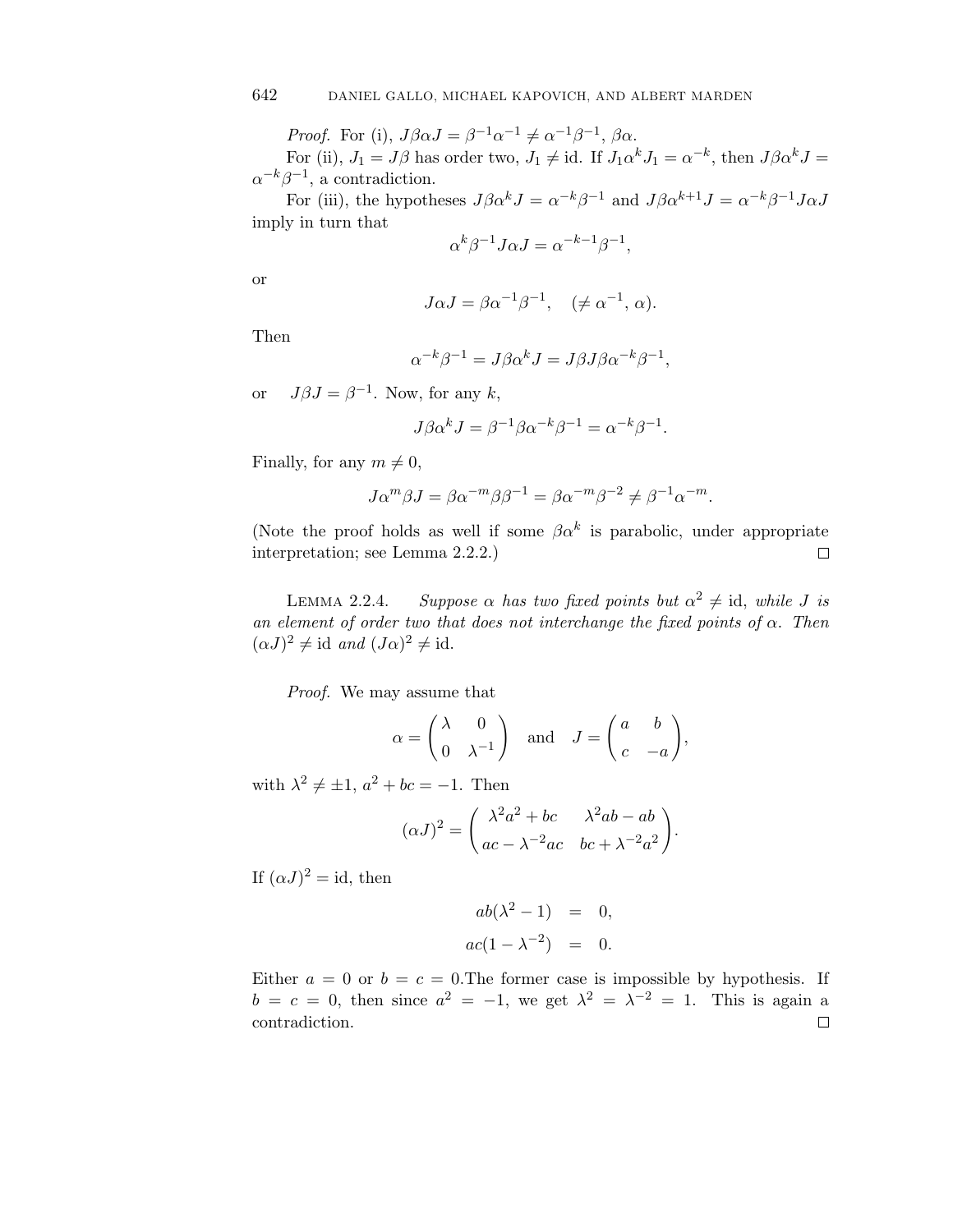*Proof.* For (i), $J\beta\alpha J = \beta^{-1}\alpha^{-1} \neq \alpha^{-1}\beta^{-1}$, $\beta\alpha$.

For (ii), $J_1 = J\beta$ has order two, $J_1 \neq \text{id}$. If $J_1\alpha^k J_1 = \alpha^{-k}$, then $J\beta\alpha^k J = \alpha^{-k}\beta^{-1}$, a contradiction.

For (iii), the hypotheses $J\beta\alpha^k J = \alpha^{-k}\beta^{-1}$ and $J\beta\alpha^{k+1}J = \alpha^{-k}\beta^{-1}J\alpha J$ imply in turn that

$$\alpha^k\beta^{-1}J\alpha J = \alpha^{-k-1}\beta^{-1},$$

or

$$J\alpha J = \beta\alpha^{-1}\beta^{-1}, \quad (\neq \alpha^{-1}, \alpha).$$

Then

$$\alpha^{-k}\beta^{-1} = J\beta\alpha^k J = J\beta J\beta\alpha^{-k}\beta^{-1},$$

or $\quad J\beta J = \beta^{-1}$. Now, for any $k$,

$$J\beta\alpha^k J = \beta^{-1}\beta\alpha^{-k}\beta^{-1} = \alpha^{-k}\beta^{-1}.$$

Finally, for any $m \neq 0$,

$$J\alpha^m\beta J = \beta\alpha^{-m}\beta\beta^{-1} = \beta\alpha^{-m}\beta^{-2} \neq \beta^{-1}\alpha^{-m}.$$

(Note the proof holds as well if some $\beta\alpha^k$ is parabolic, under appropriate interpretation; see Lemma 2.2.2.) □

LEMMA 2.2.4. *Suppose $\alpha$ has two fixed points but $\alpha^2 \neq \text{id}$, while $J$ is an element of order two that does not interchange the fixed points of $\alpha$. Then $(\alpha J)^2 \neq \text{id}$ and $(J\alpha)^2 \neq \text{id}$.*

*Proof.* We may assume that

$$\alpha = \begin{pmatrix} \lambda & 0 \\ 0 & \lambda^{-1} \end{pmatrix} \quad \text{and} \quad J = \begin{pmatrix} a & b \\ c & -a \end{pmatrix},$$

with $\lambda^2 \neq \pm 1$, $a^2 + bc = -1$. Then

$$(\alpha J)^2 = \begin{pmatrix} \lambda^2 a^2 + bc & \lambda^2 ab - ab \\ ac - \lambda^{-2}ac & bc + \lambda^{-2}a^2 \end{pmatrix}.$$

If $(\alpha J)^2 = \text{id}$, then

$$\begin{aligned} ab(\lambda^2 - 1) &= 0, \\ ac(1 - \lambda^{-2}) &= 0. \end{aligned}$$

Either $a = 0$ or $b = c = 0$.The former case is impossible by hypothesis. If $b = c = 0$, then since $a^2 = -1$, we get $\lambda^2 = \lambda^{-2} = 1$. This is again a contradiction. □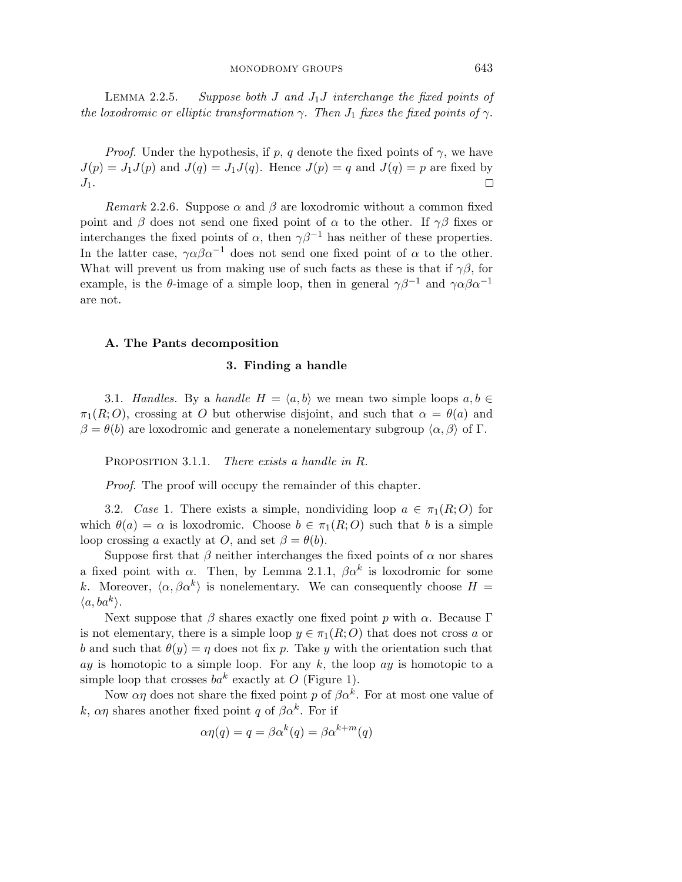LEMMA 2.2.5. *Suppose both $J$ and $J_1J$ interchange the fixed points of the loxodromic or elliptic transformation $\gamma$. Then $J_1$ fixes the fixed points of $\gamma$.*

*Proof.* Under the hypothesis, if $p$, $q$ denote the fixed points of $\gamma$, we have $J(p) = J_1J(p)$ and $J(q) = J_1J(q)$. Hence $J(p) = q$ and $J(q) = p$ are fixed by $J_1$. □

*Remark* 2.2.6. Suppose $\alpha$ and $\beta$ are loxodromic without a common fixed point and $\beta$ does not send one fixed point of $\alpha$ to the other. If $\gamma\beta$ fixes or interchanges the fixed points of $\alpha$, then $\gamma\beta^{-1}$ has neither of these properties. In the latter case, $\gamma\alpha\beta\alpha^{-1}$ does not send one fixed point of $\alpha$ to the other. What will prevent us from making use of such facts as these is that if $\gamma\beta$, for example, is the $\theta$-image of a simple loop, then in general $\gamma\beta^{-1}$ and $\gamma\alpha\beta\alpha^{-1}$ are not.

## A. The Pants decomposition

### 3. Finding a handle

3.1. *Handles.* By a *handle* $H = \langle a, b\rangle$ we mean two simple loops $a, b \in \pi_1(R; O)$, crossing at $O$ but otherwise disjoint, and such that $\alpha = \theta(a)$ and $\beta = \theta(b)$ are loxodromic and generate a nonelementary subgroup $\langle \alpha, \beta\rangle$ of $\Gamma$.

PROPOSITION 3.1.1. *There exists a handle in $R$.*

*Proof.* The proof will occupy the remainder of this chapter.

3.2. *Case* 1. There exists a simple, nondividing loop $a \in \pi_1(R; O)$ for which $\theta(a) = \alpha$ is loxodromic. Choose $b \in \pi_1(R; O)$ such that $b$ is a simple loop crossing $a$ exactly at $O$, and set $\beta = \theta(b)$.

Suppose first that $\beta$ neither interchanges the fixed points of $\alpha$ nor shares a fixed point with $\alpha$. Then, by Lemma 2.1.1, $\beta\alpha^k$ is loxodromic for some $k$. Moreover, $\langle \alpha, \beta\alpha^k\rangle$ is nonelementary. We can consequently choose $H = \langle a, ba^k\rangle$.

Next suppose that $\beta$ shares exactly one fixed point $p$ with $\alpha$. Because $\Gamma$ is not elementary, there is a simple loop $y \in \pi_1(R; O)$ that does not cross $a$ or $b$ and such that $\theta(y) = \eta$ does not fix $p$. Take $y$ with the orientation such that $ay$ is homotopic to a simple loop. For any $k$, the loop $ay$ is homotopic to a simple loop that crosses $ba^k$ exactly at $O$ (Figure 1).

Now $\alpha\eta$ does not share the fixed point $p$ of $\beta\alpha^k$. For at most one value of $k$, $\alpha\eta$ shares another fixed point $q$ of $\beta\alpha^k$. For if

$$\alpha\eta(q) = q = \beta\alpha^k(q) = \beta\alpha^{k+m}(q)$$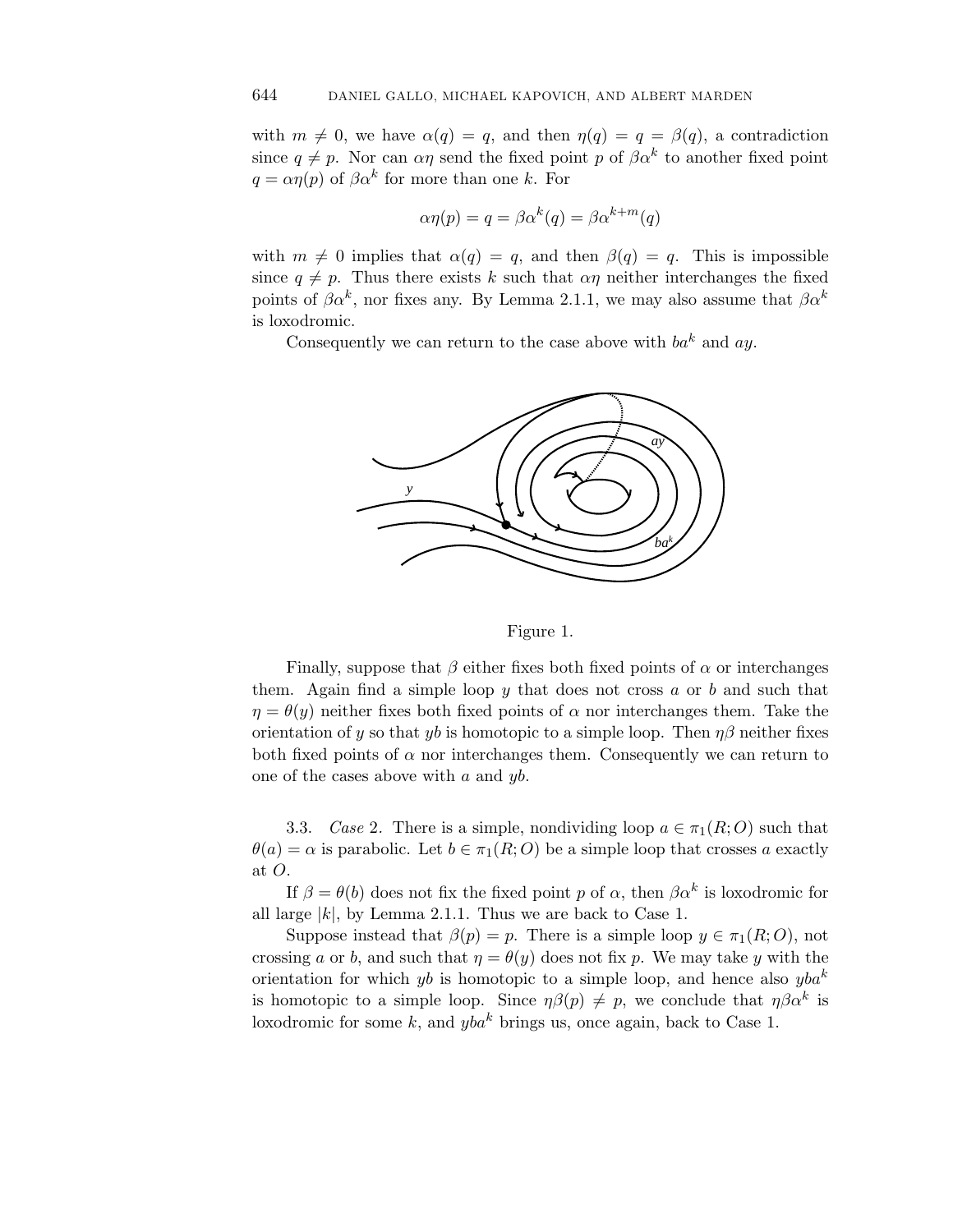with $m \neq 0$, we have $\alpha(q) = q$, and then $\eta(q) = q = \beta(q)$, a contradiction since $q \neq p$. Nor can $\alpha\eta$ send the fixed point $p$ of $\beta\alpha^k$ to another fixed point $q = \alpha\eta(p)$ of $\beta\alpha^k$ for more than one $k$. For

$$\alpha\eta(p) = q = \beta\alpha^k(q) = \beta\alpha^{k+m}(q)$$

with $m \neq 0$ implies that $\alpha(q) = q$, and then $\beta(q) = q$. This is impossible since $q \neq p$. Thus there exists $k$ such that $\alpha\eta$ neither interchanges the fixed points of $\beta\alpha^k$, nor fixes any. By Lemma 2.1.1, we may also assume that $\beta\alpha^k$ is loxodromic.

Consequently we can return to the case above with $ba^k$ and $ay$.

Figure 1.

Finally, suppose that $\beta$ either fixes both fixed points of $\alpha$ or interchanges them. Again find a simple loop $y$ that does not cross $a$ or $b$ and such that $\eta = \theta(y)$ neither fixes both fixed points of $\alpha$ nor interchanges them. Take the orientation of $y$ so that $yb$ is homotopic to a simple loop. Then $\eta\beta$ neither fixes both fixed points of $\alpha$ nor interchanges them. Consequently we can return to one of the cases above with $a$ and $yb$.

3.3. *Case* 2. There is a simple, nondividing loop $a \in \pi_1(R; O)$ such that $\theta(a) = \alpha$ is parabolic. Let $b \in \pi_1(R; O)$ be a simple loop that crosses $a$ exactly at $O$.

If $\beta = \theta(b)$ does not fix the fixed point $p$ of $\alpha$, then $\beta\alpha^k$ is loxodromic for all large $|k|$, by Lemma 2.1.1. Thus we are back to Case 1.

Suppose instead that $\beta(p) = p$. There is a simple loop $y \in \pi_1(R; O)$, not crossing $a$ or $b$, and such that $\eta = \theta(y)$ does not fix $p$. We may take $y$ with the orientation for which $yb$ is homotopic to a simple loop, and hence also $yba^k$ is homotopic to a simple loop. Since $\eta\beta(p) \neq p$, we conclude that $\eta\beta\alpha^k$ is loxodromic for some $k$, and $yba^k$ brings us, once again, back to Case 1.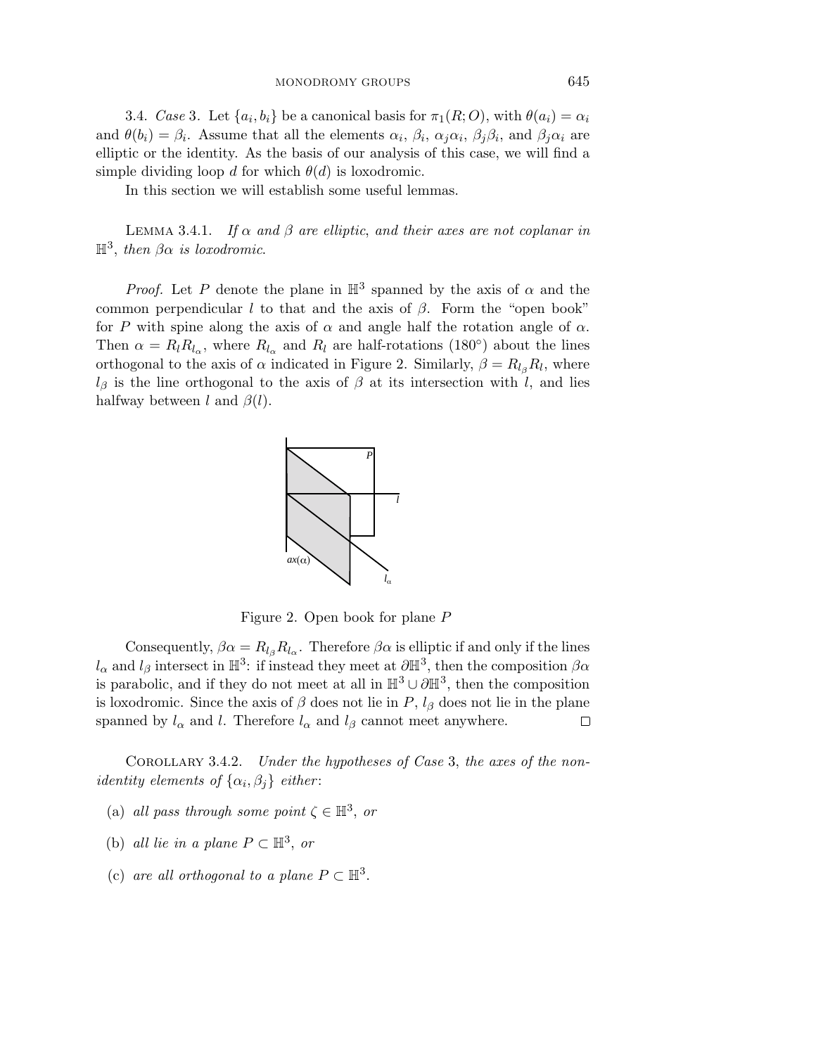3.4. *Case* 3. Let $\{a_i, b_i\}$ be a canonical basis for $\pi_1(R; O)$, with $\theta(a_i) = \alpha_i$ and $\theta(b_i) = \beta_i$. Assume that all the elements $\alpha_i$, $\beta_i$, $\alpha_j\alpha_i$, $\beta_j\beta_i$, and $\beta_j\alpha_i$ are elliptic or the identity. As the basis of our analysis of this case, we will find a simple dividing loop $d$ for which $\theta(d)$ is loxodromic.

In this section we will establish some useful lemmas.

LEMMA 3.4.1. *If $\alpha$ and $\beta$ are elliptic, and their axes are not coplanar in $\mathbb{H}^3$, then $\beta\alpha$ is loxodromic.*

*Proof.* Let $P$ denote the plane in $\mathbb{H}^3$ spanned by the axis of $\alpha$ and the common perpendicular $l$ to that and the axis of $\beta$. Form the "open book" for $P$ with spine along the axis of $\alpha$ and angle half the rotation angle of $\alpha$. Then $\alpha = R_l R_{l_\alpha}$, where $R_{l_\alpha}$ and $R_l$ are half-rotations (180°) about the lines orthogonal to the axis of $\alpha$ indicated in Figure 2. Similarly, $\beta = R_{l_\beta} R_l$, where $l_\beta$ is the line orthogonal to the axis of $\beta$ at its intersection with $l$, and lies halfway between $l$ and $\beta(l)$.

Figure 2. Open book for plane $P$

Consequently, $\beta\alpha = R_{l_\beta} R_{l_\alpha}$. Therefore $\beta\alpha$ is elliptic if and only if the lines $l_\alpha$ and $l_\beta$ intersect in $\mathbb{H}^3$: if instead they meet at $\partial\mathbb{H}^3$, then the composition $\beta\alpha$ is parabolic, and if they do not meet at all in $\mathbb{H}^3 \cup \partial\mathbb{H}^3$, then the composition is loxodromic. Since the axis of $\beta$ does not lie in $P$, $l_\beta$ does not lie in the plane spanned by $l_\alpha$ and $l$. Therefore $l_\alpha$ and $l_\beta$ cannot meet anywhere. □

COROLLARY 3.4.2. *Under the hypotheses of Case* 3, *the axes of the non-identity elements of $\{\alpha_i, \beta_j\}$ either*:

(a) *all pass through some point $\zeta \in \mathbb{H}^3$, or*

(b) *all lie in a plane $P \subset \mathbb{H}^3$, or*

(c) *are all orthogonal to a plane $P \subset \mathbb{H}^3$.*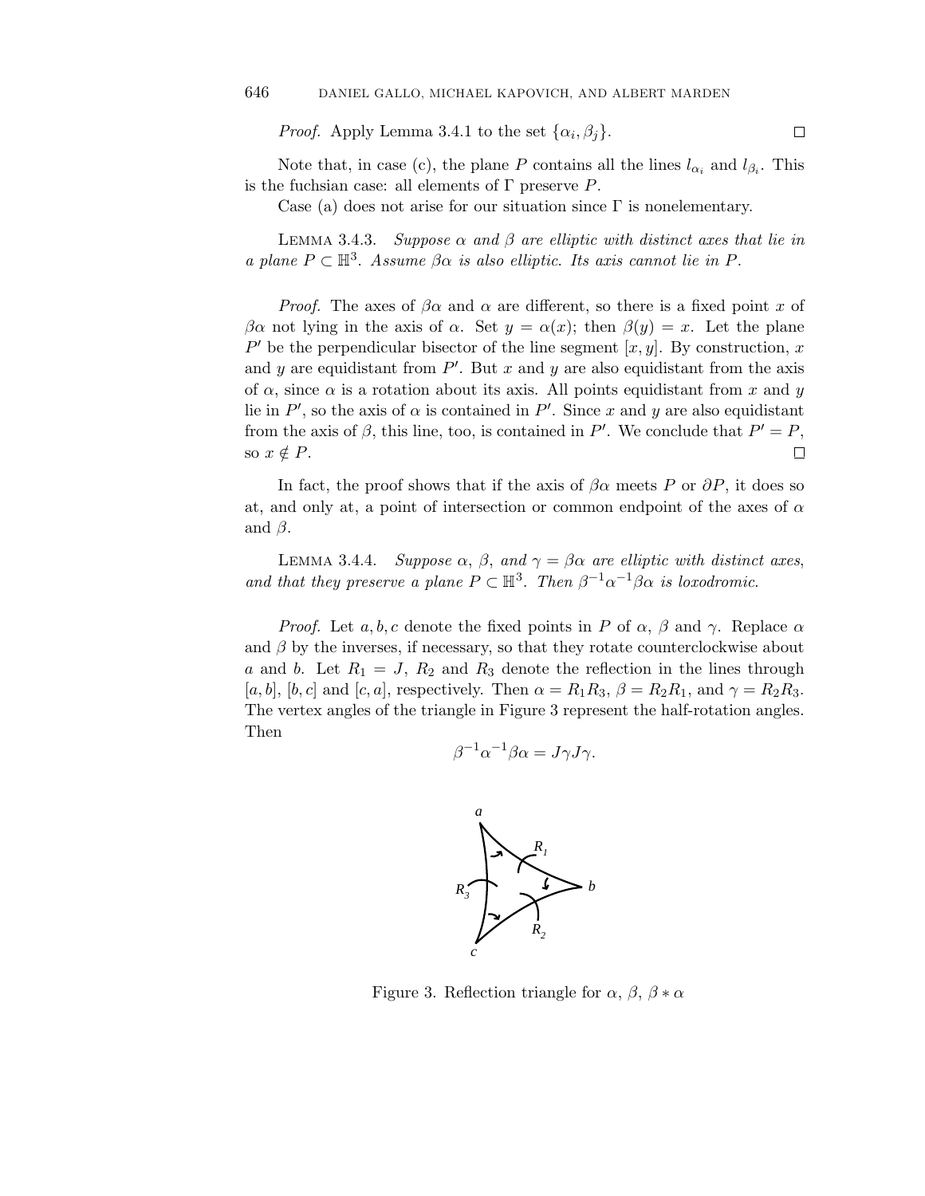*Proof.* Apply Lemma 3.4.1 to the set $\{\alpha_i, \beta_j\}$. $\square$

Note that, in case (c), the plane $P$ contains all the lines $l_{\alpha_i}$ and $l_{\beta_i}$. This is the fuchsian case: all elements of $\Gamma$ preserve $P$.

Case (a) does not arise for our situation since $\Gamma$ is nonelementary.

Lemma 3.4.3. *Suppose $\alpha$ and $\beta$ are elliptic with distinct axes that lie in a plane $P \subset \mathbb{H}^3$. Assume $\beta\alpha$ is also elliptic. Its axis cannot lie in $P$.*

*Proof.* The axes of $\beta\alpha$ and $\alpha$ are different, so there is a fixed point $x$ of $\beta\alpha$ not lying in the axis of $\alpha$. Set $y = \alpha(x)$; then $\beta(y) = x$. Let the plane $P'$ be the perpendicular bisector of the line segment $[x, y]$. By construction, $x$ and $y$ are equidistant from $P'$. But $x$ and $y$ are also equidistant from the axis of $\alpha$, since $\alpha$ is a rotation about its axis. All points equidistant from $x$ and $y$ lie in $P'$, so the axis of $\alpha$ is contained in $P'$. Since $x$ and $y$ are also equidistant from the axis of $\beta$, this line, too, is contained in $P'$. We conclude that $P' = P$, so $x \notin P$. $\square$

In fact, the proof shows that if the axis of $\beta\alpha$ meets $P$ or $\partial P$, it does so at, and only at, a point of intersection or common endpoint of the axes of $\alpha$ and $\beta$.

Lemma 3.4.4. *Suppose $\alpha$, $\beta$, and $\gamma = \beta\alpha$ are elliptic with distinct axes, and that they preserve a plane $P \subset \mathbb{H}^3$. Then $\beta^{-1}\alpha^{-1}\beta\alpha$ is loxodromic.*

*Proof.* Let $a, b, c$ denote the fixed points in $P$ of $\alpha$, $\beta$ and $\gamma$. Replace $\alpha$ and $\beta$ by the inverses, if necessary, so that they rotate counterclockwise about $a$ and $b$. Let $R_1 = J$, $R_2$ and $R_3$ denote the reflection in the lines through $[a, b]$, $[b, c]$ and $[c, a]$, respectively. Then $\alpha = R_1R_3$, $\beta = R_2R_1$, and $\gamma = R_2R_3$. The vertex angles of the triangle in Figure 3 represent the half-rotation angles. Then

$$\beta^{-1}\alpha^{-1}\beta\alpha = J\gamma J\gamma.$$

Figure 3. Reflection triangle for $\alpha$, $\beta$, $\beta * \alpha$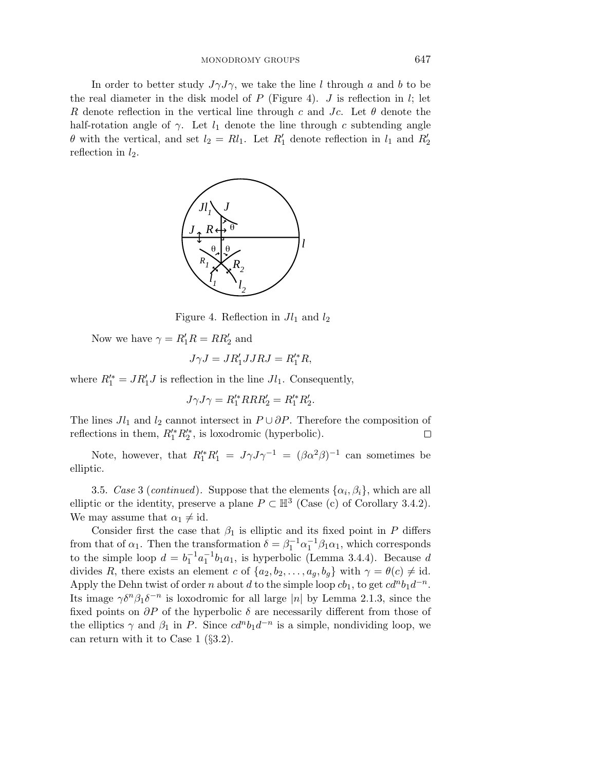In order to better study $J\gamma J\gamma$, we take the line $l$ through $a$ and $b$ to be the real diameter in the disk model of $P$ (Figure 4). $J$ is reflection in $l$; let $R$ denote reflection in the vertical line through $c$ and $Jc$. Let $\theta$ denote the half-rotation angle of $\gamma$. Let $l_1$ denote the line through $c$ subtending angle $\theta$ with the vertical, and set $l_2 = Rl_1$. Let $R_1'$ denote reflection in $l_1$ and $R_2'$ reflection in $l_2$.

Figure 4. Reflection in $Jl_1$ and $l_2$

Now we have $\gamma = R_1'R = RR_2'$ and

$$J\gamma J = JR_1'JJRJ = R_1'^*R,$$

where $R_1'^* = JR_1'J$ is reflection in the line $Jl_1$. Consequently,

$$J\gamma J\gamma = R_1'^*RRR_2' = R_1'^*R_2'.$$

The lines $Jl_1$ and $l_2$ cannot intersect in $P \cup \partial P$. Therefore the composition of reflections in them, $R_1'^*R_2'^*$, is loxodromic (hyperbolic). $\square$

Note, however, that $R_1'^*R_1' = J\gamma J\gamma^{-1} = (\beta\alpha^2\beta)^{-1}$ can sometimes be elliptic.

3.5. *Case* 3 (*continued*). Suppose that the elements $\{\alpha_i, \beta_i\}$, which are all elliptic or the identity, preserve a plane $P \subset \mathbb{H}^3$ (Case (c) of Corollary 3.4.2). We may assume that $\alpha_1 \neq \text{id}$.

Consider first the case that $\beta_1$ is elliptic and its fixed point in $P$ differs from that of $\alpha_1$. Then the transformation $\delta = \beta_1^{-1}\alpha_1^{-1}\beta_1\alpha_1$, which corresponds to the simple loop $d = b_1^{-1}a_1^{-1}b_1a_1$, is hyperbolic (Lemma 3.4.4). Because $d$ divides $R$, there exists an element $c$ of $\{a_2, b_2, \ldots, a_g, b_g\}$ with $\gamma = \theta(c) \neq \text{id}$. Apply the Dehn twist of order $n$ about $d$ to the simple loop $cb_1$, to get $cd^nb_1d^{-n}$. Its image $\gamma\delta^n\beta_1\delta^{-n}$ is loxodromic for all large $|n|$ by Lemma 2.1.3, since the fixed points on $\partial P$ of the hyperbolic $\delta$ are necessarily different from those of the elliptics $\gamma$ and $\beta_1$ in $P$. Since $cd^nb_1d^{-n}$ is a simple, nondividing loop, we can return with it to Case 1 (§3.2).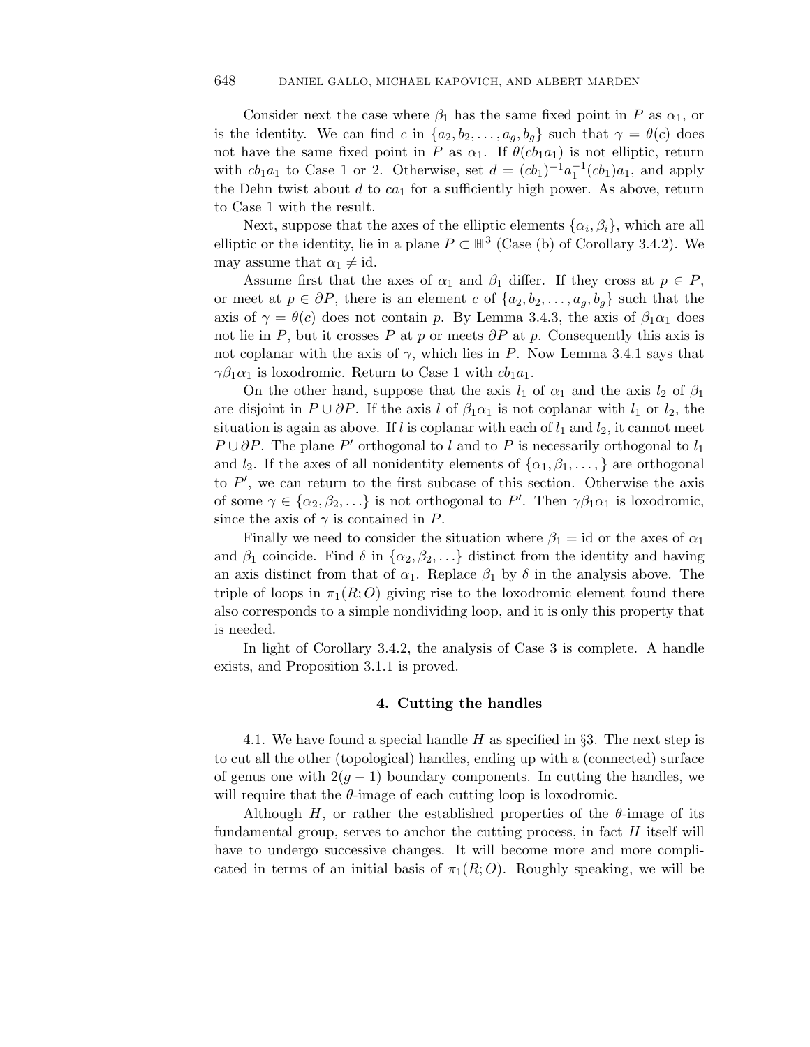Consider next the case where $\beta_1$ has the same fixed point in $P$ as $\alpha_1$, or is the identity. We can find $c$ in $\{a_2, b_2, \ldots, a_g, b_g\}$ such that $\gamma = \theta(c)$ does not have the same fixed point in $P$ as $\alpha_1$. If $\theta(cb_1a_1)$ is not elliptic, return with $cb_1a_1$ to Case 1 or 2. Otherwise, set $d = (cb_1)^{-1}a_1^{-1}(cb_1)a_1$, and apply the Dehn twist about $d$ to $ca_1$ for a sufficiently high power. As above, return to Case 1 with the result.

Next, suppose that the axes of the elliptic elements $\{\alpha_i, \beta_i\}$, which are all elliptic or the identity, lie in a plane $P \subset \mathbb{H}^3$ (Case (b) of Corollary 3.4.2). We may assume that $\alpha_1 \neq \text{id}$.

Assume first that the axes of $\alpha_1$ and $\beta_1$ differ. If they cross at $p \in P$, or meet at $p \in \partial P$, there is an element $c$ of $\{a_2, b_2, \ldots, a_g, b_g\}$ such that the axis of $\gamma = \theta(c)$ does not contain $p$. By Lemma 3.4.3, the axis of $\beta_1\alpha_1$ does not lie in $P$, but it crosses $P$ at $p$ or meets $\partial P$ at $p$. Consequently this axis is not coplanar with the axis of $\gamma$, which lies in $P$. Now Lemma 3.4.1 says that $\gamma\beta_1\alpha_1$ is loxodromic. Return to Case 1 with $cb_1a_1$.

On the other hand, suppose that the axis $l_1$ of $\alpha_1$ and the axis $l_2$ of $\beta_1$ are disjoint in $P \cup \partial P$. If the axis $l$ of $\beta_1\alpha_1$ is not coplanar with $l_1$ or $l_2$, the situation is again as above. If $l$ is coplanar with each of $l_1$ and $l_2$, it cannot meet $P \cup \partial P$. The plane $P'$ orthogonal to $l$ and to $P$ is necessarily orthogonal to $l_1$ and $l_2$. If the axes of all nonidentity elements of $\{\alpha_1, \beta_1, \ldots,\}$ are orthogonal to $P'$, we can return to the first subcase of this section. Otherwise the axis of some $\gamma \in \{\alpha_2, \beta_2, \ldots\}$ is not orthogonal to $P'$. Then $\gamma\beta_1\alpha_1$ is loxodromic, since the axis of $\gamma$ is contained in $P$.

Finally we need to consider the situation where $\beta_1 = \text{id}$ or the axes of $\alpha_1$ and $\beta_1$ coincide. Find $\delta$ in $\{\alpha_2, \beta_2, \ldots\}$ distinct from the identity and having an axis distinct from that of $\alpha_1$. Replace $\beta_1$ by $\delta$ in the analysis above. The triple of loops in $\pi_1(R; O)$ giving rise to the loxodromic element found there also corresponds to a simple nondividing loop, and it is only this property that is needed.

In light of Corollary 3.4.2, the analysis of Case 3 is complete. A handle exists, and Proposition 3.1.1 is proved.

## 4. Cutting the handles

4.1. We have found a special handle $H$ as specified in §3. The next step is to cut all the other (topological) handles, ending up with a (connected) surface of genus one with $2(g-1)$ boundary components. In cutting the handles, we will require that the $\theta$-image of each cutting loop is loxodromic.

Although $H$, or rather the established properties of the $\theta$-image of its fundamental group, serves to anchor the cutting process, in fact $H$ itself will have to undergo successive changes. It will become more and more complicated in terms of an initial basis of $\pi_1(R; O)$. Roughly speaking, we will be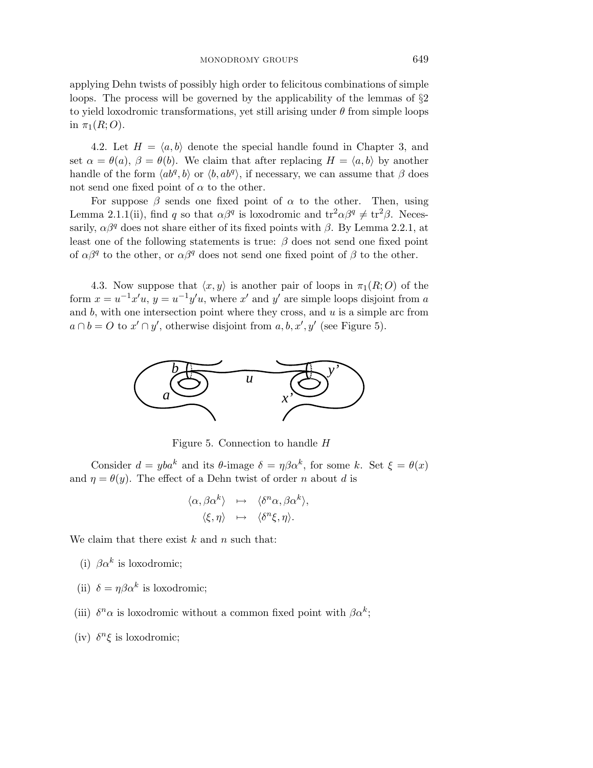applying Dehn twists of possibly high order to felicitous combinations of simple loops. The process will be governed by the applicability of the lemmas of §2 to yield loxodromic transformations, yet still arising under $\theta$ from simple loops in $\pi_1(R;O)$.

4.2. Let $H = \langle a, b\rangle$ denote the special handle found in Chapter 3, and set $\alpha = \theta(a)$, $\beta = \theta(b)$. We claim that after replacing $H = \langle a, b\rangle$ by another handle of the form $\langle ab^q, b\rangle$ or $\langle b, ab^q\rangle$, if necessary, we can assume that $\beta$ does not send one fixed point of $\alpha$ to the other.

For suppose $\beta$ sends one fixed point of $\alpha$ to the other. Then, using Lemma 2.1.1(ii), find $q$ so that $\alpha\beta^q$ is loxodromic and $\mathrm{tr}^2\alpha\beta^q \neq \mathrm{tr}^2\beta$. Necessarily, $\alpha\beta^q$ does not share either of its fixed points with $\beta$. By Lemma 2.2.1, at least one of the following statements is true: $\beta$ does not send one fixed point of $\alpha\beta^q$ to the other, or $\alpha\beta^q$ does not send one fixed point of $\beta$ to the other.

4.3. Now suppose that $\langle x, y\rangle$ is another pair of loops in $\pi_1(R;O)$ of the form $x = u^{-1}x'u$, $y = u^{-1}y'u$, where $x'$ and $y'$ are simple loops disjoint from $a$ and $b$, with one intersection point where they cross, and $u$ is a simple arc from $a \cap b = O$ to $x' \cap y'$, otherwise disjoint from $a, b, x', y'$ (see Figure 5).

Figure 5. Connection to handle $H$

Consider $d = yba^k$ and its $\theta$-image $\delta = \eta\beta\alpha^k$, for some $k$. Set $\xi = \theta(x)$ and $\eta = \theta(y)$. The effect of a Dehn twist of order $n$ about $d$ is

$$\begin{aligned}\langle \alpha, \beta\alpha^k\rangle &\mapsto \langle \delta^n\alpha, \beta\alpha^k\rangle,\\ \langle \xi, \eta\rangle &\mapsto \langle \delta^n\xi, \eta\rangle.\end{aligned}$$

We claim that there exist $k$ and $n$ such that:

(i) $\beta\alpha^k$ is loxodromic;

(ii) $\delta = \eta\beta\alpha^k$ is loxodromic;

(iii) $\delta^n\alpha$ is loxodromic without a common fixed point with $\beta\alpha^k$;

(iv) $\delta^n\xi$ is loxodromic;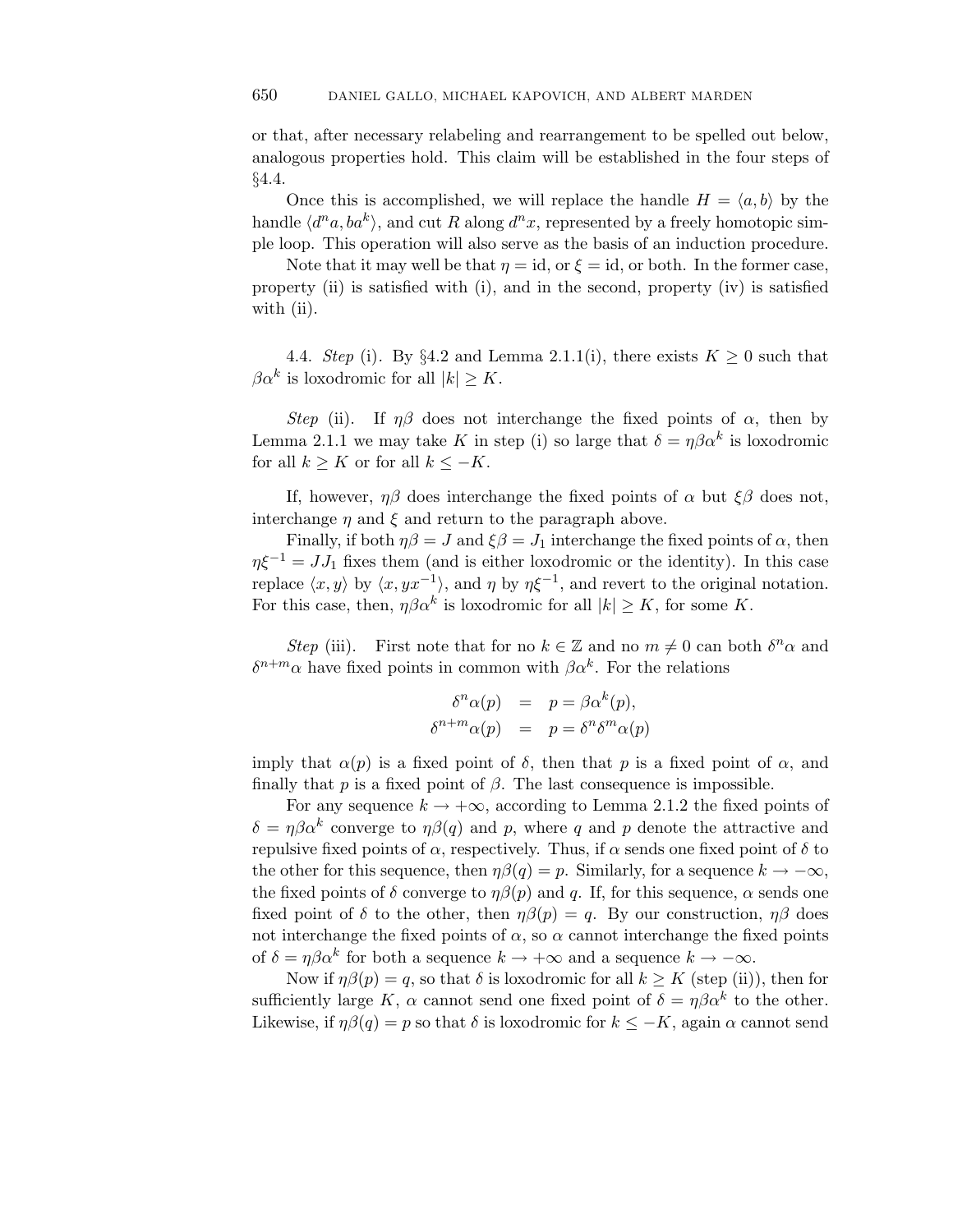or that, after necessary relabeling and rearrangement to be spelled out below, analogous properties hold. This claim will be established in the four steps of §4.4.

Once this is accomplished, we will replace the handle $H = \langle a, b\rangle$ by the handle $\langle d^n a, ba^k\rangle$, and cut $R$ along $d^n x$, represented by a freely homotopic simple loop. This operation will also serve as the basis of an induction procedure.

Note that it may well be that $\eta = \mathrm{id}$, or $\xi = \mathrm{id}$, or both. In the former case, property (ii) is satisfied with (i), and in the second, property (iv) is satisfied with (ii).

4.4. *Step* (i). By §4.2 and Lemma 2.1.1(i), there exists $K \geq 0$ such that $\beta\alpha^k$ is loxodromic for all $|k| \geq K$.

*Step* (ii). If $\eta\beta$ does not interchange the fixed points of $\alpha$, then by Lemma 2.1.1 we may take $K$ in step (i) so large that $\delta = \eta\beta\alpha^k$ is loxodromic for all $k \geq K$ or for all $k \leq -K$.

If, however, $\eta\beta$ does interchange the fixed points of $\alpha$ but $\xi\beta$ does not, interchange $\eta$ and $\xi$ and return to the paragraph above.

Finally, if both $\eta\beta = J$ and $\xi\beta = J_1$ interchange the fixed points of $\alpha$, then $\eta\xi^{-1} = JJ_1$ fixes them (and is either loxodromic or the identity). In this case replace $\langle x, y\rangle$ by $\langle x, yx^{-1}\rangle$, and $\eta$ by $\eta\xi^{-1}$, and revert to the original notation. For this case, then, $\eta\beta\alpha^k$ is loxodromic for all $|k| \geq K$, for some $K$.

*Step* (iii). First note that for no $k \in \mathbb{Z}$ and no $m \neq 0$ can both $\delta^n\alpha$ and $\delta^{n+m}\alpha$ have fixed points in common with $\beta\alpha^k$. For the relations

$$\begin{aligned} \delta^n\alpha(p) &= p = \beta\alpha^k(p), \\ \delta^{n+m}\alpha(p) &= p = \delta^n\delta^m\alpha(p) \end{aligned}$$

imply that $\alpha(p)$ is a fixed point of $\delta$, then that $p$ is a fixed point of $\alpha$, and finally that $p$ is a fixed point of $\beta$. The last consequence is impossible.

For any sequence $k \to +\infty$, according to Lemma 2.1.2 the fixed points of $\delta = \eta\beta\alpha^k$ converge to $\eta\beta(q)$ and $p$, where $q$ and $p$ denote the attractive and repulsive fixed points of $\alpha$, respectively. Thus, if $\alpha$ sends one fixed point of $\delta$ to the other for this sequence, then $\eta\beta(q) = p$. Similarly, for a sequence $k \to -\infty$, the fixed points of $\delta$ converge to $\eta\beta(p)$ and $q$. If, for this sequence, $\alpha$ sends one fixed point of $\delta$ to the other, then $\eta\beta(p) = q$. By our construction, $\eta\beta$ does not interchange the fixed points of $\alpha$, so $\alpha$ cannot interchange the fixed points of $\delta = \eta\beta\alpha^k$ for both a sequence $k \to +\infty$ and a sequence $k \to -\infty$.

Now if $\eta\beta(p) = q$, so that $\delta$ is loxodromic for all $k \geq K$ (step (ii)), then for sufficiently large $K$, $\alpha$ cannot send one fixed point of $\delta = \eta\beta\alpha^k$ to the other. Likewise, if $\eta\beta(q) = p$ so that $\delta$ is loxodromic for $k \leq -K$, again $\alpha$ cannot send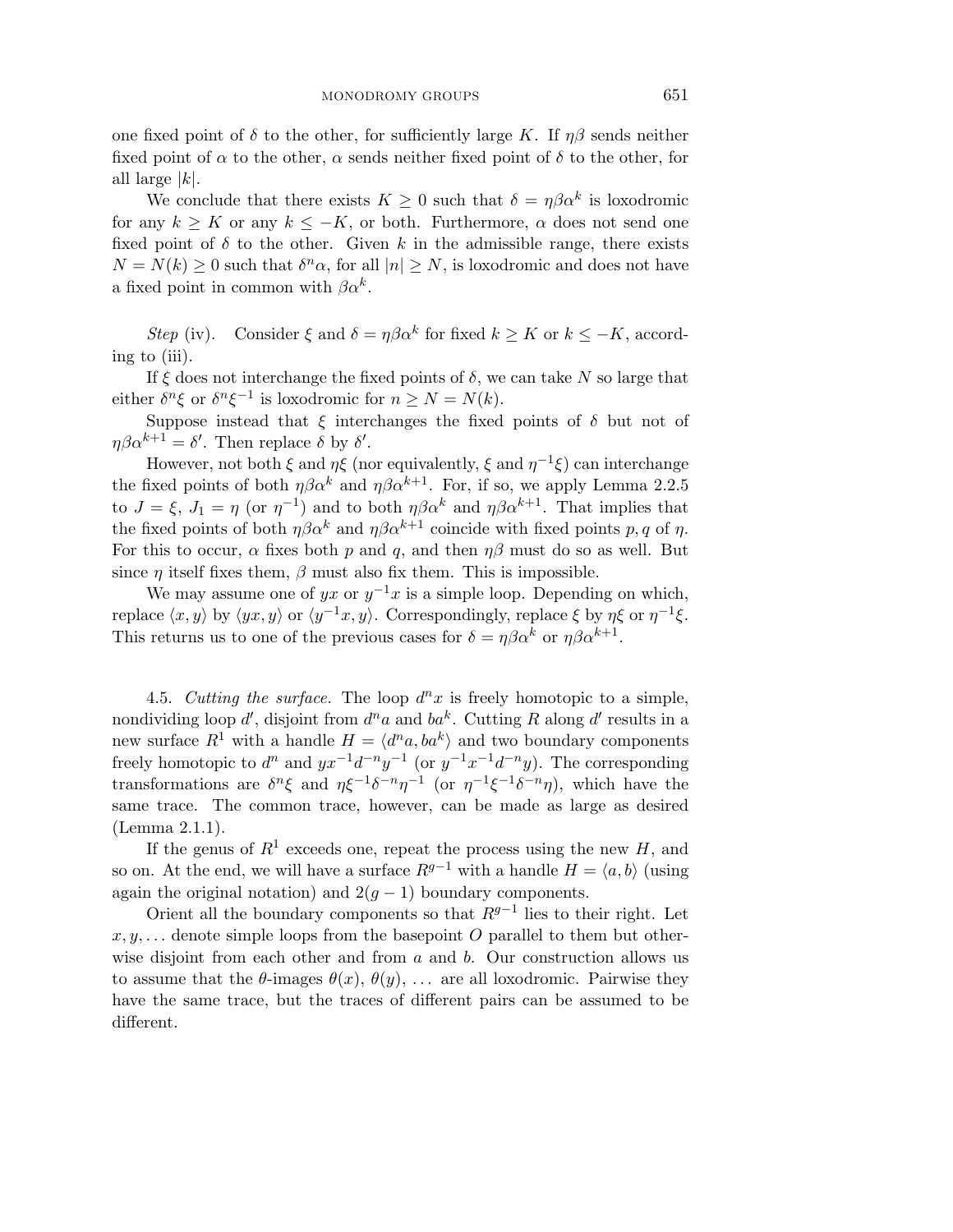one fixed point of $\delta$ to the other, for sufficiently large $K$. If $\eta\beta$ sends neither fixed point of $\alpha$ to the other, $\alpha$ sends neither fixed point of $\delta$ to the other, for all large $|k|$.

We conclude that there exists $K \geq 0$ such that $\delta = \eta\beta\alpha^k$ is loxodromic for any $k \geq K$ or any $k \leq -K$, or both. Furthermore, $\alpha$ does not send one fixed point of $\delta$ to the other. Given $k$ in the admissible range, there exists $N = N(k) \geq 0$ such that $\delta^n\alpha$, for all $|n| \geq N$, is loxodromic and does not have a fixed point in common with $\beta\alpha^k$.

*Step* (iv). Consider $\xi$ and $\delta = \eta\beta\alpha^k$ for fixed $k \geq K$ or $k \leq -K$, according to (iii).

If $\xi$ does not interchange the fixed points of $\delta$, we can take $N$ so large that either $\delta^n\xi$ or $\delta^n\xi^{-1}$ is loxodromic for $n \geq N = N(k)$.

Suppose instead that $\xi$ interchanges the fixed points of $\delta$ but not of $\eta\beta\alpha^{k+1} = \delta'$. Then replace $\delta$ by $\delta'$.

However, not both $\xi$ and $\eta\xi$ (nor equivalently, $\xi$ and $\eta^{-1}\xi$) can interchange the fixed points of both $\eta\beta\alpha^k$ and $\eta\beta\alpha^{k+1}$. For, if so, we apply Lemma 2.2.5 to $J = \xi$, $J_1 = \eta$ (or $\eta^{-1}$) and to both $\eta\beta\alpha^k$ and $\eta\beta\alpha^{k+1}$. That implies that the fixed points of both $\eta\beta\alpha^k$ and $\eta\beta\alpha^{k+1}$ coincide with fixed points $p, q$ of $\eta$. For this to occur, $\alpha$ fixes both $p$ and $q$, and then $\eta\beta$ must do so as well. But since $\eta$ itself fixes them, $\beta$ must also fix them. This is impossible.

We may assume one of $yx$ or $y^{-1}x$ is a simple loop. Depending on which, replace $\langle x, y\rangle$ by $\langle yx, y\rangle$ or $\langle y^{-1}x, y\rangle$. Correspondingly, replace $\xi$ by $\eta\xi$ or $\eta^{-1}\xi$. This returns us to one of the previous cases for $\delta = \eta\beta\alpha^k$ or $\eta\beta\alpha^{k+1}$.

4.5. *Cutting the surface.* The loop $d^n x$ is freely homotopic to a simple, nondividing loop $d'$, disjoint from $d^n a$ and $ba^k$. Cutting $R$ along $d'$ results in a new surface $R^1$ with a handle $H = \langle d^n a, ba^k\rangle$ and two boundary components freely homotopic to $d^n$ and $yx^{-1}d^{-n}y^{-1}$ (or $y^{-1}x^{-1}d^{-n}y$). The corresponding transformations are $\delta^n\xi$ and $\eta\xi^{-1}\delta^{-n}\eta^{-1}$ (or $\eta^{-1}\xi^{-1}\delta^{-n}\eta$), which have the same trace. The common trace, however, can be made as large as desired (Lemma 2.1.1).

If the genus of $R^1$ exceeds one, repeat the process using the new $H$, and so on. At the end, we will have a surface $R^{g-1}$ with a handle $H = \langle a, b\rangle$ (using again the original notation) and $2(g-1)$ boundary components.

Orient all the boundary components so that $R^{g-1}$ lies to their right. Let $x, y, \ldots$ denote simple loops from the basepoint $O$ parallel to them but otherwise disjoint from each other and from $a$ and $b$. Our construction allows us to assume that the $\theta$-images $\theta(x)$, $\theta(y)$, $\ldots$ are all loxodromic. Pairwise they have the same trace, but the traces of different pairs can be assumed to be different.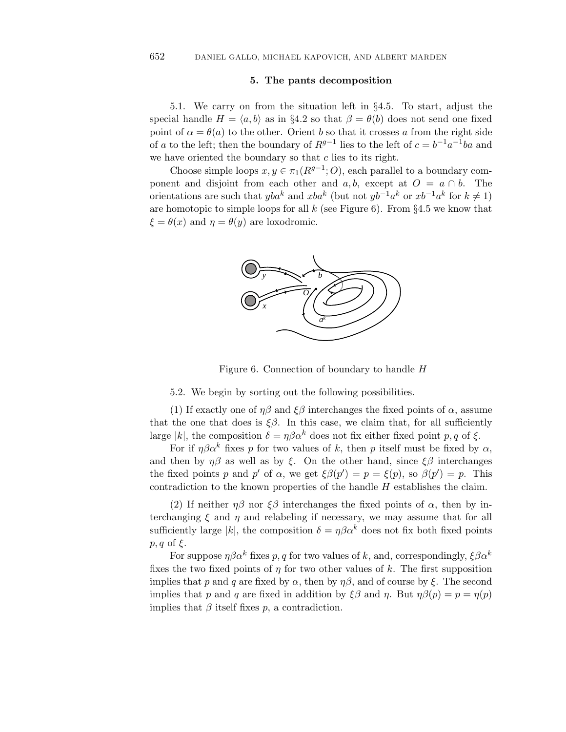## 5. The pants decomposition

5.1. We carry on from the situation left in §4.5. To start, adjust the special handle $H = \langle a, b\rangle$ as in §4.2 so that $\beta = \theta(b)$ does not send one fixed point of $\alpha = \theta(a)$ to the other. Orient $b$ so that it crosses $a$ from the right side of $a$ to the left; then the boundary of $R^{g-1}$ lies to the left of $c = b^{-1}a^{-1}ba$ and we have oriented the boundary so that $c$ lies to its right.

Choose simple loops $x, y \in \pi_1(R^{g-1}; O)$, each parallel to a boundary component and disjoint from each other and $a, b$, except at $O = a \cap b$. The orientations are such that $yba^k$ and $xba^k$ (but not $yb^{-1}a^k$ or $xb^{-1}a^k$ for $k \neq 1$) are homotopic to simple loops for all $k$ (see Figure 6). From §4.5 we know that $\xi = \theta(x)$ and $\eta = \theta(y)$ are loxodromic.

Figure 6. Connection of boundary to handle $H$

5.2. We begin by sorting out the following possibilities.

(1) If exactly one of $\eta\beta$ and $\xi\beta$ interchanges the fixed points of $\alpha$, assume that the one that does is $\xi\beta$. In this case, we claim that, for all sufficiently large $|k|$, the composition $\delta = \eta\beta\alpha^k$ does not fix either fixed point $p, q$ of $\xi$.

For if $\eta\beta\alpha^k$ fixes $p$ for two values of $k$, then $p$ itself must be fixed by $\alpha$, and then by $\eta\beta$ as well as by $\xi$. On the other hand, since $\xi\beta$ interchanges the fixed points $p$ and $p'$ of $\alpha$, we get $\xi\beta(p') = p = \xi(p)$, so $\beta(p') = p$. This contradiction to the known properties of the handle $H$ establishes the claim.

(2) If neither $\eta\beta$ nor $\xi\beta$ interchanges the fixed points of $\alpha$, then by interchanging $\xi$ and $\eta$ and relabeling if necessary, we may assume that for all sufficiently large $|k|$, the composition $\delta = \eta\beta\alpha^k$ does not fix both fixed points $p, q$ of $\xi$.

For suppose $\eta\beta\alpha^k$ fixes $p, q$ for two values of $k$, and, correspondingly, $\xi\beta\alpha^k$ fixes the two fixed points of $\eta$ for two other values of $k$. The first supposition implies that $p$ and $q$ are fixed by $\alpha$, then by $\eta\beta$, and of course by $\xi$. The second implies that $p$ and $q$ are fixed in addition by $\xi\beta$ and $\eta$. But $\eta\beta(p) = p = \eta(p)$ implies that $\beta$ itself fixes $p$, a contradiction.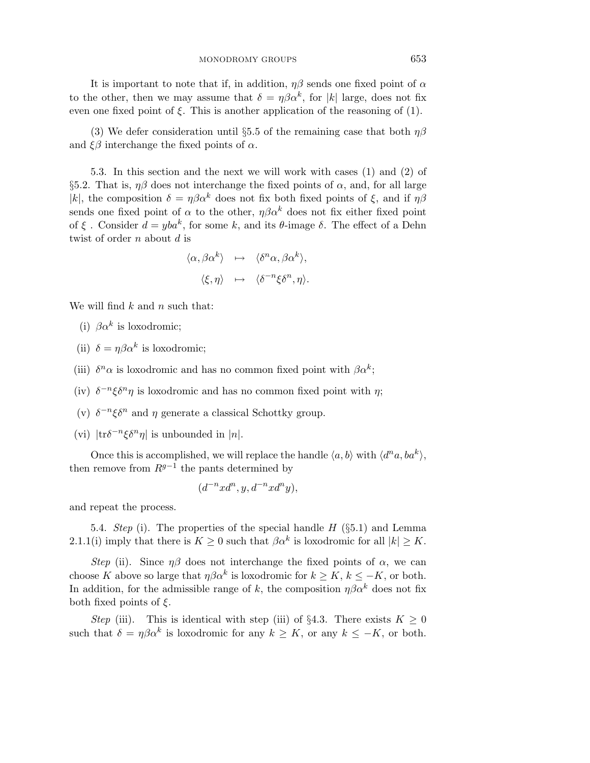It is important to note that if, in addition, $\eta\beta$ sends one fixed point of $\alpha$ to the other, then we may assume that $\delta = \eta\beta\alpha^k$, for $|k|$ large, does not fix even one fixed point of $\xi$. This is another application of the reasoning of (1).

(3) We defer consideration until §5.5 of the remaining case that both $\eta\beta$ and $\xi\beta$ interchange the fixed points of $\alpha$.

5.3. In this section and the next we will work with cases (1) and (2) of §5.2. That is, $\eta\beta$ does not interchange the fixed points of $\alpha$, and, for all large $|k|$, the composition $\delta = \eta\beta\alpha^k$ does not fix both fixed points of $\xi$, and if $\eta\beta$ sends one fixed point of $\alpha$ to the other, $\eta\beta\alpha^k$ does not fix either fixed point of $\xi$ . Consider $d = yba^k$, for some $k$, and its $\theta$-image $\delta$. The effect of a Dehn twist of order $n$ about $d$ is

$$\begin{aligned} \langle \alpha, \beta\alpha^k\rangle &\mapsto \langle \delta^n\alpha, \beta\alpha^k\rangle, \\ \langle \xi, \eta\rangle &\mapsto \langle \delta^{-n}\xi\delta^n, \eta\rangle. \end{aligned}$$

We will find $k$ and $n$ such that:

(i) $\beta\alpha^k$ is loxodromic;

(ii) $\delta = \eta\beta\alpha^k$ is loxodromic;

(iii) $\delta^n\alpha$ is loxodromic and has no common fixed point with $\beta\alpha^k$;

(iv) $\delta^{-n}\xi\delta^n\eta$ is loxodromic and has no common fixed point with $\eta$;

(v) $\delta^{-n}\xi\delta^n$ and $\eta$ generate a classical Schottky group.

(vi) $|\mathrm{tr}\delta^{-n}\xi\delta^n\eta|$ is unbounded in $|n|$.

Once this is accomplished, we will replace the handle $\langle a, b\rangle$ with $\langle d^n a, ba^k\rangle$, then remove from $R^{g-1}$ the pants determined by

$$(d^{-n}xd^n, y, d^{-n}xd^n y),$$

and repeat the process.

5.4. *Step* (i). The properties of the special handle $H$ (§5.1) and Lemma 2.1.1(i) imply that there is $K \geq 0$ such that $\beta\alpha^k$ is loxodromic for all $|k| \geq K$.

*Step* (ii). Since $\eta\beta$ does not interchange the fixed points of $\alpha$, we can choose $K$ above so large that $\eta\beta\alpha^k$ is loxodromic for $k \geq K$, $k \leq -K$, or both. In addition, for the admissible range of $k$, the composition $\eta\beta\alpha^k$ does not fix both fixed points of $\xi$.

*Step* (iii). This is identical with step (iii) of §4.3. There exists $K \geq 0$ such that $\delta = \eta\beta\alpha^k$ is loxodromic for any $k \geq K$, or any $k \leq -K$, or both.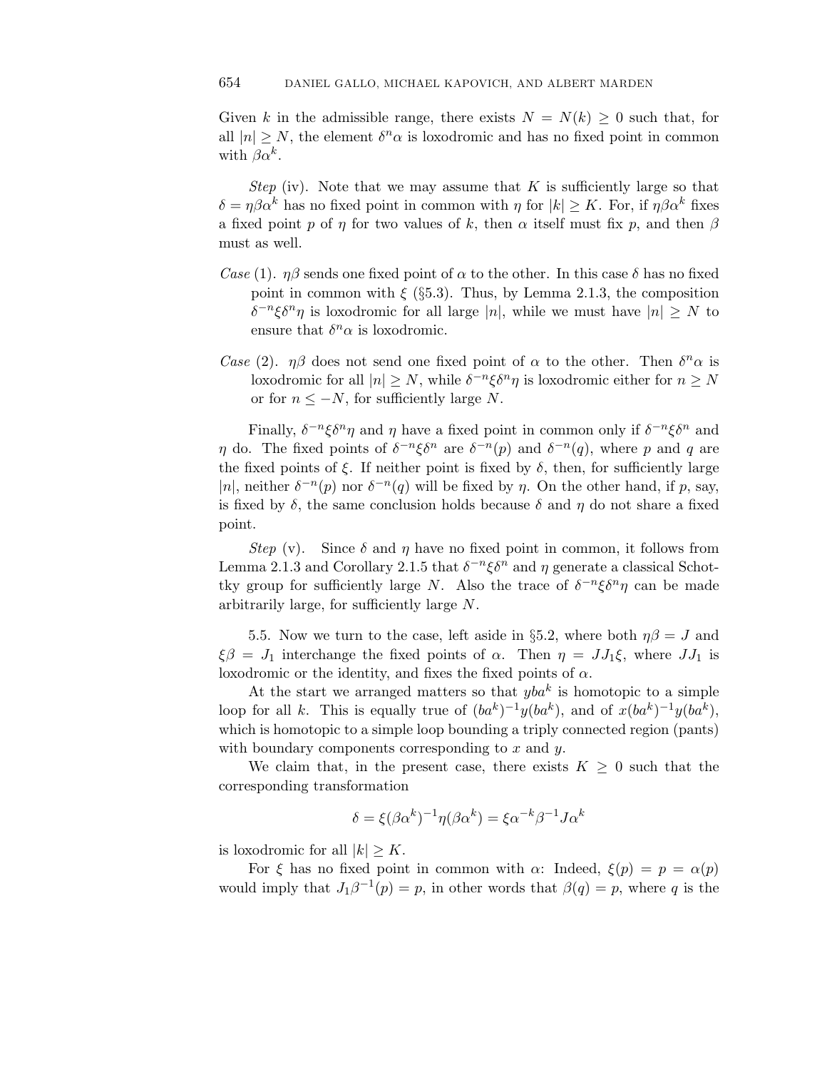Given $k$ in the admissible range, there exists $N = N(k) \geq 0$ such that, for all $|n| \geq N$, the element $\delta^n \alpha$ is loxodromic and has no fixed point in common with $\beta\alpha^k$.

*Step* (iv). Note that we may assume that $K$ is sufficiently large so that $\delta = \eta\beta\alpha^k$ has no fixed point in common with $\eta$ for $|k| \geq K$. For, if $\eta\beta\alpha^k$ fixes a fixed point $p$ of $\eta$ for two values of $k$, then $\alpha$ itself must fix $p$, and then $\beta$ must as well.

*Case* (1). $\eta\beta$ sends one fixed point of $\alpha$ to the other. In this case $\delta$ has no fixed point in common with $\xi$ (§5.3). Thus, by Lemma 2.1.3, the composition $\delta^{-n}\xi\delta^n\eta$ is loxodromic for all large $|n|$, while we must have $|n| \geq N$ to ensure that $\delta^n\alpha$ is loxodromic.

*Case* (2). $\eta\beta$ does not send one fixed point of $\alpha$ to the other. Then $\delta^n\alpha$ is loxodromic for all $|n| \geq N$, while $\delta^{-n}\xi\delta^n\eta$ is loxodromic either for $n \geq N$ or for $n \leq -N$, for sufficiently large $N$.

Finally, $\delta^{-n}\xi\delta^n\eta$ and $\eta$ have a fixed point in common only if $\delta^{-n}\xi\delta^n$ and $\eta$ do. The fixed points of $\delta^{-n}\xi\delta^n$ are $\delta^{-n}(p)$ and $\delta^{-n}(q)$, where $p$ and $q$ are the fixed points of $\xi$. If neither point is fixed by $\delta$, then, for sufficiently large $|n|$, neither $\delta^{-n}(p)$ nor $\delta^{-n}(q)$ will be fixed by $\eta$. On the other hand, if $p$, say, is fixed by $\delta$, the same conclusion holds because $\delta$ and $\eta$ do not share a fixed point.

*Step* (v). Since $\delta$ and $\eta$ have no fixed point in common, it follows from Lemma 2.1.3 and Corollary 2.1.5 that $\delta^{-n}\xi\delta^n$ and $\eta$ generate a classical Schottky group for sufficiently large $N$. Also the trace of $\delta^{-n}\xi\delta^n\eta$ can be made arbitrarily large, for sufficiently large $N$.

5.5. Now we turn to the case, left aside in §5.2, where both $\eta\beta = J$ and $\xi\beta = J_1$ interchange the fixed points of $\alpha$. Then $\eta = JJ_1\xi$, where $JJ_1$ is loxodromic or the identity, and fixes the fixed points of $\alpha$.

At the start we arranged matters so that $yba^k$ is homotopic to a simple loop for all $k$. This is equally true of $(ba^k)^{-1}y(ba^k)$, and of $x(ba^k)^{-1}y(ba^k)$, which is homotopic to a simple loop bounding a triply connected region (pants) with boundary components corresponding to $x$ and $y$.

We claim that, in the present case, there exists $K \geq 0$ such that the corresponding transformation

$$\delta = \xi(\beta\alpha^k)^{-1}\eta(\beta\alpha^k) = \xi\alpha^{-k}\beta^{-1}J\alpha^k$$

is loxodromic for all $|k| \geq K$.

For $\xi$ has no fixed point in common with $\alpha$: Indeed, $\xi(p) = p = \alpha(p)$ would imply that $J_1\beta^{-1}(p) = p$, in other words that $\beta(q) = p$, where $q$ is the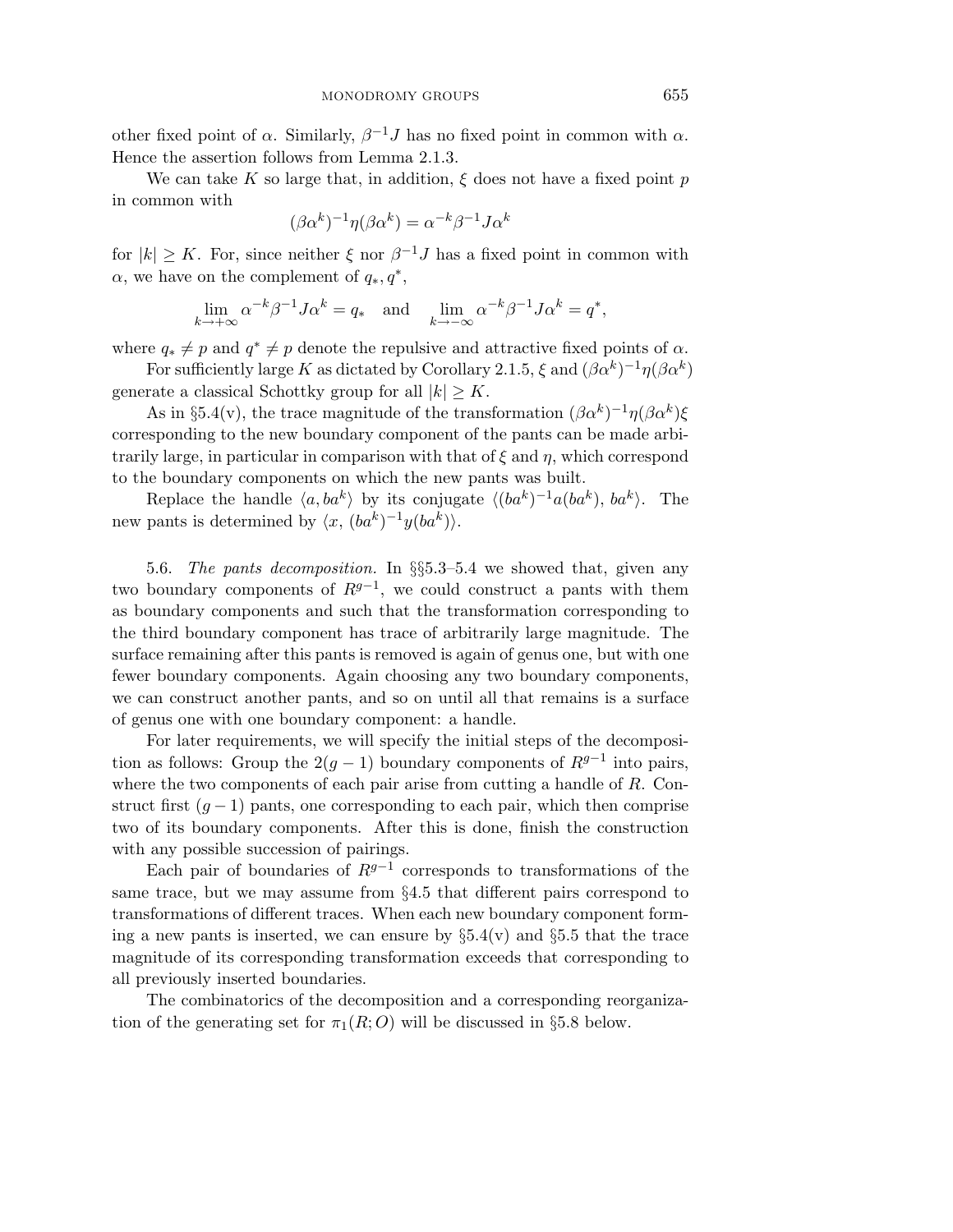other fixed point of $\alpha$. Similarly, $\beta^{-1}J$ has no fixed point in common with $\alpha$. Hence the assertion follows from Lemma 2.1.3.

We can take $K$ so large that, in addition, $\xi$ does not have a fixed point $p$ in common with

$$(\beta\alpha^k)^{-1}\eta(\beta\alpha^k) = \alpha^{-k}\beta^{-1}J\alpha^k$$

for $|k| \geq K$. For, since neither $\xi$ nor $\beta^{-1}J$ has a fixed point in common with $\alpha$, we have on the complement of $q_*, q^*$,

$$\lim_{k\to+\infty} \alpha^{-k}\beta^{-1}J\alpha^k = q_* \quad \text{and} \quad \lim_{k\to-\infty} \alpha^{-k}\beta^{-1}J\alpha^k = q^*,$$

where $q_* \neq p$ and $q^* \neq p$ denote the repulsive and attractive fixed points of $\alpha$.

For sufficiently large $K$ as dictated by Corollary 2.1.5, $\xi$ and $(\beta\alpha^k)^{-1}\eta(\beta\alpha^k)$ generate a classical Schottky group for all $|k| \geq K$.

As in §5.4(v), the trace magnitude of the transformation $(\beta\alpha^k)^{-1}\eta(\beta\alpha^k)\xi$ corresponding to the new boundary component of the pants can be made arbitrarily large, in particular in comparison with that of $\xi$ and $\eta$, which correspond to the boundary components on which the new pants was built.

Replace the handle $\langle a, ba^k\rangle$ by its conjugate $\langle (ba^k)^{-1}a(ba^k),\, ba^k\rangle$. The new pants is determined by $\langle x,\, (ba^k)^{-1}y(ba^k)\rangle$.

5.6. *The pants decomposition.* In §§5.3–5.4 we showed that, given any two boundary components of $R^{g-1}$, we could construct a pants with them as boundary components and such that the transformation corresponding to the third boundary component has trace of arbitrarily large magnitude. The surface remaining after this pants is removed is again of genus one, but with one fewer boundary components. Again choosing any two boundary components, we can construct another pants, and so on until all that remains is a surface of genus one with one boundary component: a handle.

For later requirements, we will specify the initial steps of the decomposition as follows: Group the $2(g-1)$ boundary components of $R^{g-1}$ into pairs, where the two components of each pair arise from cutting a handle of $R$. Construct first $(g-1)$ pants, one corresponding to each pair, which then comprise two of its boundary components. After this is done, finish the construction with any possible succession of pairings.

Each pair of boundaries of $R^{g-1}$ corresponds to transformations of the same trace, but we may assume from §4.5 that different pairs correspond to transformations of different traces. When each new boundary component forming a new pants is inserted, we can ensure by §5.4(v) and §5.5 that the trace magnitude of its corresponding transformation exceeds that corresponding to all previously inserted boundaries.

The combinatorics of the decomposition and a corresponding reorganization of the generating set for $\pi_1(R; O)$ will be discussed in §5.8 below.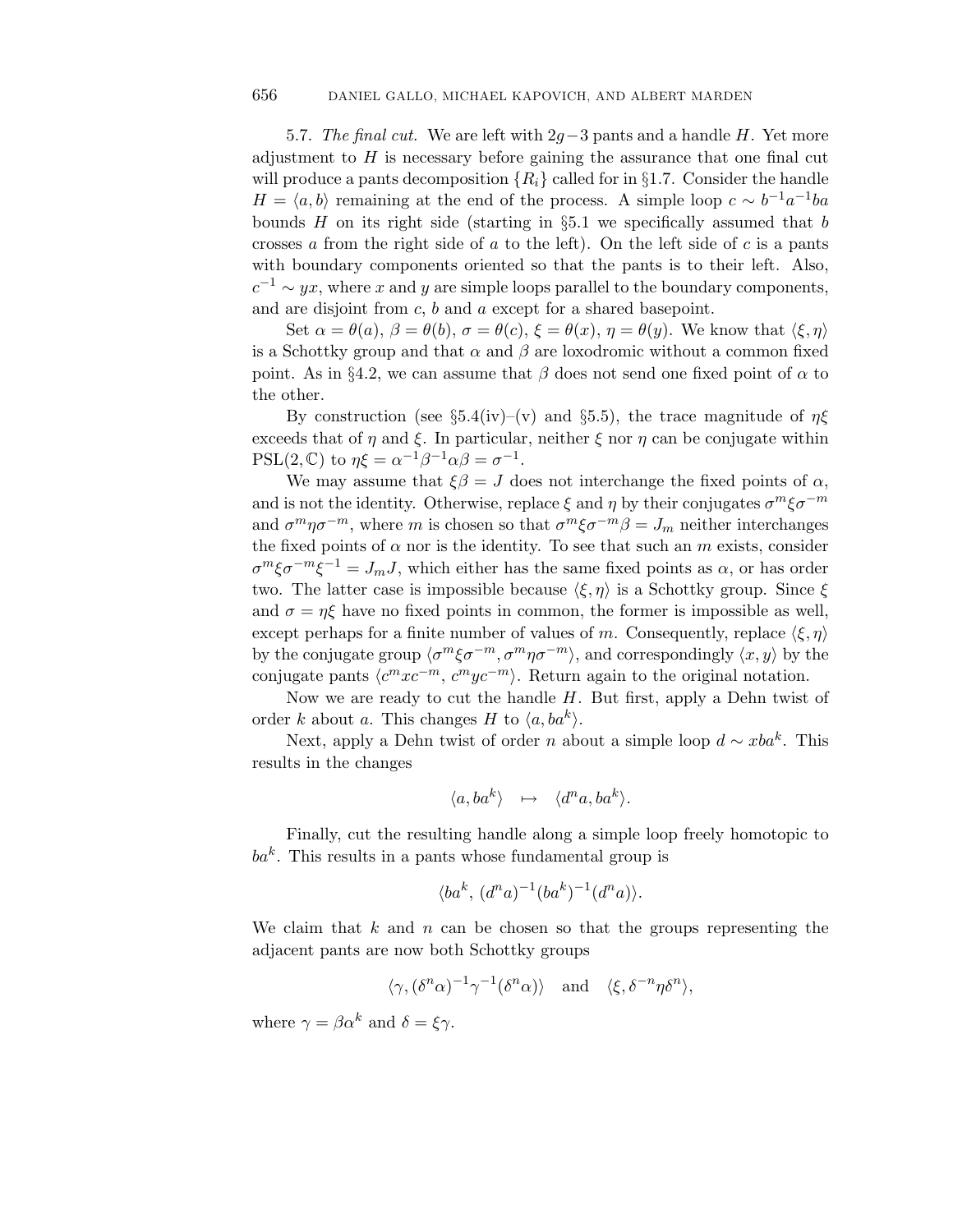5.7. *The final cut.* We are left with $2g-3$ pants and a handle $H$. Yet more adjustment to $H$ is necessary before gaining the assurance that one final cut will produce a pants decomposition $\{R_i\}$ called for in §1.7. Consider the handle $H = \langle a, b\rangle$ remaining at the end of the process. A simple loop $c \sim b^{-1}a^{-1}ba$ bounds $H$ on its right side (starting in §5.1 we specifically assumed that $b$ crosses $a$ from the right side of $a$ to the left). On the left side of $c$ is a pants with boundary components oriented so that the pants is to their left. Also, $c^{-1} \sim yx$, where $x$ and $y$ are simple loops parallel to the boundary components, and are disjoint from $c$, $b$ and $a$ except for a shared basepoint.

Set $\alpha = \theta(a)$, $\beta = \theta(b)$, $\sigma = \theta(c)$, $\xi = \theta(x)$, $\eta = \theta(y)$. We know that $\langle \xi, \eta\rangle$ is a Schottky group and that $\alpha$ and $\beta$ are loxodromic without a common fixed point. As in §4.2, we can assume that $\beta$ does not send one fixed point of $\alpha$ to the other.

By construction (see §5.4(iv)–(v) and §5.5), the trace magnitude of $\eta\xi$ exceeds that of $\eta$ and $\xi$. In particular, neither $\xi$ nor $\eta$ can be conjugate within $\mathrm{PSL}(2,\mathbb{C})$ to $\eta\xi = \alpha^{-1}\beta^{-1}\alpha\beta = \sigma^{-1}$.

We may assume that $\xi\beta = J$ does not interchange the fixed points of $\alpha$, and is not the identity. Otherwise, replace $\xi$ and $\eta$ by their conjugates $\sigma^m\xi\sigma^{-m}$ and $\sigma^m\eta\sigma^{-m}$, where $m$ is chosen so that $\sigma^m\xi\sigma^{-m}\beta = J_m$ neither interchanges the fixed points of $\alpha$ nor is the identity. To see that such an $m$ exists, consider $\sigma^m\xi\sigma^{-m}\xi^{-1} = J_mJ$, which either has the same fixed points as $\alpha$, or has order two. The latter case is impossible because $\langle \xi, \eta\rangle$ is a Schottky group. Since $\xi$ and $\sigma = \eta\xi$ have no fixed points in common, the former is impossible as well, except perhaps for a finite number of values of $m$. Consequently, replace $\langle \xi, \eta\rangle$ by the conjugate group $\langle \sigma^m\xi\sigma^{-m}, \sigma^m\eta\sigma^{-m}\rangle$, and correspondingly $\langle x, y\rangle$ by the conjugate pants $\langle c^mxc^{-m},\, c^myc^{-m}\rangle$. Return again to the original notation.

Now we are ready to cut the handle $H$. But first, apply a Dehn twist of order $k$ about $a$. This changes $H$ to $\langle a, ba^k\rangle$.

Next, apply a Dehn twist of order $n$ about a simple loop $d \sim xba^k$. This results in the changes

$$\langle a, ba^k\rangle \quad \mapsto \quad \langle d^na, ba^k\rangle.$$

Finally, cut the resulting handle along a simple loop freely homotopic to $ba^k$. This results in a pants whose fundamental group is

$$\langle ba^k,\, (d^na)^{-1}(ba^k)^{-1}(d^na)\rangle.$$

We claim that $k$ and $n$ can be chosen so that the groups representing the adjacent pants are now both Schottky groups

$$\langle \gamma, (\delta^n\alpha)^{-1}\gamma^{-1}(\delta^n\alpha)\rangle \quad \text{and} \quad \langle \xi, \delta^{-n}\eta\delta^n\rangle,$$

where $\gamma = \beta\alpha^k$ and $\delta = \xi\gamma$.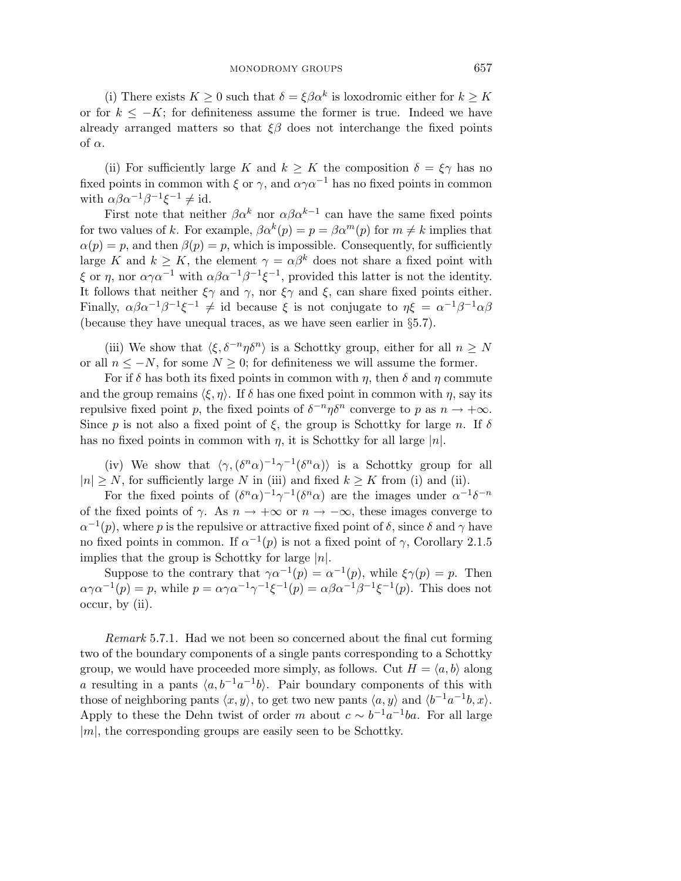(i) There exists $K \geq 0$ such that $\delta = \xi\beta\alpha^k$ is loxodromic either for $k \geq K$ or for $k \leq -K$; for definiteness assume the former is true. Indeed we have already arranged matters so that $\xi\beta$ does not interchange the fixed points of $\alpha$.

(ii) For sufficiently large $K$ and $k \geq K$ the composition $\delta = \xi\gamma$ has no fixed points in common with $\xi$ or $\gamma$, and $\alpha\gamma\alpha^{-1}$ has no fixed points in common with $\alpha\beta\alpha^{-1}\beta^{-1}\xi^{-1} \neq \text{id}$.

First note that neither $\beta\alpha^k$ nor $\alpha\beta\alpha^{k-1}$ can have the same fixed points for two values of $k$. For example, $\beta\alpha^k(p) = p = \beta\alpha^m(p)$ for $m \neq k$ implies that $\alpha(p) = p$, and then $\beta(p) = p$, which is impossible. Consequently, for sufficiently large $K$ and $k \geq K$, the element $\gamma = \alpha\beta^k$ does not share a fixed point with $\xi$ or $\eta$, nor $\alpha\gamma\alpha^{-1}$ with $\alpha\beta\alpha^{-1}\beta^{-1}\xi^{-1}$, provided this latter is not the identity. It follows that neither $\xi\gamma$ and $\gamma$, nor $\xi\gamma$ and $\xi$, can share fixed points either. Finally, $\alpha\beta\alpha^{-1}\beta^{-1}\xi^{-1} \neq \text{id}$ because $\xi$ is not conjugate to $\eta\xi = \alpha^{-1}\beta^{-1}\alpha\beta$ (because they have unequal traces, as we have seen earlier in §5.7).

(iii) We show that $\langle \xi, \delta^{-n}\eta\delta^n \rangle$ is a Schottky group, either for all $n \geq N$ or all $n \leq -N$, for some $N \geq 0$; for definiteness we will assume the former.

For if $\delta$ has both its fixed points in common with $\eta$, then $\delta$ and $\eta$ commute and the group remains $\langle \xi, \eta \rangle$. If $\delta$ has one fixed point in common with $\eta$, say its repulsive fixed point $p$, the fixed points of $\delta^{-n}\eta\delta^n$ converge to $p$ as $n \to +\infty$. Since $p$ is not also a fixed point of $\xi$, the group is Schottky for large $n$. If $\delta$ has no fixed points in common with $\eta$, it is Schottky for all large $|n|$.

(iv) We show that $\langle \gamma, (\delta^n\alpha)^{-1}\gamma^{-1}(\delta^n\alpha) \rangle$ is a Schottky group for all $|n| \geq N$, for sufficiently large $N$ in (iii) and fixed $k \geq K$ from (i) and (ii).

For the fixed points of $(\delta^n\alpha)^{-1}\gamma^{-1}(\delta^n\alpha)$ are the images under $\alpha^{-1}\delta^{-n}$ of the fixed points of $\gamma$. As $n \to +\infty$ or $n \to -\infty$, these images converge to $\alpha^{-1}(p)$, where $p$ is the repulsive or attractive fixed point of $\delta$, since $\delta$ and $\gamma$ have no fixed points in common. If $\alpha^{-1}(p)$ is not a fixed point of $\gamma$, Corollary 2.1.5 implies that the group is Schottky for large $|n|$.

Suppose to the contrary that $\gamma\alpha^{-1}(p) = \alpha^{-1}(p)$, while $\xi\gamma(p) = p$. Then $\alpha\gamma\alpha^{-1}(p) = p$, while $p = \alpha\gamma\alpha^{-1}\gamma^{-1}\xi^{-1}(p) = \alpha\beta\alpha^{-1}\beta^{-1}\xi^{-1}(p)$. This does not occur, by (ii).

*Remark* 5.7.1. Had we not been so concerned about the final cut forming two of the boundary components of a single pants corresponding to a Schottky group, we would have proceeded more simply, as follows. Cut $H = \langle a, b \rangle$ along $a$ resulting in a pants $\langle a, b^{-1}a^{-1}b \rangle$. Pair boundary components of this with those of neighboring pants $\langle x, y \rangle$, to get two new pants $\langle a, y \rangle$ and $\langle b^{-1}a^{-1}b, x \rangle$. Apply to these the Dehn twist of order $m$ about $c \sim b^{-1}a^{-1}ba$. For all large $|m|$, the corresponding groups are easily seen to be Schottky.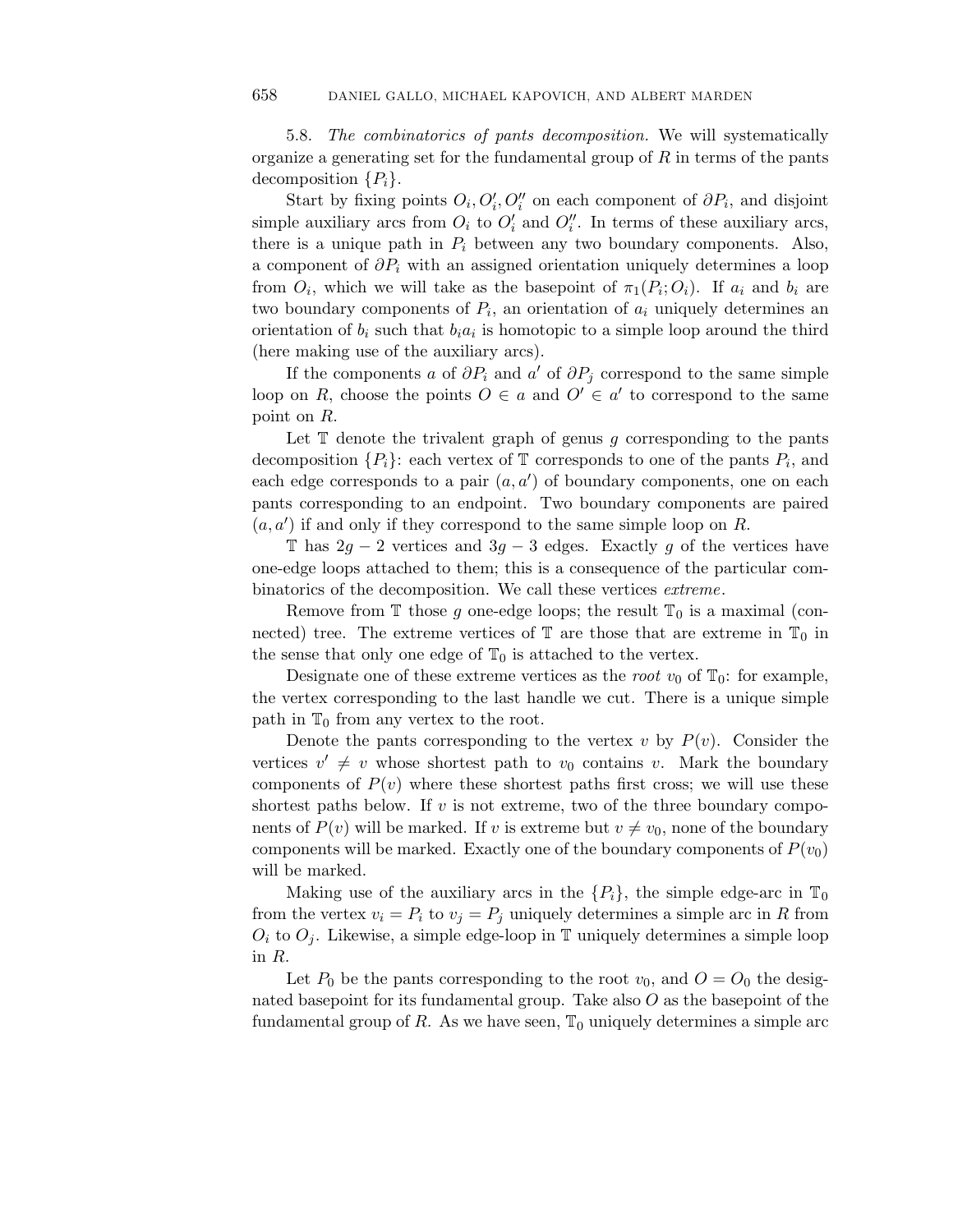5.8. *The combinatorics of pants decomposition.* We will systematically organize a generating set for the fundamental group of $R$ in terms of the pants decomposition $\{P_i\}$.

Start by fixing points $O_i, O_i', O_i''$ on each component of $\partial P_i$, and disjoint simple auxiliary arcs from $O_i$ to $O_i'$ and $O_i''$. In terms of these auxiliary arcs, there is a unique path in $P_i$ between any two boundary components. Also, a component of $\partial P_i$ with an assigned orientation uniquely determines a loop from $O_i$, which we will take as the basepoint of $\pi_1(P_i; O_i)$. If $a_i$ and $b_i$ are two boundary components of $P_i$, an orientation of $a_i$ uniquely determines an orientation of $b_i$ such that $b_i a_i$ is homotopic to a simple loop around the third (here making use of the auxiliary arcs).

If the components $a$ of $\partial P_i$ and $a'$ of $\partial P_j$ correspond to the same simple loop on $R$, choose the points $O \in a$ and $O' \in a'$ to correspond to the same point on $R$.

Let $\mathbb{T}$ denote the trivalent graph of genus $g$ corresponding to the pants decomposition $\{P_i\}$: each vertex of $\mathbb{T}$ corresponds to one of the pants $P_i$, and each edge corresponds to a pair $(a, a')$ of boundary components, one on each pants corresponding to an endpoint. Two boundary components are paired $(a, a')$ if and only if they correspond to the same simple loop on $R$.

$\mathbb{T}$ has $2g - 2$ vertices and $3g - 3$ edges. Exactly $g$ of the vertices have one-edge loops attached to them; this is a consequence of the particular combinatorics of the decomposition. We call these vertices *extreme*.

Remove from $\mathbb{T}$ those $g$ one-edge loops; the result $\mathbb{T}_0$ is a maximal (connected) tree. The extreme vertices of $\mathbb{T}$ are those that are extreme in $\mathbb{T}_0$ in the sense that only one edge of $\mathbb{T}_0$ is attached to the vertex.

Designate one of these extreme vertices as the *root* $v_0$ of $\mathbb{T}_0$: for example, the vertex corresponding to the last handle we cut. There is a unique simple path in $\mathbb{T}_0$ from any vertex to the root.

Denote the pants corresponding to the vertex $v$ by $P(v)$. Consider the vertices $v' \neq v$ whose shortest path to $v_0$ contains $v$. Mark the boundary components of $P(v)$ where these shortest paths first cross; we will use these shortest paths below. If $v$ is not extreme, two of the three boundary components of $P(v)$ will be marked. If $v$ is extreme but $v \neq v_0$, none of the boundary components will be marked. Exactly one of the boundary components of $P(v_0)$ will be marked.

Making use of the auxiliary arcs in the $\{P_i\}$, the simple edge-arc in $\mathbb{T}_0$ from the vertex $v_i = P_i$ to $v_j = P_j$ uniquely determines a simple arc in $R$ from $O_i$ to $O_j$. Likewise, a simple edge-loop in $\mathbb{T}$ uniquely determines a simple loop in $R$.

Let $P_0$ be the pants corresponding to the root $v_0$, and $O = O_0$ the designated basepoint for its fundamental group. Take also $O$ as the basepoint of the fundamental group of $R$. As we have seen, $\mathbb{T}_0$ uniquely determines a simple arc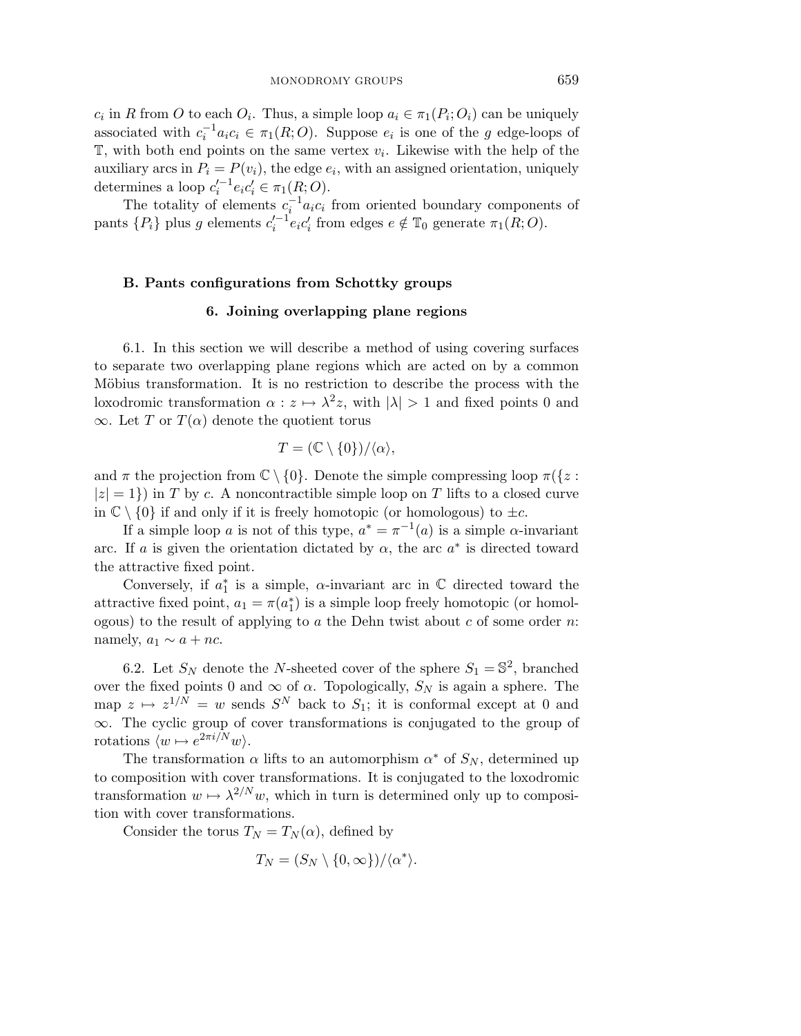$c_i$ in $R$ from $O$ to each $O_i$. Thus, a simple loop $a_i \in \pi_1(P_i; O_i)$ can be uniquely associated with $c_i^{-1} a_i c_i \in \pi_1(R; O)$. Suppose $e_i$ is one of the $g$ edge-loops of $\mathbb{T}$, with both end points on the same vertex $v_i$. Likewise with the help of the auxiliary arcs in $P_i = P(v_i)$, the edge $e_i$, with an assigned orientation, uniquely determines a loop $c_i'^{-1} e_i c_i' \in \pi_1(R; O)$.

The totality of elements $c_i^{-1} a_i c_i$ from oriented boundary components of pants $\{P_i\}$ plus $g$ elements $c_i'^{-1} e_i c_i'$ from edges $e \notin \mathbb{T}_0$ generate $\pi_1(R; O)$.

## B. Pants configurations from Schottky groups

### 6. Joining overlapping plane regions

6.1. In this section we will describe a method of using covering surfaces to separate two overlapping plane regions which are acted on by a common Möbius transformation. It is no restriction to describe the process with the loxodromic transformation $\alpha : z \mapsto \lambda^2 z$, with $|\lambda| > 1$ and fixed points 0 and $\infty$. Let $T$ or $T(\alpha)$ denote the quotient torus

$$T = (\mathbb{C} \setminus \{0\})/\langle \alpha \rangle,$$

and $\pi$ the projection from $\mathbb{C} \setminus \{0\}$. Denote the simple compressing loop $\pi(\{z : |z| = 1\})$ in $T$ by $c$. A noncontractible simple loop on $T$ lifts to a closed curve in $\mathbb{C} \setminus \{0\}$ if and only if it is freely homotopic (or homologous) to $\pm c$.

If a simple loop $a$ is not of this type, $a^* = \pi^{-1}(a)$ is a simple $\alpha$-invariant arc. If $a$ is given the orientation dictated by $\alpha$, the arc $a^*$ is directed toward the attractive fixed point.

Conversely, if $a_1^*$ is a simple, $\alpha$-invariant arc in $\mathbb{C}$ directed toward the attractive fixed point, $a_1 = \pi(a_1^*)$ is a simple loop freely homotopic (or homologous) to the result of applying to $a$ the Dehn twist about $c$ of some order $n$: namely, $a_1 \sim a + nc$.

6.2. Let $S_N$ denote the $N$-sheeted cover of the sphere $S_1 = \mathbb{S}^2$, branched over the fixed points 0 and $\infty$ of $\alpha$. Topologically, $S_N$ is again a sphere. The map $z \mapsto z^{1/N} = w$ sends $S^N$ back to $S_1$; it is conformal except at 0 and $\infty$. The cyclic group of cover transformations is conjugated to the group of rotations $\langle w \mapsto e^{2\pi i/N} w \rangle$.

The transformation $\alpha$ lifts to an automorphism $\alpha^*$ of $S_N$, determined up to composition with cover transformations. It is conjugated to the loxodromic transformation $w \mapsto \lambda^{2/N} w$, which in turn is determined only up to composition with cover transformations.

Consider the torus $T_N = T_N(\alpha)$, defined by

$$T_N = (S_N \setminus \{0, \infty\})/\langle \alpha^* \rangle.$$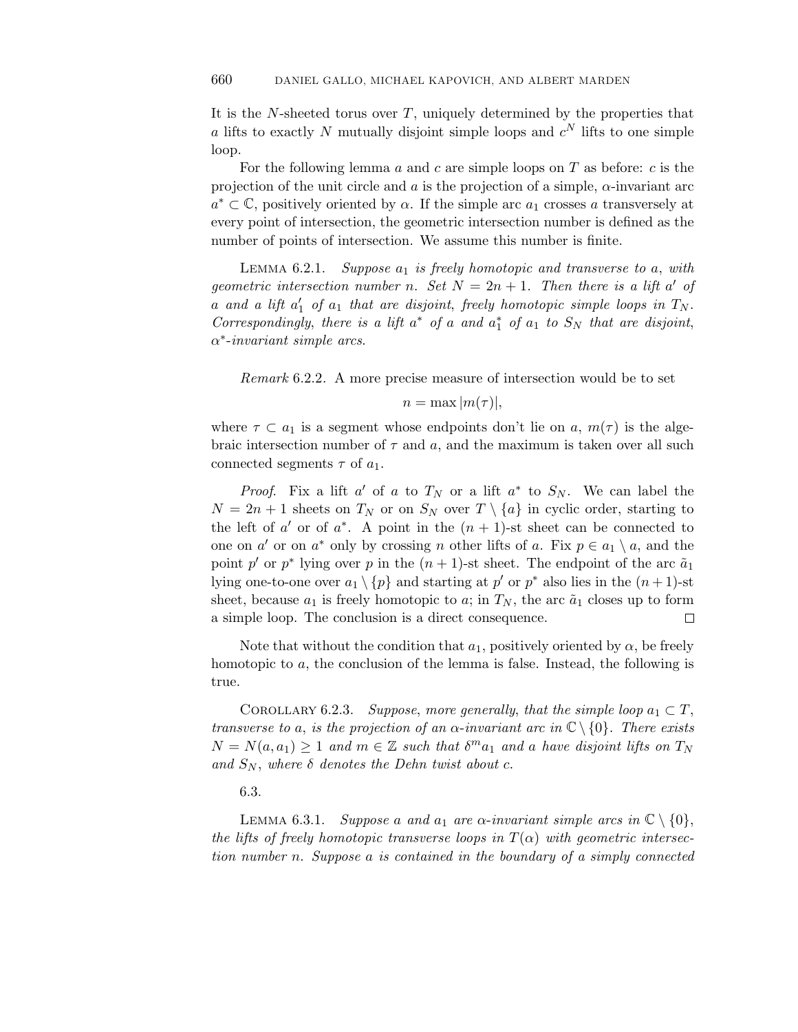It is the $N$-sheeted torus over $T$, uniquely determined by the properties that $a$ lifts to exactly $N$ mutually disjoint simple loops and $c^N$ lifts to one simple loop.

For the following lemma $a$ and $c$ are simple loops on $T$ as before: $c$ is the projection of the unit circle and $a$ is the projection of a simple, $\alpha$-invariant arc $a^* \subset \mathbb{C}$, positively oriented by $\alpha$. If the simple arc $a_1$ crosses $a$ transversely at every point of intersection, the geometric intersection number is defined as the number of points of intersection. We assume this number is finite.

Lemma 6.2.1. *Suppose $a_1$ is freely homotopic and transverse to $a$, with geometric intersection number $n$. Set $N = 2n + 1$. Then there is a lift $a'$ of $a$ and a lift $a_1'$ of $a_1$ that are disjoint, freely homotopic simple loops in $T_N$. Correspondingly, there is a lift $a^*$ of $a$ and $a_1^*$ of $a_1$ to $S_N$ that are disjoint, $\alpha^*$-invariant simple arcs.*

*Remark* 6.2.2. A more precise measure of intersection would be to set

$$n = \max |m(\tau)|,$$

where $\tau \subset a_1$ is a segment whose endpoints don't lie on $a$, $m(\tau)$ is the algebraic intersection number of $\tau$ and $a$, and the maximum is taken over all such connected segments $\tau$ of $a_1$.

*Proof.* Fix a lift $a'$ of $a$ to $T_N$ or a lift $a^*$ to $S_N$. We can label the $N = 2n + 1$ sheets on $T_N$ or on $S_N$ over $T \setminus \{a\}$ in cyclic order, starting to the left of $a'$ or of $a^*$. A point in the $(n + 1)$-st sheet can be connected to one on $a'$ or on $a^*$ only by crossing $n$ other lifts of $a$. Fix $p \in a_1 \setminus a$, and the point $p'$ or $p^*$ lying over $p$ in the $(n + 1)$-st sheet. The endpoint of the arc $\tilde{a}_1$ lying one-to-one over $a_1 \setminus \{p\}$ and starting at $p'$ or $p^*$ also lies in the $(n + 1)$-st sheet, because $a_1$ is freely homotopic to $a$; in $T_N$, the arc $\tilde{a}_1$ closes up to form a simple loop. The conclusion is a direct consequence. □

Note that without the condition that $a_1$, positively oriented by $\alpha$, be freely homotopic to $a$, the conclusion of the lemma is false. Instead, the following is true.

Corollary 6.2.3. *Suppose, more generally, that the simple loop $a_1 \subset T$, transverse to $a$, is the projection of an $\alpha$-invariant arc in $\mathbb{C} \setminus \{0\}$. There exists $N = N(a, a_1) \geq 1$ and $m \in \mathbb{Z}$ such that $\delta^m a_1$ and $a$ have disjoint lifts on $T_N$ and $S_N$, where $\delta$ denotes the Dehn twist about $c$.*

6.3.

Lemma 6.3.1. *Suppose $a$ and $a_1$ are $\alpha$-invariant simple arcs in $\mathbb{C} \setminus \{0\}$, the lifts of freely homotopic transverse loops in $T(\alpha)$ with geometric intersection number $n$. Suppose $a$ is contained in the boundary of a simply connected*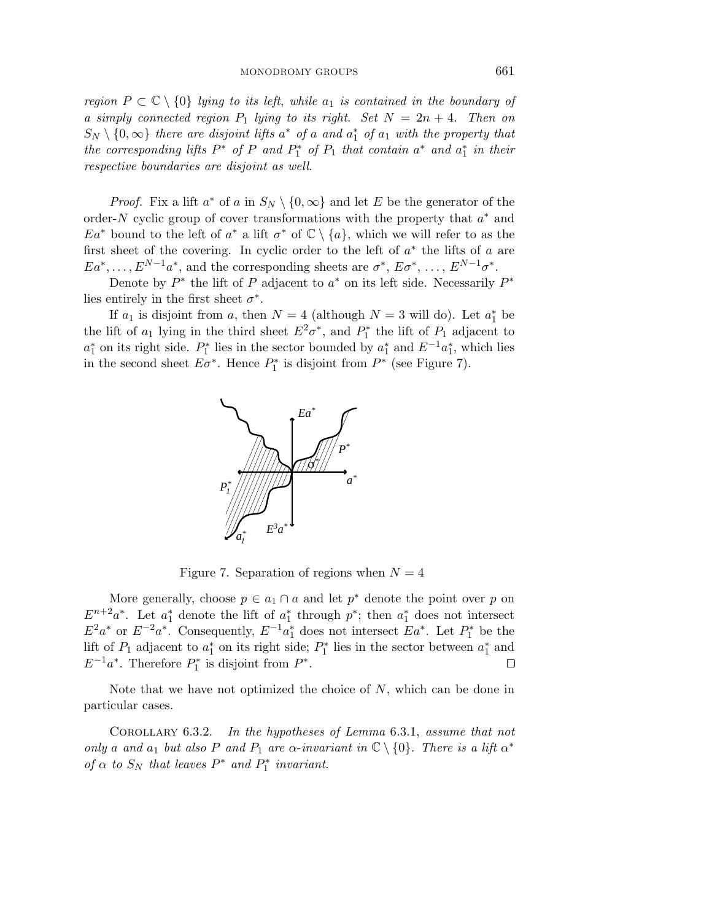*region $P \subset \mathbb{C} \setminus \{0\}$ lying to its left, while $a_1$ is contained in the boundary of a simply connected region $P_1$ lying to its right. Set $N = 2n+4$. Then on $S_N \setminus \{0, \infty\}$ there are disjoint lifts $a^*$ of $a$ and $a_1^*$ of $a_1$ with the property that the corresponding lifts $P^*$ of $P$ and $P_1^*$ of $P_1$ that contain $a^*$ and $a_1^*$ in their respective boundaries are disjoint as well.*

*Proof.* Fix a lift $a^*$ of $a$ in $S_N \setminus \{0, \infty\}$ and let $E$ be the generator of the order-$N$ cyclic group of cover transformations with the property that $a^*$ and $Ea^*$ bound to the left of $a^*$ a lift $\sigma^*$ of $\mathbb{C} \setminus \{a\}$, which we will refer to as the first sheet of the covering. In cyclic order to the left of $a^*$ the lifts of $a$ are $Ea^*, \ldots, E^{N-1}a^*$, and the corresponding sheets are $\sigma^*$, $E\sigma^*$, $\ldots$, $E^{N-1}\sigma^*$.

Denote by $P^*$ the lift of $P$ adjacent to $a^*$ on its left side. Necessarily $P^*$ lies entirely in the first sheet $\sigma^*$.

If $a_1$ is disjoint from $a$, then $N = 4$ (although $N = 3$ will do). Let $a_1^*$ be the lift of $a_1$ lying in the third sheet $E^2\sigma^*$, and $P_1^*$ the lift of $P_1$ adjacent to $a_1^*$ on its right side. $P_1^*$ lies in the sector bounded by $a_1^*$ and $E^{-1}a_1^*$, which lies in the second sheet $E\sigma^*$. Hence $P_1^*$ is disjoint from $P^*$ (see Figure 7).

Figure 7. Separation of regions when $N = 4$

More generally, choose $p \in a_1 \cap a$ and let $p^*$ denote the point over $p$ on $E^{n+2}a^*$. Let $a_1^*$ denote the lift of $a_1^*$ through $p^*$; then $a_1^*$ does not intersect $E^2a^*$ or $E^{-2}a^*$. Consequently, $E^{-1}a_1^*$ does not intersect $Ea^*$. Let $P_1^*$ be the lift of $P_1$ adjacent to $a_1^*$ on its right side; $P_1^*$ lies in the sector between $a_1^*$ and $E^{-1}a^*$. Therefore $P_1^*$ is disjoint from $P^*$. □

Note that we have not optimized the choice of $N$, which can be done in particular cases.

Corollary 6.3.2. *In the hypotheses of Lemma* 6.3.1, *assume that not only $a$ and $a_1$ but also $P$ and $P_1$ are $\alpha$-invariant in $\mathbb{C} \setminus \{0\}$. There is a lift $\alpha^*$ of $\alpha$ to $S_N$ that leaves $P^*$ and $P_1^*$ invariant.*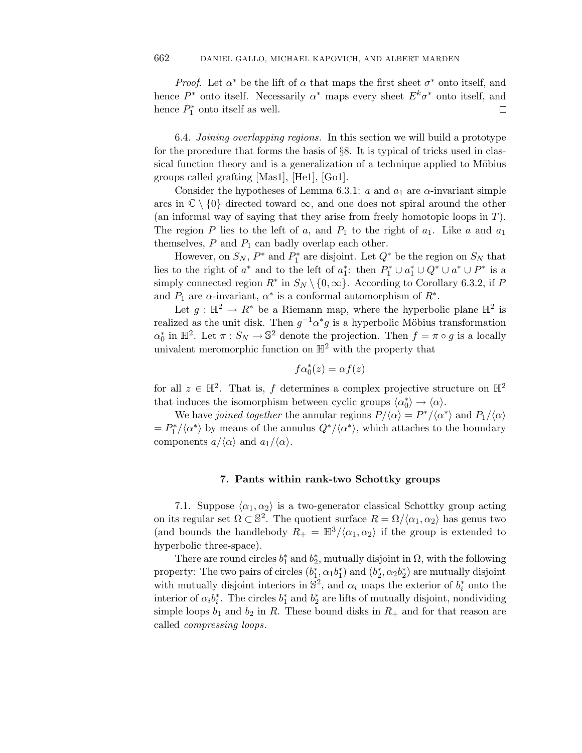*Proof.* Let $\alpha^*$ be the lift of $\alpha$ that maps the first sheet $\sigma^*$ onto itself, and hence $P^*$ onto itself. Necessarily $\alpha^*$ maps every sheet $E^k\sigma^*$ onto itself, and hence $P_1^*$ onto itself as well. □

6.4. *Joining overlapping regions.* In this section we will build a prototype for the procedure that forms the basis of §8. It is typical of tricks used in classical function theory and is a generalization of a technique applied to Möbius groups called grafting [Mas1], [He1], [Go1].

Consider the hypotheses of Lemma 6.3.1: $a$ and $a_1$ are $\alpha$-invariant simple arcs in $\mathbb{C} \setminus \{0\}$ directed toward $\infty$, and one does not spiral around the other (an informal way of saying that they arise from freely homotopic loops in $T$). The region $P$ lies to the left of $a$, and $P_1$ to the right of $a_1$. Like $a$ and $a_1$ themselves, $P$ and $P_1$ can badly overlap each other.

However, on $S_N$, $P^*$ and $P_1^*$ are disjoint. Let $Q^*$ be the region on $S_N$ that lies to the right of $a^*$ and to the left of $a_1^*$: then $P_1^* \cup a_1^* \cup Q^* \cup a^* \cup P^*$ is a simply connected region $R^*$ in $S_N \setminus \{0, \infty\}$. According to Corollary 6.3.2, if $P$ and $P_1$ are $\alpha$-invariant, $\alpha^*$ is a conformal automorphism of $R^*$.

Let $g : \mathbb{H}^2 \to R^*$ be a Riemann map, where the hyperbolic plane $\mathbb{H}^2$ is realized as the unit disk. Then $g^{-1}\alpha^* g$ is a hyperbolic Möbius transformation $\alpha_0^*$ in $\mathbb{H}^2$. Let $\pi : S_N \to \mathbb{S}^2$ denote the projection. Then $f = \pi \circ g$ is a locally univalent meromorphic function on $\mathbb{H}^2$ with the property that

$$f\alpha_0^*(z) = \alpha f(z)$$

for all $z \in \mathbb{H}^2$. That is, $f$ determines a complex projective structure on $\mathbb{H}^2$ that induces the isomorphism between cyclic groups $\langle \alpha_0^* \rangle \to \langle \alpha \rangle$.

We have *joined together* the annular regions $P/\langle \alpha \rangle = P^*/\langle \alpha^* \rangle$ and $P_1/\langle \alpha \rangle = P_1^*/\langle \alpha^* \rangle$ by means of the annulus $Q^*/\langle \alpha^* \rangle$, which attaches to the boundary components $a/\langle \alpha \rangle$ and $a_1/\langle \alpha \rangle$.

## 7. Pants within rank-two Schottky groups

7.1. Suppose $\langle \alpha_1, \alpha_2 \rangle$ is a two-generator classical Schottky group acting on its regular set $\Omega \subset \mathbb{S}^2$. The quotient surface $R = \Omega/\langle \alpha_1, \alpha_2 \rangle$ has genus two (and bounds the handlebody $R_+ = \mathbb{H}^3/\langle \alpha_1, \alpha_2 \rangle$ if the group is extended to hyperbolic three-space).

There are round circles $b_1^*$ and $b_2^*$, mutually disjoint in $\Omega$, with the following property: The two pairs of circles $(b_1^*, \alpha_1 b_1^*)$ and $(b_2^*, \alpha_2 b_2^*)$ are mutually disjoint with mutually disjoint interiors in $\mathbb{S}^2$, and $\alpha_i$ maps the exterior of $b_i^*$ onto the interior of $\alpha_i b_i^*$. The circles $b_1^*$ and $b_2^*$ are lifts of mutually disjoint, nondividing simple loops $b_1$ and $b_2$ in $R$. These bound disks in $R_+$ and for that reason are called *compressing loops*.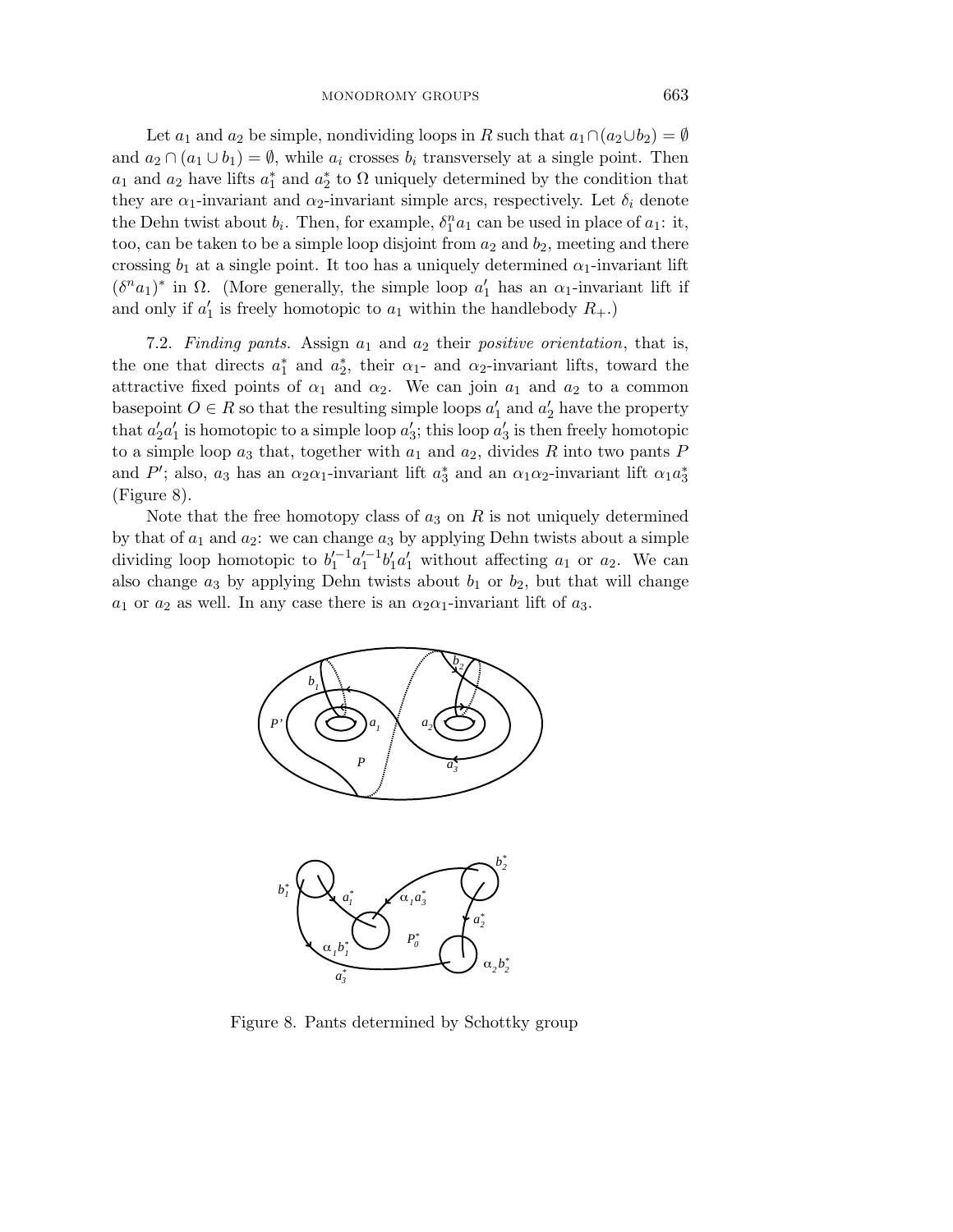Let $a_1$ and $a_2$ be simple, nondividing loops in $R$ such that $a_1 \cap (a_2 \cup b_2) = \emptyset$ and $a_2 \cap (a_1 \cup b_1) = \emptyset$, while $a_i$ crosses $b_i$ transversely at a single point. Then $a_1$ and $a_2$ have lifts $a_1^*$ and $a_2^*$ to $\Omega$ uniquely determined by the condition that they are $\alpha_1$-invariant and $\alpha_2$-invariant simple arcs, respectively. Let $\delta_i$ denote the Dehn twist about $b_i$. Then, for example, $\delta_1^n a_1$ can be used in place of $a_1$: it, too, can be taken to be a simple loop disjoint from $a_2$ and $b_2$, meeting and there crossing $b_1$ at a single point. It too has a uniquely determined $\alpha_1$-invariant lift $(\delta^n a_1)^*$ in $\Omega$. (More generally, the simple loop $a_1'$ has an $\alpha_1$-invariant lift if and only if $a_1'$ is freely homotopic to $a_1$ within the handlebody $R_+$.)

7.2. *Finding pants.* Assign $a_1$ and $a_2$ their *positive orientation*, that is, the one that directs $a_1^*$ and $a_2^*$, their $\alpha_1$- and $\alpha_2$-invariant lifts, toward the attractive fixed points of $\alpha_1$ and $\alpha_2$. We can join $a_1$ and $a_2$ to a common basepoint $O \in R$ so that the resulting simple loops $a_1'$ and $a_2'$ have the property that $a_2' a_1'$ is homotopic to a simple loop $a_3'$; this loop $a_3'$ is then freely homotopic to a simple loop $a_3$ that, together with $a_1$ and $a_2$, divides $R$ into two pants $P$ and $P'$; also, $a_3$ has an $\alpha_2\alpha_1$-invariant lift $a_3^*$ and an $\alpha_1\alpha_2$-invariant lift $\alpha_1 a_3^*$ (Figure 8).

Note that the free homotopy class of $a_3$ on $R$ is not uniquely determined by that of $a_1$ and $a_2$: we can change $a_3$ by applying Dehn twists about a simple dividing loop homotopic to $b_1'^{-1} a_1'^{-1} b_1' a_1'$ without affecting $a_1$ or $a_2$. We can also change $a_3$ by applying Dehn twists about $b_1$ or $b_2$, but that will change $a_1$ or $a_2$ as well. In any case there is an $\alpha_2\alpha_1$-invariant lift of $a_3$.

Figure 8. Pants determined by Schottky group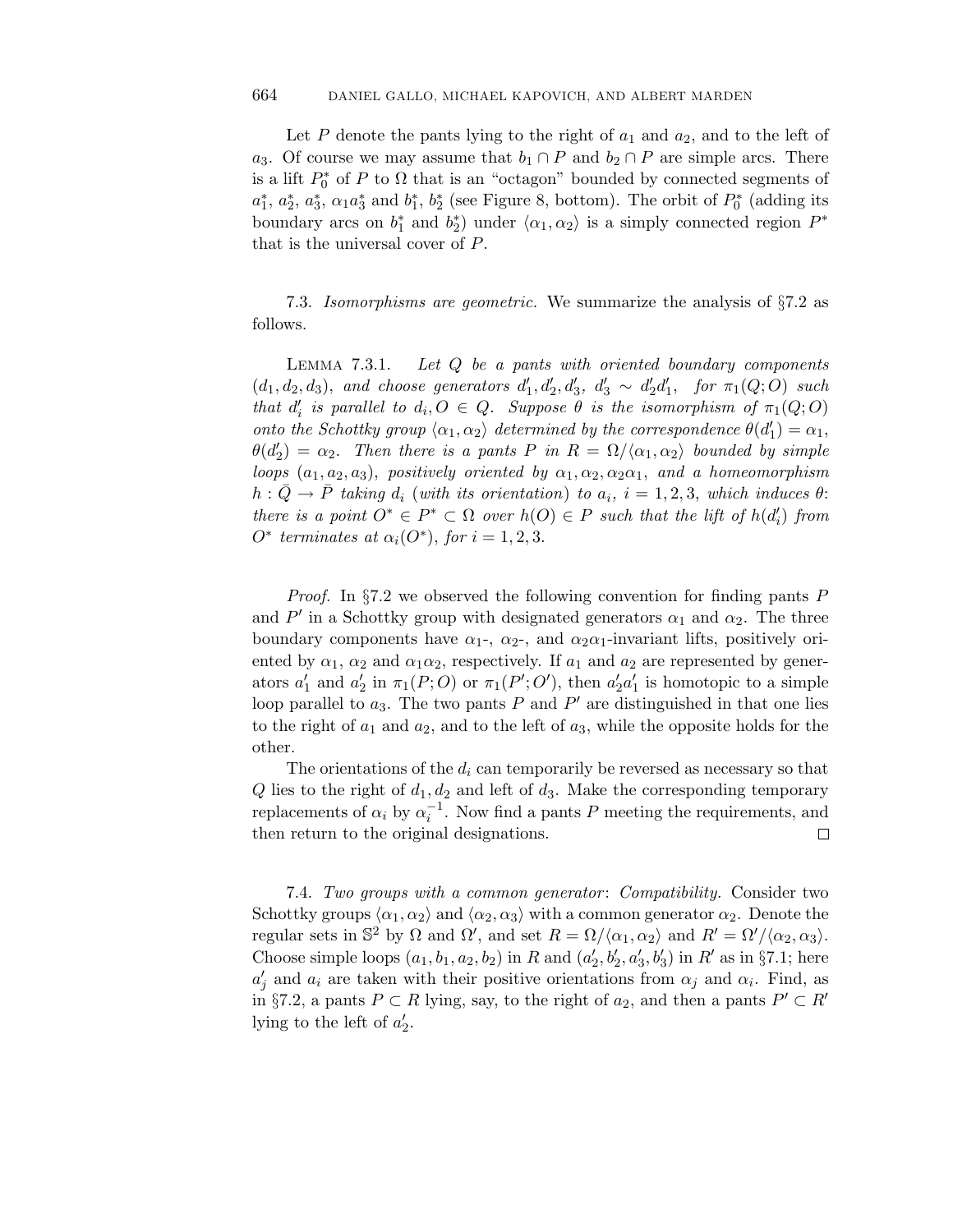Let $P$ denote the pants lying to the right of $a_1$ and $a_2$, and to the left of $a_3$. Of course we may assume that $b_1 \cap P$ and $b_2 \cap P$ are simple arcs. There is a lift $P_0^*$ of $P$ to $\Omega$ that is an "octagon" bounded by connected segments of $a_1^*$, $a_2^*$, $a_3^*$, $\alpha_1 a_3^*$ and $b_1^*$, $b_2^*$ (see Figure 8, bottom). The orbit of $P_0^*$ (adding its boundary arcs on $b_1^*$ and $b_2^*$) under $\langle \alpha_1, \alpha_2 \rangle$ is a simply connected region $P^*$ that is the universal cover of $P$.

7.3. *Isomorphisms are geometric.* We summarize the analysis of §7.2 as follows.

LEMMA 7.3.1. *Let $Q$ be a pants with oriented boundary components $(d_1, d_2, d_3)$, and choose generators $d_1', d_2', d_3'$, $d_3' \sim d_2' d_1'$, for $\pi_1(Q; O)$ such that $d_i'$ is parallel to $d_i, O \in Q$. Suppose $\theta$ is the isomorphism of $\pi_1(Q; O)$ onto the Schottky group $\langle \alpha_1, \alpha_2 \rangle$ determined by the correspondence $\theta(d_1') = \alpha_1$, $\theta(d_2') = \alpha_2$. Then there is a pants $P$ in $R = \Omega / \langle \alpha_1, \alpha_2 \rangle$ bounded by simple loops $(a_1, a_2, a_3)$, positively oriented by $\alpha_1, \alpha_2, \alpha_2 \alpha_1$, and a homeomorphism $h : \bar{Q} \to \bar{P}$ taking $d_i$ (with its orientation) to $a_i$, $i = 1, 2, 3$, which induces $\theta$: there is a point $O^* \in P^* \subset \Omega$ over $h(O) \in P$ such that the lift of $h(d_i')$ from $O^*$ terminates at $\alpha_i(O^*)$, for $i = 1, 2, 3$.*

*Proof.* In §7.2 we observed the following convention for finding pants $P$ and $P'$ in a Schottky group with designated generators $\alpha_1$ and $\alpha_2$. The three boundary components have $\alpha_1$-, $\alpha_2$-, and $\alpha_2 \alpha_1$-invariant lifts, positively oriented by $\alpha_1$, $\alpha_2$ and $\alpha_1 \alpha_2$, respectively. If $a_1$ and $a_2$ are represented by generators $a_1'$ and $a_2'$ in $\pi_1(P; O)$ or $\pi_1(P'; O')$, then $a_2' a_1'$ is homotopic to a simple loop parallel to $a_3$. The two pants $P$ and $P'$ are distinguished in that one lies to the right of $a_1$ and $a_2$, and to the left of $a_3$, while the opposite holds for the other.

The orientations of the $d_i$ can temporarily be reversed as necessary so that $Q$ lies to the right of $d_1, d_2$ and left of $d_3$. Make the corresponding temporary replacements of $\alpha_i$ by $\alpha_i^{-1}$. Now find a pants $P$ meeting the requirements, and then return to the original designations. □

7.4. *Two groups with a common generator*: *Compatibility.* Consider two Schottky groups $\langle \alpha_1, \alpha_2 \rangle$ and $\langle \alpha_2, \alpha_3 \rangle$ with a common generator $\alpha_2$. Denote the regular sets in $\mathbb{S}^2$ by $\Omega$ and $\Omega'$, and set $R = \Omega / \langle \alpha_1, \alpha_2 \rangle$ and $R' = \Omega' / \langle \alpha_2, \alpha_3 \rangle$. Choose simple loops $(a_1, b_1, a_2, b_2)$ in $R$ and $(a_2', b_2', a_3', b_3')$ in $R'$ as in §7.1; here $a_j'$ and $a_i$ are taken with their positive orientations from $\alpha_j$ and $\alpha_i$. Find, as in §7.2, a pants $P \subset R$ lying, say, to the right of $a_2$, and then a pants $P' \subset R'$ lying to the left of $a_2'$.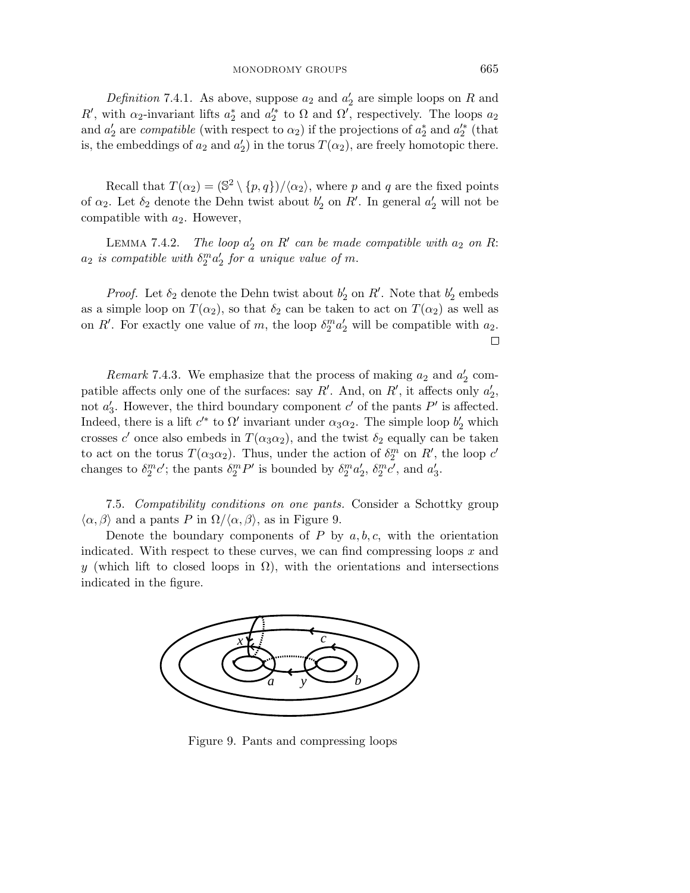*Definition* 7.4.1. As above, suppose $a_2$ and $a_2'$ are simple loops on $R$ and $R'$, with $\alpha_2$-invariant lifts $a_2^*$ and $a_2'^*$ to $\Omega$ and $\Omega'$, respectively. The loops $a_2$ and $a_2'$ are *compatible* (with respect to $\alpha_2$) if the projections of $a_2^*$ and $a_2'^*$ (that is, the embeddings of $a_2$ and $a_2'$) in the torus $T(\alpha_2)$, are freely homotopic there.

Recall that $T(\alpha_2) = (\mathbb{S}^2 \setminus \{p, q\})/\langle \alpha_2 \rangle$, where $p$ and $q$ are the fixed points of $\alpha_2$. Let $\delta_2$ denote the Dehn twist about $b_2'$ on $R'$. In general $a_2'$ will not be compatible with $a_2$. However,

Lemma 7.4.2. *The loop $a_2'$ on $R'$ can be made compatible with $a_2$ on $R$: $a_2$ is compatible with $\delta_2^m a_2'$ for a unique value of $m$.*

*Proof.* Let $\delta_2$ denote the Dehn twist about $b_2'$ on $R'$. Note that $b_2'$ embeds as a simple loop on $T(\alpha_2)$, so that $\delta_2$ can be taken to act on $T(\alpha_2)$ as well as on $R'$. For exactly one value of $m$, the loop $\delta_2^m a_2'$ will be compatible with $a_2$. □

*Remark* 7.4.3. We emphasize that the process of making $a_2$ and $a_2'$ compatible affects only one of the surfaces: say $R'$. And, on $R'$, it affects only $a_2'$, not $a_3'$. However, the third boundary component $c'$ of the pants $P'$ is affected. Indeed, there is a lift $c'^*$ to $\Omega'$ invariant under $\alpha_3\alpha_2$. The simple loop $b_2'$ which crosses $c'$ once also embeds in $T(\alpha_3\alpha_2)$, and the twist $\delta_2$ equally can be taken to act on the torus $T(\alpha_3\alpha_2)$. Thus, under the action of $\delta_2^m$ on $R'$, the loop $c'$ changes to $\delta_2^m c'$; the pants $\delta_2^m P'$ is bounded by $\delta_2^m a_2'$, $\delta_2^m c'$, and $a_3'$.

7.5. *Compatibility conditions on one pants.* Consider a Schottky group $\langle \alpha, \beta \rangle$ and a pants $P$ in $\Omega/\langle \alpha, \beta \rangle$, as in Figure 9.

Denote the boundary components of $P$ by $a, b, c$, with the orientation indicated. With respect to these curves, we can find compressing loops $x$ and $y$ (which lift to closed loops in $\Omega$), with the orientations and intersections indicated in the figure.

Figure 9. Pants and compressing loops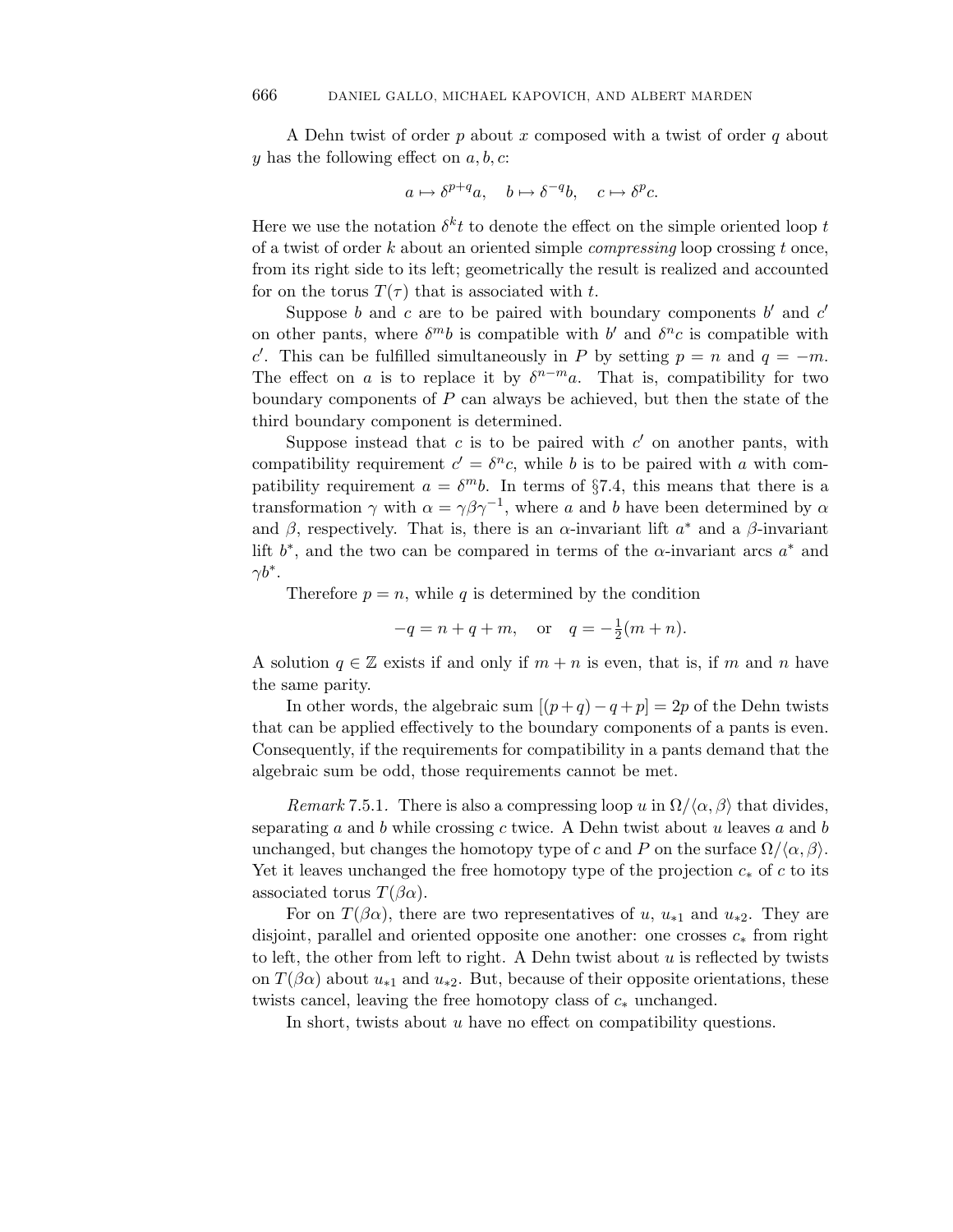A Dehn twist of order $p$ about $x$ composed with a twist of order $q$ about $y$ has the following effect on $a, b, c$:

$$a \mapsto \delta^{p+q} a, \quad b \mapsto \delta^{-q} b, \quad c \mapsto \delta^{p} c.$$

Here we use the notation $\delta^k t$ to denote the effect on the simple oriented loop $t$ of a twist of order $k$ about an oriented simple *compressing* loop crossing $t$ once, from its right side to its left; geometrically the result is realized and accounted for on the torus $T(\tau)$ that is associated with $t$.

Suppose $b$ and $c$ are to be paired with boundary components $b'$ and $c'$ on other pants, where $\delta^m b$ is compatible with $b'$ and $\delta^n c$ is compatible with $c'$. This can be fulfilled simultaneously in $P$ by setting $p = n$ and $q = -m$. The effect on $a$ is to replace it by $\delta^{n-m} a$. That is, compatibility for two boundary components of $P$ can always be achieved, but then the state of the third boundary component is determined.

Suppose instead that $c$ is to be paired with $c'$ on another pants, with compatibility requirement $c' = \delta^n c$, while $b$ is to be paired with $a$ with compatibility requirement $a = \delta^m b$. In terms of §7.4, this means that there is a transformation $\gamma$ with $\alpha = \gamma\beta\gamma^{-1}$, where $a$ and $b$ have been determined by $\alpha$ and $\beta$, respectively. That is, there is an $\alpha$-invariant lift $a^*$ and a $\beta$-invariant lift $b^*$, and the two can be compared in terms of the $\alpha$-invariant arcs $a^*$ and $\gamma b^*$.

Therefore $p = n$, while $q$ is determined by the condition

$$-q = n + q + m, \quad \text{or} \quad q = -\tfrac{1}{2}(m+n).$$

A solution $q \in \mathbb{Z}$ exists if and only if $m + n$ is even, that is, if $m$ and $n$ have the same parity.

In other words, the algebraic sum $[(p+q) - q + p] = 2p$ of the Dehn twists that can be applied effectively to the boundary components of a pants is even. Consequently, if the requirements for compatibility in a pants demand that the algebraic sum be odd, those requirements cannot be met.

*Remark* 7.5.1. There is also a compressing loop $u$ in $\Omega/\langle\alpha,\beta\rangle$ that divides, separating $a$ and $b$ while crossing $c$ twice. A Dehn twist about $u$ leaves $a$ and $b$ unchanged, but changes the homotopy type of $c$ and $P$ on the surface $\Omega/\langle\alpha,\beta\rangle$. Yet it leaves unchanged the free homotopy type of the projection $c_*$ of $c$ to its associated torus $T(\beta\alpha)$.

For on $T(\beta\alpha)$, there are two representatives of $u$, $u_{*1}$ and $u_{*2}$. They are disjoint, parallel and oriented opposite one another: one crosses $c_*$ from right to left, the other from left to right. A Dehn twist about $u$ is reflected by twists on $T(\beta\alpha)$ about $u_{*1}$ and $u_{*2}$. But, because of their opposite orientations, these twists cancel, leaving the free homotopy class of $c_*$ unchanged.

In short, twists about $u$ have no effect on compatibility questions.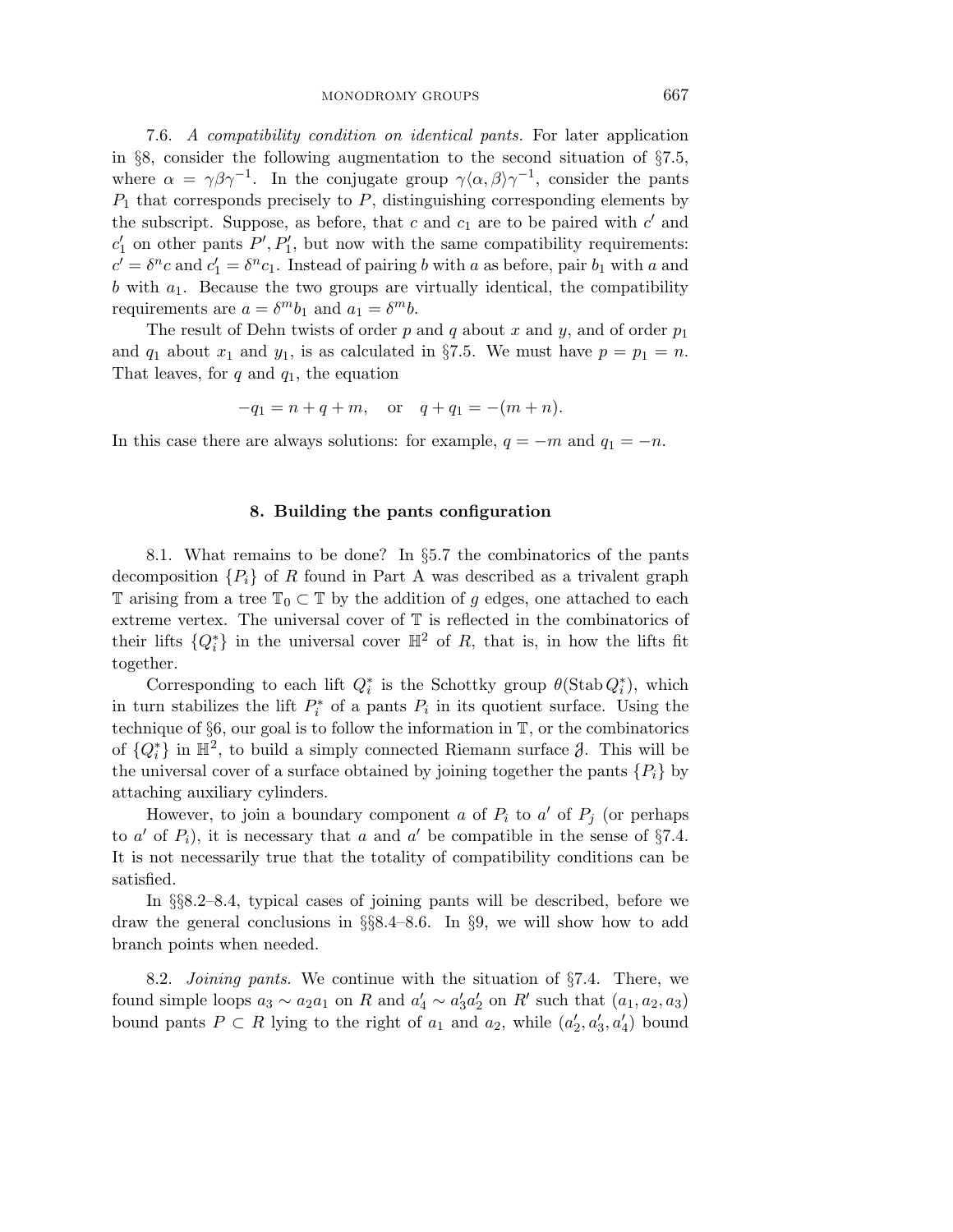7.6. *A compatibility condition on identical pants.* For later application in §8, consider the following augmentation to the second situation of §7.5, where $\alpha = \gamma\beta\gamma^{-1}$. In the conjugate group $\gamma\langle\alpha, \beta\rangle\gamma^{-1}$, consider the pants $P_1$ that corresponds precisely to $P$, distinguishing corresponding elements by the subscript. Suppose, as before, that $c$ and $c_1$ are to be paired with $c'$ and $c_1'$ on other pants $P', P_1'$, but now with the same compatibility requirements: $c' = \delta^n c$ and $c_1' = \delta^n c_1$. Instead of pairing $b$ with $a$ as before, pair $b_1$ with $a$ and $b$ with $a_1$. Because the two groups are virtually identical, the compatibility requirements are $a = \delta^m b_1$ and $a_1 = \delta^m b$.

The result of Dehn twists of order $p$ and $q$ about $x$ and $y$, and of order $p_1$ and $q_1$ about $x_1$ and $y_1$, is as calculated in §7.5. We must have $p = p_1 = n$. That leaves, for $q$ and $q_1$, the equation

$$-q_1 = n + q + m, \quad \text{or} \quad q + q_1 = -(m + n).$$

In this case there are always solutions: for example, $q = -m$ and $q_1 = -n$.

## 8. Building the pants configuration

8.1. What remains to be done? In §5.7 the combinatorics of the pants decomposition $\{P_i\}$ of $R$ found in Part A was described as a trivalent graph $\mathbb{T}$ arising from a tree $\mathbb{T}_0 \subset \mathbb{T}$ by the addition of $g$ edges, one attached to each extreme vertex. The universal cover of $\mathbb{T}$ is reflected in the combinatorics of their lifts $\{Q_i^*\}$ in the universal cover $\mathbb{H}^2$ of $R$, that is, in how the lifts fit together.

Corresponding to each lift $Q_i^*$ is the Schottky group $\theta(\operatorname{Stab} Q_i^*)$, which in turn stabilizes the lift $P_i^*$ of a pants $P_i$ in its quotient surface. Using the technique of §6, our goal is to follow the information in $\mathbb{T}$, or the combinatorics of $\{Q_i^*\}$ in $\mathbb{H}^2$, to build a simply connected Riemann surface $\mathfrak{J}$. This will be the universal cover of a surface obtained by joining together the pants $\{P_i\}$ by attaching auxiliary cylinders.

However, to join a boundary component $a$ of $P_i$ to $a'$ of $P_j$ (or perhaps to $a'$ of $P_i$), it is necessary that $a$ and $a'$ be compatible in the sense of §7.4. It is not necessarily true that the totality of compatibility conditions can be satisfied.

In §§8.2–8.4, typical cases of joining pants will be described, before we draw the general conclusions in §§8.4–8.6. In §9, we will show how to add branch points when needed.

8.2. *Joining pants.* We continue with the situation of §7.4. There, we found simple loops $a_3 \sim a_2 a_1$ on $R$ and $a_4' \sim a_3' a_2'$ on $R'$ such that $(a_1, a_2, a_3)$ bound pants $P \subset R$ lying to the right of $a_1$ and $a_2$, while $(a_2', a_3', a_4')$ bound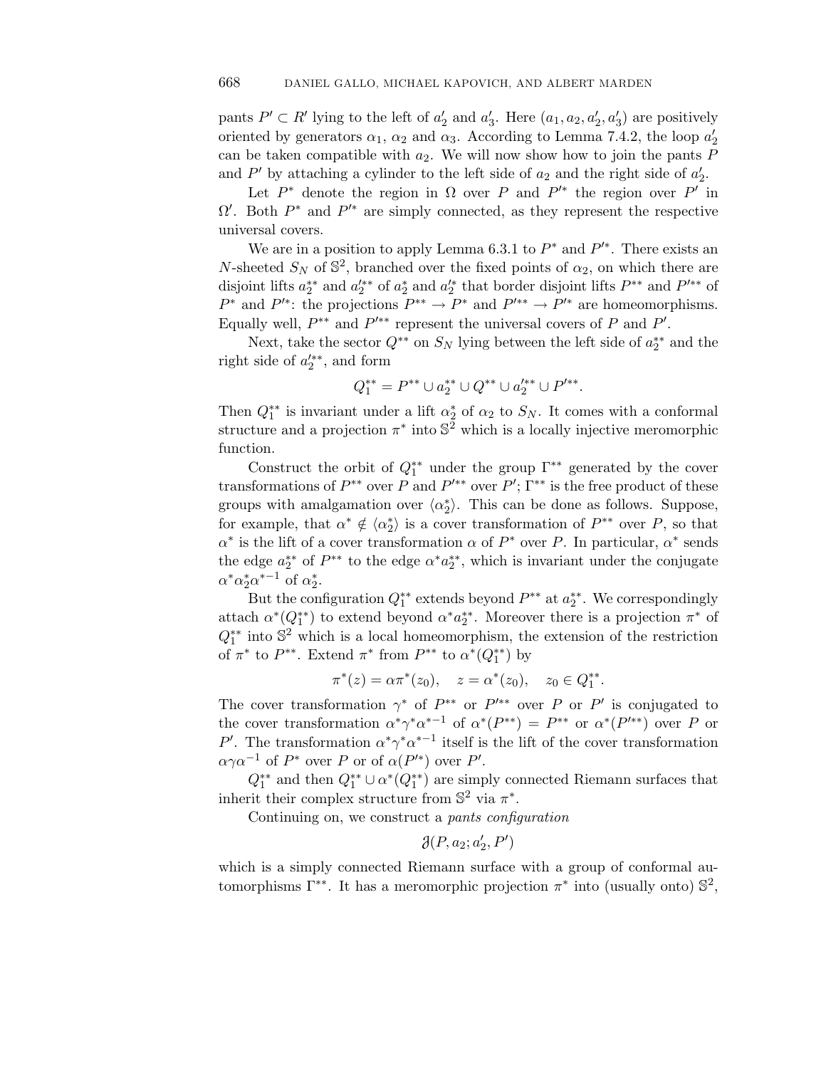pants $P' \subset R'$ lying to the left of $a_2'$ and $a_3'$. Here $(a_1, a_2, a_2', a_3')$ are positively oriented by generators $\alpha_1$, $\alpha_2$ and $\alpha_3$. According to Lemma 7.4.2, the loop $a_2'$ can be taken compatible with $a_2$. We will now show how to join the pants $P$ and $P'$ by attaching a cylinder to the left side of $a_2$ and the right side of $a_2'$.

Let $P^*$ denote the region in $\Omega$ over $P$ and $P'^*$ the region over $P'$ in $\Omega'$. Both $P^*$ and $P'^*$ are simply connected, as they represent the respective universal covers.

We are in a position to apply Lemma 6.3.1 to $P^*$ and $P'^*$. There exists an $N$-sheeted $S_N$ of $\mathbb{S}^2$, branched over the fixed points of $\alpha_2$, on which there are disjoint lifts $a_2^{**}$ and $a_2'^{**}$ of $a_2^*$ and $a_2'^*$ that border disjoint lifts $P^{**}$ and $P'^{**}$ of $P^*$ and $P'^*$: the projections $P^{**} \to P^*$ and $P'^{**} \to P'^*$ are homeomorphisms. Equally well, $P^{**}$ and $P'^{**}$ represent the universal covers of $P$ and $P'$.

Next, take the sector $Q^{**}$ on $S_N$ lying between the left side of $a_2^{**}$ and the right side of $a_2'^{**}$, and form

$$Q_1^{**} = P^{**} \cup a_2^{**} \cup Q^{**} \cup a_2'^{**} \cup P'^{**}.$$

Then $Q_1^{**}$ is invariant under a lift $\alpha_2^*$ of $\alpha_2$ to $S_N$. It comes with a conformal structure and a projection $\pi^*$ into $\mathbb{S}^2$ which is a locally injective meromorphic function.

Construct the orbit of $Q_1^{**}$ under the group $\Gamma^{**}$ generated by the cover transformations of $P^{**}$ over $P$ and $P'^{**}$ over $P'$; $\Gamma^{**}$ is the free product of these groups with amalgamation over $\langle \alpha_2^* \rangle$. This can be done as follows. Suppose, for example, that $\alpha^* \notin \langle \alpha_2^* \rangle$ is a cover transformation of $P^{**}$ over $P$, so that $\alpha^*$ is the lift of a cover transformation $\alpha$ of $P^*$ over $P$. In particular, $\alpha^*$ sends the edge $a_2^{**}$ of $P^{**}$ to the edge $\alpha^* a_2^{**}$, which is invariant under the conjugate $\alpha^* \alpha_2^* \alpha^{*-1}$ of $\alpha_2^*$.

But the configuration $Q_1^{**}$ extends beyond $P^{**}$ at $a_2^{**}$. We correspondingly attach $\alpha^*(Q_1^{**})$ to extend beyond $\alpha^* a_2^{**}$. Moreover there is a projection $\pi^*$ of $Q_1^{**}$ into $\mathbb{S}^2$ which is a local homeomorphism, the extension of the restriction of $\pi^*$ to $P^{**}$. Extend $\pi^*$ from $P^{**}$ to $\alpha^*(Q_1^{**})$ by

$$\pi^*(z) = \alpha \pi^*(z_0), \quad z = \alpha^*(z_0), \quad z_0 \in Q_1^{**}.$$

The cover transformation $\gamma^*$ of $P^{**}$ or $P'^{**}$ over $P$ or $P'$ is conjugated to the cover transformation $\alpha^* \gamma^* \alpha^{*-1}$ of $\alpha^*(P^{**}) = P^{**}$ or $\alpha^*(P'^{**})$ over $P$ or $P'$. The transformation $\alpha^* \gamma^* \alpha^{*-1}$ itself is the lift of the cover transformation $\alpha \gamma \alpha^{-1}$ of $P^*$ over $P$ or of $\alpha(P'^*)$ over $P'$.

$Q_1^{**}$ and then $Q_1^{**} \cup \alpha^*(Q_1^{**})$ are simply connected Riemann surfaces that inherit their complex structure from $\mathbb{S}^2$ via $\pi^*$.

Continuing on, we construct a *pants configuration*

$$\mathcal{J}(P, a_2; a_2', P')$$

which is a simply connected Riemann surface with a group of conformal automorphisms $\Gamma^{**}$. It has a meromorphic projection $\pi^*$ into (usually onto) $\mathbb{S}^2$,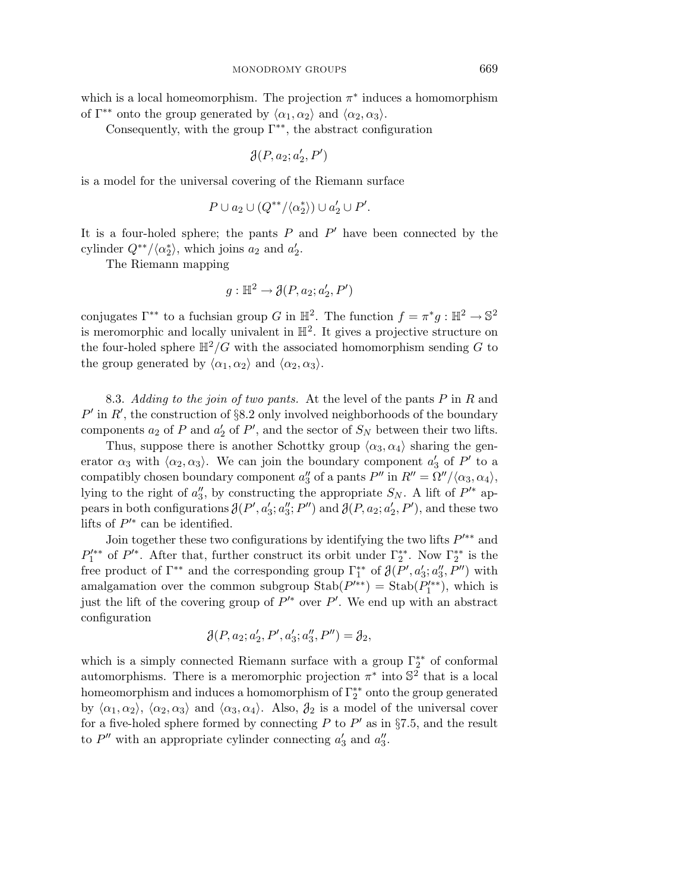which is a local homeomorphism. The projection $\pi^*$ induces a homomorphism of $\Gamma^{**}$ onto the group generated by $\langle \alpha_1, \alpha_2 \rangle$ and $\langle \alpha_2, \alpha_3 \rangle$.

Consequently, with the group $\Gamma^{**}$, the abstract configuration

$$\mathcal{J}(P, a_2; a_2', P')$$

is a model for the universal covering of the Riemann surface

$$P \cup a_2 \cup (Q^{**}/\langle \alpha_2^* \rangle) \cup a_2' \cup P'.$$

It is a four-holed sphere; the pants $P$ and $P'$ have been connected by the cylinder $Q^{**}/\langle \alpha_2^* \rangle$, which joins $a_2$ and $a_2'$.

The Riemann mapping

$$g : \mathbb{H}^2 \to \mathcal{J}(P, a_2; a_2', P')$$

conjugates $\Gamma^{**}$ to a fuchsian group $G$ in $\mathbb{H}^2$. The function $f = \pi^* g : \mathbb{H}^2 \to \mathbb{S}^2$ is meromorphic and locally univalent in $\mathbb{H}^2$. It gives a projective structure on the four-holed sphere $\mathbb{H}^2/G$ with the associated homomorphism sending $G$ to the group generated by $\langle \alpha_1, \alpha_2 \rangle$ and $\langle \alpha_2, \alpha_3 \rangle$.

8.3. *Adding to the join of two pants.* At the level of the pants $P$ in $R$ and $P'$ in $R'$, the construction of §8.2 only involved neighborhoods of the boundary components $a_2$ of $P$ and $a_2'$ of $P'$, and the sector of $S_N$ between their two lifts.

Thus, suppose there is another Schottky group $\langle \alpha_3, \alpha_4 \rangle$ sharing the generator $\alpha_3$ with $\langle \alpha_2, \alpha_3 \rangle$. We can join the boundary component $a_3'$ of $P'$ to a compatibly chosen boundary component $a_3''$ of a pants $P''$ in $R'' = \Omega''/\langle \alpha_3, \alpha_4 \rangle$, lying to the right of $a_3''$, by constructing the appropriate $S_N$. A lift of $P'^*$ appears in both configurations $\mathcal{J}(P', a_3'; a_3''; P'')$ and $\mathcal{J}(P, a_2; a_2', P')$, and these two lifts of $P'^*$ can be identified.

Join together these two configurations by identifying the two lifts $P'^{**}$ and $P_1'^{**}$ of $P'^*$. After that, further construct its orbit under $\Gamma_2^{**}$. Now $\Gamma_2^{**}$ is the free product of $\Gamma^{**}$ and the corresponding group $\Gamma_1^{**}$ of $\mathcal{J}(P', a_3'; a_3'', P'')$ with amalgamation over the common subgroup $\mathrm{Stab}(P'^{**}) = \mathrm{Stab}(P_1'^{**})$, which is just the lift of the covering group of $P'^*$ over $P'$. We end up with an abstract configuration

$$\mathcal{J}(P, a_2; a_2', P', a_3'; a_3'', P'') = \mathcal{J}_2,$$

which is a simply connected Riemann surface with a group $\Gamma_2^{**}$ of conformal automorphisms. There is a meromorphic projection $\pi^*$ into $\mathbb{S}^2$ that is a local homeomorphism and induces a homomorphism of $\Gamma_2^{**}$ onto the group generated by $\langle \alpha_1, \alpha_2 \rangle$, $\langle \alpha_2, \alpha_3 \rangle$ and $\langle \alpha_3, \alpha_4 \rangle$. Also, $\mathcal{J}_2$ is a model of the universal cover for a five-holed sphere formed by connecting $P$ to $P'$ as in §7.5, and the result to $P''$ with an appropriate cylinder connecting $a_3'$ and $a_3''$.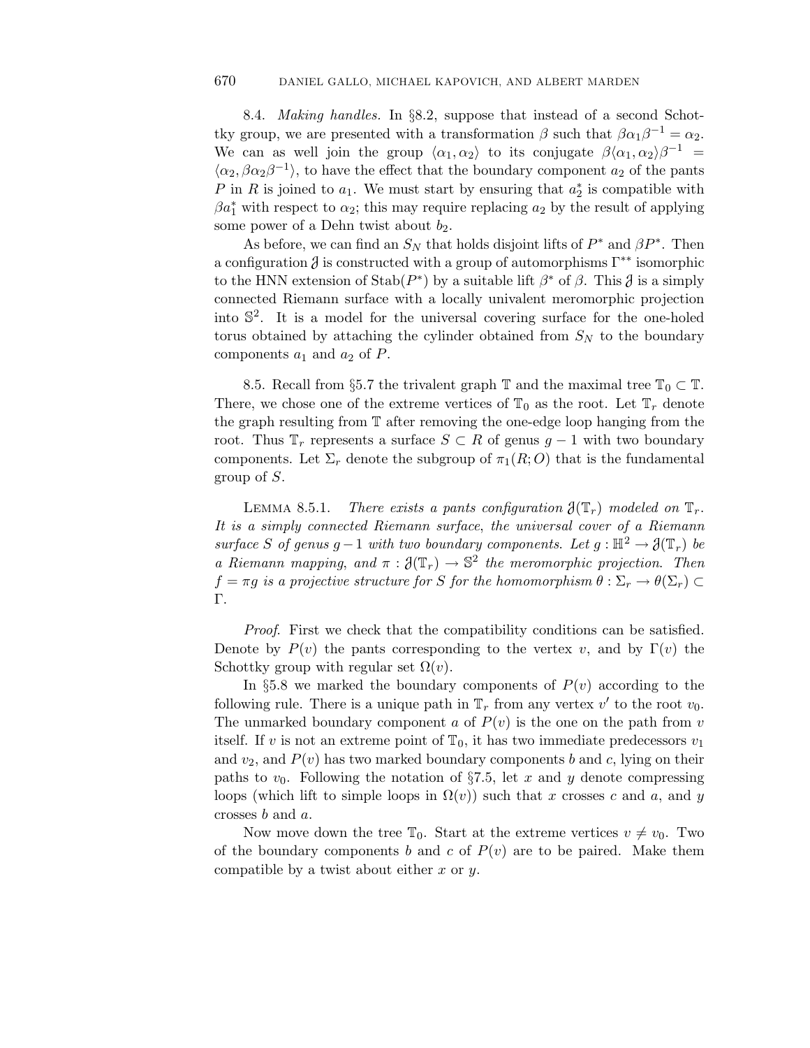8.4. *Making handles.* In §8.2, suppose that instead of a second Schottky group, we are presented with a transformation $\beta$ such that $\beta\alpha_1\beta^{-1} = \alpha_2$. We can as well join the group $\langle\alpha_1, \alpha_2\rangle$ to its conjugate $\beta\langle\alpha_1, \alpha_2\rangle\beta^{-1} = \langle\alpha_2, \beta\alpha_2\beta^{-1}\rangle$, to have the effect that the boundary component $a_2$ of the pants $P$ in $R$ is joined to $a_1$. We must start by ensuring that $a_2^*$ is compatible with $\beta a_1^*$ with respect to $\alpha_2$; this may require replacing $a_2$ by the result of applying some power of a Dehn twist about $b_2$.

As before, we can find an $S_N$ that holds disjoint lifts of $P^*$ and $\beta P^*$. Then a configuration $\mathfrak{J}$ is constructed with a group of automorphisms $\Gamma^{**}$ isomorphic to the HNN extension of $\mathrm{Stab}(P^*)$ by a suitable lift $\beta^*$ of $\beta$. This $\mathfrak{J}$ is a simply connected Riemann surface with a locally univalent meromorphic projection into $\mathbb{S}^2$. It is a model for the universal covering surface for the one-holed torus obtained by attaching the cylinder obtained from $S_N$ to the boundary components $a_1$ and $a_2$ of $P$.

8.5. Recall from §5.7 the trivalent graph $\mathbb{T}$ and the maximal tree $\mathbb{T}_0 \subset \mathbb{T}$. There, we chose one of the extreme vertices of $\mathbb{T}_0$ as the root. Let $\mathbb{T}_r$ denote the graph resulting from $\mathbb{T}$ after removing the one-edge loop hanging from the root. Thus $\mathbb{T}_r$ represents a surface $S \subset R$ of genus $g-1$ with two boundary components. Let $\Sigma_r$ denote the subgroup of $\pi_1(R; O)$ that is the fundamental group of $S$.

LEMMA 8.5.1. *There exists a pants configuration $\mathfrak{J}(\mathbb{T}_r)$ modeled on $\mathbb{T}_r$. It is a simply connected Riemann surface, the universal cover of a Riemann surface $S$ of genus $g-1$ with two boundary components. Let $g : \mathbb{H}^2 \to \mathfrak{J}(\mathbb{T}_r)$ be a Riemann mapping, and $\pi : \mathfrak{J}(\mathbb{T}_r) \to \mathbb{S}^2$ the meromorphic projection. Then $f = \pi g$ is a projective structure for $S$ for the homomorphism $\theta : \Sigma_r \to \theta(\Sigma_r) \subset \Gamma$.*

*Proof.* First we check that the compatibility conditions can be satisfied. Denote by $P(v)$ the pants corresponding to the vertex $v$, and by $\Gamma(v)$ the Schottky group with regular set $\Omega(v)$.

In §5.8 we marked the boundary components of $P(v)$ according to the following rule. There is a unique path in $\mathbb{T}_r$ from any vertex $v'$ to the root $v_0$. The unmarked boundary component $a$ of $P(v)$ is the one on the path from $v$ itself. If $v$ is not an extreme point of $\mathbb{T}_0$, it has two immediate predecessors $v_1$ and $v_2$, and $P(v)$ has two marked boundary components $b$ and $c$, lying on their paths to $v_0$. Following the notation of §7.5, let $x$ and $y$ denote compressing loops (which lift to simple loops in $\Omega(v)$) such that $x$ crosses $c$ and $a$, and $y$ crosses $b$ and $a$.

Now move down the tree $\mathbb{T}_0$. Start at the extreme vertices $v \neq v_0$. Two of the boundary components $b$ and $c$ of $P(v)$ are to be paired. Make them compatible by a twist about either $x$ or $y$.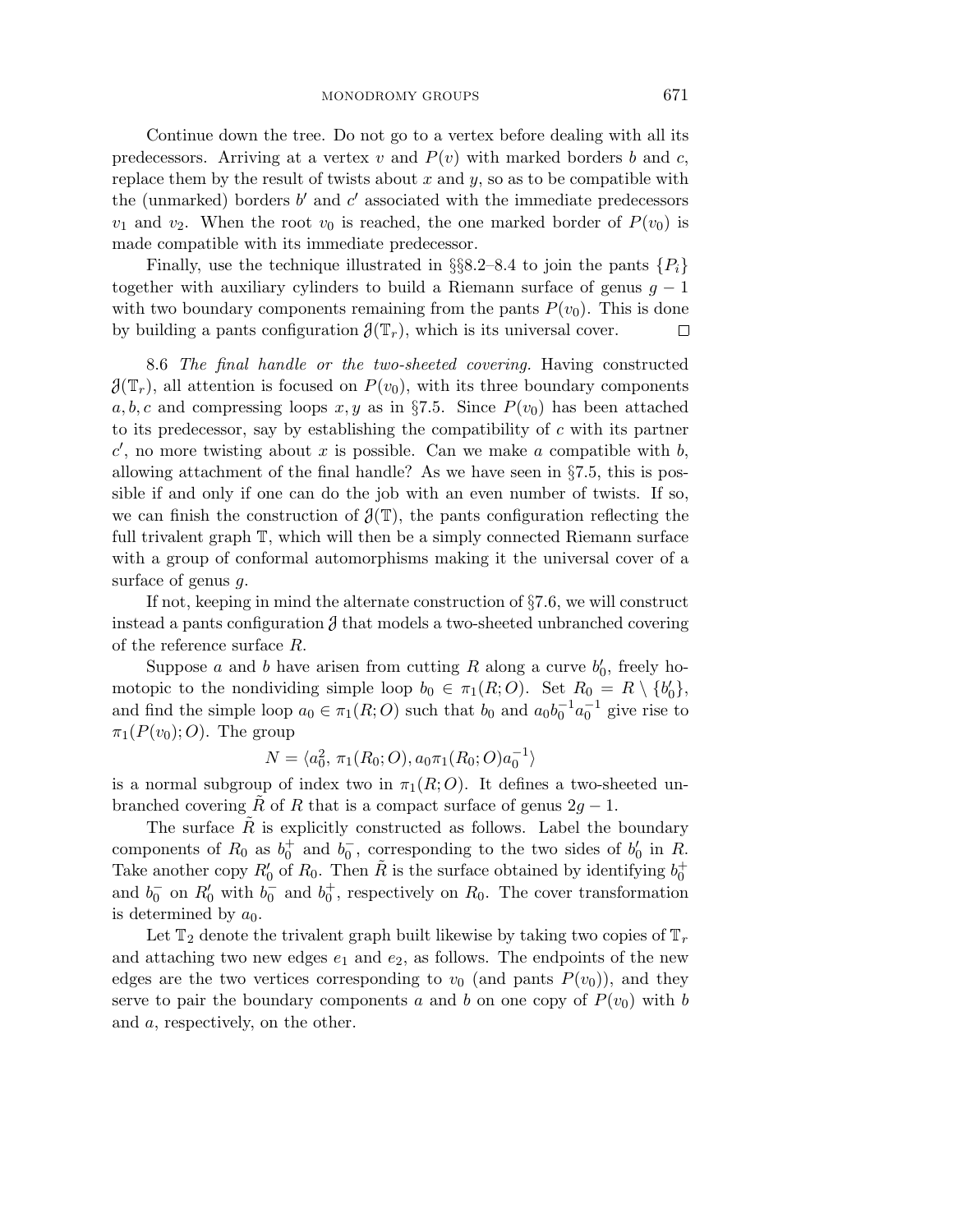Continue down the tree. Do not go to a vertex before dealing with all its predecessors. Arriving at a vertex $v$ and $P(v)$ with marked borders $b$ and $c$, replace them by the result of twists about $x$ and $y$, so as to be compatible with the (unmarked) borders $b'$ and $c'$ associated with the immediate predecessors $v_1$ and $v_2$. When the root $v_0$ is reached, the one marked border of $P(v_0)$ is made compatible with its immediate predecessor.

Finally, use the technique illustrated in §§8.2–8.4 to join the pants $\{P_i\}$ together with auxiliary cylinders to build a Riemann surface of genus $g-1$ with two boundary components remaining from the pants $P(v_0)$. This is done by building a pants configuration $\mathcal{J}(\mathbb{T}_r)$, which is its universal cover. ◻

8.6 *The final handle or the two-sheeted covering.* Having constructed $\mathcal{J}(\mathbb{T}_r)$, all attention is focused on $P(v_0)$, with its three boundary components $a, b, c$ and compressing loops $x, y$ as in §7.5. Since $P(v_0)$ has been attached to its predecessor, say by establishing the compatibility of $c$ with its partner $c'$, no more twisting about $x$ is possible. Can we make $a$ compatible with $b$, allowing attachment of the final handle? As we have seen in §7.5, this is possible if and only if one can do the job with an even number of twists. If so, we can finish the construction of $\mathcal{J}(\mathbb{T})$, the pants configuration reflecting the full trivalent graph $\mathbb{T}$, which will then be a simply connected Riemann surface with a group of conformal automorphisms making it the universal cover of a surface of genus $g$.

If not, keeping in mind the alternate construction of §7.6, we will construct instead a pants configuration $\mathcal{J}$ that models a two-sheeted unbranched covering of the reference surface $R$.

Suppose $a$ and $b$ have arisen from cutting $R$ along a curve $b_0'$, freely homotopic to the nondividing simple loop $b_0 \in \pi_1(R;O)$. Set $R_0 = R \setminus \{b_0'\}$, and find the simple loop $a_0 \in \pi_1(R;O)$ such that $b_0$ and $a_0 b_0^{-1} a_0^{-1}$ give rise to $\pi_1(P(v_0);O)$. The group

$$N = \langle a_0^2,\, \pi_1(R_0;O), a_0 \pi_1(R_0;O) a_0^{-1} \rangle$$

is a normal subgroup of index two in $\pi_1(R;O)$. It defines a two-sheeted unbranched covering $\tilde{R}$ of $R$ that is a compact surface of genus $2g-1$.

The surface $\tilde{R}$ is explicitly constructed as follows. Label the boundary components of $R_0$ as $b_0^+$ and $b_0^-$, corresponding to the two sides of $b_0'$ in $R$. Take another copy $R_0'$ of $R_0$. Then $\tilde{R}$ is the surface obtained by identifying $b_0^+$ and $b_0^-$ on $R_0'$ with $b_0^-$ and $b_0^+$, respectively on $R_0$. The cover transformation is determined by $a_0$.

Let $\mathbb{T}_2$ denote the trivalent graph built likewise by taking two copies of $\mathbb{T}_r$ and attaching two new edges $e_1$ and $e_2$, as follows. The endpoints of the new edges are the two vertices corresponding to $v_0$ (and pants $P(v_0)$), and they serve to pair the boundary components $a$ and $b$ on one copy of $P(v_0)$ with $b$ and $a$, respectively, on the other.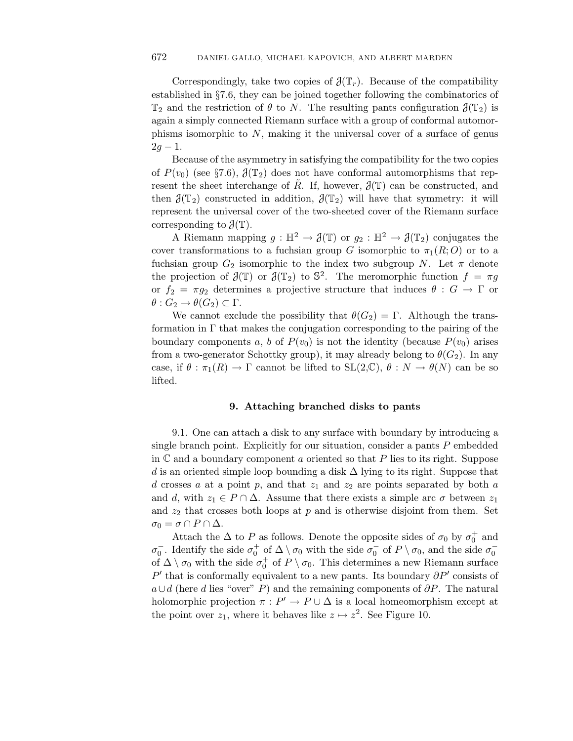Correspondingly, take two copies of $\mathcal{J}(\mathbb{T}_r)$. Because of the compatibility established in §7.6, they can be joined together following the combinatorics of $\mathbb{T}_2$ and the restriction of $\theta$ to $N$. The resulting pants configuration $\mathcal{J}(\mathbb{T}_2)$ is again a simply connected Riemann surface with a group of conformal automorphisms isomorphic to $N$, making it the universal cover of a surface of genus $2g-1$.

Because of the asymmetry in satisfying the compatibility for the two copies of $P(v_0)$ (see §7.6), $\mathcal{J}(\mathbb{T}_2)$ does not have conformal automorphisms that represent the sheet interchange of $\tilde{R}$. If, however, $\mathcal{J}(\mathbb{T})$ can be constructed, and then $\mathcal{J}(\mathbb{T}_2)$ constructed in addition, $\mathcal{J}(\mathbb{T}_2)$ will have that symmetry: it will represent the universal cover of the two-sheeted cover of the Riemann surface corresponding to $\mathcal{J}(\mathbb{T})$.

A Riemann mapping $g : \mathbb{H}^2 \to \mathcal{J}(\mathbb{T})$ or $g_2 : \mathbb{H}^2 \to \mathcal{J}(\mathbb{T}_2)$ conjugates the cover transformations to a fuchsian group $G$ isomorphic to $\pi_1(R; O)$ or to a fuchsian group $G_2$ isomorphic to the index two subgroup $N$. Let $\pi$ denote the projection of $\mathcal{J}(\mathbb{T})$ or $\mathcal{J}(\mathbb{T}_2)$ to $\mathbb{S}^2$. The meromorphic function $f = \pi g$ or $f_2 = \pi g_2$ determines a projective structure that induces $\theta : G \to \Gamma$ or $\theta : G_2 \to \theta(G_2) \subset \Gamma$.

We cannot exclude the possibility that $\theta(G_2) = \Gamma$. Although the transformation in $\Gamma$ that makes the conjugation corresponding to the pairing of the boundary components $a$, $b$ of $P(v_0)$ is not the identity (because $P(v_0)$ arises from a two-generator Schottky group), it may already belong to $\theta(G_2)$. In any case, if $\theta : \pi_1(R) \to \Gamma$ cannot be lifted to $\mathrm{SL}(2,\mathbb{C})$, $\theta : N \to \theta(N)$ can be so lifted.

## 9. Attaching branched disks to pants

9.1. One can attach a disk to any surface with boundary by introducing a single branch point. Explicitly for our situation, consider a pants $P$ embedded in $\mathbb{C}$ and a boundary component $a$ oriented so that $P$ lies to its right. Suppose $d$ is an oriented simple loop bounding a disk $\Delta$ lying to its right. Suppose that $d$ crosses $a$ at a point $p$, and that $z_1$ and $z_2$ are points separated by both $a$ and $d$, with $z_1 \in P \cap \Delta$. Assume that there exists a simple arc $\sigma$ between $z_1$ and $z_2$ that crosses both loops at $p$ and is otherwise disjoint from them. Set $\sigma_0 = \sigma \cap P \cap \Delta$.

Attach the $\Delta$ to $P$ as follows. Denote the opposite sides of $\sigma_0$ by $\sigma_0^+$ and $\sigma_0^-$. Identify the side $\sigma_0^+$ of $\Delta \setminus \sigma_0$ with the side $\sigma_0^-$ of $P \setminus \sigma_0$, and the side $\sigma_0^-$ of $\Delta \setminus \sigma_0$ with the side $\sigma_0^+$ of $P \setminus \sigma_0$. This determines a new Riemann surface $P'$ that is conformally equivalent to a new pants. Its boundary $\partial P'$ consists of $a \cup d$ (here $d$ lies "over" $P$) and the remaining components of $\partial P$. The natural holomorphic projection $\pi : P' \to P \cup \Delta$ is a local homeomorphism except at the point over $z_1$, where it behaves like $z \mapsto z^2$. See Figure 10.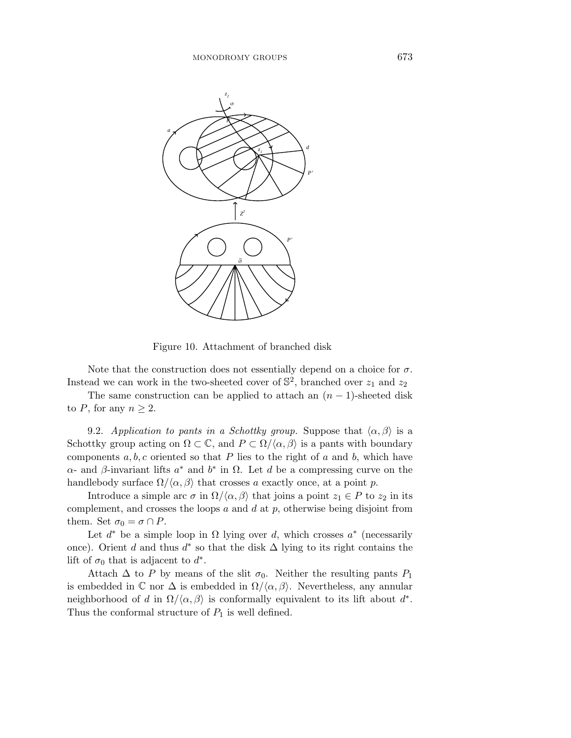Figure 10. Attachment of branched disk

Note that the construction does not essentially depend on a choice for $\sigma$. Instead we can work in the two-sheeted cover of $\mathbb{S}^2$, branched over $z_1$ and $z_2$

The same construction can be applied to attach an $(n-1)$-sheeted disk to $P$, for any $n \geq 2$.

9.2. *Application to pants in a Schottky group.* Suppose that $\langle \alpha, \beta \rangle$ is a Schottky group acting on $\Omega \subset \mathbb{C}$, and $P \subset \Omega/\langle \alpha, \beta \rangle$ is a pants with boundary components $a, b, c$ oriented so that $P$ lies to the right of $a$ and $b$, which have $\alpha$- and $\beta$-invariant lifts $a^*$ and $b^*$ in $\Omega$. Let $d$ be a compressing curve on the handlebody surface $\Omega/\langle \alpha, \beta \rangle$ that crosses $a$ exactly once, at a point $p$.

Introduce a simple arc $\sigma$ in $\Omega/\langle \alpha, \beta \rangle$ that joins a point $z_1 \in P$ to $z_2$ in its complement, and crosses the loops $a$ and $d$ at $p$, otherwise being disjoint from them. Set $\sigma_0 = \sigma \cap P$.

Let $d^*$ be a simple loop in $\Omega$ lying over $d$, which crosses $a^*$ (necessarily once). Orient $d$ and thus $d^*$ so that the disk $\Delta$ lying to its right contains the lift of $\sigma_0$ that is adjacent to $d^*$.

Attach $\Delta$ to $P$ by means of the slit $\sigma_0$. Neither the resulting pants $P_1$ is embedded in $\mathbb{C}$ nor $\Delta$ is embedded in $\Omega/\langle \alpha, \beta \rangle$. Nevertheless, any annular neighborhood of $d$ in $\Omega/\langle \alpha, \beta \rangle$ is conformally equivalent to its lift about $d^*$. Thus the conformal structure of $P_1$ is well defined.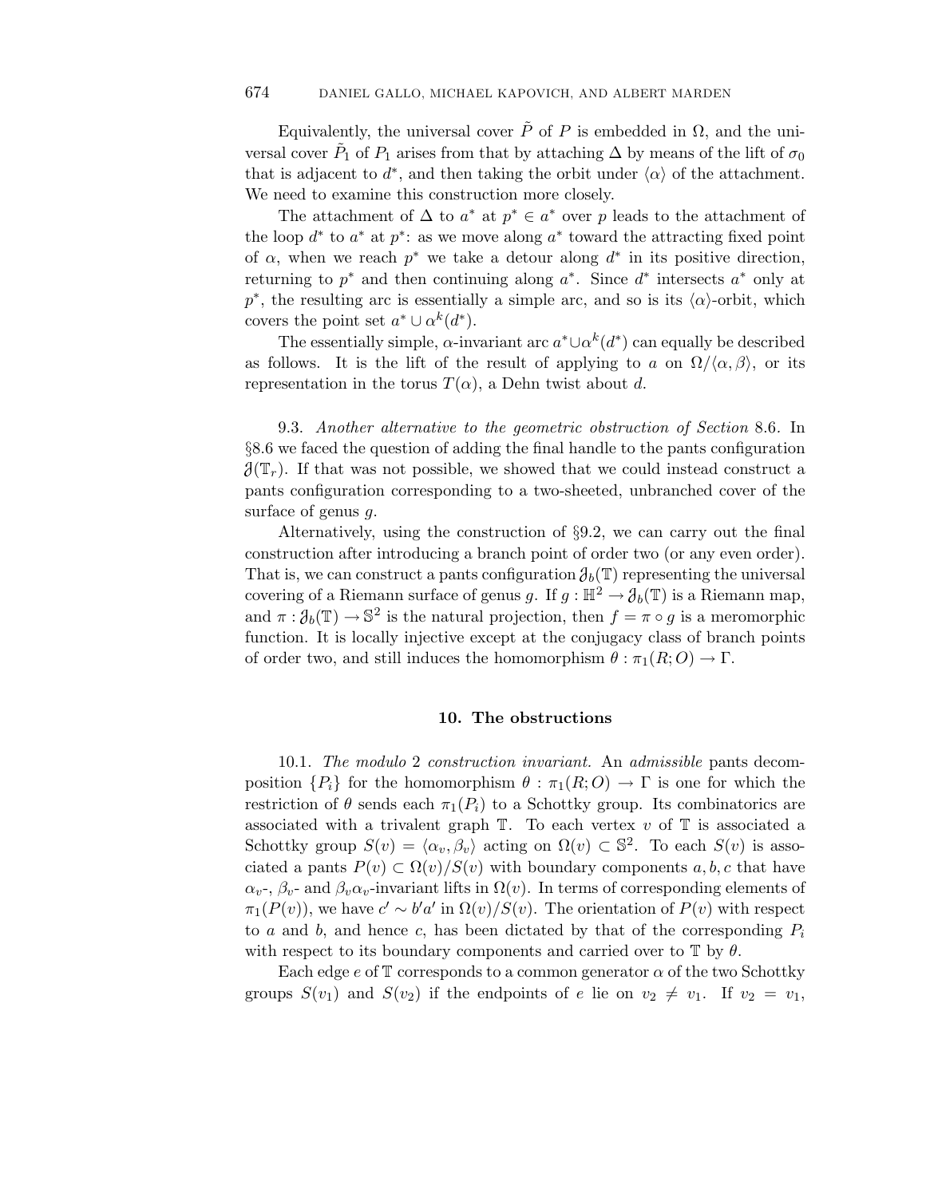Equivalently, the universal cover $\tilde{P}$ of $P$ is embedded in $\Omega$, and the universal cover $\tilde{P}_1$ of $P_1$ arises from that by attaching $\Delta$ by means of the lift of $\sigma_0$ that is adjacent to $d^*$, and then taking the orbit under $\langle\alpha\rangle$ of the attachment. We need to examine this construction more closely.

The attachment of $\Delta$ to $a^*$ at $p^* \in a^*$ over $p$ leads to the attachment of the loop $d^*$ to $a^*$ at $p^*$: as we move along $a^*$ toward the attracting fixed point of $\alpha$, when we reach $p^*$ we take a detour along $d^*$ in its positive direction, returning to $p^*$ and then continuing along $a^*$. Since $d^*$ intersects $a^*$ only at $p^*$, the resulting arc is essentially a simple arc, and so is its $\langle\alpha\rangle$-orbit, which covers the point set $a^* \cup \alpha^k(d^*)$.

The essentially simple, $\alpha$-invariant arc $a^* \cup \alpha^k(d^*)$ can equally be described as follows. It is the lift of the result of applying to $a$ on $\Omega/\langle\alpha, \beta\rangle$, or its representation in the torus $T(\alpha)$, a Dehn twist about $d$.

9.3. *Another alternative to the geometric obstruction of Section* 8.6. In §8.6 we faced the question of adding the final handle to the pants configuration $\mathcal{J}(\mathbb{T}_r)$. If that was not possible, we showed that we could instead construct a pants configuration corresponding to a two-sheeted, unbranched cover of the surface of genus $g$.

Alternatively, using the construction of §9.2, we can carry out the final construction after introducing a branch point of order two (or any even order). That is, we can construct a pants configuration $\mathcal{J}_b(\mathbb{T})$ representing the universal covering of a Riemann surface of genus $g$. If $g : \mathbb{H}^2 \to \mathcal{J}_b(\mathbb{T})$ is a Riemann map, and $\pi : \mathcal{J}_b(\mathbb{T}) \to \mathbb{S}^2$ is the natural projection, then $f = \pi \circ g$ is a meromorphic function. It is locally injective except at the conjugacy class of branch points of order two, and still induces the homomorphism $\theta : \pi_1(R; O) \to \Gamma$.

## 10. The obstructions

10.1. *The modulo* 2 *construction invariant.* An *admissible* pants decomposition $\{P_i\}$ for the homomorphism $\theta : \pi_1(R; O) \to \Gamma$ is one for which the restriction of $\theta$ sends each $\pi_1(P_i)$ to a Schottky group. Its combinatorics are associated with a trivalent graph $\mathbb{T}$. To each vertex $v$ of $\mathbb{T}$ is associated a Schottky group $S(v) = \langle\alpha_v, \beta_v\rangle$ acting on $\Omega(v) \subset \mathbb{S}^2$. To each $S(v)$ is associated a pants $P(v) \subset \Omega(v)/S(v)$ with boundary components $a, b, c$ that have $\alpha_v$-, $\beta_v$- and $\beta_v\alpha_v$-invariant lifts in $\Omega(v)$. In terms of corresponding elements of $\pi_1(P(v))$, we have $c' \sim b'a'$ in $\Omega(v)/S(v)$. The orientation of $P(v)$ with respect to $a$ and $b$, and hence $c$, has been dictated by that of the corresponding $P_i$ with respect to its boundary components and carried over to $\mathbb{T}$ by $\theta$.

Each edge $e$ of $\mathbb{T}$ corresponds to a common generator $\alpha$ of the two Schottky groups $S(v_1)$ and $S(v_2)$ if the endpoints of $e$ lie on $v_2 \neq v_1$. If $v_2 = v_1$,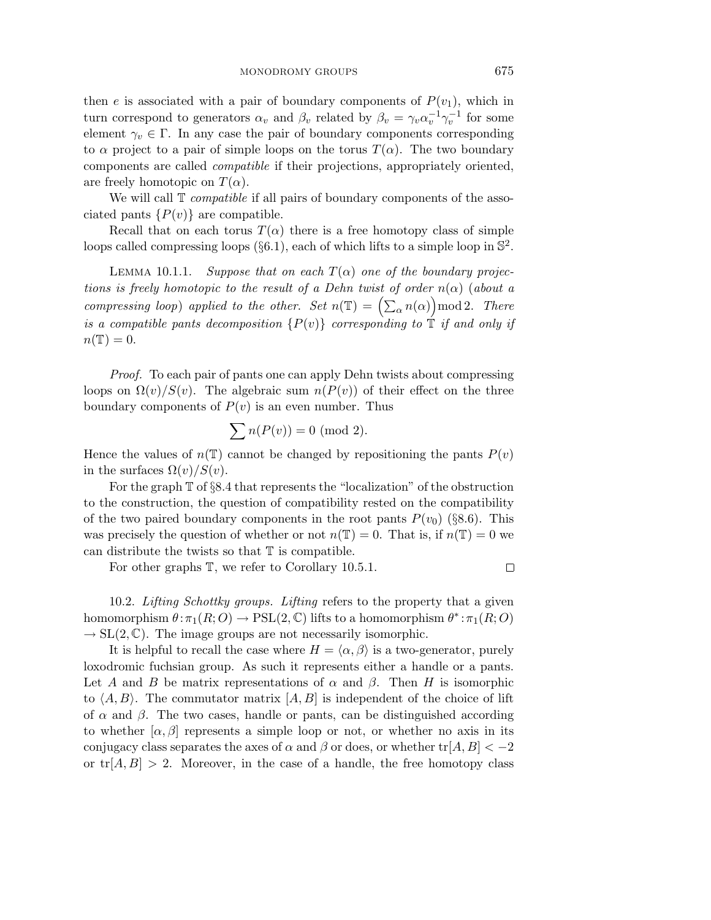then $e$ is associated with a pair of boundary components of $P(v_1)$, which in turn correspond to generators $\alpha_v$ and $\beta_v$ related by $\beta_v = \gamma_v \alpha_v^{-1} \gamma_v^{-1}$ for some element $\gamma_v \in \Gamma$. In any case the pair of boundary components corresponding to $\alpha$ project to a pair of simple loops on the torus $T(\alpha)$. The two boundary components are called *compatible* if their projections, appropriately oriented, are freely homotopic on $T(\alpha)$.

We will call $\mathbb{T}$ *compatible* if all pairs of boundary components of the associated pants $\{P(v)\}$ are compatible.

Recall that on each torus $T(\alpha)$ there is a free homotopy class of simple loops called compressing loops (§6.1), each of which lifts to a simple loop in $\mathbb{S}^2$.

LEMMA 10.1.1. *Suppose that on each $T(\alpha)$ one of the boundary projections is freely homotopic to the result of a Dehn twist of order $n(\alpha)$ (about a compressing loop) applied to the other. Set $n(\mathbb{T}) = \left(\sum_\alpha n(\alpha)\right) \bmod 2$. There is a compatible pants decomposition $\{P(v)\}$ corresponding to $\mathbb{T}$ if and only if $n(\mathbb{T}) = 0$.*

*Proof.* To each pair of pants one can apply Dehn twists about compressing loops on $\Omega(v)/S(v)$. The algebraic sum $n(P(v))$ of their effect on the three boundary components of $P(v)$ is an even number. Thus

$$\sum n(P(v)) = 0 \text{ (mod 2)}.$$

Hence the values of $n(\mathbb{T})$ cannot be changed by repositioning the pants $P(v)$ in the surfaces $\Omega(v)/S(v)$.

For the graph $\mathbb{T}$ of §8.4 that represents the "localization" of the obstruction to the construction, the question of compatibility rested on the compatibility of the two paired boundary components in the root pants $P(v_0)$ (§8.6). This was precisely the question of whether or not $n(\mathbb{T}) = 0$. That is, if $n(\mathbb{T}) = 0$ we can distribute the twists so that $\mathbb{T}$ is compatible.

For other graphs $\mathbb{T}$, we refer to Corollary 10.5.1. $\square$

10.2. *Lifting Schottky groups. Lifting* refers to the property that a given homomorphism $\theta : \pi_1(R; O) \to \mathrm{PSL}(2, \mathbb{C})$ lifts to a homomorphism $\theta^* : \pi_1(R; O) \to \mathrm{SL}(2, \mathbb{C})$. The image groups are not necessarily isomorphic.

It is helpful to recall the case where $H = \langle \alpha, \beta \rangle$ is a two-generator, purely loxodromic fuchsian group. As such it represents either a handle or a pants. Let $A$ and $B$ be matrix representations of $\alpha$ and $\beta$. Then $H$ is isomorphic to $\langle A, B \rangle$. The commutator matrix $[A, B]$ is independent of the choice of lift of $\alpha$ and $\beta$. The two cases, handle or pants, can be distinguished according to whether $[\alpha, \beta]$ represents a simple loop or not, or whether no axis in its conjugacy class separates the axes of $\alpha$ and $\beta$ or does, or whether $\mathrm{tr}[A, B] < -2$ or $\mathrm{tr}[A, B] > 2$. Moreover, in the case of a handle, the free homotopy class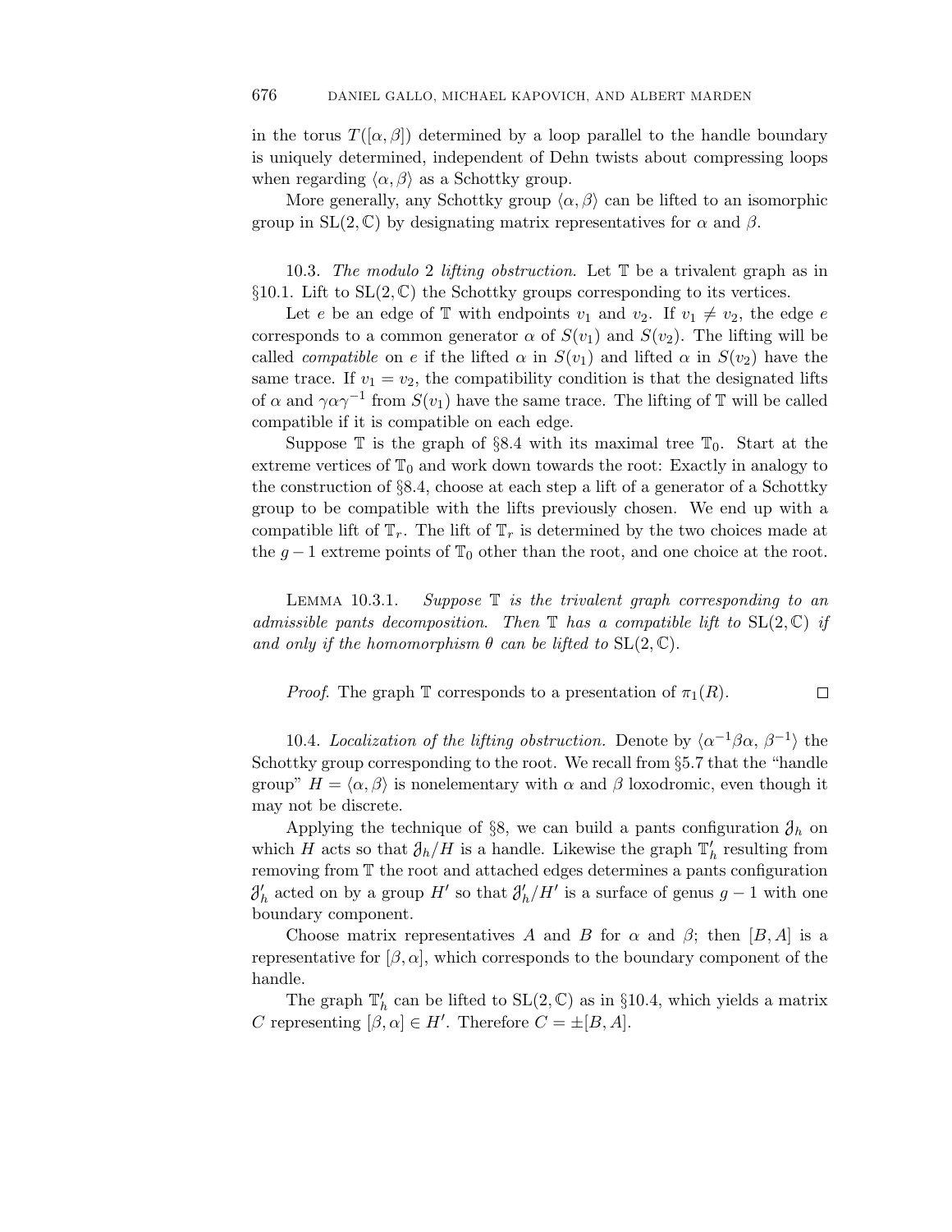in the torus $T([\alpha, \beta])$ determined by a loop parallel to the handle boundary is uniquely determined, independent of Dehn twists about compressing loops when regarding $\langle \alpha, \beta \rangle$ as a Schottky group.

More generally, any Schottky group $\langle \alpha, \beta \rangle$ can be lifted to an isomorphic group in $\mathrm{SL}(2, \mathbb{C})$ by designating matrix representatives for $\alpha$ and $\beta$.

10.3. *The modulo* 2 *lifting obstruction*. Let $\mathbb{T}$ be a trivalent graph as in §10.1. Lift to $\mathrm{SL}(2, \mathbb{C})$ the Schottky groups corresponding to its vertices.

Let $e$ be an edge of $\mathbb{T}$ with endpoints $v_1$ and $v_2$. If $v_1 \neq v_2$, the edge $e$ corresponds to a common generator $\alpha$ of $S(v_1)$ and $S(v_2)$. The lifting will be called *compatible* on $e$ if the lifted $\alpha$ in $S(v_1)$ and lifted $\alpha$ in $S(v_2)$ have the same trace. If $v_1 = v_2$, the compatibility condition is that the designated lifts of $\alpha$ and $\gamma \alpha \gamma^{-1}$ from $S(v_1)$ have the same trace. The lifting of $\mathbb{T}$ will be called compatible if it is compatible on each edge.

Suppose $\mathbb{T}$ is the graph of §8.4 with its maximal tree $\mathbb{T}_0$. Start at the extreme vertices of $\mathbb{T}_0$ and work down towards the root: Exactly in analogy to the construction of §8.4, choose at each step a lift of a generator of a Schottky group to be compatible with the lifts previously chosen. We end up with a compatible lift of $\mathbb{T}_r$. The lift of $\mathbb{T}_r$ is determined by the two choices made at the $g-1$ extreme points of $\mathbb{T}_0$ other than the root, and one choice at the root.

Lemma 10.3.1. *Suppose $\mathbb{T}$ is the trivalent graph corresponding to an admissible pants decomposition. Then $\mathbb{T}$ has a compatible lift to $\mathrm{SL}(2, \mathbb{C})$ if and only if the homomorphism $\theta$ can be lifted to $\mathrm{SL}(2, \mathbb{C})$.*

*Proof.* The graph $\mathbb{T}$ corresponds to a presentation of $\pi_1(R)$. □

10.4. *Localization of the lifting obstruction.* Denote by $\langle \alpha^{-1}\beta\alpha, \beta^{-1} \rangle$ the Schottky group corresponding to the root. We recall from §5.7 that the "handle group" $H = \langle \alpha, \beta \rangle$ is nonelementary with $\alpha$ and $\beta$ loxodromic, even though it may not be discrete.

Applying the technique of §8, we can build a pants configuration $\mathcal{J}_h$ on which $H$ acts so that $\mathcal{J}_h/H$ is a handle. Likewise the graph $\mathbb{T}_h'$ resulting from removing from $\mathbb{T}$ the root and attached edges determines a pants configuration $\mathcal{J}_h'$ acted on by a group $H'$ so that $\mathcal{J}_h'/H'$ is a surface of genus $g-1$ with one boundary component.

Choose matrix representatives $A$ and $B$ for $\alpha$ and $\beta$; then $[B, A]$ is a representative for $[\beta, \alpha]$, which corresponds to the boundary component of the handle.

The graph $\mathbb{T}_h'$ can be lifted to $\mathrm{SL}(2, \mathbb{C})$ as in §10.4, which yields a matrix $C$ representing $[\beta, \alpha] \in H'$. Therefore $C = \pm[B, A]$.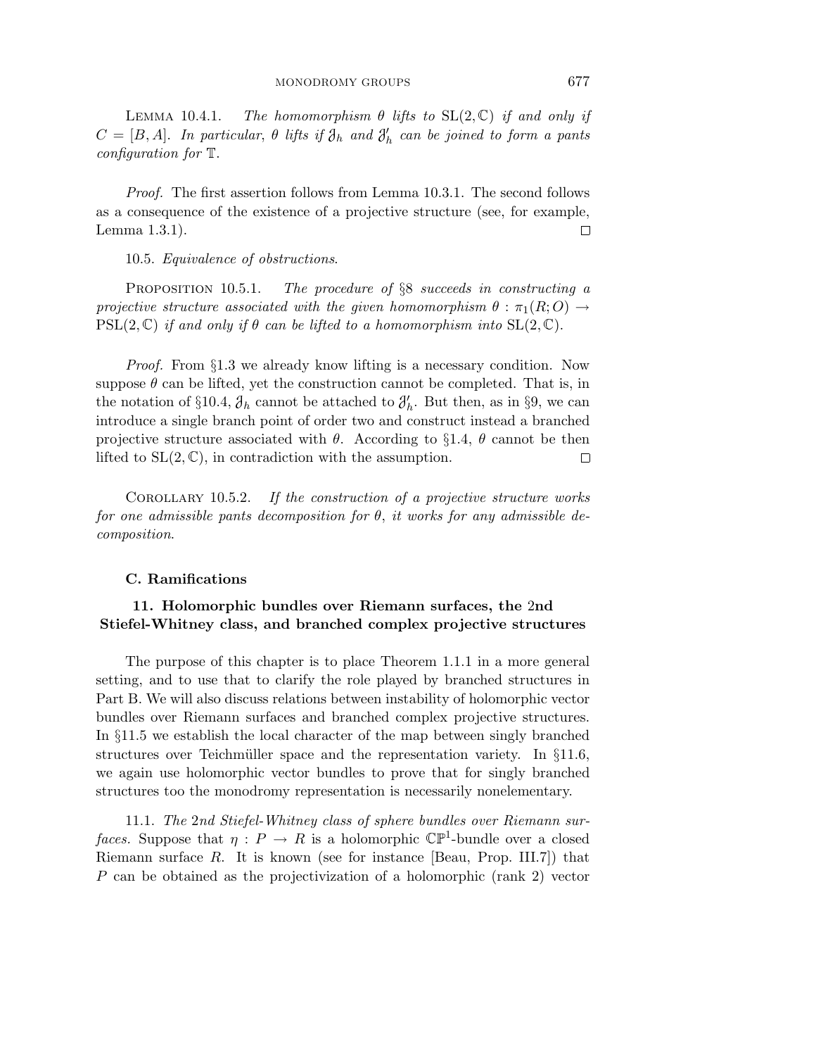Lemma 10.4.1. *The homomorphism $\theta$ lifts to* $\mathrm{SL}(2,\mathbb{C})$ *if and only if* $C = [B, A]$. *In particular*, $\theta$ *lifts if* $\mathcal{J}_h$ *and* $\mathcal{J}'_h$ *can be joined to form a pants configuration for* $\mathbb{T}$.

*Proof.* The first assertion follows from Lemma 10.3.1. The second follows as a consequence of the existence of a projective structure (see, for example, Lemma 1.3.1). □

10.5. *Equivalence of obstructions*.

Proposition 10.5.1. *The procedure of* §8 *succeeds in constructing a projective structure associated with the given homomorphism* $\theta : \pi_1(R; O) \to \mathrm{PSL}(2,\mathbb{C})$ *if and only if* $\theta$ *can be lifted to a homomorphism into* $\mathrm{SL}(2,\mathbb{C})$.

*Proof.* From §1.3 we already know lifting is a necessary condition. Now suppose $\theta$ can be lifted, yet the construction cannot be completed. That is, in the notation of §10.4, $\mathcal{J}_h$ cannot be attached to $\mathcal{J}'_h$. But then, as in §9, we can introduce a single branch point of order two and construct instead a branched projective structure associated with $\theta$. According to §1.4, $\theta$ cannot be then lifted to $\mathrm{SL}(2,\mathbb{C})$, in contradiction with the assumption. □

Corollary 10.5.2. *If the construction of a projective structure works for one admissible pants decomposition for* $\theta$, *it works for any admissible decomposition*.

## C. Ramifications

### 11. Holomorphic bundles over Riemann surfaces, the 2nd Stiefel-Whitney class, and branched complex projective structures

The purpose of this chapter is to place Theorem 1.1.1 in a more general setting, and to use that to clarify the role played by branched structures in Part B. We will also discuss relations between instability of holomorphic vector bundles over Riemann surfaces and branched complex projective structures. In §11.5 we establish the local character of the map between singly branched structures over Teichmüller space and the representation variety. In §11.6, we again use holomorphic vector bundles to prove that for singly branched structures too the monodromy representation is necessarily nonelementary.

11.1. *The* 2*nd Stiefel-Whitney class of sphere bundles over Riemann surfaces.* Suppose that $\eta : P \to R$ is a holomorphic $\mathbb{CP}^1$-bundle over a closed Riemann surface $R$. It is known (see for instance [Beau, Prop. III.7]) that $P$ can be obtained as the projectivization of a holomorphic (rank 2) vector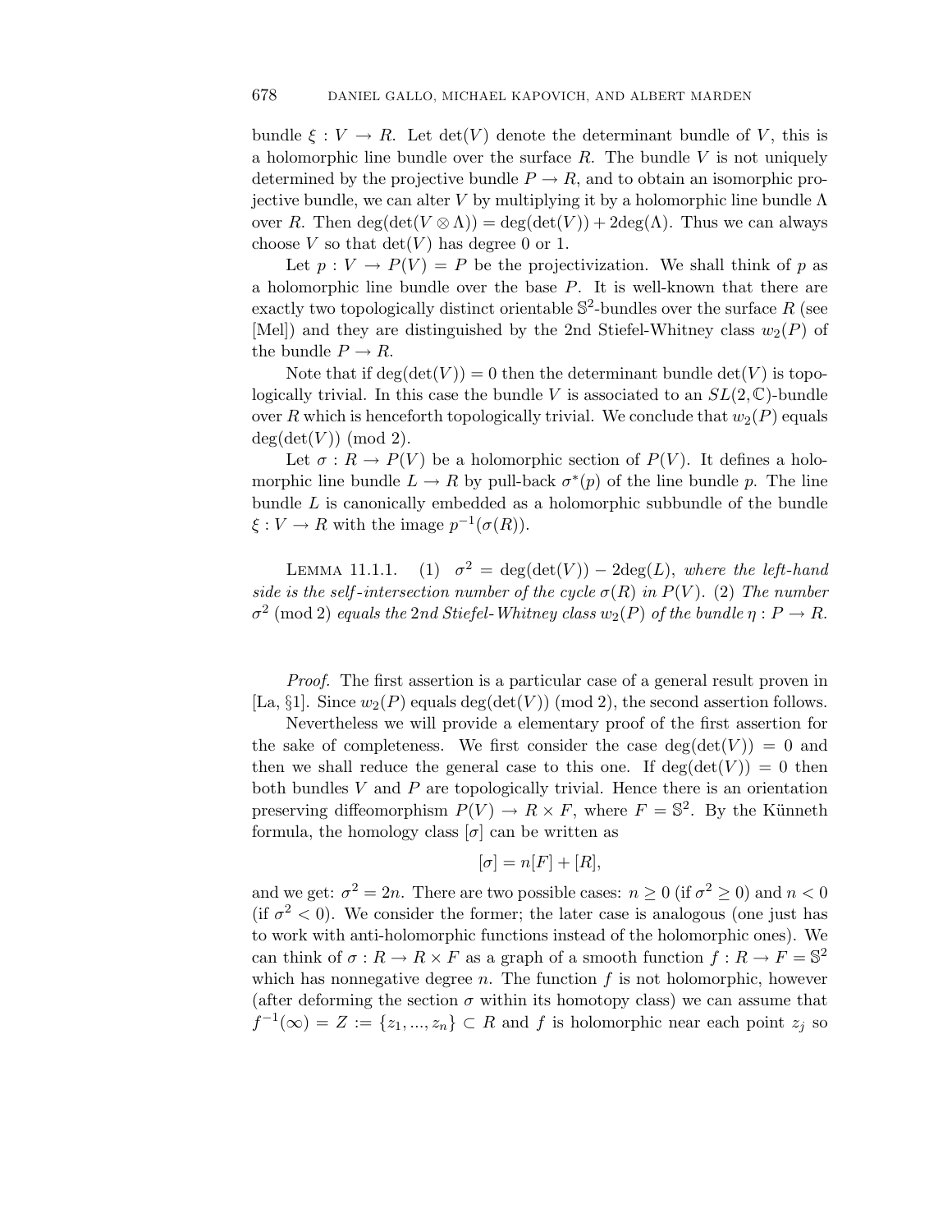bundle $\xi : V \to R$. Let $\det(V)$ denote the determinant bundle of $V$, this is a holomorphic line bundle over the surface $R$. The bundle $V$ is not uniquely determined by the projective bundle $P \to R$, and to obtain an isomorphic projective bundle, we can alter $V$ by multiplying it by a holomorphic line bundle $\Lambda$ over $R$. Then $\deg(\det(V \otimes \Lambda)) = \deg(\det(V)) + 2\deg(\Lambda)$. Thus we can always choose $V$ so that $\det(V)$ has degree 0 or 1.

Let $p : V \to P(V) = P$ be the projectivization. We shall think of $p$ as a holomorphic line bundle over the base $P$. It is well-known that there are exactly two topologically distinct orientable $\mathbb{S}^2$-bundles over the surface $R$ (see [Mel]) and they are distinguished by the 2nd Stiefel-Whitney class $w_2(P)$ of the bundle $P \to R$.

Note that if $\deg(\det(V)) = 0$ then the determinant bundle $\det(V)$ is topologically trivial. In this case the bundle $V$ is associated to an $SL(2, \mathbb{C})$-bundle over $R$ which is henceforth topologically trivial. We conclude that $w_2(P)$ equals $\deg(\det(V)) \pmod 2$.

Let $\sigma : R \to P(V)$ be a holomorphic section of $P(V)$. It defines a holomorphic line bundle $L \to R$ by pull-back $\sigma^*(p)$ of the line bundle $p$. The line bundle $L$ is canonically embedded as a holomorphic subbundle of the bundle $\xi : V \to R$ with the image $p^{-1}(\sigma(R))$.

Lemma 11.1.1. (1) $\sigma^2 = \deg(\det(V)) - 2\deg(L)$, *where the left-hand side is the self-intersection number of the cycle* $\sigma(R)$ *in* $P(V)$. (2) *The number* $\sigma^2 \pmod 2$ *equals the* 2*nd Stiefel-Whitney class* $w_2(P)$ *of the bundle* $\eta : P \to R$.

*Proof.* The first assertion is a particular case of a general result proven in [La, §1]. Since $w_2(P)$ equals $\deg(\det(V)) \pmod 2$, the second assertion follows.

Nevertheless we will provide a elementary proof of the first assertion for the sake of completeness. We first consider the case $\deg(\det(V)) = 0$ and then we shall reduce the general case to this one. If $\deg(\det(V)) = 0$ then both bundles $V$ and $P$ are topologically trivial. Hence there is an orientation preserving diffeomorphism $P(V) \to R \times F$, where $F = \mathbb{S}^2$. By the Künneth formula, the homology class $[\sigma]$ can be written as

$$[\sigma] = n[F] + [R],$$

and we get: $\sigma^2 = 2n$. There are two possible cases: $n \geq 0$ (if $\sigma^2 \geq 0$) and $n < 0$ (if $\sigma^2 < 0$). We consider the former; the later case is analogous (one just has to work with anti-holomorphic functions instead of the holomorphic ones). We can think of $\sigma : R \to R \times F$ as a graph of a smooth function $f : R \to F = \mathbb{S}^2$ which has nonnegative degree $n$. The function $f$ is not holomorphic, however (after deforming the section $\sigma$ within its homotopy class) we can assume that $f^{-1}(\infty) = Z := \{z_1, ..., z_n\} \subset R$ and $f$ is holomorphic near each point $z_j$ so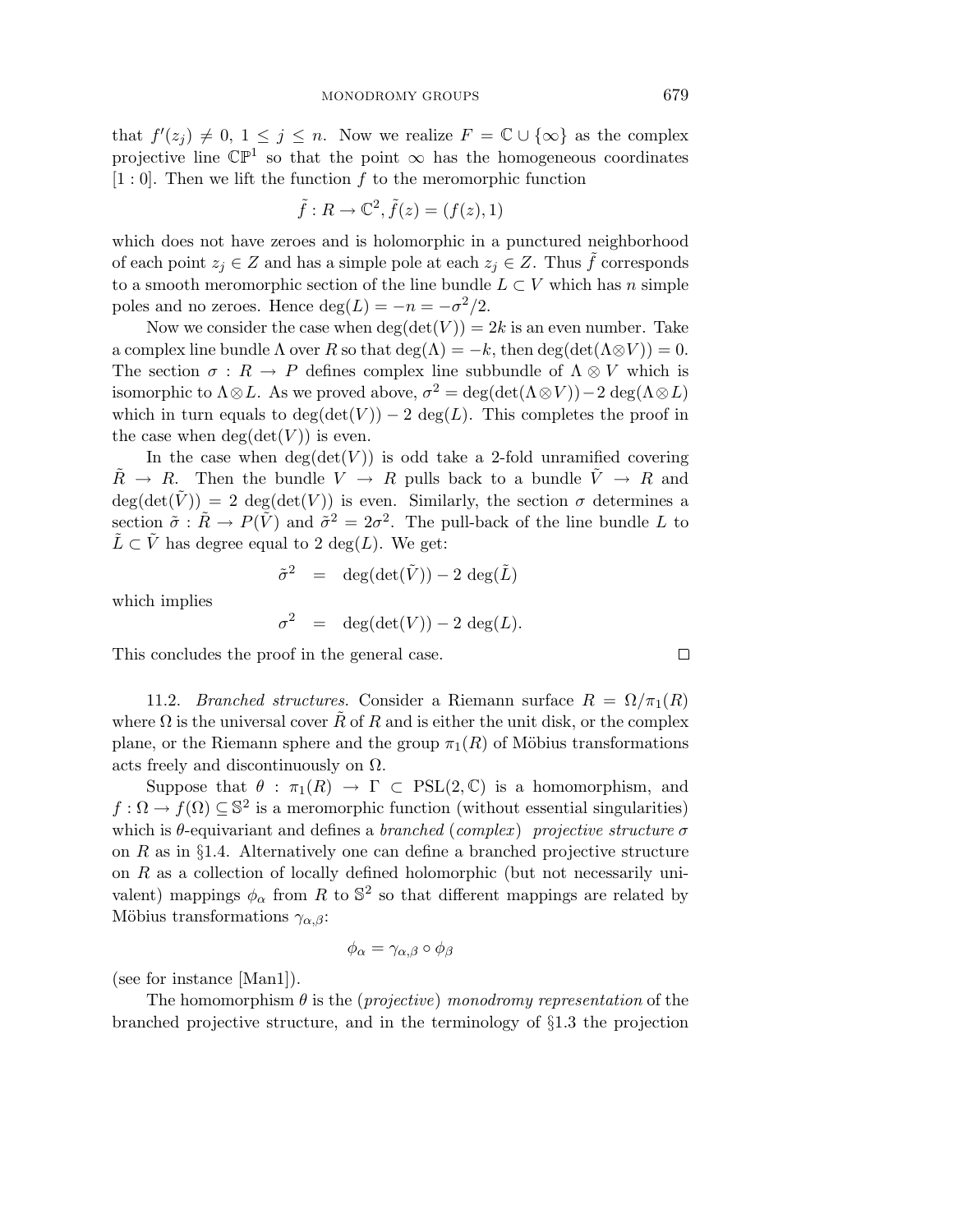that $f'(z_j) \neq 0$, $1 \leq j \leq n$. Now we realize $F = \mathbb{C} \cup \{\infty\}$ as the complex projective line $\mathbb{CP}^1$ so that the point $\infty$ has the homogeneous coordinates $[1:0]$. Then we lift the function $f$ to the meromorphic function

$$\tilde{f} : R \to \mathbb{C}^2, \tilde{f}(z) = (f(z), 1)$$

which does not have zeroes and is holomorphic in a punctured neighborhood of each point $z_j \in Z$ and has a simple pole at each $z_j \in Z$. Thus $\tilde{f}$ corresponds to a smooth meromorphic section of the line bundle $L \subset V$ which has $n$ simple poles and no zeroes. Hence $\deg(L) = -n = -\sigma^2/2$.

Now we consider the case when $\deg(\det(V)) = 2k$ is an even number. Take a complex line bundle $\Lambda$ over $R$ so that $\deg(\Lambda) = -k$, then $\deg(\det(\Lambda \otimes V)) = 0$. The section $\sigma : R \to P$ defines complex line subbundle of $\Lambda \otimes V$ which is isomorphic to $\Lambda \otimes L$. As we proved above, $\sigma^2 = \deg(\det(\Lambda \otimes V)) - 2\deg(\Lambda \otimes L)$ which in turn equals to $\deg(\det(V)) - 2\deg(L)$. This completes the proof in the case when $\deg(\det(V))$ is even.

In the case when $\deg(\det(V))$ is odd take a 2-fold unramified covering $\tilde{R} \to R$. Then the bundle $V \to R$ pulls back to a bundle $\tilde{V} \to R$ and $\deg(\det(\tilde{V})) = 2\deg(\det(V))$ is even. Similarly, the section $\sigma$ determines a section $\tilde{\sigma} : \tilde{R} \to P(\tilde{V})$ and $\tilde{\sigma}^2 = 2\sigma^2$. The pull-back of the line bundle $L$ to $\tilde{L} \subset \tilde{V}$ has degree equal to $2\deg(L)$. We get:

$$\tilde{\sigma}^2 = \deg(\det(\tilde{V})) - 2\deg(\tilde{L})$$

which implies

$$\sigma^2 = \deg(\det(V)) - 2\deg(L).$$

This concludes the proof in the general case. □

11.2. *Branched structures.* Consider a Riemann surface $R = \Omega/\pi_1(R)$ where $\Omega$ is the universal cover $\tilde{R}$ of $R$ and is either the unit disk, or the complex plane, or the Riemann sphere and the group $\pi_1(R)$ of Möbius transformations acts freely and discontinuously on $\Omega$.

Suppose that $\theta : \pi_1(R) \to \Gamma \subset \mathrm{PSL}(2, \mathbb{C})$ is a homomorphism, and $f : \Omega \to f(\Omega) \subseteq \mathbb{S}^2$ is a meromorphic function (without essential singularities) which is $\theta$-equivariant and defines a *branched* (*complex*) *projective structure* $\sigma$ on $R$ as in §1.4. Alternatively one can define a branched projective structure on $R$ as a collection of locally defined holomorphic (but not necessarily univalent) mappings $\phi_\alpha$ from $R$ to $\mathbb{S}^2$ so that different mappings are related by Möbius transformations $\gamma_{\alpha,\beta}$:

$$\phi_\alpha = \gamma_{\alpha,\beta} \circ \phi_\beta$$

(see for instance [Man1]).

The homomorphism $\theta$ is the (*projective*) *monodromy representation* of the branched projective structure, and in the terminology of §1.3 the projection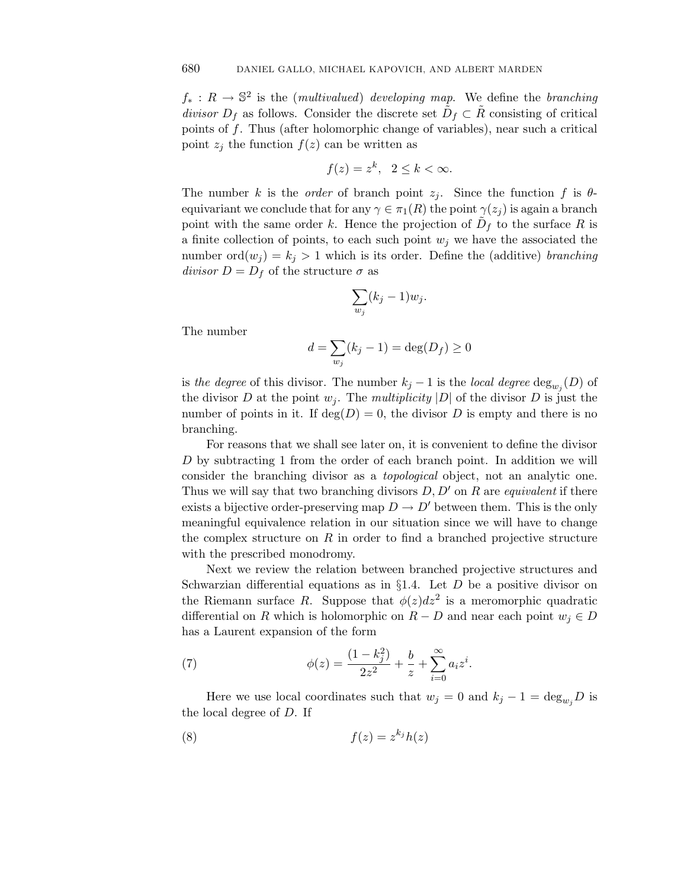$f_* : R \to \mathbb{S}^2$ is the (*multivalued*) *developing map.* We define the *branching divisor* $D_f$ as follows. Consider the discrete set $\tilde{D}_f \subset \tilde{R}$ consisting of critical points of $f$. Thus (after holomorphic change of variables), near such a critical point $z_j$ the function $f(z)$ can be written as

$$f(z) = z^k, \quad 2 \le k < \infty.$$

The number $k$ is the *order* of branch point $z_j$. Since the function $f$ is $\theta$-equivariant we conclude that for any $\gamma \in \pi_1(R)$ the point $\gamma(z_j)$ is again a branch point with the same order $k$. Hence the projection of $\tilde{D}_f$ to the surface $R$ is a finite collection of points, to each such point $w_j$ we have the associated the number $\mathrm{ord}(w_j) = k_j > 1$ which is its order. Define the (additive) *branching divisor* $D = D_f$ of the structure $\sigma$ as

$$\sum_{w_j} (k_j - 1) w_j.$$

The number

$$d = \sum_{w_j} (k_j - 1) = \deg(D_f) \ge 0$$

is *the degree* of this divisor. The number $k_j - 1$ is the *local degree* $\deg_{w_j}(D)$ of the divisor $D$ at the point $w_j$. The *multiplicity* $|D|$ of the divisor $D$ is just the number of points in it. If $\deg(D) = 0$, the divisor $D$ is empty and there is no branching.

For reasons that we shall see later on, it is convenient to define the divisor $D$ by subtracting 1 from the order of each branch point. In addition we will consider the branching divisor as a *topological* object, not an analytic one. Thus we will say that two branching divisors $D, D'$ on $R$ are *equivalent* if there exists a bijective order-preserving map $D \to D'$ between them. This is the only meaningful equivalence relation in our situation since we will have to change the complex structure on $R$ in order to find a branched projective structure with the prescribed monodromy.

Next we review the relation between branched projective structures and Schwarzian differential equations as in §1.4. Let $D$ be a positive divisor on the Riemann surface $R$. Suppose that $\phi(z)dz^2$ is a meromorphic quadratic differential on $R$ which is holomorphic on $R - D$ and near each point $w_j \in D$ has a Laurent expansion of the form

$$\phi(z) = \frac{(1 - k_j^2)}{2z^2} + \frac{b}{z} + \sum_{i=0}^{\infty} a_i z^i. \tag{7}$$

Here we use local coordinates such that $w_j = 0$ and $k_j - 1 = \deg_{w_j} D$ is the local degree of $D$. If

$$f(z) = z^{k_j} h(z) \tag{8}$$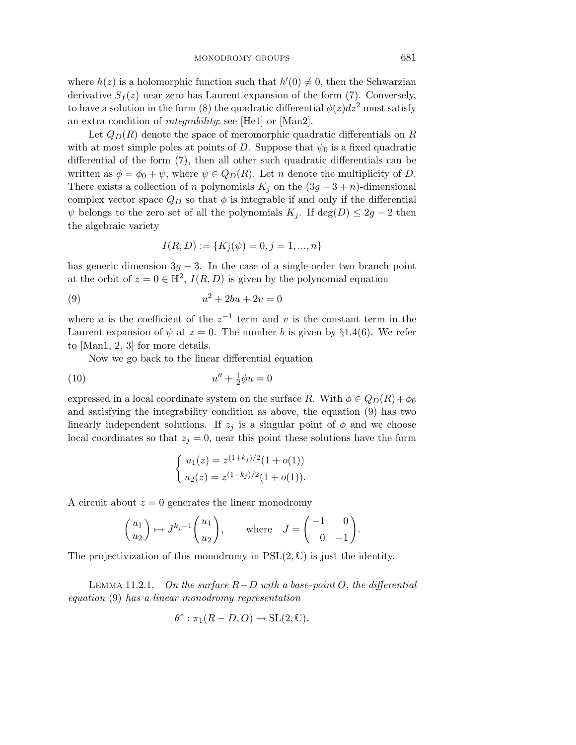where $h(z)$ is a holomorphic function such that $h'(0) \neq 0$, then the Schwarzian derivative $S_f(z)$ near zero has Laurent expansion of the form (7). Conversely, to have a solution in the form (8) the quadratic differential $\phi(z)dz^2$ must satisfy an extra condition of *integrability*; see [He1] or [Man2].

Let $Q_D(R)$ denote the space of meromorphic quadratic differentials on $R$ with at most simple poles at points of $D$. Suppose that $\psi_0$ is a fixed quadratic differential of the form (7), then all other such quadratic differentials can be written as $\phi = \phi_0 + \psi$, where $\psi \in Q_D(R)$. Let $n$ denote the multiplicity of $D$. There exists a collection of $n$ polynomials $K_j$ on the $(3g-3+n)$-dimensional complex vector space $Q_D$ so that $\phi$ is integrable if and only if the differential $\psi$ belongs to the zero set of all the polynomials $K_j$. If $\deg(D) \leq 2g-2$ then the algebraic variety

$$I(R, D) := \{K_j(\psi) = 0, j = 1, ..., n\}$$

has generic dimension $3g-3$. In the case of a single-order two branch point at the orbit of $z = 0 \in \mathbb{H}^2$, $I(R, D)$ is given by the polynomial equation

$$u^2 + 2bu + 2v = 0 \tag{9}$$

where $u$ is the coefficient of the $z^{-1}$ term and $v$ is the constant term in the Laurent expansion of $\psi$ at $z = 0$. The number $b$ is given by §1.4(6). We refer to [Man1, 2, 3] for more details.

Now we go back to the linear differential equation

$$u'' + \tfrac{1}{2}\phi u = 0 \tag{10}$$

expressed in a local coordinate system on the surface $R$. With $\phi \in Q_D(R) + \phi_0$ and satisfying the integrability condition as above, the equation (9) has two linearly independent solutions. If $z_j$ is a singular point of $\phi$ and we choose local coordinates so that $z_j = 0$, near this point these solutions have the form

$$\begin{cases} u_1(z) = z^{(1+k_j)/2}(1 + o(1)) \\ u_2(z) = z^{(1-k_j)/2}(1 + o(1)). \end{cases}$$

A circuit about $z = 0$ generates the linear monodromy

$$\begin{pmatrix} u_1 \\ u_2 \end{pmatrix} \mapsto J^{k_j - 1} \begin{pmatrix} u_1 \\ u_2 \end{pmatrix}, \qquad \text{where} \quad J = \begin{pmatrix} -1 & 0 \\ 0 & -1 \end{pmatrix}.$$

The projectivization of this monodromy in $\mathrm{PSL}(2, \mathbb{C})$ is just the identity.

Lemma 11.2.1. *On the surface $R - D$ with a base-point $O$, the differential equation* (9) *has a linear monodromy representation*

$$\theta^* : \pi_1(R - D, O) \to \mathrm{SL}(2, \mathbb{C}).$$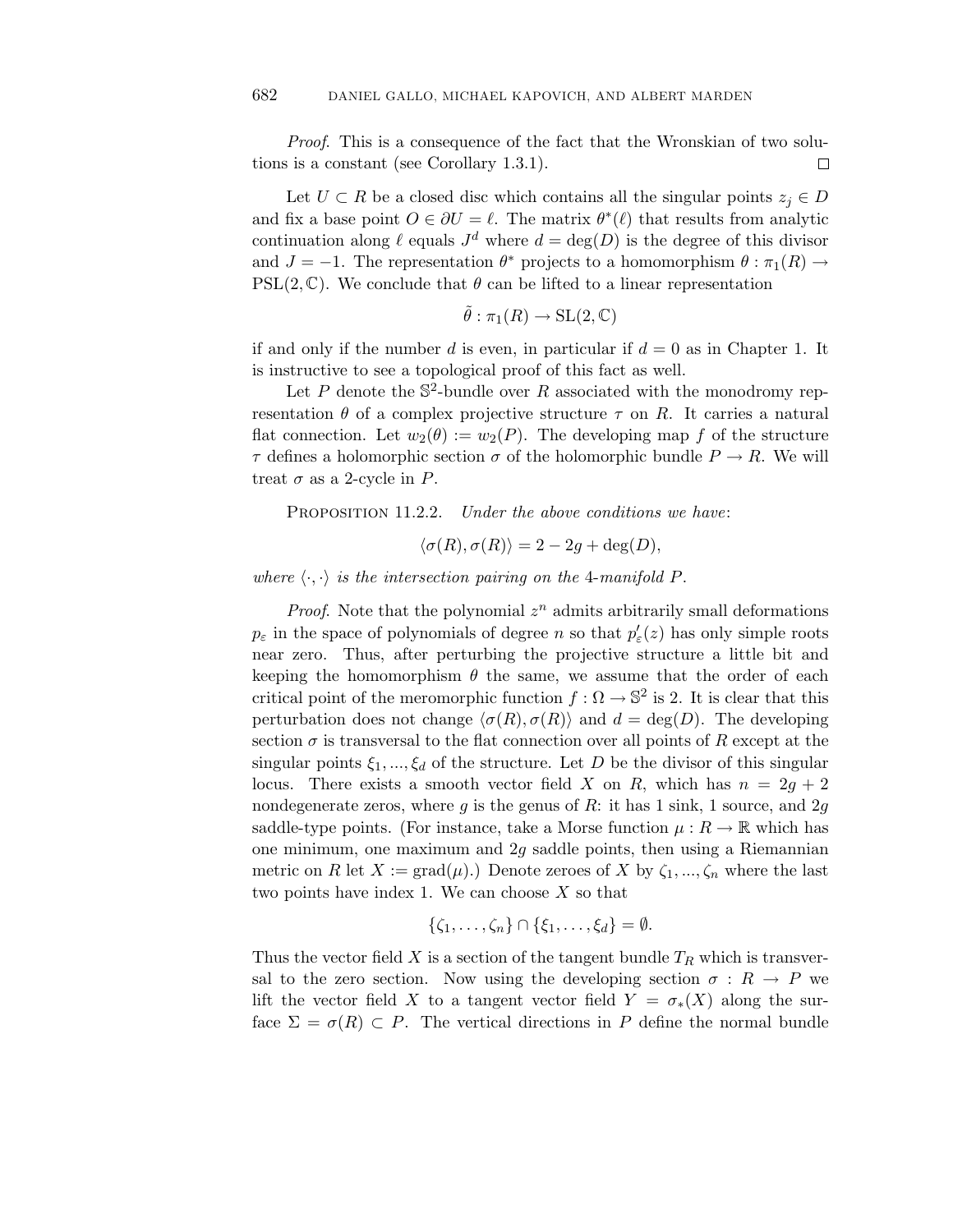*Proof.* This is a consequence of the fact that the Wronskian of two solutions is a constant (see Corollary 1.3.1). $\square$

Let $U \subset R$ be a closed disc which contains all the singular points $z_j \in D$ and fix a base point $O \in \partial U = \ell$. The matrix $\theta^*(\ell)$ that results from analytic continuation along $\ell$ equals $J^d$ where $d = \deg(D)$ is the degree of this divisor and $J = -1$. The representation $\theta^*$ projects to a homomorphism $\theta : \pi_1(R) \to \mathrm{PSL}(2, \mathbb{C})$. We conclude that $\theta$ can be lifted to a linear representation

$$\tilde{\theta} : \pi_1(R) \to \mathrm{SL}(2, \mathbb{C})$$

if and only if the number $d$ is even, in particular if $d = 0$ as in Chapter 1. It is instructive to see a topological proof of this fact as well.

Let $P$ denote the $\mathbb{S}^2$-bundle over $R$ associated with the monodromy representation $\theta$ of a complex projective structure $\tau$ on $R$. It carries a natural flat connection. Let $w_2(\theta) := w_2(P)$. The developing map $f$ of the structure $\tau$ defines a holomorphic section $\sigma$ of the holomorphic bundle $P \to R$. We will treat $\sigma$ as a 2-cycle in $P$.

Proposition 11.2.2. *Under the above conditions we have*:

$$\langle \sigma(R), \sigma(R) \rangle = 2 - 2g + \deg(D),$$

*where* $\langle \cdot, \cdot \rangle$ *is the intersection pairing on the* 4*-manifold* $P$.

*Proof.* Note that the polynomial $z^n$ admits arbitrarily small deformations $p_\varepsilon$ in the space of polynomials of degree $n$ so that $p'_\varepsilon(z)$ has only simple roots near zero. Thus, after perturbing the projective structure a little bit and keeping the homomorphism $\theta$ the same, we assume that the order of each critical point of the meromorphic function $f : \Omega \to \mathbb{S}^2$ is 2. It is clear that this perturbation does not change $\langle \sigma(R), \sigma(R) \rangle$ and $d = \deg(D)$. The developing section $\sigma$ is transversal to the flat connection over all points of $R$ except at the singular points $\xi_1, ..., \xi_d$ of the structure. Let $D$ be the divisor of this singular locus. There exists a smooth vector field $X$ on $R$, which has $n = 2g + 2$ nondegenerate zeros, where $g$ is the genus of $R$: it has 1 sink, 1 source, and $2g$ saddle-type points. (For instance, take a Morse function $\mu : R \to \mathbb{R}$ which has one minimum, one maximum and $2g$ saddle points, then using a Riemannian metric on $R$ let $X := \mathrm{grad}(\mu)$.) Denote zeroes of $X$ by $\zeta_1, ..., \zeta_n$ where the last two points have index 1. We can choose $X$ so that

$$\{\zeta_1, \ldots, \zeta_n\} \cap \{\xi_1, \ldots, \xi_d\} = \emptyset.$$

Thus the vector field $X$ is a section of the tangent bundle $T_R$ which is transversal to the zero section. Now using the developing section $\sigma : R \to P$ we lift the vector field $X$ to a tangent vector field $Y = \sigma_*(X)$ along the surface $\Sigma = \sigma(R) \subset P$. The vertical directions in $P$ define the normal bundle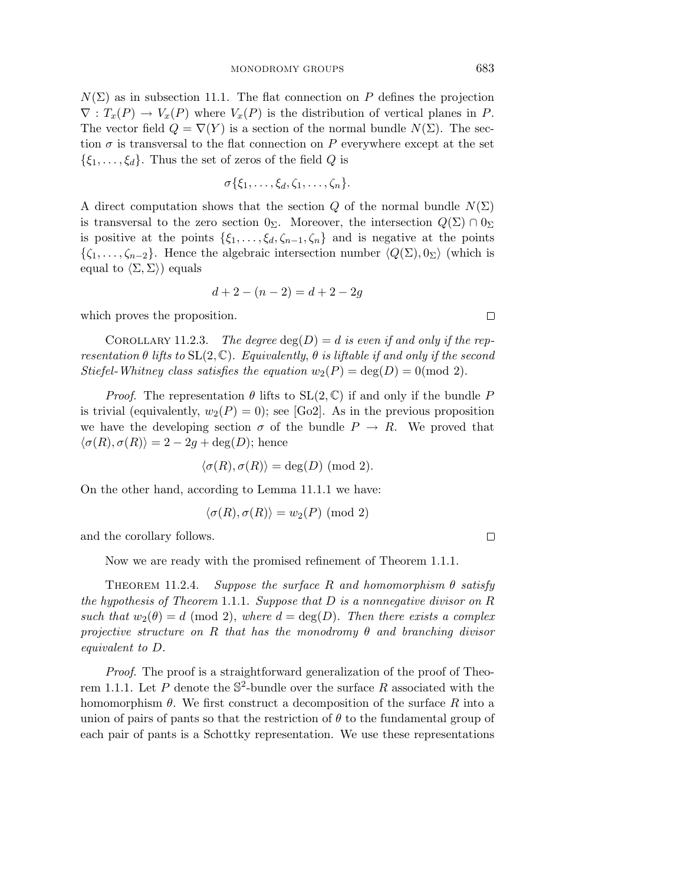$N(\Sigma)$ as in subsection 11.1. The flat connection on $P$ defines the projection $\nabla : T_x(P) \to V_x(P)$ where $V_x(P)$ is the distribution of vertical planes in $P$. The vector field $Q = \nabla(Y)$ is a section of the normal bundle $N(\Sigma)$. The section $\sigma$ is transversal to the flat connection on $P$ everywhere except at the set $\{\xi_1, \ldots, \xi_d\}$. Thus the set of zeros of the field $Q$ is

$$\sigma\{\xi_1, \ldots, \xi_d, \zeta_1, \ldots, \zeta_n\}.$$

A direct computation shows that the section $Q$ of the normal bundle $N(\Sigma)$ is transversal to the zero section $0_\Sigma$. Moreover, the intersection $Q(\Sigma) \cap 0_\Sigma$ is positive at the points $\{\xi_1, \ldots, \xi_d, \zeta_{n-1}, \zeta_n\}$ and is negative at the points $\{\zeta_1, \ldots, \zeta_{n-2}\}$. Hence the algebraic intersection number $\langle Q(\Sigma), 0_\Sigma \rangle$ (which is equal to $\langle \Sigma, \Sigma \rangle$) equals

$$d + 2 - (n-2) = d + 2 - 2g$$

which proves the proposition. $\square$

Corollary 11.2.3. *The degree* $\deg(D) = d$ *is even if and only if the representation* $\theta$ *lifts to* $\mathrm{SL}(2, \mathbb{C})$. *Equivalently,* $\theta$ *is liftable if and only if the second Stiefel-Whitney class satisfies the equation* $w_2(P) = \deg(D) = 0 (\mathrm{mod}\ 2)$.

*Proof*. The representation $\theta$ lifts to $\mathrm{SL}(2, \mathbb{C})$ if and only if the bundle $P$ is trivial (equivalently, $w_2(P) = 0$); see [Go2]. As in the previous proposition we have the developing section $\sigma$ of the bundle $P \to R$. We proved that $\langle \sigma(R), \sigma(R) \rangle = 2 - 2g + \deg(D)$; hence

$$\langle \sigma(R), \sigma(R) \rangle = \deg(D) \ (\mathrm{mod}\ 2).$$

On the other hand, according to Lemma 11.1.1 we have:

$$\langle \sigma(R), \sigma(R) \rangle = w_2(P) \ (\mathrm{mod}\ 2)$$

and the corollary follows. $\square$

Now we are ready with the promised refinement of Theorem 1.1.1.

Theorem 11.2.4. *Suppose the surface* $R$ *and homomorphism* $\theta$ *satisfy the hypothesis of Theorem* 1.1.1. *Suppose that* $D$ *is a nonnegative divisor on* $R$ *such that* $w_2(\theta) = d \ (\mathrm{mod}\ 2)$, *where* $d = \deg(D)$. *Then there exists a complex projective structure on* $R$ *that has the monodromy* $\theta$ *and branching divisor equivalent to* $D$.

*Proof*. The proof is a straightforward generalization of the proof of Theorem 1.1.1. Let $P$ denote the $\mathbb{S}^2$-bundle over the surface $R$ associated with the homomorphism $\theta$. We first construct a decomposition of the surface $R$ into a union of pairs of pants so that the restriction of $\theta$ to the fundamental group of each pair of pants is a Schottky representation. We use these representations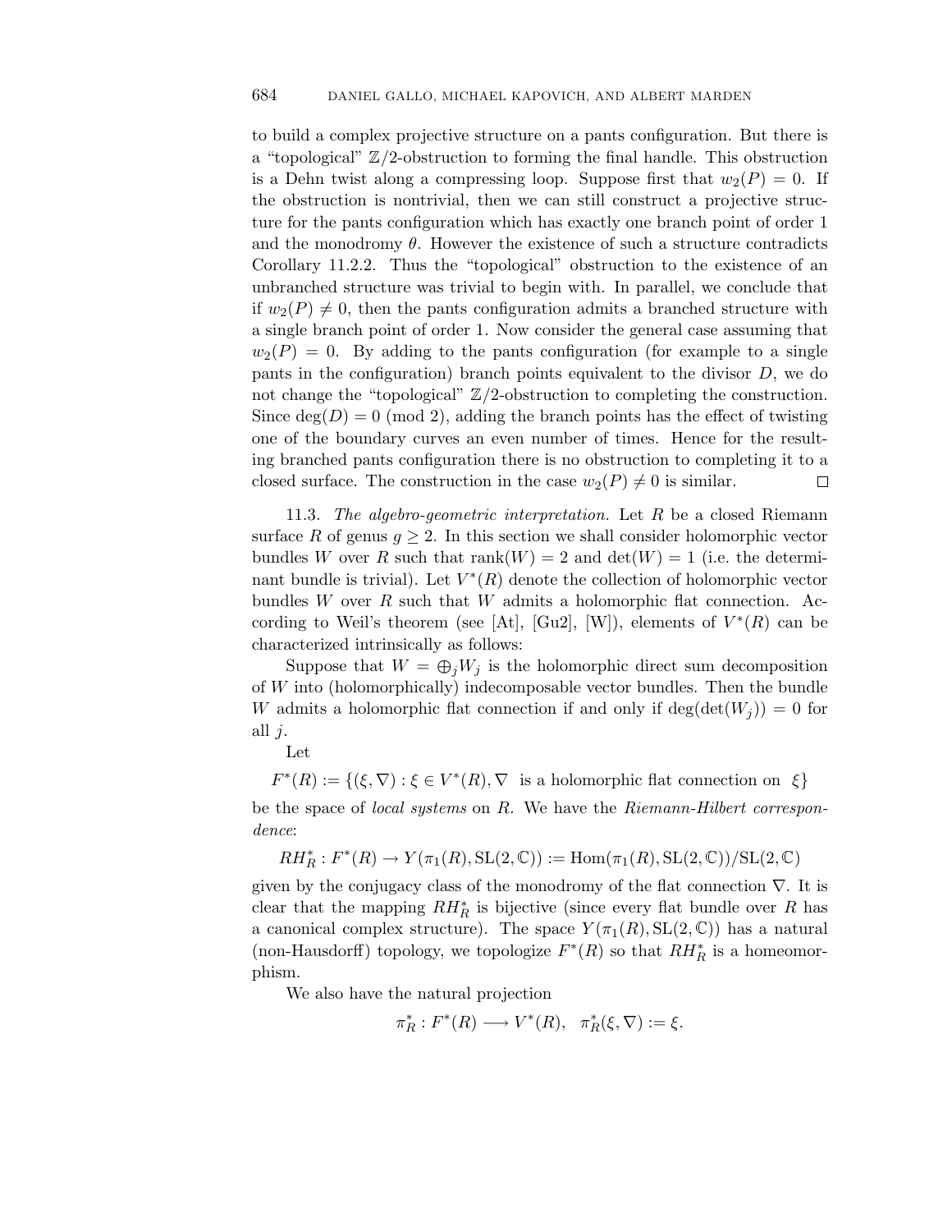to build a complex projective structure on a pants configuration. But there is a "topological" $\mathbb{Z}/2$-obstruction to forming the final handle. This obstruction is a Dehn twist along a compressing loop. Suppose first that $w_2(P) = 0$. If the obstruction is nontrivial, then we can still construct a projective structure for the pants configuration which has exactly one branch point of order 1 and the monodromy $\theta$. However the existence of such a structure contradicts Corollary 11.2.2. Thus the "topological" obstruction to the existence of an unbranched structure was trivial to begin with. In parallel, we conclude that if $w_2(P) \neq 0$, then the pants configuration admits a branched structure with a single branch point of order 1. Now consider the general case assuming that $w_2(P) = 0$. By adding to the pants configuration (for example to a single pants in the configuration) branch points equivalent to the divisor $D$, we do not change the "topological" $\mathbb{Z}/2$-obstruction to completing the construction. Since $\deg(D) = 0 \pmod 2$, adding the branch points has the effect of twisting one of the boundary curves an even number of times. Hence for the resulting branched pants configuration there is no obstruction to completing it to a closed surface. The construction in the case $w_2(P) \neq 0$ is similar. $\square$

11.3. *The algebro-geometric interpretation.* Let $R$ be a closed Riemann surface $R$ of genus $g \geq 2$. In this section we shall consider holomorphic vector bundles $W$ over $R$ such that $\mathrm{rank}(W) = 2$ and $\det(W) = 1$ (i.e. the determinant bundle is trivial). Let $V^*(R)$ denote the collection of holomorphic vector bundles $W$ over $R$ such that $W$ admits a holomorphic flat connection. According to Weil's theorem (see [At], [Gu2], [W]), elements of $V^*(R)$ can be characterized intrinsically as follows:

Suppose that $W = \oplus_j W_j$ is the holomorphic direct sum decomposition of $W$ into (holomorphically) indecomposable vector bundles. Then the bundle $W$ admits a holomorphic flat connection if and only if $\deg(\det(W_j)) = 0$ for all $j$.

Let

$$F^*(R) := \{(\xi, \nabla) : \xi \in V^*(R), \nabla \text{ is a holomorphic flat connection on } \xi\}$$

be the space of *local systems* on $R$. We have the *Riemann-Hilbert correspondence*:

$$RH_R^* : F^*(R) \to Y(\pi_1(R), \mathrm{SL}(2, \mathbb{C})) := \mathrm{Hom}(\pi_1(R), \mathrm{SL}(2, \mathbb{C}))/\mathrm{SL}(2, \mathbb{C})$$

given by the conjugacy class of the monodromy of the flat connection $\nabla$. It is clear that the mapping $RH_R^*$ is bijective (since every flat bundle over $R$ has a canonical complex structure). The space $Y(\pi_1(R), \mathrm{SL}(2, \mathbb{C}))$ has a natural (non-Hausdorff) topology, we topologize $F^*(R)$ so that $RH_R^*$ is a homeomorphism.

We also have the natural projection

$$\pi_R^* : F^*(R) \longrightarrow V^*(R), \quad \pi_R^*(\xi, \nabla) := \xi.$$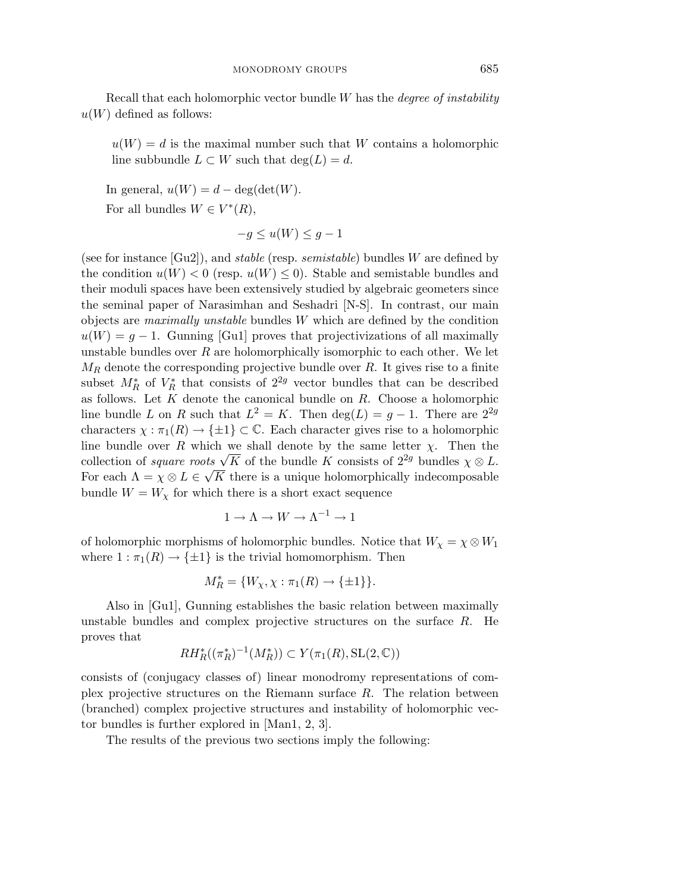Recall that each holomorphic vector bundle $W$ has the *degree of instability* $u(W)$ defined as follows:

> $u(W) = d$ is the maximal number such that $W$ contains a holomorphic line subbundle $L \subset W$ such that $\deg(L) = d$.

In general, $u(W) = d - \deg(\det(W))$.

For all bundles $W \in V^*(R)$,

$$-g \leq u(W) \leq g - 1$$

(see for instance [Gu2]), and *stable* (resp. *semistable*) bundles $W$ are defined by the condition $u(W) < 0$ (resp. $u(W) \leq 0$). Stable and semistable bundles and their moduli spaces have been extensively studied by algebraic geometers since the seminal paper of Narasimhan and Seshadri [N-S]. In contrast, our main objects are *maximally unstable* bundles $W$ which are defined by the condition $u(W) = g - 1$. Gunning [Gu1] proves that projectivizations of all maximally unstable bundles over $R$ are holomorphically isomorphic to each other. We let $M_R$ denote the corresponding projective bundle over $R$. It gives rise to a finite subset $M_R^*$ of $V_R^*$ that consists of $2^{2g}$ vector bundles that can be described as follows. Let $K$ denote the canonical bundle on $R$. Choose a holomorphic line bundle $L$ on $R$ such that $L^2 = K$. Then $\deg(L) = g - 1$. There are $2^{2g}$ characters $\chi : \pi_1(R) \to \{\pm 1\} \subset \mathbb{C}$. Each character gives rise to a holomorphic line bundle over $R$ which we shall denote by the same letter $\chi$. Then the collection of *square roots* $\sqrt{K}$ of the bundle $K$ consists of $2^{2g}$ bundles $\chi \otimes L$. For each $\Lambda = \chi \otimes L \in \sqrt{K}$ there is a unique holomorphically indecomposable bundle $W = W_\chi$ for which there is a short exact sequence

$$1 \to \Lambda \to W \to \Lambda^{-1} \to 1$$

of holomorphic morphisms of holomorphic bundles. Notice that $W_\chi = \chi \otimes W_1$ where $1 : \pi_1(R) \to \{\pm 1\}$ is the trivial homomorphism. Then

$$M_R^* = \{W_\chi, \chi : \pi_1(R) \to \{\pm 1\}\}.$$

Also in [Gu1], Gunning establishes the basic relation between maximally unstable bundles and complex projective structures on the surface $R$. He proves that

$$RH_R^*((\pi_R^*)^{-1}(M_R^*)) \subset Y(\pi_1(R), \mathrm{SL}(2, \mathbb{C}))$$

consists of (conjugacy classes of) linear monodromy representations of complex projective structures on the Riemann surface $R$. The relation between (branched) complex projective structures and instability of holomorphic vector bundles is further explored in [Man1, 2, 3].

The results of the previous two sections imply the following: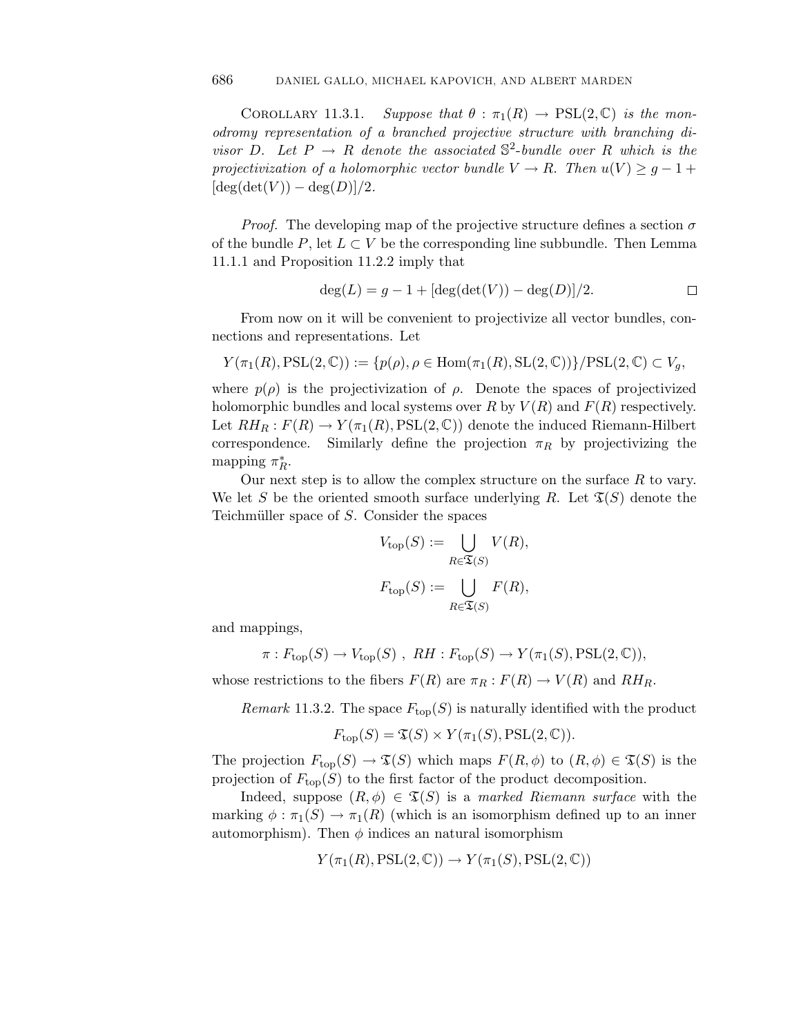Corollary 11.3.1. *Suppose that $\theta : \pi_1(R) \to \mathrm{PSL}(2,\mathbb{C})$ is the monodromy representation of a branched projective structure with branching divisor $D$. Let $P \to R$ denote the associated $\mathbb{S}^2$-bundle over $R$ which is the projectivization of a holomorphic vector bundle $V \to R$. Then $u(V) \geq g - 1 + [\deg(\det(V)) - \deg(D)]/2$.*

*Proof.* The developing map of the projective structure defines a section $\sigma$ of the bundle $P$, let $L \subset V$ be the corresponding line subbundle. Then Lemma 11.1.1 and Proposition 11.2.2 imply that

$$\deg(L) = g - 1 + [\deg(\det(V)) - \deg(D)]/2. \qquad \square$$

From now on it will be convenient to projectivize all vector bundles, connections and representations. Let

$$Y(\pi_1(R), \mathrm{PSL}(2,\mathbb{C})) := \{p(\rho), \rho \in \mathrm{Hom}(\pi_1(R), \mathrm{SL}(2,\mathbb{C}))\}/\mathrm{PSL}(2,\mathbb{C}) \subset V_g,$$

where $p(\rho)$ is the projectivization of $\rho$. Denote the spaces of projectivized holomorphic bundles and local systems over $R$ by $V(R)$ and $F(R)$ respectively. Let $RH_R : F(R) \to Y(\pi_1(R), \mathrm{PSL}(2,\mathbb{C}))$ denote the induced Riemann-Hilbert correspondence. Similarly define the projection $\pi_R$ by projectivizing the mapping $\pi_R^*$.

Our next step is to allow the complex structure on the surface $R$ to vary. We let $S$ be the oriented smooth surface underlying $R$. Let $\mathfrak{T}(S)$ denote the Teichmüller space of $S$. Consider the spaces

$$V_{\mathrm{top}}(S) := \bigcup_{R \in \mathfrak{T}(S)} V(R),$$

$$F_{\mathrm{top}}(S) := \bigcup_{R \in \mathfrak{T}(S)} F(R),$$

and mappings,

$$\pi : F_{\mathrm{top}}(S) \to V_{\mathrm{top}}(S)\ ,\ RH : F_{\mathrm{top}}(S) \to Y(\pi_1(S), \mathrm{PSL}(2,\mathbb{C})),$$

whose restrictions to the fibers $F(R)$ are $\pi_R : F(R) \to V(R)$ and $RH_R$.

*Remark* 11.3.2. The space $F_{\mathrm{top}}(S)$ is naturally identified with the product

$$F_{\mathrm{top}}(S) = \mathfrak{T}(S) \times Y(\pi_1(S), \mathrm{PSL}(2,\mathbb{C})).$$

The projection $F_{\mathrm{top}}(S) \to \mathfrak{T}(S)$ which maps $F(R,\phi)$ to $(R,\phi) \in \mathfrak{T}(S)$ is the projection of $F_{\mathrm{top}}(S)$ to the first factor of the product decomposition.

Indeed, suppose $(R,\phi) \in \mathfrak{T}(S)$ is a *marked Riemann surface* with the marking $\phi : \pi_1(S) \to \pi_1(R)$ (which is an isomorphism defined up to an inner automorphism). Then $\phi$ indices an natural isomorphism

$$Y(\pi_1(R), \mathrm{PSL}(2,\mathbb{C})) \to Y(\pi_1(S), \mathrm{PSL}(2,\mathbb{C}))$$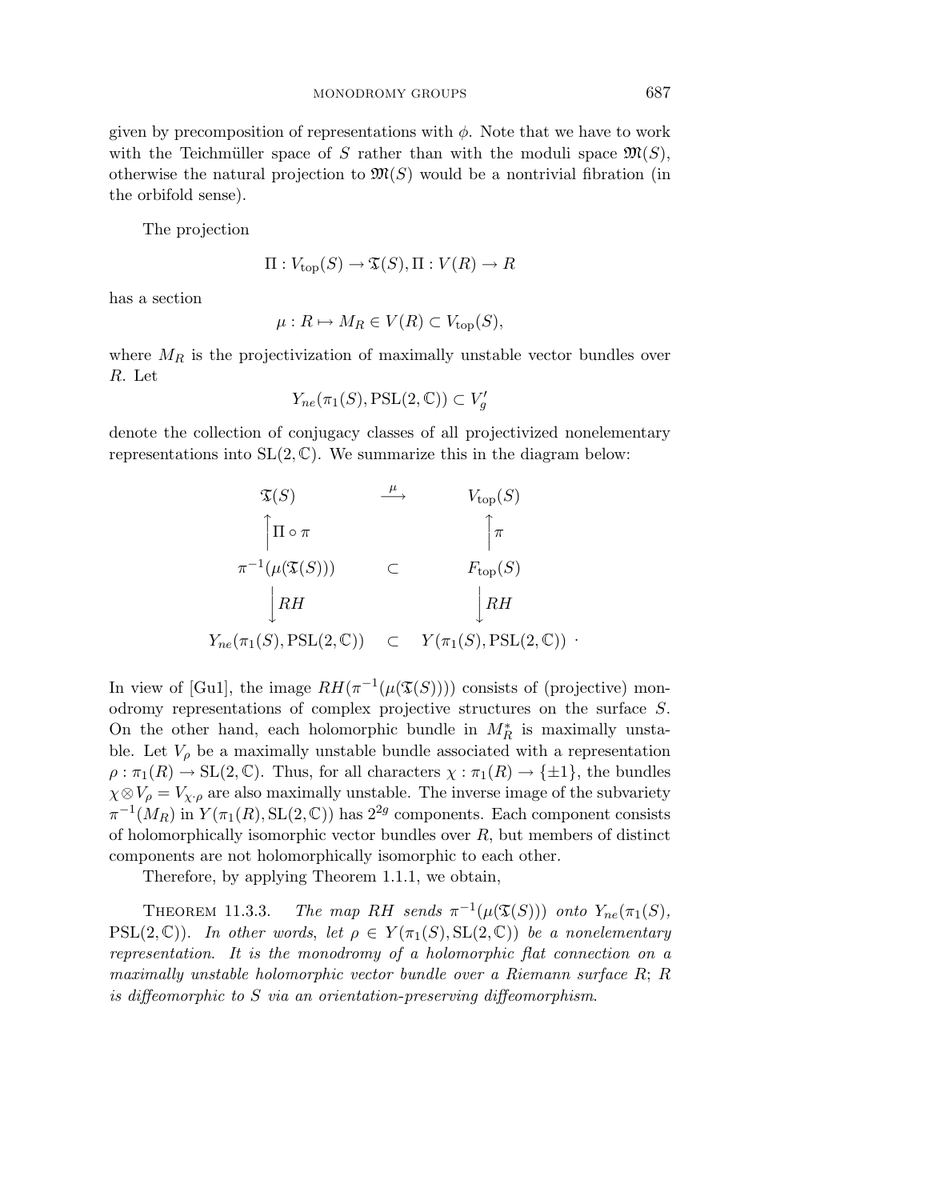given by precomposition of representations with $\phi$. Note that we have to work with the Teichmüller space of $S$ rather than with the moduli space $\mathfrak{M}(S)$, otherwise the natural projection to $\mathfrak{M}(S)$ would be a nontrivial fibration (in the orbifold sense).

The projection

$$\Pi : V_{\text{top}}(S) \to \mathfrak{T}(S), \Pi : V(R) \to R$$

has a section

$$\mu : R \mapsto M_R \in V(R) \subset V_{\text{top}}(S),$$

where $M_R$ is the projectivization of maximally unstable vector bundles over $R$. Let

$$Y_{ne}(\pi_1(S), \text{PSL}(2, \mathbb{C})) \subset V'_g$$

denote the collection of conjugacy classes of all projectivized nonelementary representations into $\text{SL}(2, \mathbb{C})$. We summarize this in the diagram below:

$$\begin{array}{ccc}
\mathfrak{T}(S) & \xrightarrow{\mu} & V_{\text{top}}(S) \\
\Big\uparrow \Pi \circ \pi & & \Big\uparrow \pi \\
\pi^{-1}(\mu(\mathfrak{T}(S))) & \subset & F_{\text{top}}(S) \\
\Big\downarrow RH & & \Big\downarrow RH \\
Y_{ne}(\pi_1(S), \text{PSL}(2, \mathbb{C})) & \subset & Y(\pi_1(S), \text{PSL}(2, \mathbb{C}))
\end{array} \cdot$$

In view of [Gu1], the image $RH(\pi^{-1}(\mu(\mathfrak{T}(S))))$ consists of (projective) monodromy representations of complex projective structures on the surface $S$. On the other hand, each holomorphic bundle in $M_R^*$ is maximally unstable. Let $V_\rho$ be a maximally unstable bundle associated with a representation $\rho : \pi_1(R) \to \text{SL}(2, \mathbb{C})$. Thus, for all characters $\chi : \pi_1(R) \to \{\pm 1\}$, the bundles $\chi \otimes V_\rho = V_{\chi \cdot \rho}$ are also maximally unstable. The inverse image of the subvariety $\pi^{-1}(M_R)$ in $Y(\pi_1(R), \text{SL}(2, \mathbb{C}))$ has $2^{2g}$ components. Each component consists of holomorphically isomorphic vector bundles over $R$, but members of distinct components are not holomorphically isomorphic to each other.

Therefore, by applying Theorem 1.1.1, we obtain,

Theorem 11.3.3. *The map $RH$ sends $\pi^{-1}(\mu(\mathfrak{T}(S)))$ onto $Y_{ne}(\pi_1(S),$ $\text{PSL}(2, \mathbb{C}))$. In other words, let $\rho \in Y(\pi_1(S), \text{SL}(2, \mathbb{C}))$ be a nonelementary representation. It is the monodromy of a holomorphic flat connection on a maximally unstable holomorphic vector bundle over a Riemann surface $R$; $R$ is diffeomorphic to $S$ via an orientation-preserving diffeomorphism.*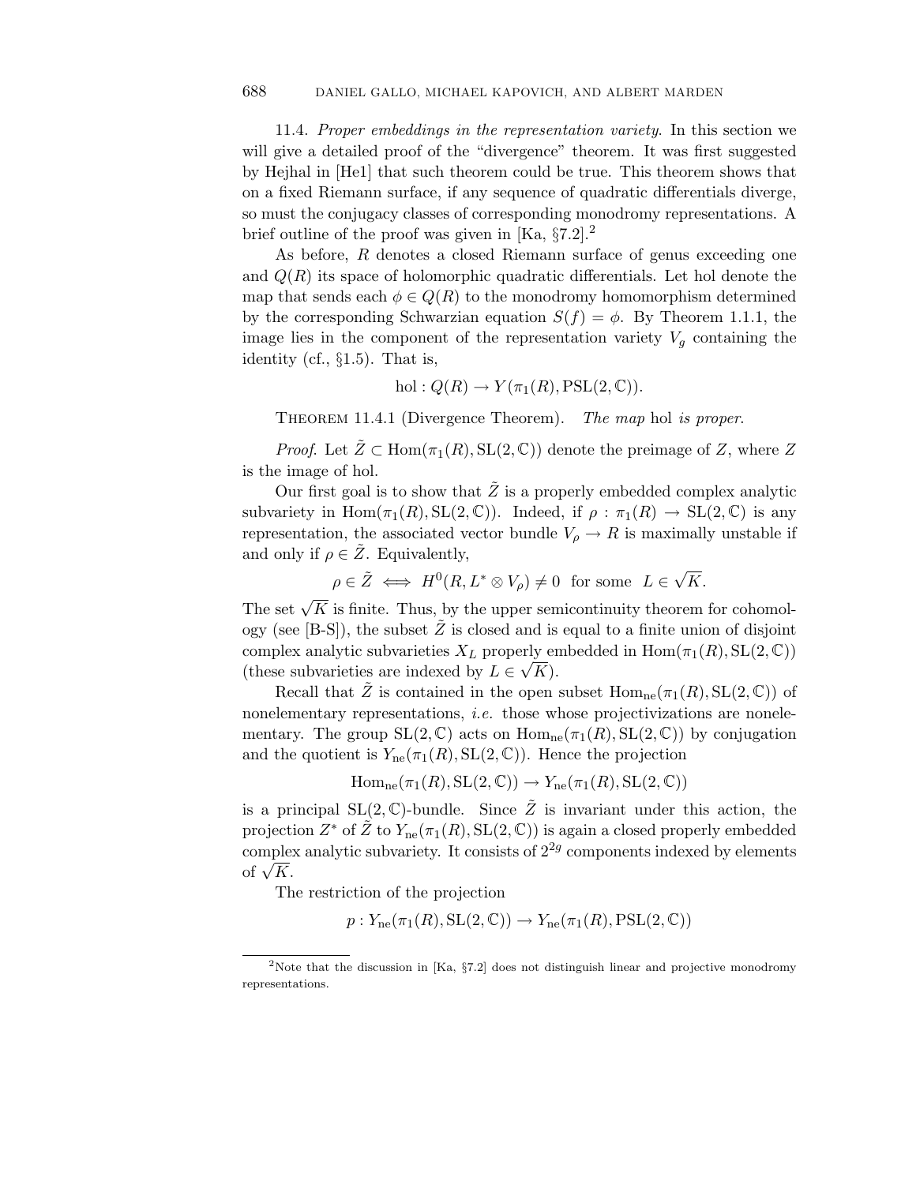11.4. *Proper embeddings in the representation variety.* In this section we will give a detailed proof of the "divergence" theorem. It was first suggested by Hejhal in [He1] that such theorem could be true. This theorem shows that on a fixed Riemann surface, if any sequence of quadratic differentials diverge, so must the conjugacy classes of corresponding monodromy representations. A brief outline of the proof was given in [Ka, §7.2].[2]

As before, $R$ denotes a closed Riemann surface of genus exceeding one and $Q(R)$ its space of holomorphic quadratic differentials. Let hol denote the map that sends each $\phi \in Q(R)$ to the monodromy homomorphism determined by the corresponding Schwarzian equation $S(f) = \phi$. By Theorem 1.1.1, the image lies in the component of the representation variety $V_g$ containing the identity (cf., §1.5). That is,

$$\mathrm{hol} : Q(R) \to Y(\pi_1(R), \mathrm{PSL}(2, \mathbb{C})).$$

Theorem 11.4.1 (Divergence Theorem). *The map* hol *is proper.*

*Proof.* Let $\tilde{Z} \subset \mathrm{Hom}(\pi_1(R), \mathrm{SL}(2, \mathbb{C}))$ denote the preimage of $Z$, where $Z$ is the image of hol.

Our first goal is to show that $\tilde{Z}$ is a properly embedded complex analytic subvariety in $\mathrm{Hom}(\pi_1(R), \mathrm{SL}(2, \mathbb{C}))$. Indeed, if $\rho : \pi_1(R) \to \mathrm{SL}(2, \mathbb{C})$ is any representation, the associated vector bundle $V_\rho \to R$ is maximally unstable if and only if $\rho \in \tilde{Z}$. Equivalently,

$$\rho \in \tilde{Z} \iff H^0(R, L^* \otimes V_\rho) \neq 0 \ \text{ for some } \ L \in \sqrt{K}.$$

The set $\sqrt{K}$ is finite. Thus, by the upper semicontinuity theorem for cohomology (see [B-S]), the subset $\tilde{Z}$ is closed and is equal to a finite union of disjoint complex analytic subvarieties $X_L$ properly embedded in $\mathrm{Hom}(\pi_1(R), \mathrm{SL}(2, \mathbb{C}))$ (these subvarieties are indexed by $L \in \sqrt{K}$).

Recall that $\tilde{Z}$ is contained in the open subset $\mathrm{Hom}_{\mathrm{ne}}(\pi_1(R), \mathrm{SL}(2, \mathbb{C}))$ of nonelementary representations, *i.e.* those whose projectivizations are nonelementary. The group $\mathrm{SL}(2, \mathbb{C})$ acts on $\mathrm{Hom}_{\mathrm{ne}}(\pi_1(R), \mathrm{SL}(2, \mathbb{C}))$ by conjugation and the quotient is $Y_{\mathrm{ne}}(\pi_1(R), \mathrm{SL}(2, \mathbb{C}))$. Hence the projection

$$\mathrm{Hom}_{\mathrm{ne}}(\pi_1(R), \mathrm{SL}(2, \mathbb{C})) \to Y_{\mathrm{ne}}(\pi_1(R), \mathrm{SL}(2, \mathbb{C}))$$

is a principal $\mathrm{SL}(2, \mathbb{C})$-bundle. Since $\tilde{Z}$ is invariant under this action, the projection $Z^*$ of $\tilde{Z}$ to $Y_{\mathrm{ne}}(\pi_1(R), \mathrm{SL}(2, \mathbb{C}))$ is again a closed properly embedded complex analytic subvariety. It consists of $2^{2g}$ components indexed by elements of $\sqrt{K}$.

The restriction of the projection

$$p : Y_{\mathrm{ne}}(\pi_1(R), \mathrm{SL}(2, \mathbb{C})) \to Y_{\mathrm{ne}}(\pi_1(R), \mathrm{PSL}(2, \mathbb{C}))$$

[2] Note that the discussion in [Ka, §7.2] does not distinguish linear and projective monodromy representations.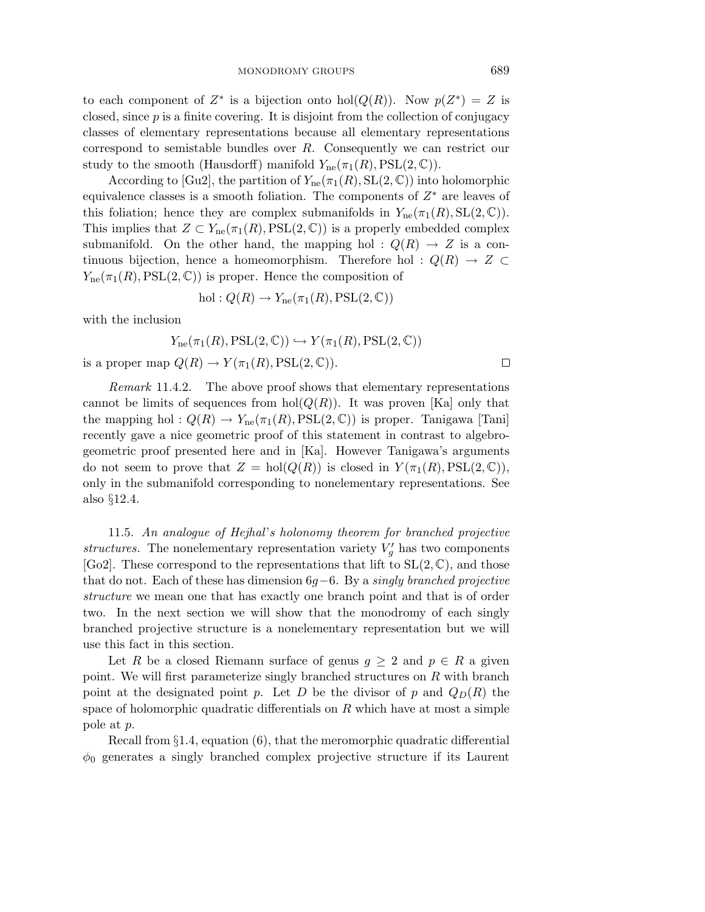to each component of $Z^*$ is a bijection onto $\mathrm{hol}(Q(R))$. Now $p(Z^*) = Z$ is closed, since $p$ is a finite covering. It is disjoint from the collection of conjugacy classes of elementary representations because all elementary representations correspond to semistable bundles over $R$. Consequently we can restrict our study to the smooth (Hausdorff) manifold $Y_{\mathrm{ne}}(\pi_1(R), \mathrm{PSL}(2, \mathbb{C}))$.

According to [Gu2], the partition of $Y_{\mathrm{ne}}(\pi_1(R), \mathrm{SL}(2, \mathbb{C}))$ into holomorphic equivalence classes is a smooth foliation. The components of $Z^*$ are leaves of this foliation; hence they are complex submanifolds in $Y_{\mathrm{ne}}(\pi_1(R), \mathrm{SL}(2, \mathbb{C}))$. This implies that $Z \subset Y_{\mathrm{ne}}(\pi_1(R), \mathrm{PSL}(2, \mathbb{C}))$ is a properly embedded complex submanifold. On the other hand, the mapping $\mathrm{hol} : Q(R) \to Z$ is a continuous bijection, hence a homeomorphism. Therefore $\mathrm{hol} : Q(R) \to Z \subset Y_{\mathrm{ne}}(\pi_1(R), \mathrm{PSL}(2, \mathbb{C}))$ is proper. Hence the composition of

$$\mathrm{hol} : Q(R) \to Y_{\mathrm{ne}}(\pi_1(R), \mathrm{PSL}(2, \mathbb{C}))$$

with the inclusion

$$Y_{\mathrm{ne}}(\pi_1(R), \mathrm{PSL}(2, \mathbb{C})) \hookrightarrow Y(\pi_1(R), \mathrm{PSL}(2, \mathbb{C}))$$

is a proper map $Q(R) \to Y(\pi_1(R), \mathrm{PSL}(2, \mathbb{C}))$. □

*Remark* 11.4.2. The above proof shows that elementary representations cannot be limits of sequences from $\mathrm{hol}(Q(R))$. It was proven [Ka] only that the mapping $\mathrm{hol} : Q(R) \to Y_{\mathrm{ne}}(\pi_1(R), \mathrm{PSL}(2, \mathbb{C}))$ is proper. Tanigawa [Tani] recently gave a nice geometric proof of this statement in contrast to algebrogeometric proof presented here and in [Ka]. However Tanigawa's arguments do not seem to prove that $Z = \mathrm{hol}(Q(R))$ is closed in $Y(\pi_1(R), \mathrm{PSL}(2, \mathbb{C}))$, only in the submanifold corresponding to nonelementary representations. See also §12.4.

11.5. *An analogue of Hejhal's holonomy theorem for branched projective structures.* The nonelementary representation variety $V'_g$ has two components [Go2]. These correspond to the representations that lift to $\mathrm{SL}(2, \mathbb{C})$, and those that do not. Each of these has dimension $6g - 6$. By a *singly branched projective structure* we mean one that has exactly one branch point and that is of order two. In the next section we will show that the monodromy of each singly branched projective structure is a nonelementary representation but we will use this fact in this section.

Let $R$ be a closed Riemann surface of genus $g \geq 2$ and $p \in R$ a given point. We will first parameterize singly branched structures on $R$ with branch point at the designated point $p$. Let $D$ be the divisor of $p$ and $Q_D(R)$ the space of holomorphic quadratic differentials on $R$ which have at most a simple pole at $p$.

Recall from §1.4, equation (6), that the meromorphic quadratic differential $\phi_0$ generates a singly branched complex projective structure if its Laurent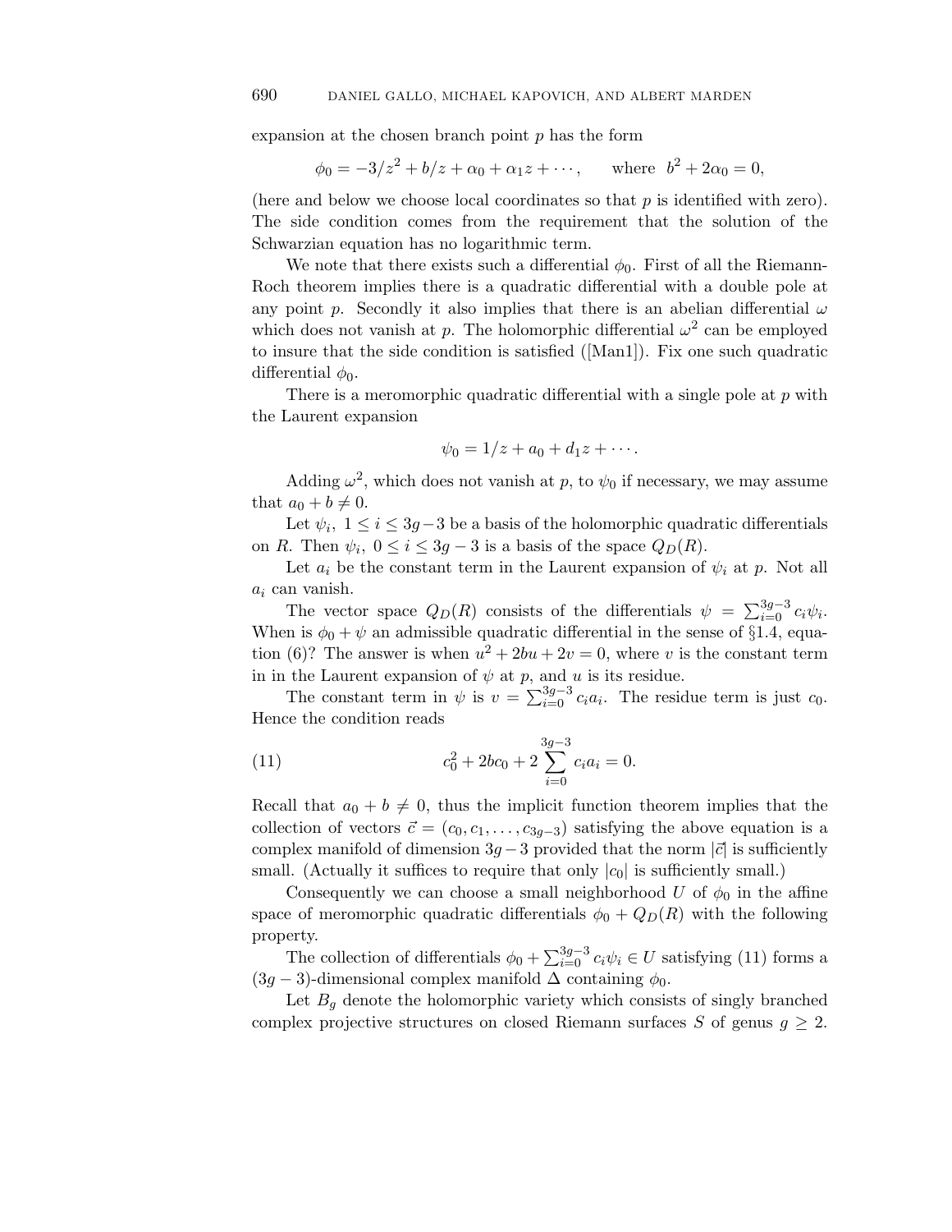expansion at the chosen branch point $p$ has the form

$$\phi_0 = -3/z^2 + b/z + \alpha_0 + \alpha_1 z + \cdots, \qquad \text{where } \; b^2 + 2\alpha_0 = 0,$$

(here and below we choose local coordinates so that $p$ is identified with zero). The side condition comes from the requirement that the solution of the Schwarzian equation has no logarithmic term.

We note that there exists such a differential $\phi_0$. First of all the Riemann-Roch theorem implies there is a quadratic differential with a double pole at any point $p$. Secondly it also implies that there is an abelian differential $\omega$ which does not vanish at $p$. The holomorphic differential $\omega^2$ can be employed to insure that the side condition is satisfied ([Man1]). Fix one such quadratic differential $\phi_0$.

There is a meromorphic quadratic differential with a single pole at $p$ with the Laurent expansion

$$\psi_0 = 1/z + a_0 + d_1 z + \cdots.$$

Adding $\omega^2$, which does not vanish at $p$, to $\psi_0$ if necessary, we may assume that $a_0 + b \neq 0$.

Let $\psi_i,\ 1 \leq i \leq 3g-3$ be a basis of the holomorphic quadratic differentials on $R$. Then $\psi_i,\ 0 \leq i \leq 3g-3$ is a basis of the space $Q_D(R)$.

Let $a_i$ be the constant term in the Laurent expansion of $\psi_i$ at $p$. Not all $a_i$ can vanish.

The vector space $Q_D(R)$ consists of the differentials $\psi = \sum_{i=0}^{3g-3} c_i \psi_i$. When is $\phi_0 + \psi$ an admissible quadratic differential in the sense of §1.4, equation (6)? The answer is when $u^2 + 2bu + 2v = 0$, where $v$ is the constant term in in the Laurent expansion of $\psi$ at $p$, and $u$ is its residue.

The constant term in $\psi$ is $v = \sum_{i=0}^{3g-3} c_i a_i$. The residue term is just $c_0$. Hence the condition reads

$$c_0^2 + 2bc_0 + 2\sum_{i=0}^{3g-3} c_i a_i = 0. \tag{11}$$

Recall that $a_0 + b \neq 0$, thus the implicit function theorem implies that the collection of vectors $\vec{c} = (c_0, c_1, \ldots, c_{3g-3})$ satisfying the above equation is a complex manifold of dimension $3g-3$ provided that the norm $|\vec{c}|$ is sufficiently small. (Actually it suffices to require that only $|c_0|$ is sufficiently small.)

Consequently we can choose a small neighborhood $U$ of $\phi_0$ in the affine space of meromorphic quadratic differentials $\phi_0 + Q_D(R)$ with the following property.

The collection of differentials $\phi_0 + \sum_{i=0}^{3g-3} c_i \psi_i \in U$ satisfying (11) forms a $(3g-3)$-dimensional complex manifold $\Delta$ containing $\phi_0$.

Let $B_g$ denote the holomorphic variety which consists of singly branched complex projective structures on closed Riemann surfaces $S$ of genus $g \geq 2$.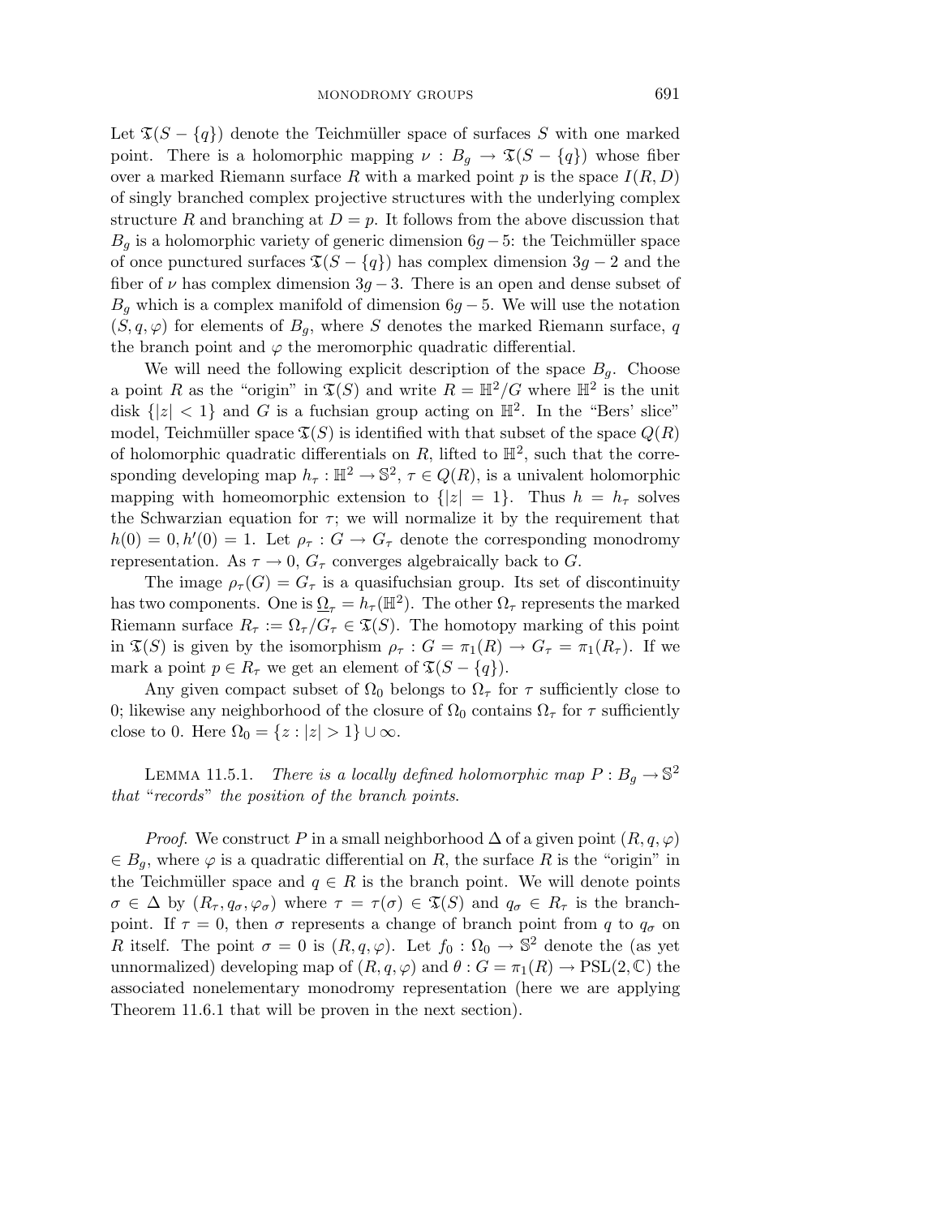Let $\mathfrak{T}(S - \{q\})$ denote the Teichmüller space of surfaces $S$ with one marked point. There is a holomorphic mapping $\nu : B_g \to \mathfrak{T}(S - \{q\})$ whose fiber over a marked Riemann surface $R$ with a marked point $p$ is the space $I(R, D)$ of singly branched complex projective structures with the underlying complex structure $R$ and branching at $D = p$. It follows from the above discussion that $B_g$ is a holomorphic variety of generic dimension $6g - 5$: the Teichmüller space of once punctured surfaces $\mathfrak{T}(S - \{q\})$ has complex dimension $3g - 2$ and the fiber of $\nu$ has complex dimension $3g - 3$. There is an open and dense subset of $B_g$ which is a complex manifold of dimension $6g - 5$. We will use the notation $(S, q, \varphi)$ for elements of $B_g$, where $S$ denotes the marked Riemann surface, $q$ the branch point and $\varphi$ the meromorphic quadratic differential.

We will need the following explicit description of the space $B_g$. Choose a point $R$ as the "origin" in $\mathfrak{T}(S)$ and write $R = \mathbb{H}^2/G$ where $\mathbb{H}^2$ is the unit disk $\{|z| < 1\}$ and $G$ is a fuchsian group acting on $\mathbb{H}^2$. In the "Bers' slice" model, Teichmüller space $\mathfrak{T}(S)$ is identified with that subset of the space $Q(R)$ of holomorphic quadratic differentials on $R$, lifted to $\mathbb{H}^2$, such that the corresponding developing map $h_\tau : \mathbb{H}^2 \to \mathbb{S}^2$, $\tau \in Q(R)$, is a univalent holomorphic mapping with homeomorphic extension to $\{|z| = 1\}$. Thus $h = h_\tau$ solves the Schwarzian equation for $\tau$; we will normalize it by the requirement that $h(0) = 0, h'(0) = 1$. Let $\rho_\tau : G \to G_\tau$ denote the corresponding monodromy representation. As $\tau \to 0$, $G_\tau$ converges algebraically back to $G$.

The image $\rho_\tau(G) = G_\tau$ is a quasifuchsian group. Its set of discontinuity has two components. One is $\underline{\Omega}_\tau = h_\tau(\mathbb{H}^2)$. The other $\Omega_\tau$ represents the marked Riemann surface $R_\tau := \Omega_\tau / G_\tau \in \mathfrak{T}(S)$. The homotopy marking of this point in $\mathfrak{T}(S)$ is given by the isomorphism $\rho_\tau : G = \pi_1(R) \to G_\tau = \pi_1(R_\tau)$. If we mark a point $p \in R_\tau$ we get an element of $\mathfrak{T}(S - \{q\})$.

Any given compact subset of $\Omega_0$ belongs to $\Omega_\tau$ for $\tau$ sufficiently close to 0; likewise any neighborhood of the closure of $\Omega_0$ contains $\Omega_\tau$ for $\tau$ sufficiently close to 0. Here $\Omega_0 = \{z : |z| > 1\} \cup \infty$.

Lemma 11.5.1. *There is a locally defined holomorphic map $P : B_g \to \mathbb{S}^2$ that "records" the position of the branch points.*

*Proof.* We construct $P$ in a small neighborhood $\Delta$ of a given point $(R, q, \varphi) \in B_g$, where $\varphi$ is a quadratic differential on $R$, the surface $R$ is the "origin" in the Teichmüller space and $q \in R$ is the branch point. We will denote points $\sigma \in \Delta$ by $(R_\tau, q_\sigma, \varphi_\sigma)$ where $\tau = \tau(\sigma) \in \mathfrak{T}(S)$ and $q_\sigma \in R_\tau$ is the branch-point. If $\tau = 0$, then $\sigma$ represents a change of branch point from $q$ to $q_\sigma$ on $R$ itself. The point $\sigma = 0$ is $(R, q, \varphi)$. Let $f_0 : \Omega_0 \to \mathbb{S}^2$ denote the (as yet unnormalized) developing map of $(R, q, \varphi)$ and $\theta : G = \pi_1(R) \to \mathrm{PSL}(2, \mathbb{C})$ the associated nonelementary monodromy representation (here we are applying Theorem 11.6.1 that will be proven in the next section).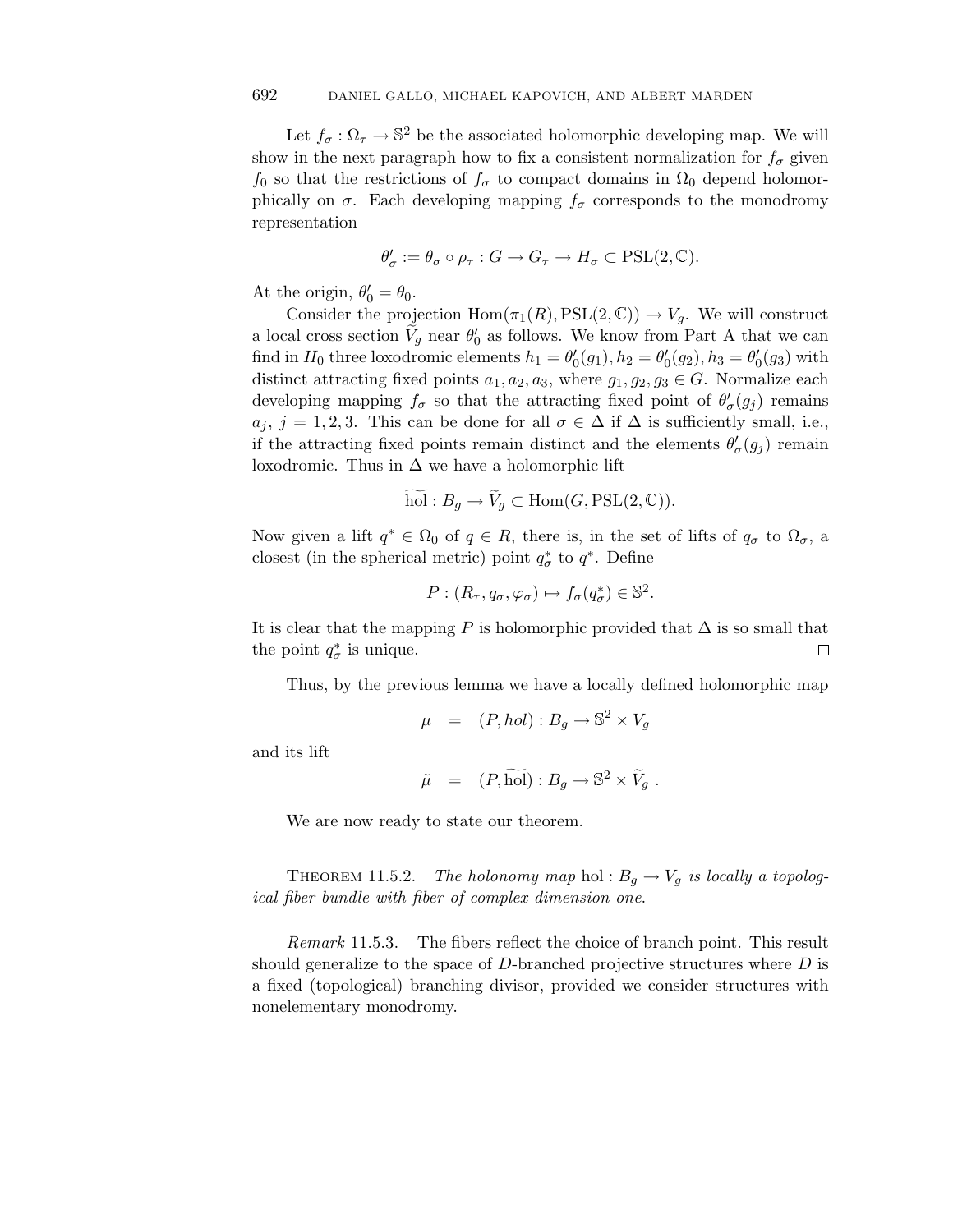Let $f_\sigma : \Omega_\tau \to \mathbb{S}^2$ be the associated holomorphic developing map. We will show in the next paragraph how to fix a consistent normalization for $f_\sigma$ given $f_0$ so that the restrictions of $f_\sigma$ to compact domains in $\Omega_0$ depend holomorphically on $\sigma$. Each developing mapping $f_\sigma$ corresponds to the monodromy representation

$$\theta'_\sigma := \theta_\sigma \circ \rho_\tau : G \to G_\tau \to H_\sigma \subset \mathrm{PSL}(2, \mathbb{C}).$$

At the origin, $\theta'_0 = \theta_0$.

Consider the projection $\mathrm{Hom}(\pi_1(R), \mathrm{PSL}(2, \mathbb{C})) \to V_g$. We will construct a local cross section $\widetilde{V}_g$ near $\theta'_0$ as follows. We know from Part A that we can find in $H_0$ three loxodromic elements $h_1 = \theta'_0(g_1), h_2 = \theta'_0(g_2), h_3 = \theta'_0(g_3)$ with distinct attracting fixed points $a_1, a_2, a_3$, where $g_1, g_2, g_3 \in G$. Normalize each developing mapping $f_\sigma$ so that the attracting fixed point of $\theta'_\sigma(g_j)$ remains $a_j$, $j = 1, 2, 3$. This can be done for all $\sigma \in \Delta$ if $\Delta$ is sufficiently small, i.e., if the attracting fixed points remain distinct and the elements $\theta'_\sigma(g_j)$ remain loxodromic. Thus in $\Delta$ we have a holomorphic lift

$$\widetilde{\mathrm{hol}} : B_g \to \widetilde{V}_g \subset \mathrm{Hom}(G, \mathrm{PSL}(2, \mathbb{C})).$$

Now given a lift $q^* \in \Omega_0$ of $q \in R$, there is, in the set of lifts of $q_\sigma$ to $\Omega_\sigma$, a closest (in the spherical metric) point $q^*_\sigma$ to $q^*$. Define

$$P : (R_\tau, q_\sigma, \varphi_\sigma) \mapsto f_\sigma(q^*_\sigma) \in \mathbb{S}^2.$$

It is clear that the mapping $P$ is holomorphic provided that $\Delta$ is so small that the point $q^*_\sigma$ is unique. $\square$

Thus, by the previous lemma we have a locally defined holomorphic map

$$\mu \quad = \quad (P, hol) : B_g \to \mathbb{S}^2 \times V_g$$

and its lift

$$\tilde{\mu} \quad = \quad (P, \widetilde{\mathrm{hol}}) : B_g \to \mathbb{S}^2 \times \widetilde{V}_g \; .$$

We are now ready to state our theorem.

THEOREM 11.5.2. *The holonomy map* $\mathrm{hol} : B_g \to V_g$ *is locally a topological fiber bundle with fiber of complex dimension one.*

*Remark* 11.5.3. The fibers reflect the choice of branch point. This result should generalize to the space of $D$-branched projective structures where $D$ is a fixed (topological) branching divisor, provided we consider structures with nonelementary monodromy.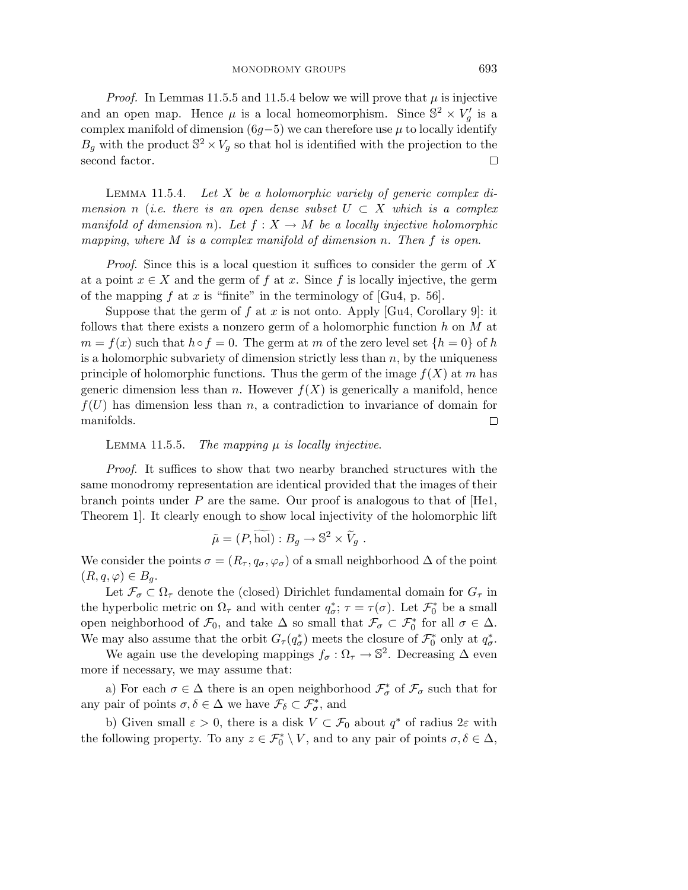*Proof.* In Lemmas 11.5.5 and 11.5.4 below we will prove that $\mu$ is injective and an open map. Hence $\mu$ is a local homeomorphism. Since $\mathbb{S}^2 \times V_g'$ is a complex manifold of dimension $(6g-5)$ we can therefore use $\mu$ to locally identify $B_g$ with the product $\mathbb{S}^2 \times V_g$ so that hol is identified with the projection to the second factor. $\square$

LEMMA 11.5.4. *Let $X$ be a holomorphic variety of generic complex dimension $n$ (i.e. there is an open dense subset $U \subset X$ which is a complex manifold of dimension $n$). Let $f : X \to M$ be a locally injective holomorphic mapping, where $M$ is a complex manifold of dimension $n$. Then $f$ is open.*

*Proof.* Since this is a local question it suffices to consider the germ of $X$ at a point $x \in X$ and the germ of $f$ at $x$. Since $f$ is locally injective, the germ of the mapping $f$ at $x$ is "finite" in the terminology of [Gu4, p. 56].

Suppose that the germ of $f$ at $x$ is not onto. Apply [Gu4, Corollary 9]: it follows that there exists a nonzero germ of a holomorphic function $h$ on $M$ at $m = f(x)$ such that $h \circ f = 0$. The germ at $m$ of the zero level set $\{h = 0\}$ of $h$ is a holomorphic subvariety of dimension strictly less than $n$, by the uniqueness principle of holomorphic functions. Thus the germ of the image $f(X)$ at $m$ has generic dimension less than $n$. However $f(X)$ is generically a manifold, hence $f(U)$ has dimension less than $n$, a contradiction to invariance of domain for manifolds. $\square$

LEMMA 11.5.5. *The mapping $\mu$ is locally injective.*

*Proof.* It suffices to show that two nearby branched structures with the same monodromy representation are identical provided that the images of their branch points under $P$ are the same. Our proof is analogous to that of [He1, Theorem 1]. It clearly enough to show local injectivity of the holomorphic lift

$$\tilde{\mu} = (P, \widetilde{\mathrm{hol}}) : B_g \to \mathbb{S}^2 \times \widetilde{V}_g \ .$$

We consider the points $\sigma = (R_\tau, q_\sigma, \varphi_\sigma)$ of a small neighborhood $\Delta$ of the point $(R, q, \varphi) \in B_g$.

Let $\mathcal{F}_\sigma \subset \Omega_\tau$ denote the (closed) Dirichlet fundamental domain for $G_\tau$ in the hyperbolic metric on $\Omega_\tau$ and with center $q_\sigma^*$; $\tau = \tau(\sigma)$. Let $\mathcal{F}_0^*$ be a small open neighborhood of $\mathcal{F}_0$, and take $\Delta$ so small that $\mathcal{F}_\sigma \subset \mathcal{F}_0^*$ for all $\sigma \in \Delta$. We may also assume that the orbit $G_\tau(q_\sigma^*)$ meets the closure of $\mathcal{F}_0^*$ only at $q_\sigma^*$.

We again use the developing mappings $f_\sigma : \Omega_\tau \to \mathbb{S}^2$. Decreasing $\Delta$ even more if necessary, we may assume that:

a) For each $\sigma \in \Delta$ there is an open neighborhood $\mathcal{F}_\sigma^*$ of $\mathcal{F}_\sigma$ such that for any pair of points $\sigma, \delta \in \Delta$ we have $\mathcal{F}_\delta \subset \mathcal{F}_\sigma^*$, and

b) Given small $\varepsilon > 0$, there is a disk $V \subset \mathcal{F}_0$ about $q^*$ of radius $2\varepsilon$ with the following property. To any $z \in \mathcal{F}_0^* \setminus V$, and to any pair of points $\sigma, \delta \in \Delta$,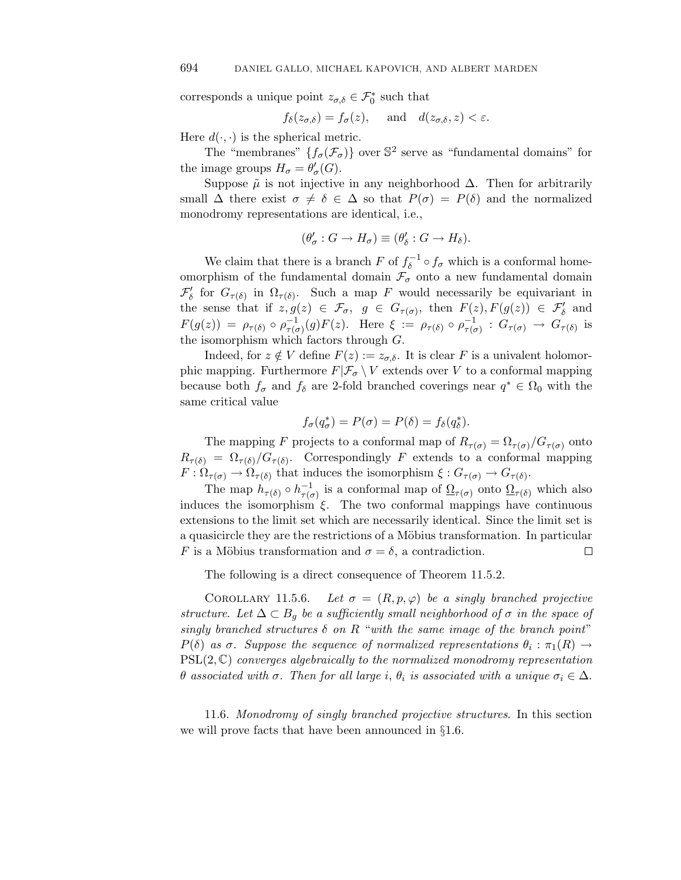corresponds a unique point $z_{\sigma,\delta} \in \mathcal{F}_0^*$ such that

$$f_\delta(z_{\sigma,\delta}) = f_\sigma(z), \quad \text{and} \quad d(z_{\sigma,\delta}, z) < \varepsilon.$$

Here $d(\cdot,\cdot)$ is the spherical metric.

The "membranes" $\{f_\sigma(\mathcal{F}_\sigma)\}$ over $\mathbb{S}^2$ serve as "fundamental domains" for the image groups $H_\sigma = \theta'_\sigma(G)$.

Suppose $\tilde{\mu}$ is not injective in any neighborhood $\Delta$. Then for arbitrarily small $\Delta$ there exist $\sigma \neq \delta \in \Delta$ so that $P(\sigma) = P(\delta)$ and the normalized monodromy representations are identical, i.e.,

$$(\theta'_\sigma : G \to H_\sigma) \equiv (\theta'_\delta : G \to H_\delta).$$

We claim that there is a branch $F$ of $f_\delta^{-1} \circ f_\sigma$ which is a conformal homeomorphism of the fundamental domain $\mathcal{F}_\sigma$ onto a new fundamental domain $\mathcal{F}'_\delta$ for $G_{\tau(\delta)}$ in $\Omega_{\tau(\delta)}$. Such a map $F$ would necessarily be equivariant in the sense that if $z, g(z) \in \mathcal{F}_\sigma$, $g \in G_{\tau(\sigma)}$, then $F(z), F(g(z)) \in \mathcal{F}'_\delta$ and $F(g(z)) = \rho_{\tau(\delta)} \circ \rho^{-1}_{\tau(\sigma)}(g)F(z)$. Here $\xi := \rho_{\tau(\delta)} \circ \rho^{-1}_{\tau(\sigma)} : G_{\tau(\sigma)} \to G_{\tau(\delta)}$ is the isomorphism which factors through $G$.

Indeed, for $z \notin V$ define $F(z) := z_{\sigma,\delta}$. It is clear $F$ is a univalent holomorphic mapping. Furthermore $F|\mathcal{F}_\sigma \setminus V$ extends over $V$ to a conformal mapping because both $f_\sigma$ and $f_\delta$ are 2-fold branched coverings near $q^* \in \Omega_0$ with the same critical value

$$f_\sigma(q^*_\sigma) = P(\sigma) = P(\delta) = f_\delta(q^*_\delta).$$

The mapping $F$ projects to a conformal map of $R_{\tau(\sigma)} = \Omega_{\tau(\sigma)}/G_{\tau(\sigma)}$ onto $R_{\tau(\delta)} = \Omega_{\tau(\delta)}/G_{\tau(\delta)}$. Correspondingly $F$ extends to a conformal mapping $F : \Omega_{\tau(\sigma)} \to \Omega_{\tau(\delta)}$ that induces the isomorphism $\xi : G_{\tau(\sigma)} \to G_{\tau(\delta)}$.

The map $h_{\tau(\delta)} \circ h^{-1}_{\tau(\sigma)}$ is a conformal map of $\underline{\Omega}_{\tau(\sigma)}$ onto $\underline{\Omega}_{\tau(\delta)}$ which also induces the isomorphism $\xi$. The two conformal mappings have continuous extensions to the limit set which are necessarily identical. Since the limit set is a quasicircle they are the restrictions of a Möbius transformation. In particular $F$ is a Möbius transformation and $\sigma = \delta$, a contradiction. $\square$

The following is a direct consequence of Theorem 11.5.2.

Corollary 11.5.6. *Let $\sigma = (R, p, \varphi)$ be a singly branched projective structure. Let $\Delta \subset B_g$ be a sufficiently small neighborhood of $\sigma$ in the space of singly branched structures $\delta$ on $R$ "with the same image of the branch point" $P(\delta)$ as $\sigma$. Suppose the sequence of normalized representations $\theta_i : \pi_1(R) \to \mathrm{PSL}(2,\mathbb{C})$ converges algebraically to the normalized monodromy representation $\theta$ associated with $\sigma$. Then for all large $i$, $\theta_i$ is associated with a unique $\sigma_i \in \Delta$.*

11.6. *Monodromy of singly branched projective structures*. In this section we will prove facts that have been announced in §1.6.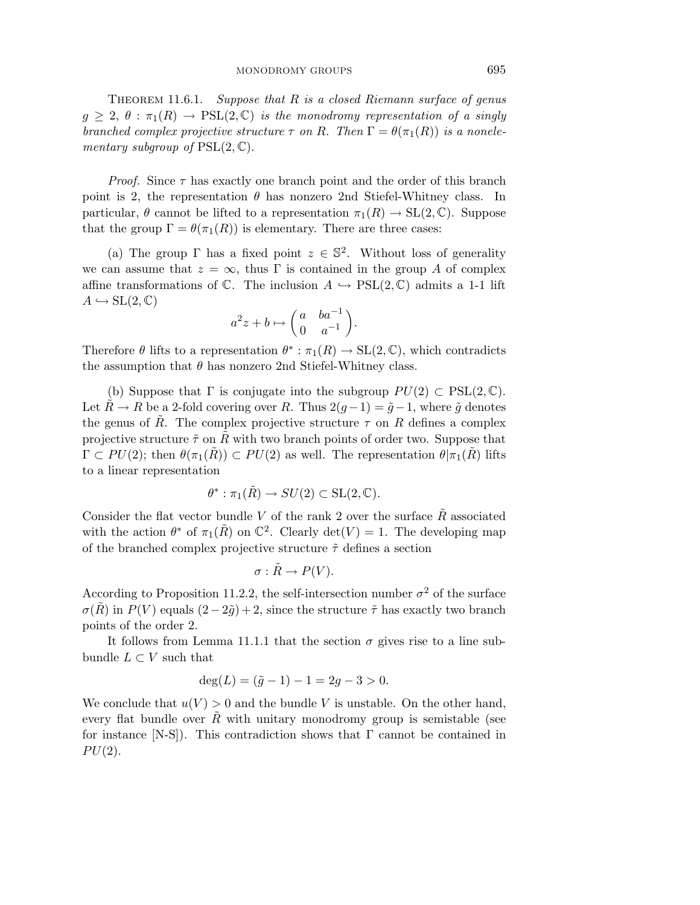THEOREM 11.6.1. *Suppose that $R$ is a closed Riemann surface of genus $g \geq 2$, $\theta : \pi_1(R) \to \mathrm{PSL}(2,\mathbb{C})$ is the monodromy representation of a singly branched complex projective structure $\tau$ on $R$. Then $\Gamma = \theta(\pi_1(R))$ is a nonelementary subgroup of $\mathrm{PSL}(2,\mathbb{C})$.*

*Proof.* Since $\tau$ has exactly one branch point and the order of this branch point is 2, the representation $\theta$ has nonzero 2nd Stiefel-Whitney class. In particular, $\theta$ cannot be lifted to a representation $\pi_1(R) \to \mathrm{SL}(2,\mathbb{C})$. Suppose that the group $\Gamma = \theta(\pi_1(R))$ is elementary. There are three cases:

(a) The group $\Gamma$ has a fixed point $z \in \mathbb{S}^2$. Without loss of generality we can assume that $z = \infty$, thus $\Gamma$ is contained in the group $A$ of complex affine transformations of $\mathbb{C}$. The inclusion $A \hookrightarrow \mathrm{PSL}(2,\mathbb{C})$ admits a 1-1 lift $A \hookrightarrow \mathrm{SL}(2,\mathbb{C})$

$$a^2 z + b \mapsto \begin{pmatrix} a & ba^{-1} \\ 0 & a^{-1} \end{pmatrix}.$$

Therefore $\theta$ lifts to a representation $\theta^* : \pi_1(R) \to \mathrm{SL}(2,\mathbb{C})$, which contradicts the assumption that $\theta$ has nonzero 2nd Stiefel-Whitney class.

(b) Suppose that $\Gamma$ is conjugate into the subgroup $PU(2) \subset \mathrm{PSL}(2,\mathbb{C})$. Let $\tilde{R} \to R$ be a 2-fold covering over $R$. Thus $2(g-1) = \tilde{g} - 1$, where $\tilde{g}$ denotes the genus of $\tilde{R}$. The complex projective structure $\tau$ on $R$ defines a complex projective structure $\tilde{\tau}$ on $\tilde{R}$ with two branch points of order two. Suppose that $\Gamma \subset PU(2)$; then $\theta(\pi_1(\tilde{R})) \subset PU(2)$ as well. The representation $\theta|\pi_1(\tilde{R})$ lifts to a linear representation

$$\theta^* : \pi_1(\tilde{R}) \to SU(2) \subset \mathrm{SL}(2,\mathbb{C}).$$

Consider the flat vector bundle $V$ of the rank 2 over the surface $\tilde{R}$ associated with the action $\theta^*$ of $\pi_1(\tilde{R})$ on $\mathbb{C}^2$. Clearly $\det(V) = 1$. The developing map of the branched complex projective structure $\tilde{\tau}$ defines a section

$$\sigma : \tilde{R} \to P(V).$$

According to Proposition 11.2.2, the self-intersection number $\sigma^2$ of the surface $\sigma(\tilde{R})$ in $P(V)$ equals $(2 - 2\tilde{g}) + 2$, since the structure $\tilde{\tau}$ has exactly two branch points of the order 2.

It follows from Lemma 11.1.1 that the section $\sigma$ gives rise to a line subbundle $L \subset V$ such that

$$\deg(L) = (\tilde{g} - 1) - 1 = 2g - 3 > 0.$$

We conclude that $u(V) > 0$ and the bundle $V$ is unstable. On the other hand, every flat bundle over $\tilde{R}$ with unitary monodromy group is semistable (see for instance [N-S]). This contradiction shows that $\Gamma$ cannot be contained in $PU(2)$.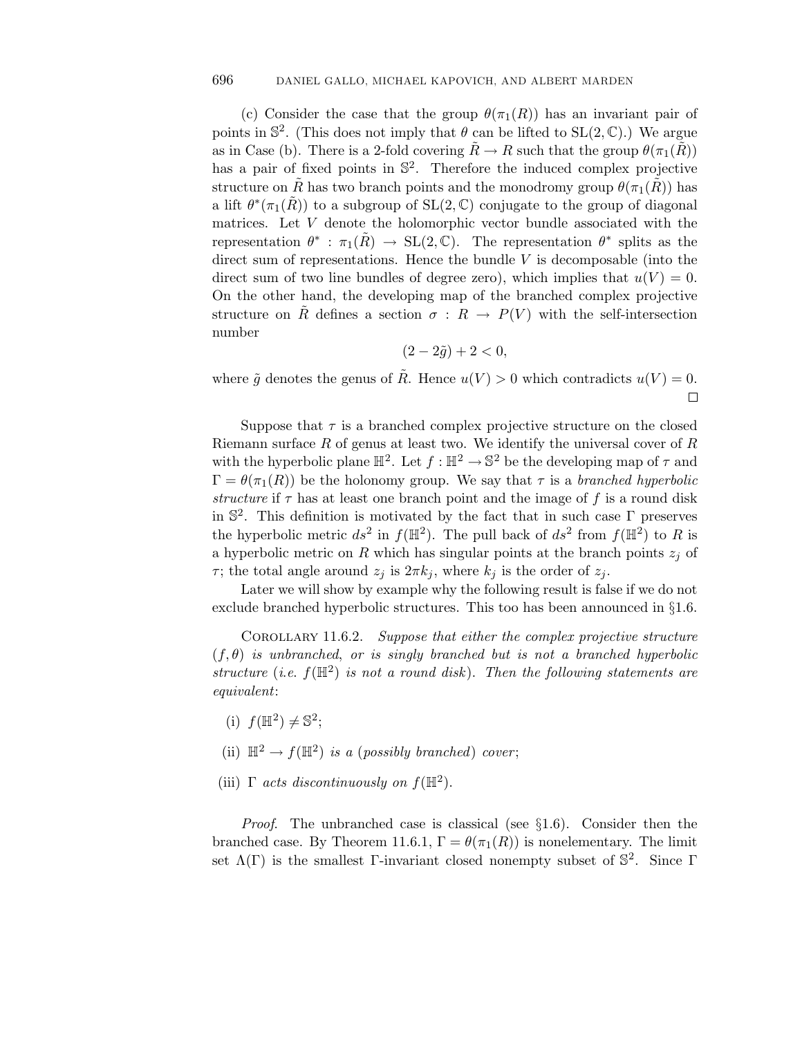(c) Consider the case that the group $\theta(\pi_1(R))$ has an invariant pair of points in $\mathbb{S}^2$. (This does not imply that $\theta$ can be lifted to $\mathrm{SL}(2,\mathbb{C})$.) We argue as in Case (b). There is a 2-fold covering $\tilde{R} \to R$ such that the group $\theta(\pi_1(\tilde{R}))$ has a pair of fixed points in $\mathbb{S}^2$. Therefore the induced complex projective structure on $\tilde{R}$ has two branch points and the monodromy group $\theta(\pi_1(\tilde{R}))$ has a lift $\theta^*(\pi_1(\tilde{R}))$ to a subgroup of $\mathrm{SL}(2,\mathbb{C})$ conjugate to the group of diagonal matrices. Let $V$ denote the holomorphic vector bundle associated with the representation $\theta^* : \pi_1(\tilde{R}) \to \mathrm{SL}(2,\mathbb{C})$. The representation $\theta^*$ splits as the direct sum of representations. Hence the bundle $V$ is decomposable (into the direct sum of two line bundles of degree zero), which implies that $u(V) = 0$. On the other hand, the developing map of the branched complex projective structure on $\tilde{R}$ defines a section $\sigma : R \to P(V)$ with the self-intersection number

$$(2 - 2\tilde{g}) + 2 < 0,$$

where $\tilde{g}$ denotes the genus of $\tilde{R}$. Hence $u(V) > 0$ which contradicts $u(V) = 0$. □

Suppose that $\tau$ is a branched complex projective structure on the closed Riemann surface $R$ of genus at least two. We identify the universal cover of $R$ with the hyperbolic plane $\mathbb{H}^2$. Let $f : \mathbb{H}^2 \to \mathbb{S}^2$ be the developing map of $\tau$ and $\Gamma = \theta(\pi_1(R))$ be the holonomy group. We say that $\tau$ is a *branched hyperbolic structure* if $\tau$ has at least one branch point and the image of $f$ is a round disk in $\mathbb{S}^2$. This definition is motivated by the fact that in such case $\Gamma$ preserves the hyperbolic metric $ds^2$ in $f(\mathbb{H}^2)$. The pull back of $ds^2$ from $f(\mathbb{H}^2)$ to $R$ is a hyperbolic metric on $R$ which has singular points at the branch points $z_j$ of $\tau$; the total angle around $z_j$ is $2\pi k_j$, where $k_j$ is the order of $z_j$.

Later we will show by example why the following result is false if we do not exclude branched hyperbolic structures. This too has been announced in §1.6.

Corollary 11.6.2. *Suppose that either the complex projective structure* $(f, \theta)$ *is unbranched, or is singly branched but is not a branched hyperbolic structure (i.e.* $f(\mathbb{H}^2)$ *is not a round disk). Then the following statements are equivalent*:

(i) $f(\mathbb{H}^2) \neq \mathbb{S}^2$;

(ii) $\mathbb{H}^2 \to f(\mathbb{H}^2)$ *is a (possibly branched) cover*;

(iii) $\Gamma$ *acts discontinuously on* $f(\mathbb{H}^2)$.

*Proof.* The unbranched case is classical (see §1.6). Consider then the branched case. By Theorem 11.6.1, $\Gamma = \theta(\pi_1(R))$ is nonelementary. The limit set $\Lambda(\Gamma)$ is the smallest $\Gamma$-invariant closed nonempty subset of $\mathbb{S}^2$. Since $\Gamma$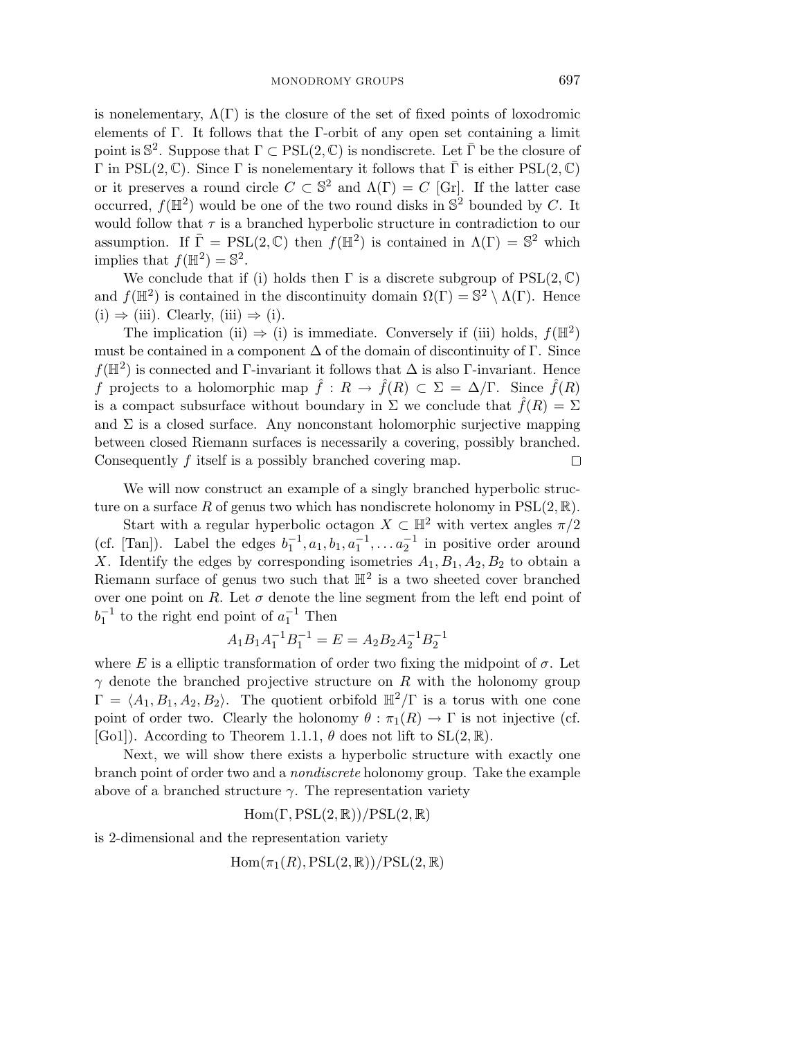is nonelementary, $\Lambda(\Gamma)$ is the closure of the set of fixed points of loxodromic elements of $\Gamma$. It follows that the $\Gamma$-orbit of any open set containing a limit point is $\mathbb{S}^2$. Suppose that $\Gamma \subset \mathrm{PSL}(2, \mathbb{C})$ is nondiscrete. Let $\bar{\Gamma}$ be the closure of $\Gamma$ in $\mathrm{PSL}(2, \mathbb{C})$. Since $\Gamma$ is nonelementary it follows that $\bar{\Gamma}$ is either $\mathrm{PSL}(2, \mathbb{C})$ or it preserves a round circle $C \subset \mathbb{S}^2$ and $\Lambda(\Gamma) = C$ [Gr]. If the latter case occurred, $f(\mathbb{H}^2)$ would be one of the two round disks in $\mathbb{S}^2$ bounded by $C$. It would follow that $\tau$ is a branched hyperbolic structure in contradiction to our assumption. If $\bar{\Gamma} = \mathrm{PSL}(2, \mathbb{C})$ then $f(\mathbb{H}^2)$ is contained in $\Lambda(\Gamma) = \mathbb{S}^2$ which implies that $f(\mathbb{H}^2) = \mathbb{S}^2$.

We conclude that if (i) holds then $\Gamma$ is a discrete subgroup of $\mathrm{PSL}(2, \mathbb{C})$ and $f(\mathbb{H}^2)$ is contained in the discontinuity domain $\Omega(\Gamma) = \mathbb{S}^2 \setminus \Lambda(\Gamma)$. Hence (i) $\Rightarrow$ (iii). Clearly, (iii) $\Rightarrow$ (i).

The implication (ii) $\Rightarrow$ (i) is immediate. Conversely if (iii) holds, $f(\mathbb{H}^2)$ must be contained in a component $\Delta$ of the domain of discontinuity of $\Gamma$. Since $f(\mathbb{H}^2)$ is connected and $\Gamma$-invariant it follows that $\Delta$ is also $\Gamma$-invariant. Hence $f$ projects to a holomorphic map $\hat{f} : R \to \hat{f}(R) \subset \Sigma = \Delta/\Gamma$. Since $\hat{f}(R)$ is a compact subsurface without boundary in $\Sigma$ we conclude that $\hat{f}(R) = \Sigma$ and $\Sigma$ is a closed surface. Any nonconstant holomorphic surjective mapping between closed Riemann surfaces is necessarily a covering, possibly branched. Consequently $f$ itself is a possibly branched covering map. $\square$

We will now construct an example of a singly branched hyperbolic structure on a surface $R$ of genus two which has nondiscrete holonomy in $\mathrm{PSL}(2, \mathbb{R})$.

Start with a regular hyperbolic octagon $X \subset \mathbb{H}^2$ with vertex angles $\pi/2$ (cf. [Tan]). Label the edges $b_1^{-1}, a_1, b_1, a_1^{-1}, \ldots a_2^{-1}$ in positive order around $X$. Identify the edges by corresponding isometries $A_1, B_1, A_2, B_2$ to obtain a Riemann surface of genus two such that $\mathbb{H}^2$ is a two sheeted cover branched over one point on $R$. Let $\sigma$ denote the line segment from the left end point of $b_1^{-1}$ to the right end point of $a_1^{-1}$ Then

$$A_1 B_1 A_1^{-1} B_1^{-1} = E = A_2 B_2 A_2^{-1} B_2^{-1}$$

where $E$ is a elliptic transformation of order two fixing the midpoint of $\sigma$. Let $\gamma$ denote the branched projective structure on $R$ with the holonomy group $\Gamma = \langle A_1, B_1, A_2, B_2 \rangle$. The quotient orbifold $\mathbb{H}^2/\Gamma$ is a torus with one cone point of order two. Clearly the holonomy $\theta : \pi_1(R) \to \Gamma$ is not injective (cf. [Go1]). According to Theorem 1.1.1, $\theta$ does not lift to $\mathrm{SL}(2, \mathbb{R})$.

Next, we will show there exists a hyperbolic structure with exactly one branch point of order two and a *nondiscrete* holonomy group. Take the example above of a branched structure $\gamma$. The representation variety

$$\mathrm{Hom}(\Gamma, \mathrm{PSL}(2, \mathbb{R}))/\mathrm{PSL}(2, \mathbb{R})$$

is 2-dimensional and the representation variety

$$\mathrm{Hom}(\pi_1(R), \mathrm{PSL}(2, \mathbb{R}))/\mathrm{PSL}(2, \mathbb{R})$$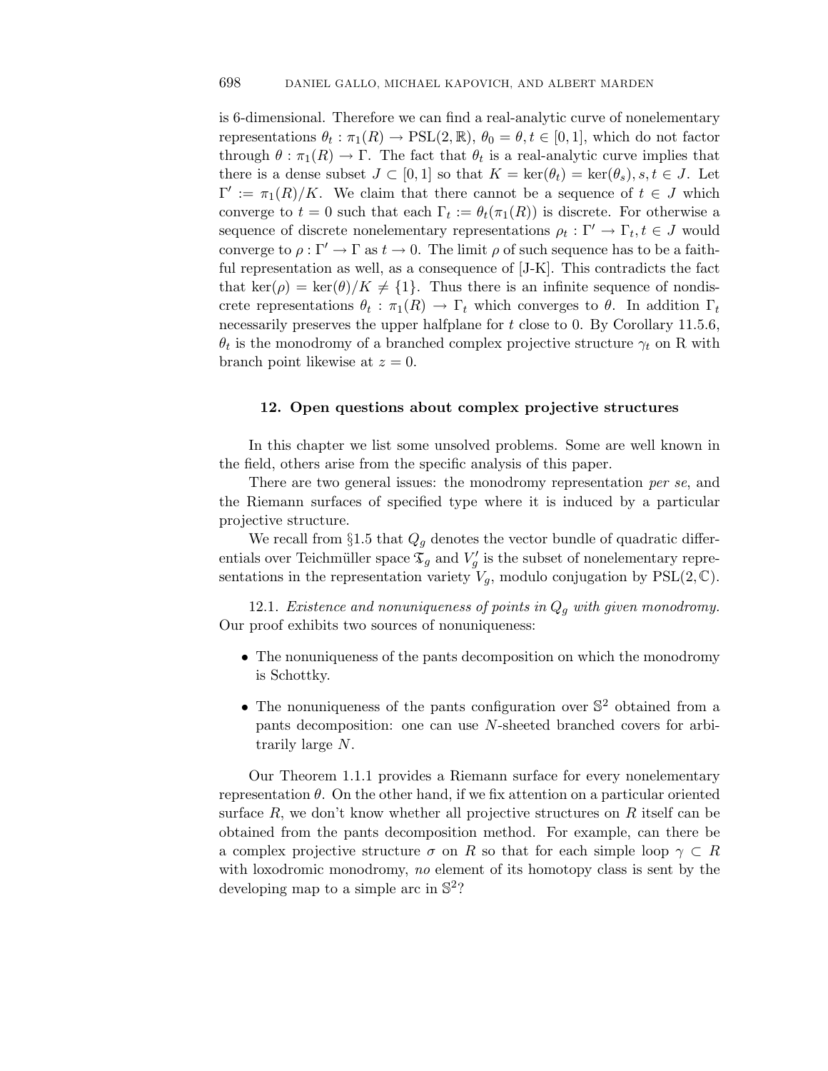is 6-dimensional. Therefore we can find a real-analytic curve of nonelementary representations $\theta_t : \pi_1(R) \to \mathrm{PSL}(2, \mathbb{R})$, $\theta_0 = \theta, t \in [0, 1]$, which do not factor through $\theta : \pi_1(R) \to \Gamma$. The fact that $\theta_t$ is a real-analytic curve implies that there is a dense subset $J \subset [0, 1]$ so that $K = \ker(\theta_t) = \ker(\theta_s), s, t \in J$. Let $\Gamma' := \pi_1(R)/K$. We claim that there cannot be a sequence of $t \in J$ which converge to $t = 0$ such that each $\Gamma_t := \theta_t(\pi_1(R))$ is discrete. For otherwise a sequence of discrete nonelementary representations $\rho_t : \Gamma' \to \Gamma_t, t \in J$ would converge to $\rho : \Gamma' \to \Gamma$ as $t \to 0$. The limit $\rho$ of such sequence has to be a faithful representation as well, as a consequence of [J-K]. This contradicts the fact that $\ker(\rho) = \ker(\theta)/K \neq \{1\}$. Thus there is an infinite sequence of nondiscrete representations $\theta_t : \pi_1(R) \to \Gamma_t$ which converges to $\theta$. In addition $\Gamma_t$ necessarily preserves the upper halfplane for $t$ close to 0. By Corollary 11.5.6, $\theta_t$ is the monodromy of a branched complex projective structure $\gamma_t$ on R with branch point likewise at $z = 0$.

## 12. Open questions about complex projective structures

In this chapter we list some unsolved problems. Some are well known in the field, others arise from the specific analysis of this paper.

There are two general issues: the monodromy representation *per se*, and the Riemann surfaces of specified type where it is induced by a particular projective structure.

We recall from §1.5 that $Q_g$ denotes the vector bundle of quadratic differentials over Teichmüller space $\mathfrak{T}_g$ and $V_g'$ is the subset of nonelementary representations in the representation variety $V_g$, modulo conjugation by $\mathrm{PSL}(2, \mathbb{C})$.

12.1. *Existence and nonuniqueness of points in $Q_g$ with given monodromy.* Our proof exhibits two sources of nonuniqueness:

- The nonuniqueness of the pants decomposition on which the monodromy is Schottky.
- The nonuniqueness of the pants configuration over $\mathbb{S}^2$ obtained from a pants decomposition: one can use $N$-sheeted branched covers for arbitrarily large $N$.

Our Theorem 1.1.1 provides a Riemann surface for every nonelementary representation $\theta$. On the other hand, if we fix attention on a particular oriented surface $R$, we don't know whether all projective structures on $R$ itself can be obtained from the pants decomposition method. For example, can there be a complex projective structure $\sigma$ on $R$ so that for each simple loop $\gamma \subset R$ with loxodromic monodromy, *no* element of its homotopy class is sent by the developing map to a simple arc in $\mathbb{S}^2$?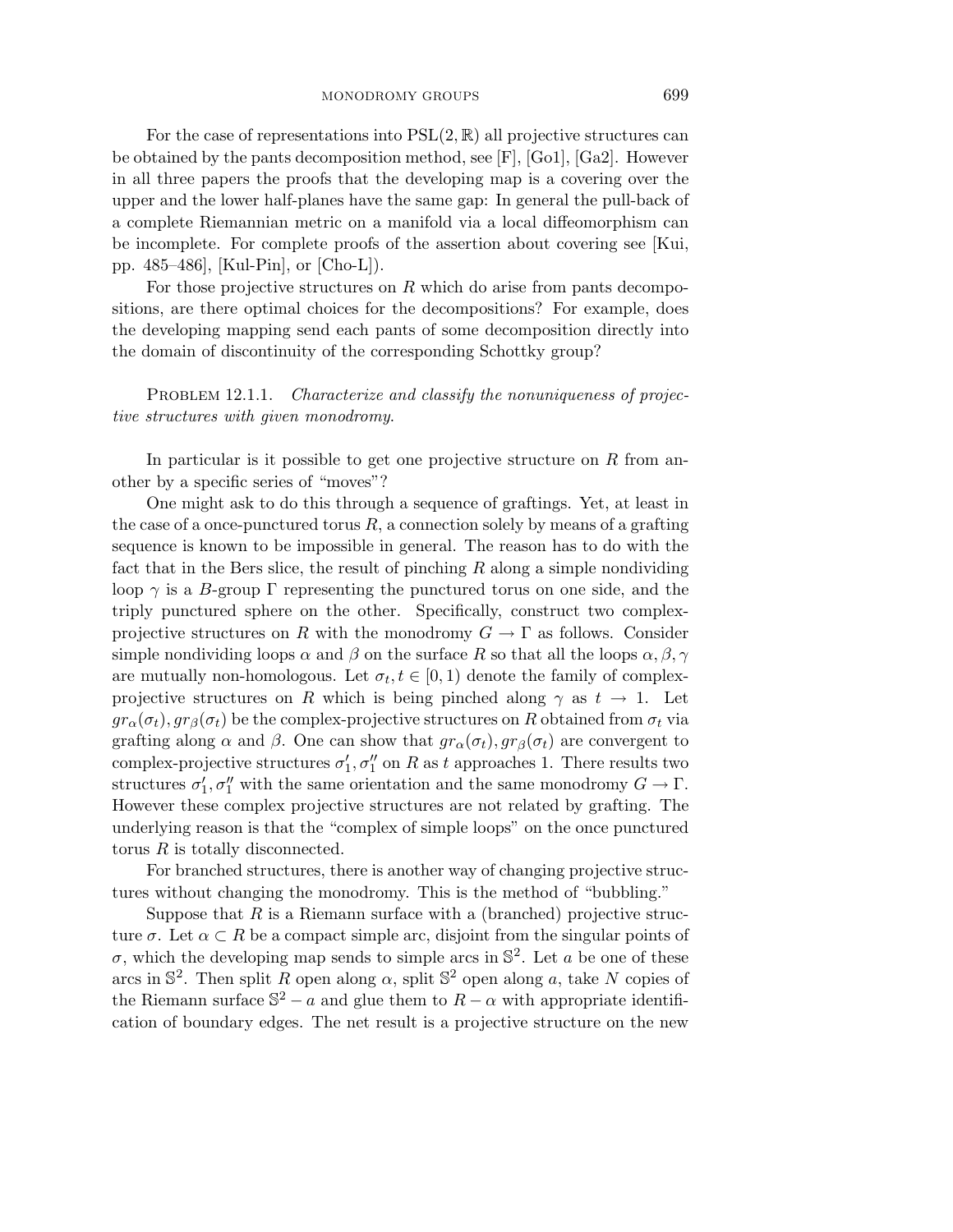For the case of representations into $\mathrm{PSL}(2,\mathbb{R})$ all projective structures can be obtained by the pants decomposition method, see [F], [Go1], [Ga2]. However in all three papers the proofs that the developing map is a covering over the upper and the lower half-planes have the same gap: In general the pull-back of a complete Riemannian metric on a manifold via a local diffeomorphism can be incomplete. For complete proofs of the assertion about covering see [Kui, pp. 485–486], [Kul-Pin], or [Cho-L]).

For those projective structures on $R$ which do arise from pants decompositions, are there optimal choices for the decompositions? For example, does the developing mapping send each pants of some decomposition directly into the domain of discontinuity of the corresponding Schottky group?

Problem 12.1.1. *Characterize and classify the nonuniqueness of projective structures with given monodromy.*

In particular is it possible to get one projective structure on $R$ from another by a specific series of "moves"?

One might ask to do this through a sequence of graftings. Yet, at least in the case of a once-punctured torus $R$, a connection solely by means of a grafting sequence is known to be impossible in general. The reason has to do with the fact that in the Bers slice, the result of pinching $R$ along a simple nondividing loop $\gamma$ is a $B$-group $\Gamma$ representing the punctured torus on one side, and the triply punctured sphere on the other. Specifically, construct two complex-projective structures on $R$ with the monodromy $G \to \Gamma$ as follows. Consider simple nondividing loops $\alpha$ and $\beta$ on the surface $R$ so that all the loops $\alpha, \beta, \gamma$ are mutually non-homologous. Let $\sigma_t, t \in [0,1)$ denote the family of complex-projective structures on $R$ which is being pinched along $\gamma$ as $t \to 1$. Let $gr_\alpha(\sigma_t), gr_\beta(\sigma_t)$ be the complex-projective structures on $R$ obtained from $\sigma_t$ via grafting along $\alpha$ and $\beta$. One can show that $gr_\alpha(\sigma_t), gr_\beta(\sigma_t)$ are convergent to complex-projective structures $\sigma_1', \sigma_1''$ on $R$ as $t$ approaches 1. There results two structures $\sigma_1', \sigma_1''$ with the same orientation and the same monodromy $G \to \Gamma$. However these complex projective structures are not related by grafting. The underlying reason is that the "complex of simple loops" on the once punctured torus $R$ is totally disconnected.

For branched structures, there is another way of changing projective structures without changing the monodromy. This is the method of "bubbling."

Suppose that $R$ is a Riemann surface with a (branched) projective structure $\sigma$. Let $\alpha \subset R$ be a compact simple arc, disjoint from the singular points of $\sigma$, which the developing map sends to simple arcs in $\mathbb{S}^2$. Let $a$ be one of these arcs in $\mathbb{S}^2$. Then split $R$ open along $\alpha$, split $\mathbb{S}^2$ open along $a$, take $N$ copies of the Riemann surface $\mathbb{S}^2 - a$ and glue them to $R - \alpha$ with appropriate identification of boundary edges. The net result is a projective structure on the new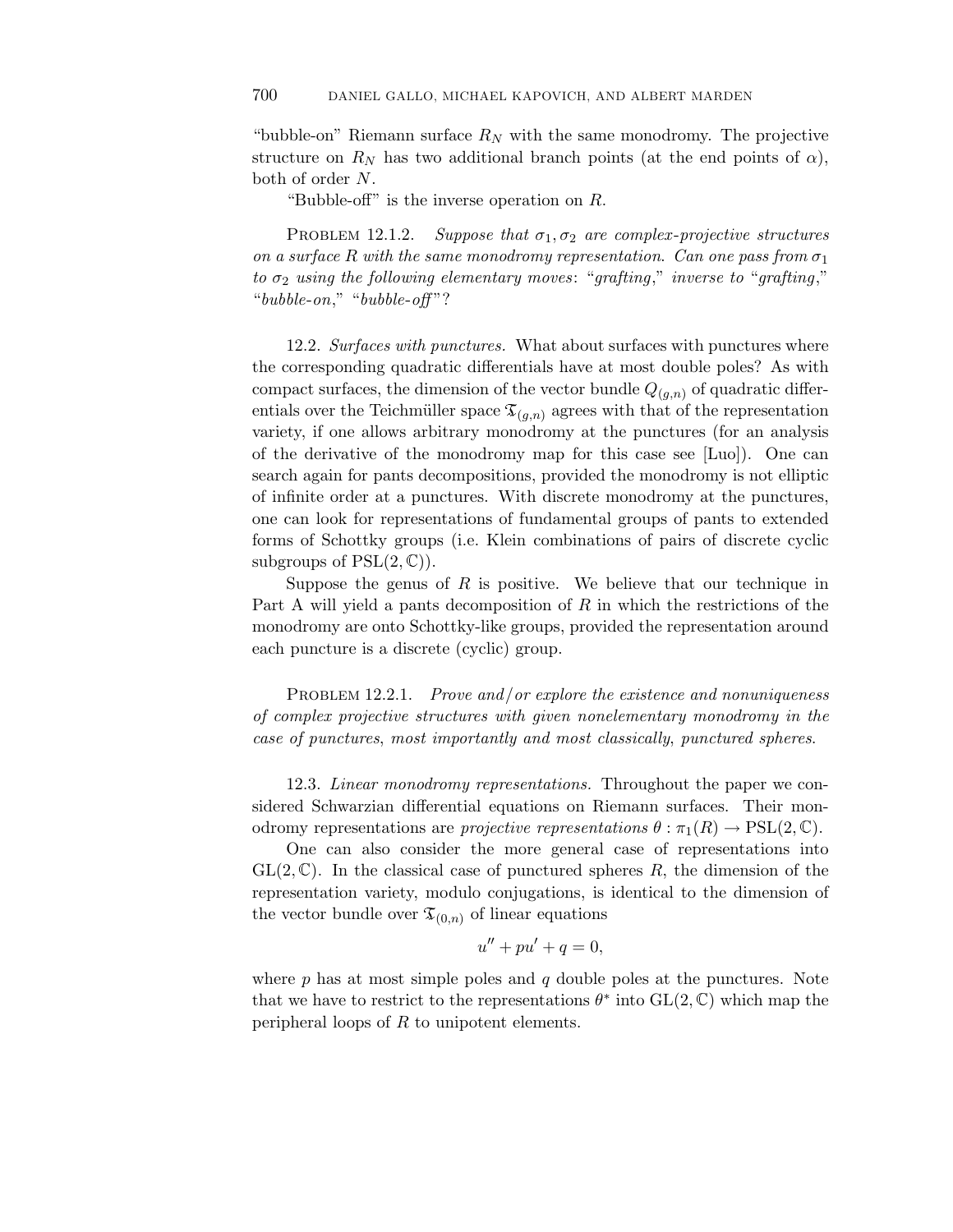"bubble-on" Riemann surface $R_N$ with the same monodromy. The projective structure on $R_N$ has two additional branch points (at the end points of $\alpha$), both of order $N$.

"Bubble-off" is the inverse operation on $R$.

Problem 12.1.2. *Suppose that $\sigma_1, \sigma_2$ are complex-projective structures on a surface $R$ with the same monodromy representation. Can one pass from $\sigma_1$ to $\sigma_2$ using the following elementary moves: "grafting," inverse to "grafting," "bubble-on," "bubble-off"?*

12.2. *Surfaces with punctures.* What about surfaces with punctures where the corresponding quadratic differentials have at most double poles? As with compact surfaces, the dimension of the vector bundle $Q_{(g,n)}$ of quadratic differentials over the Teichmüller space $\mathfrak{T}_{(g,n)}$ agrees with that of the representation variety, if one allows arbitrary monodromy at the punctures (for an analysis of the derivative of the monodromy map for this case see [Luo]). One can search again for pants decompositions, provided the monodromy is not elliptic of infinite order at a punctures. With discrete monodromy at the punctures, one can look for representations of fundamental groups of pants to extended forms of Schottky groups (i.e. Klein combinations of pairs of discrete cyclic subgroups of $\mathrm{PSL}(2,\mathbb{C})$).

Suppose the genus of $R$ is positive. We believe that our technique in Part A will yield a pants decomposition of $R$ in which the restrictions of the monodromy are onto Schottky-like groups, provided the representation around each puncture is a discrete (cyclic) group.

Problem 12.2.1. *Prove and/or explore the existence and nonuniqueness of complex projective structures with given nonelementary monodromy in the case of punctures, most importantly and most classically, punctured spheres.*

12.3. *Linear monodromy representations.* Throughout the paper we considered Schwarzian differential equations on Riemann surfaces. Their monodromy representations are *projective representations* $\theta : \pi_1(R) \to \mathrm{PSL}(2,\mathbb{C})$.

One can also consider the more general case of representations into $\mathrm{GL}(2,\mathbb{C})$. In the classical case of punctured spheres $R$, the dimension of the representation variety, modulo conjugations, is identical to the dimension of the vector bundle over $\mathfrak{T}_{(0,n)}$ of linear equations

$$u'' + pu' + q = 0,$$

where $p$ has at most simple poles and $q$ double poles at the punctures. Note that we have to restrict to the representations $\theta^*$ into $\mathrm{GL}(2,\mathbb{C})$ which map the peripheral loops of $R$ to unipotent elements.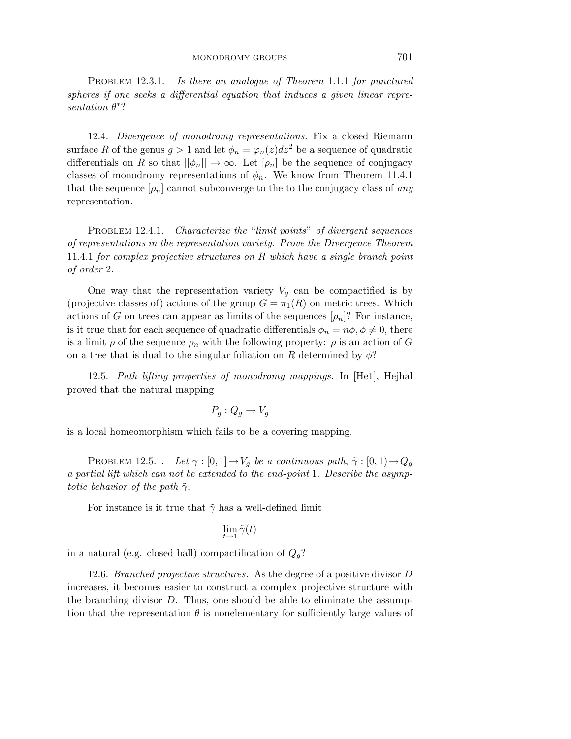Problem 12.3.1. *Is there an analogue of Theorem* 1.1.1 *for punctured spheres if one seeks a differential equation that induces a given linear representation* $\theta^*$?

12.4. *Divergence of monodromy representations.* Fix a closed Riemann surface $R$ of the genus $g > 1$ and let $\phi_n = \varphi_n(z)dz^2$ be a sequence of quadratic differentials on $R$ so that $||\phi_n|| \to \infty$. Let $[\rho_n]$ be the sequence of conjugacy classes of monodromy representations of $\phi_n$. We know from Theorem 11.4.1 that the sequence $[\rho_n]$ cannot subconverge to the to the conjugacy class of *any* representation.

Problem 12.4.1. *Characterize the* "*limit points*" *of divergent sequences of representations in the representation variety. Prove the Divergence Theorem* 11.4.1 *for complex projective structures on $R$ which have a single branch point of order* 2.

One way that the representation variety $V_g$ can be compactified is by (projective classes of) actions of the group $G = \pi_1(R)$ on metric trees. Which actions of $G$ on trees can appear as limits of the sequences $[\rho_n]$? For instance, is it true that for each sequence of quadratic differentials $\phi_n = n\phi, \phi \neq 0$, there is a limit $\rho$ of the sequence $\rho_n$ with the following property: $\rho$ is an action of $G$ on a tree that is dual to the singular foliation on $R$ determined by $\phi$?

12.5. *Path lifting properties of monodromy mappings.* In [He1], Hejhal proved that the natural mapping

$$P_g : Q_g \to V_g$$

is a local homeomorphism which fails to be a covering mapping.

Problem 12.5.1. *Let* $\gamma : [0,1] \to V_g$ *be a continuous path,* $\tilde{\gamma} : [0,1) \to Q_g$ *a partial lift which can not be extended to the end-point* 1. *Describe the asymptotic behavior of the path* $\tilde{\gamma}$.

For instance is it true that $\tilde{\gamma}$ has a well-defined limit

$$\lim_{t \to 1} \tilde{\gamma}(t)$$

in a natural (e.g. closed ball) compactification of $Q_g$?

12.6. *Branched projective structures.* As the degree of a positive divisor $D$ increases, it becomes easier to construct a complex projective structure with the branching divisor $D$. Thus, one should be able to eliminate the assumption that the representation $\theta$ is nonelementary for sufficiently large values of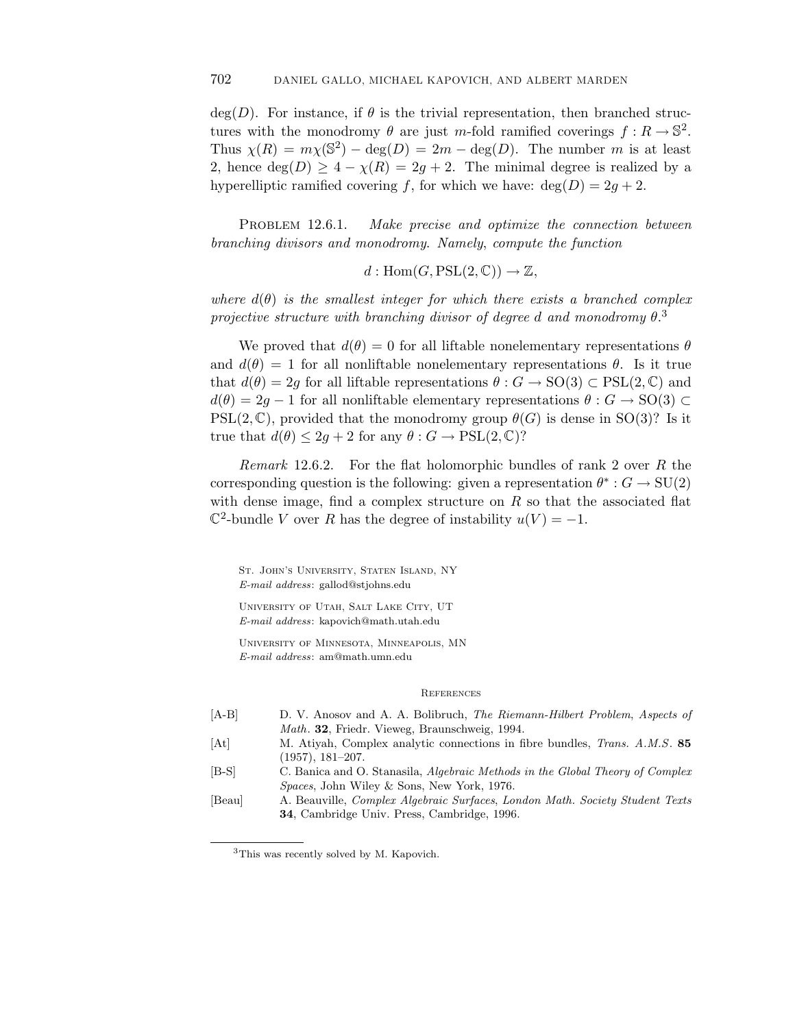$\deg(D)$. For instance, if $\theta$ is the trivial representation, then branched structures with the monodromy $\theta$ are just $m$-fold ramified coverings $f : R \to \mathbb{S}^2$. Thus $\chi(R) = m\chi(\mathbb{S}^2) - \deg(D) = 2m - \deg(D)$. The number $m$ is at least 2, hence $\deg(D) \geq 4 - \chi(R) = 2g + 2$. The minimal degree is realized by a hyperelliptic ramified covering $f$, for which we have: $\deg(D) = 2g + 2$.

Problem 12.6.1. *Make precise and optimize the connection between branching divisors and monodromy. Namely, compute the function*

$$d : \operatorname{Hom}(G, \operatorname{PSL}(2, \mathbb{C})) \to \mathbb{Z},$$

*where $d(\theta)$ is the smallest integer for which there exists a branched complex projective structure with branching divisor of degree $d$ and monodromy $\theta$.*[3]

We proved that $d(\theta) = 0$ for all liftable nonelementary representations $\theta$ and $d(\theta) = 1$ for all nonliftable nonelementary representations $\theta$. Is it true that $d(\theta) = 2g$ for all liftable representations $\theta : G \to \operatorname{SO}(3) \subset \operatorname{PSL}(2, \mathbb{C})$ and $d(\theta) = 2g - 1$ for all nonliftable elementary representations $\theta : G \to \operatorname{SO}(3) \subset \operatorname{PSL}(2, \mathbb{C})$, provided that the monodromy group $\theta(G)$ is dense in $\operatorname{SO}(3)$? Is it true that $d(\theta) \leq 2g + 2$ for any $\theta : G \to \operatorname{PSL}(2, \mathbb{C})$?

*Remark* 12.6.2. For the flat holomorphic bundles of rank 2 over $R$ the corresponding question is the following: given a representation $\theta^* : G \to \operatorname{SU}(2)$ with dense image, find a complex structure on $R$ so that the associated flat $\mathbb{C}^2$-bundle $V$ over $R$ has the degree of instability $u(V) = -1$.

St. John's University, Staten Island, NY
*E-mail address*: gallod@stjohns.edu

University of Utah, Salt Lake City, UT
*E-mail address*: kapovich@math.utah.edu

University of Minnesota, Minneapolis, MN
*E-mail address*: am@math.umn.edu

## References

[A-B] D. V. Anosov and A. A. Bolibruch, *The Riemann-Hilbert Problem*, *Aspects of Math.* **32**, Friedr. Vieweg, Braunschweig, 1994.

[At] M. Atiyah, Complex analytic connections in fibre bundles, *Trans. A.M.S.* **85** (1957), 181–207.

[B-S] C. Banica and O. Stanasila, *Algebraic Methods in the Global Theory of Complex Spaces*, John Wiley & Sons, New York, 1976.

[Beau] A. Beauville, *Complex Algebraic Surfaces*, *London Math. Society Student Texts* **34**, Cambridge Univ. Press, Cambridge, 1996.

[3] This was recently solved by M. Kapovich.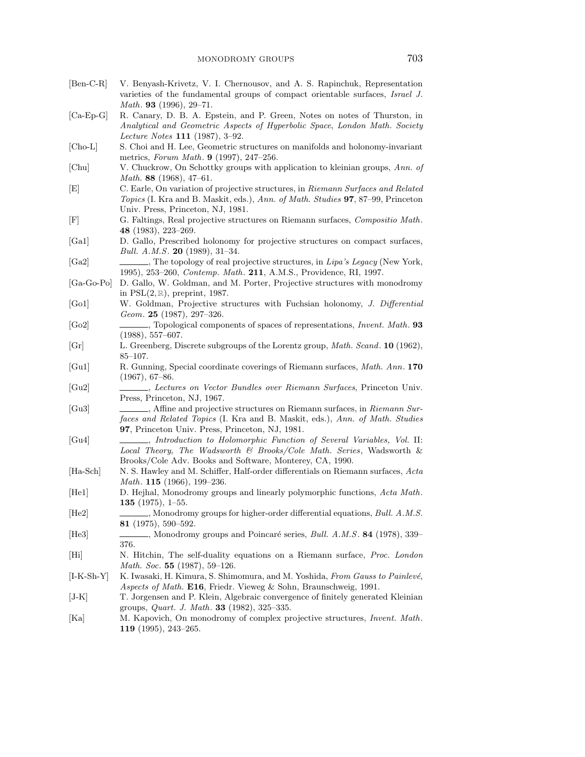[Ben-C-R] V. Benyash-Krivetz, V. I. Chernousov, and A. S. Rapinchuk, Representation varieties of the fundamental groups of compact orientable surfaces, *Israel J. Math.* **93** (1996), 29–71.

[Ca-Ep-G] R. Canary, D. B. A. Epstein, and P. Green, Notes on notes of Thurston, in *Analytical and Geometric Aspects of Hyperbolic Space*, *London Math. Society Lecture Notes* **111** (1987), 3–92.

[Cho-L] S. Choi and H. Lee, Geometric structures on manifolds and holonomy-invariant metrics, *Forum Math.* **9** (1997), 247–256.

[Chu] V. Chuckrow, On Schottky groups with application to kleinian groups, *Ann. of Math.* **88** (1968), 47–61.

[E] C. Earle, On variation of projective structures, in *Riemann Surfaces and Related Topics* (I. Kra and B. Maskit, eds.), *Ann. of Math. Studies* **97**, 87–99, Princeton Univ. Press, Princeton, NJ, 1981.

[F] G. Faltings, Real projective structures on Riemann surfaces, *Compositio Math.* **48** (1983), 223–269.

[Ga1] D. Gallo, Prescribed holonomy for projective structures on compact surfaces, *Bull. A.M.S.* **20** (1989), 31–34.

[Ga2] ———, The topology of real projective structures, in *Lipa's Legacy* (New York, 1995), 253–260, *Contemp. Math.* **211**, A.M.S., Providence, RI, 1997.

[Ga-Go-Po] D. Gallo, W. Goldman, and M. Porter, Projective structures with monodromy in $\mathrm{PSL}(2,\mathbb{R})$, preprint, 1987.

[Go1] W. Goldman, Projective structures with Fuchsian holonomy, *J. Differential Geom.* **25** (1987), 297–326.

[Go2] ———, Topological components of spaces of representations, *Invent. Math.* **93** (1988), 557–607.

[Gr] L. Greenberg, Discrete subgroups of the Lorentz group, *Math. Scand.* **10** (1962), 85–107.

[Gu1] R. Gunning, Special coordinate coverings of Riemann surfaces, *Math. Ann.* **170** (1967), 67–86.

[Gu2] ———, *Lectures on Vector Bundles over Riemann Surfaces*, Princeton Univ. Press, Princeton, NJ, 1967.

[Gu3] ———, Affine and projective structures on Riemann surfaces, in *Riemann Surfaces and Related Topics* (I. Kra and B. Maskit, eds.), *Ann. of Math. Studies* **97**, Princeton Univ. Press, Princeton, NJ, 1981.

[Gu4] ———, *Introduction to Holomorphic Function of Several Variables, Vol.* II: *Local Theory, The Wadsworth & Brooks/Cole Math. Series*, Wadsworth & Brooks/Cole Adv. Books and Software, Monterey, CA, 1990.

[Ha-Sch] N. S. Hawley and M. Schiffer, Half-order differentials on Riemann surfaces, *Acta Math.* **115** (1966), 199–236.

[He1] D. Hejhal, Monodromy groups and linearly polymorphic functions, *Acta Math.* **135** (1975), 1–55.

[He2] ———, Monodromy groups for higher-order differential equations, *Bull. A.M.S.* **81** (1975), 590–592.

[He3] ———, Monodromy groups and Poincaré series, *Bull. A.M.S.* **84** (1978), 339–376.

[Hi] N. Hitchin, The self-duality equations on a Riemann surface, *Proc. London Math. Soc.* **55** (1987), 59–126.

[I-K-Sh-Y] K. Iwasaki, H. Kimura, S. Shimomura, and M. Yoshida, *From Gauss to Painlevé*, *Aspects of Math.* **E16**, Friedr. Vieweg & Sohn, Braunschweig, 1991.

[J-K] T. Jorgensen and P. Klein, Algebraic convergence of finitely generated Kleinian groups, *Quart. J. Math.* **33** (1982), 325–335.

[Ka] M. Kapovich, On monodromy of complex projective structures, *Invent. Math.* **119** (1995), 243–265.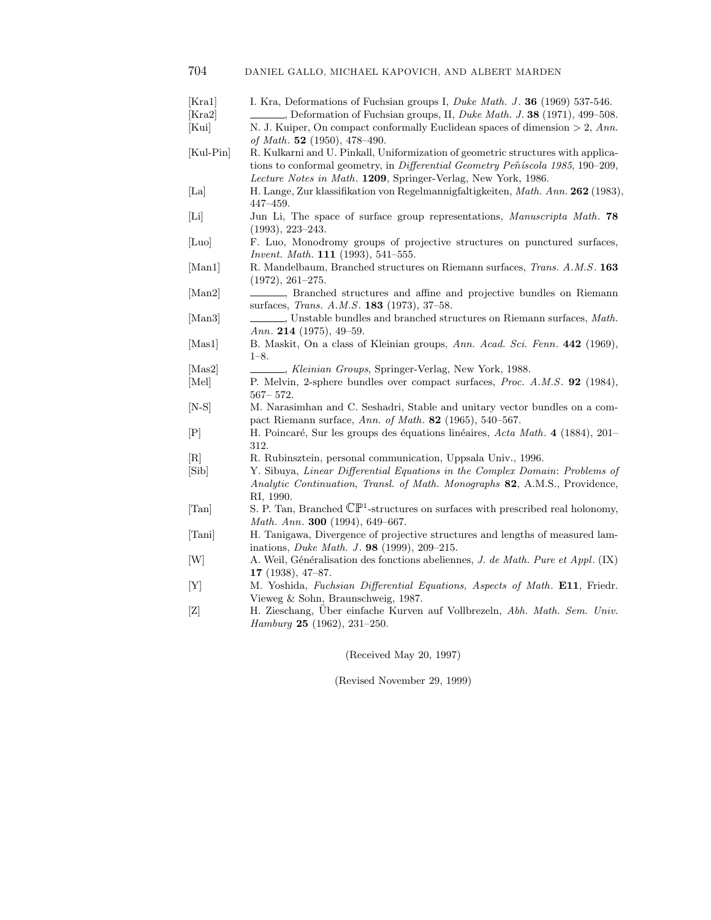[Kra1] I. Kra, Deformations of Fuchsian groups I, *Duke Math. J.* **36** (1969) 537-546.

[Kra2] ______, Deformation of Fuchsian groups, II, *Duke Math. J.* **38** (1971), 499–508.

[Kui] N. J. Kuiper, On compact conformally Euclidean spaces of dimension $> 2$, *Ann. of Math.* **52** (1950), 478–490.

[Kul-Pin] R. Kulkarni and U. Pinkall, Uniformization of geometric structures with applications to conformal geometry, in *Differential Geometry Peñíscola 1985*, 190–209, *Lecture Notes in Math.* **1209**, Springer-Verlag, New York, 1986.

[La] H. Lange, Zur klassifikation von Regelmannigfaltigkeiten, *Math. Ann.* **262** (1983), 447–459.

[Li] Jun Li, The space of surface group representations, *Manuscripta Math.* **78** (1993), 223–243.

[Luo] F. Luo, Monodromy groups of projective structures on punctured surfaces, *Invent. Math.* **111** (1993), 541–555.

[Man1] R. Mandelbaum, Branched structures on Riemann surfaces, *Trans. A.M.S.* **163** (1972), 261–275.

[Man2] ______, Branched structures and affine and projective bundles on Riemann surfaces, *Trans. A.M.S.* **183** (1973), 37–58.

[Man3] ______, Unstable bundles and branched structures on Riemann surfaces, *Math. Ann.* **214** (1975), 49–59.

[Mas1] B. Maskit, On a class of Kleinian groups, *Ann. Acad. Sci. Fenn.* **442** (1969), 1–8.

[Mas2] ______, *Kleinian Groups*, Springer-Verlag, New York, 1988.

[Mel] P. Melvin, 2-sphere bundles over compact surfaces, *Proc. A.M.S.* **92** (1984), 567– 572.

[N-S] M. Narasimhan and C. Seshadri, Stable and unitary vector bundles on a compact Riemann surface, *Ann. of Math.* **82** (1965), 540–567.

[P] H. Poincaré, Sur les groups des équations linéaires, *Acta Math.* **4** (1884), 201–312.

[R] R. Rubinsztein, personal communication, Uppsala Univ., 1996.

[Sib] Y. Sibuya, *Linear Differential Equations in the Complex Domain: Problems of Analytic Continuation*, *Transl. of Math. Monographs* **82**, A.M.S., Providence, RI, 1990.

[Tan] S. P. Tan, Branched $\mathbb{CP}^1$-structures on surfaces with prescribed real holonomy, *Math. Ann.* **300** (1994), 649–667.

[Tani] H. Tanigawa, Divergence of projective structures and lengths of measured laminations, *Duke Math. J.* **98** (1999), 209–215.

[W] A. Weil, Généralisation des fonctions abeliennes, *J. de Math. Pure et Appl.* (IX) **17** (1938), 47–87.

[Y] M. Yoshida, *Fuchsian Differential Equations*, *Aspects of Math.* **E11**, Friedr. Vieweg & Sohn, Braunschweig, 1987.

[Z] H. Zieschang, Über einfache Kurven auf Vollbrezeln, *Abh. Math. Sem. Univ. Hamburg* **25** (1962), 231–250.

(Received May 20, 1997)

(Revised November 29, 1999)